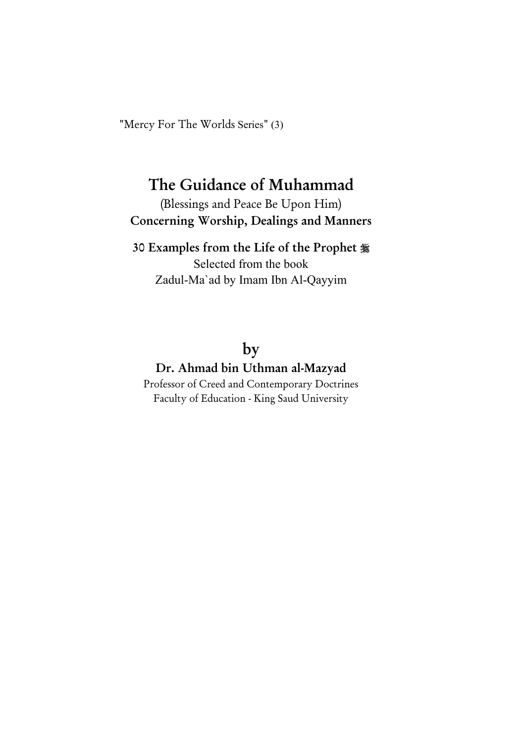"Mercy For The Worlds Series" (3)

# The Guidance of Muhammad

(Blessings and Peace Be Upon Him)

**Concerning Worship, Dealings and Manners**

**30 Examples from the Life of the Prophet ﷺ**

Selected from the book

Zadul-Ma`ad by Imam Ibn Al-Qayyim

## by

**Dr. Ahmad bin Uthman al-Mazyad**

Professor of Creed and Contemporary Doctrines

Faculty of Education - King Saud University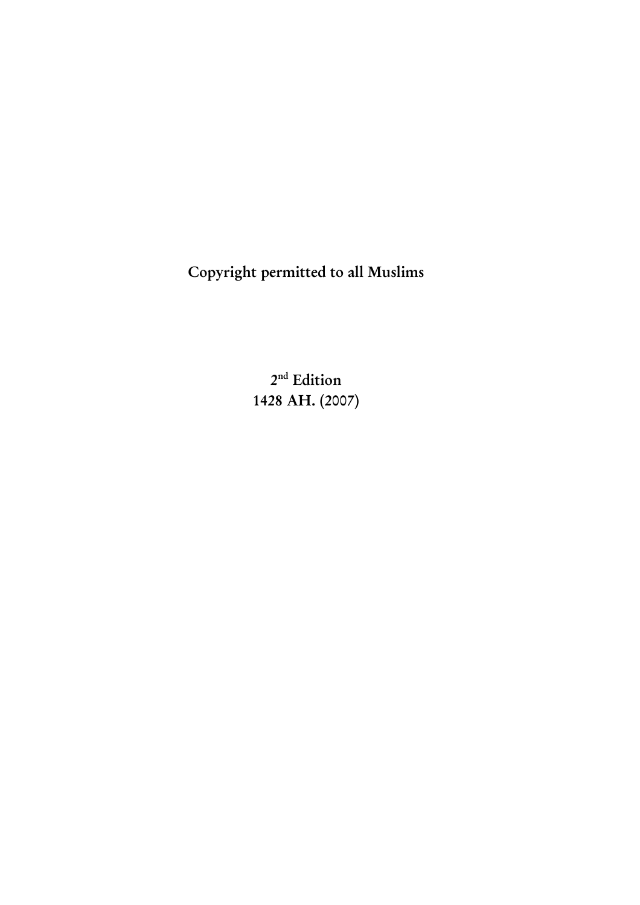**Copyright permitted to all Muslims**

**2nd Edition**
**1428 AH. (2007)**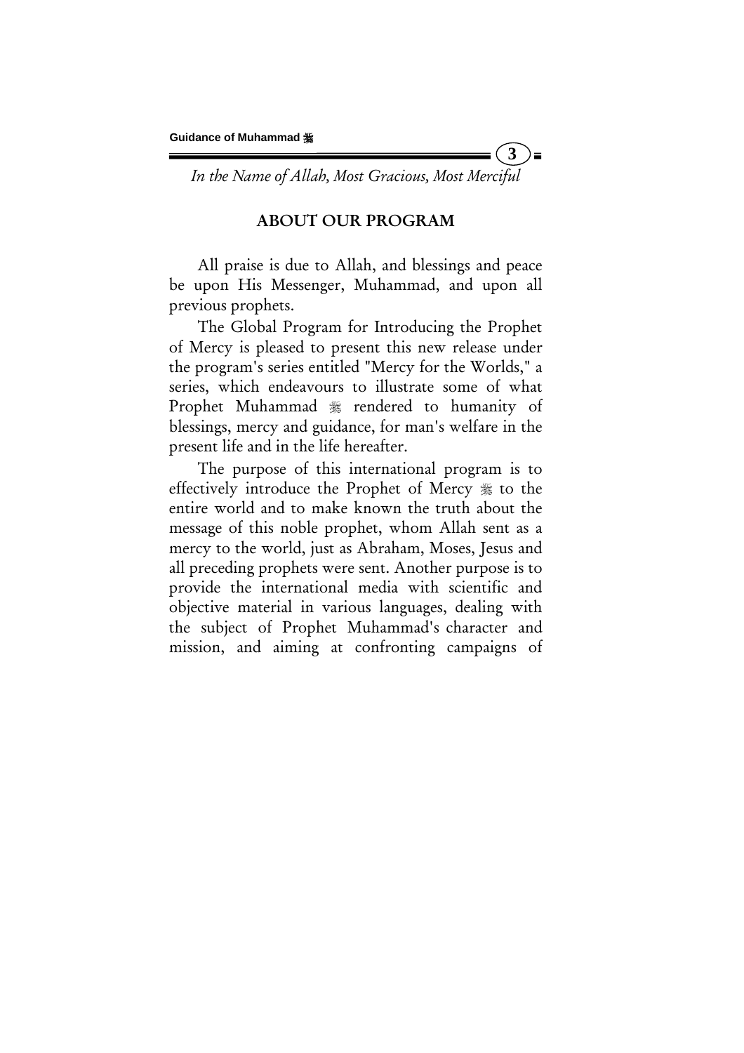*In the Name of Allah, Most Gracious, Most Merciful*

## ABOUT OUR PROGRAM

All praise is due to Allah, and blessings and peace be upon His Messenger, Muhammad, and upon all previous prophets.

The Global Program for Introducing the Prophet of Mercy is pleased to present this new release under the program's series entitled "Mercy for the Worlds," a series, which endeavours to illustrate some of what Prophet Muhammad ﷺ rendered to humanity of blessings, mercy and guidance, for man's welfare in the present life and in the life hereafter.

The purpose of this international program is to effectively introduce the Prophet of Mercy ﷺ to the entire world and to make known the truth about the message of this noble prophet, whom Allah sent as a mercy to the world, just as Abraham, Moses, Jesus and all preceding prophets were sent. Another purpose is to provide the international media with scientific and objective material in various languages, dealing with the subject of Prophet Muhammad's character and mission, and aiming at confronting campaigns of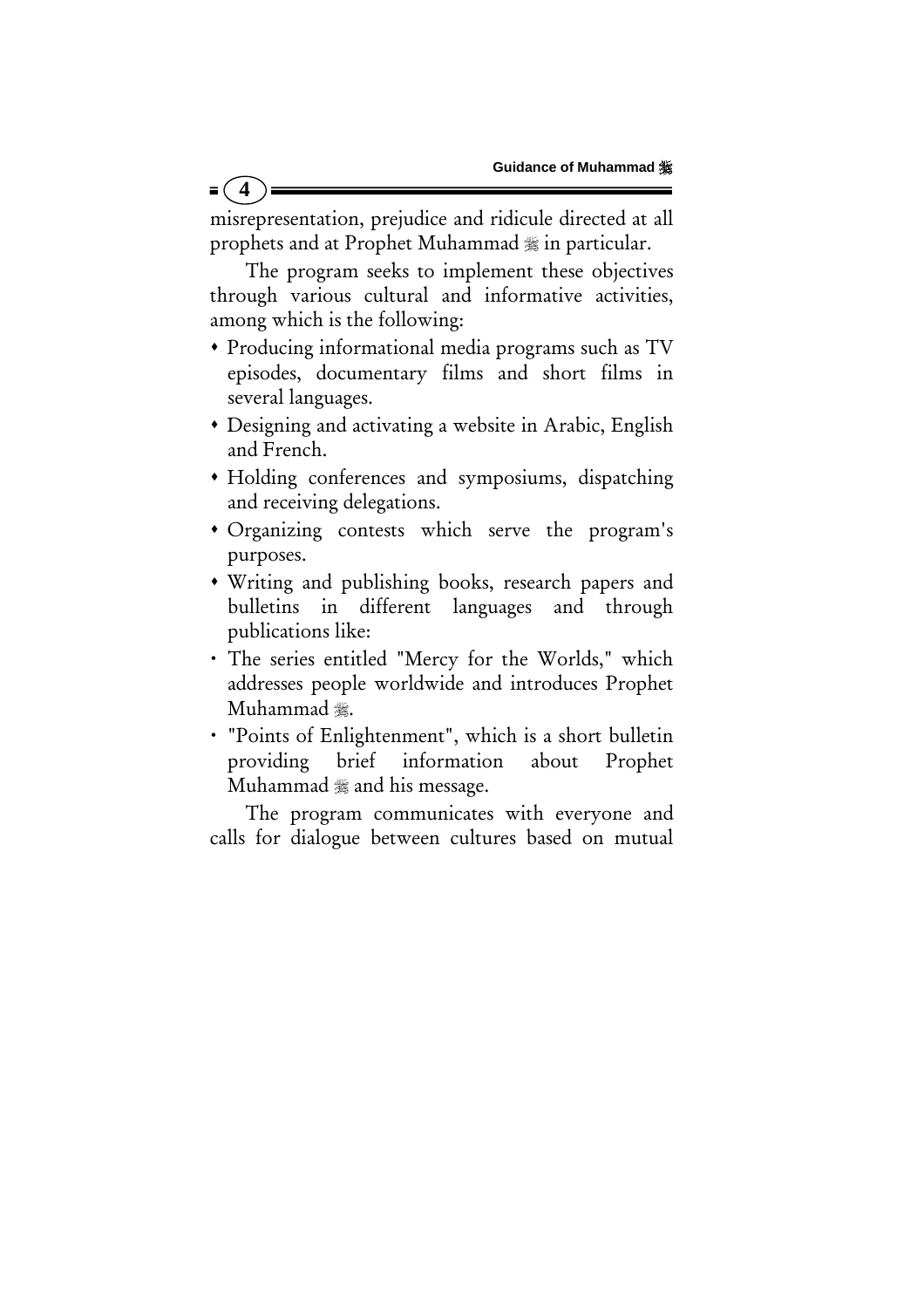misrepresentation, prejudice and ridicule directed at all prophets and at Prophet Muhammad ﷺ in particular.

The program seeks to implement these objectives through various cultural and informative activities, among which is the following:

- Producing informational media programs such as TV episodes, documentary films and short films in several languages.
- Designing and activating a website in Arabic, English and French.
- Holding conferences and symposiums, dispatching and receiving delegations.
- Organizing contests which serve the program's purposes.
- Writing and publishing books, research papers and bulletins in different languages and through publications like:
- The series entitled "Mercy for the Worlds," which addresses people worldwide and introduces Prophet Muhammad ﷺ.
- "Points of Enlightenment", which is a short bulletin providing brief information about Prophet Muhammad ﷺ and his message.

The program communicates with everyone and calls for dialogue between cultures based on mutual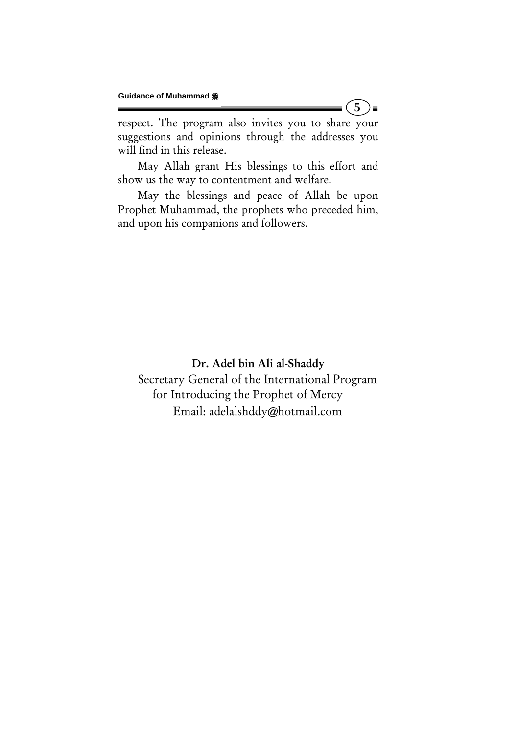respect. The program also invites you to share your suggestions and opinions through the addresses you will find in this release.

May Allah grant His blessings to this effort and show us the way to contentment and welfare.

May the blessings and peace of Allah be upon Prophet Muhammad, the prophets who preceded him, and upon his companions and followers.

**Dr. Adel bin Ali al-Shaddy**

Secretary General of the International Program for Introducing the Prophet of Mercy

Email: adelalshddy@hotmail.com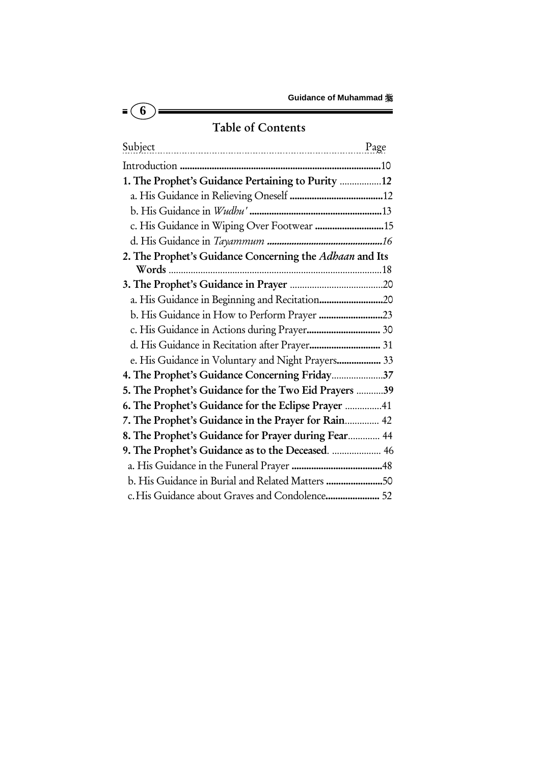## Table of Contents

| Subject | Page |
|---|---|
| Introduction | 10 |
| **1. The Prophet's Guidance Pertaining to Purity** | **12** |
| a. His Guidance in Relieving Oneself | 12 |
| b. His Guidance in *Wudhu'* | 13 |
| c. His Guidance in Wiping Over Footwear | 15 |
| d. His Guidance in *Tayammum* | *16* |
| **2. The Prophet's Guidance Concerning the *Adhaan* and Its Words** | 18 |
| **3. The Prophet's Guidance in Prayer** | 20 |
| a. His Guidance in Beginning and Recitation | 20 |
| b. His Guidance in How to Perform Prayer | 23 |
| c. His Guidance in Actions during Prayer | 30 |
| d. His Guidance in Recitation after Prayer | 31 |
| e. His Guidance in Voluntary and Night Prayers | 33 |
| **4. The Prophet's Guidance Concerning Friday** | **37** |
| **5. The Prophet's Guidance for the Two Eid Prayers** | **39** |
| **6. The Prophet's Guidance for the Eclipse Prayer** | 41 |
| **7. The Prophet's Guidance in the Prayer for Rain** | 42 |
| **8. The Prophet's Guidance for Prayer during Fear** | 44 |
| **9. The Prophet's Guidance as to the Deceased**. | 46 |
| a. His Guidance in the Funeral Prayer | 48 |
| b. His Guidance in Burial and Related Matters | 50 |
| c. His Guidance about Graves and Condolence | 52 |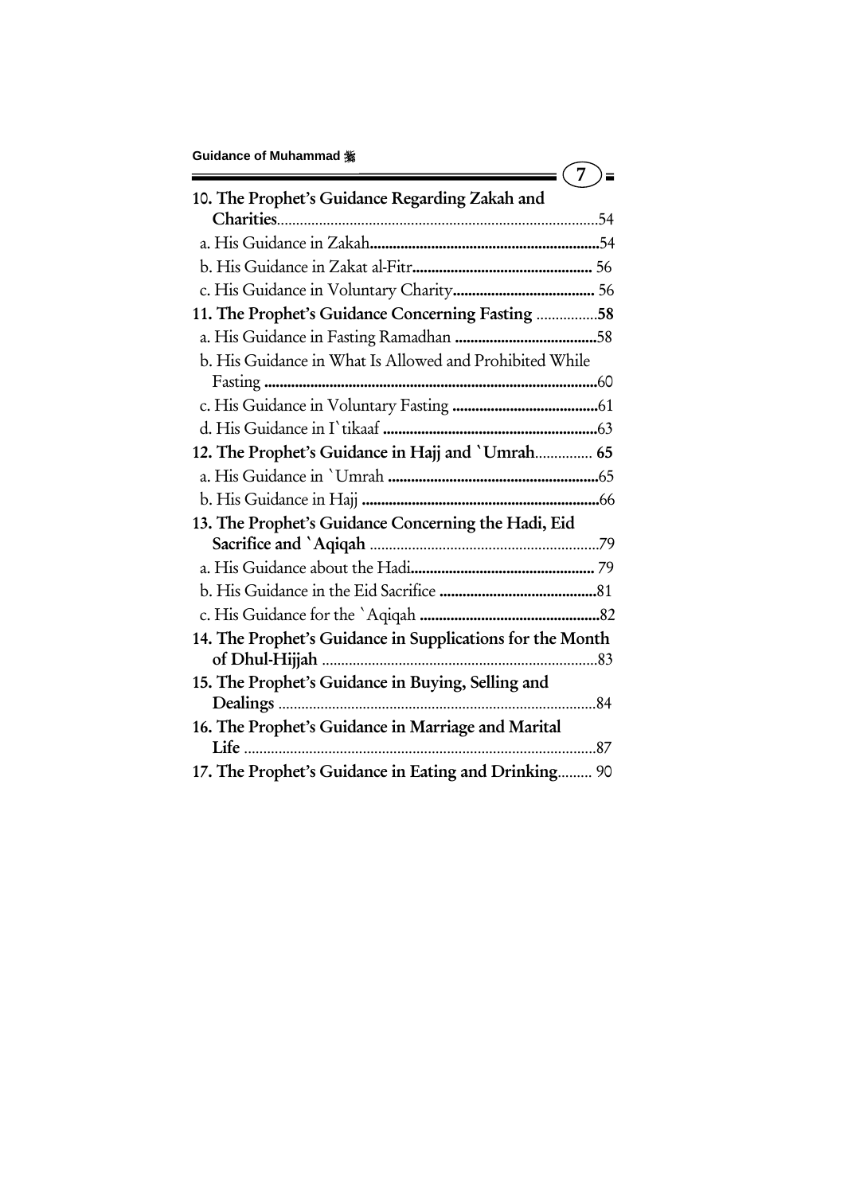**10. The Prophet's Guidance Regarding Zakah and Charities**....................54

a. His Guidance in Zakah....................54

b. His Guidance in Zakat al-Fitr.................... 56

c. His Guidance in Voluntary Charity.................... 56

**11. The Prophet's Guidance Concerning Fasting** ....................**58**

a. His Guidance in Fasting Ramadhan ....................58

b. His Guidance in What Is Allowed and Prohibited While Fasting ....................60

c. His Guidance in Voluntary Fasting ....................61

d. His Guidance in I`tikaaf ....................63

**12. The Prophet's Guidance in Hajj and `Umrah**.................... **65**

a. His Guidance in `Umrah ....................65

b. His Guidance in Hajj ....................66

**13. The Prophet's Guidance Concerning the Hadi, Eid Sacrifice and `Aqiqah** ....................79

a. His Guidance about the Hadi.................... 79

b. His Guidance in the Eid Sacrifice ....................81

c. His Guidance for the `Aqiqah ....................82

**14. The Prophet's Guidance in Supplications for the Month of Dhul-Hijjah** ....................83

**15. The Prophet's Guidance in Buying, Selling and Dealings** ....................84

**16. The Prophet's Guidance in Marriage and Marital Life** ....................87

**17. The Prophet's Guidance in Eating and Drinking**.................... 90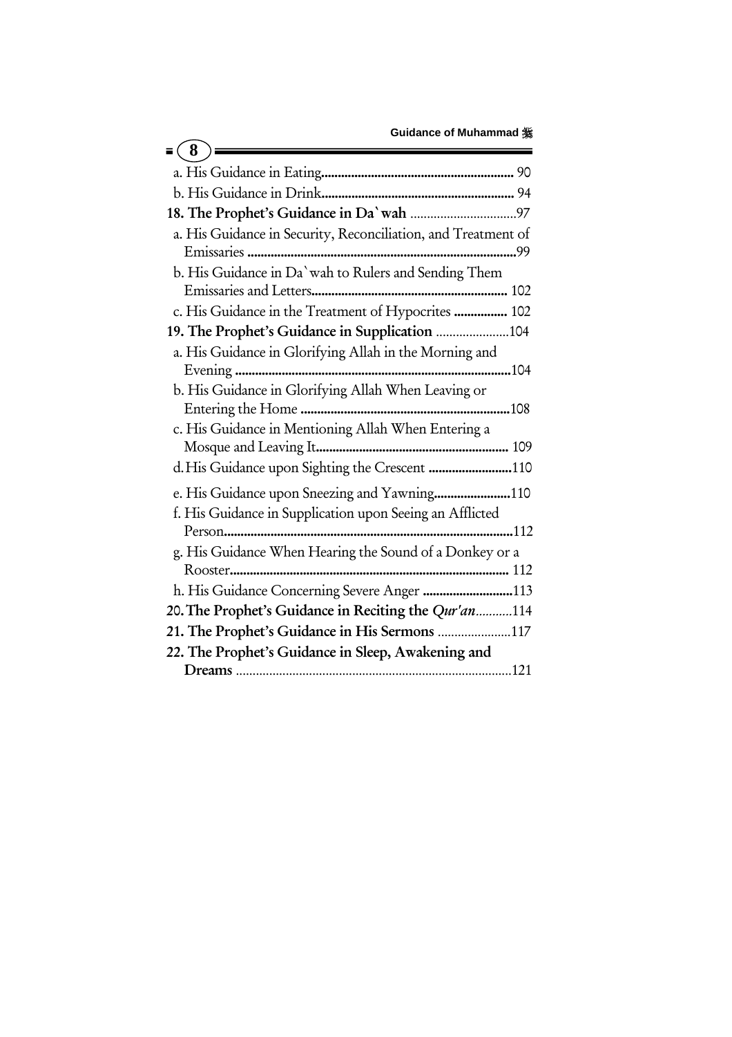a. His Guidance in Eating ........................................................ 90

b. His Guidance in Drink ........................................................ 94

**18. The Prophet's Guidance in Da`wah** ................................97

a. His Guidance in Security, Reconciliation, and Treatment of Emissaries ........................................................................99

b. His Guidance in Da`wah to Rulers and Sending Them Emissaries and Letters ........................................................ 102

c. His Guidance in the Treatment of Hypocrites ................ 102

**19. The Prophet's Guidance in Supplication** ......................104

a. His Guidance in Glorifying Allah in the Morning and Evening ........................................................................104

b. His Guidance in Glorifying Allah When Leaving or Entering the Home ........................................................108

c. His Guidance in Mentioning Allah When Entering a Mosque and Leaving It ........................................................ 109

d. His Guidance upon Sighting the Crescent .........................110

e. His Guidance upon Sneezing and Yawning.......................110

f. His Guidance in Supplication upon Seeing an Afflicted Person........................................................................112

g. His Guidance When Hearing the Sound of a Donkey or a Rooster........................................................................ 112

h. His Guidance Concerning Severe Anger ...........................113

**20. The Prophet's Guidance in Reciting the *Qur'an***...........114

**21. The Prophet's Guidance in His Sermons** ......................117

**22. The Prophet's Guidance in Sleep, Awakening and Dreams** ........................................................................121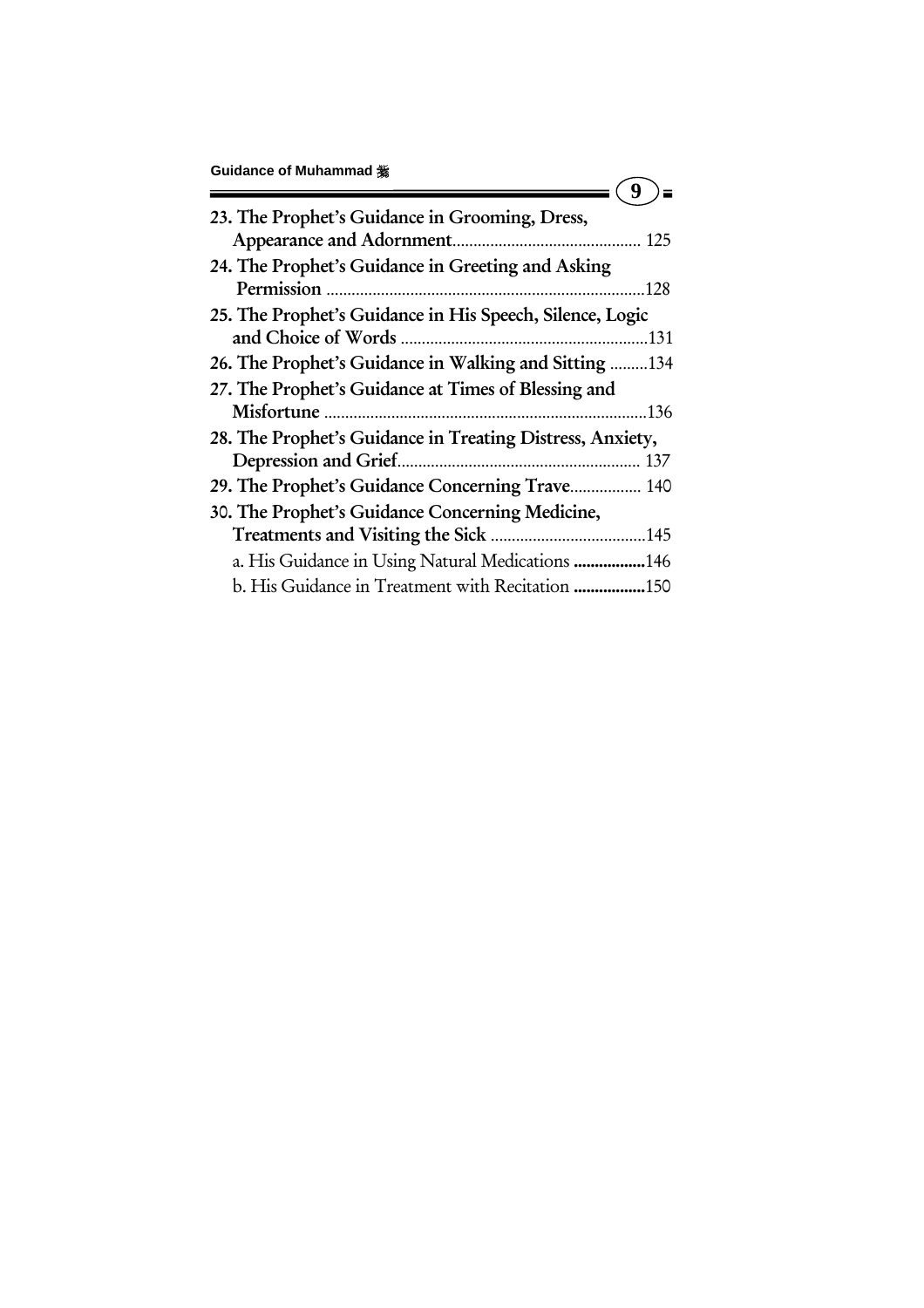**23. The Prophet's Guidance in Grooming, Dress, Appearance and Adornment**............................................ 125

**24. The Prophet's Guidance in Greeting and Asking Permission** ............................................................................128

**25. The Prophet's Guidance in His Speech, Silence, Logic and Choice of Words** ..........................................................131

**26. The Prophet's Guidance in Walking and Sitting** .........134

**27. The Prophet's Guidance at Times of Blessing and Misfortune** ............................................................................136

**28. The Prophet's Guidance in Treating Distress, Anxiety, Depression and Grief**......................................................... 137

**29. The Prophet's Guidance Concerning Trave**................. 140

**30. The Prophet's Guidance Concerning Medicine, Treatments and Visiting the Sick** .....................................145

a. His Guidance in Using Natural Medications **.................**146

b. His Guidance in Treatment with Recitation **.................**150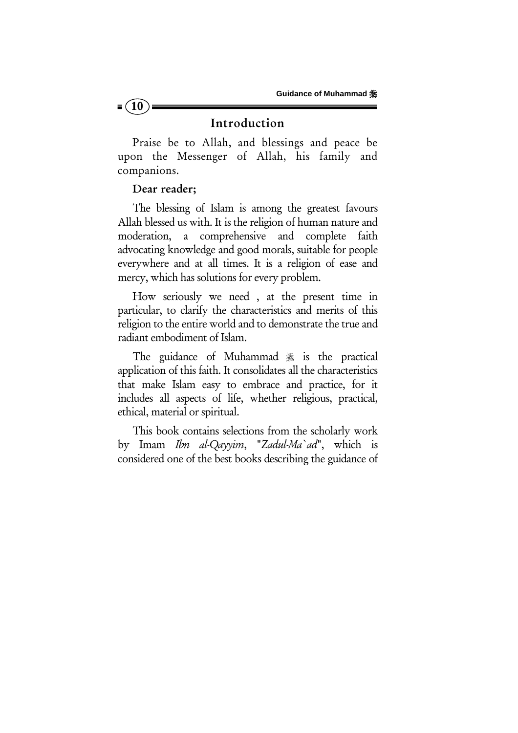## Introduction

Praise be to Allah, and blessings and peace be upon the Messenger of Allah, his family and companions.

**Dear reader;**

The blessing of Islam is among the greatest favours Allah blessed us with. It is the religion of human nature and moderation, a comprehensive and complete faith advocating knowledge and good morals, suitable for people everywhere and at all times. It is a religion of ease and mercy, which has solutions for every problem.

How seriously we need , at the present time in particular, to clarify the characteristics and merits of this religion to the entire world and to demonstrate the true and radiant embodiment of Islam.

The guidance of Muhammad ﷺ is the practical application of this faith. It consolidates all the characteristics that make Islam easy to embrace and practice, for it includes all aspects of life, whether religious, practical, ethical, material or spiritual.

This book contains selections from the scholarly work by Imam *Ibn al-Qayyim*, "*Zadul-Ma`ad*", which is considered one of the best books describing the guidance of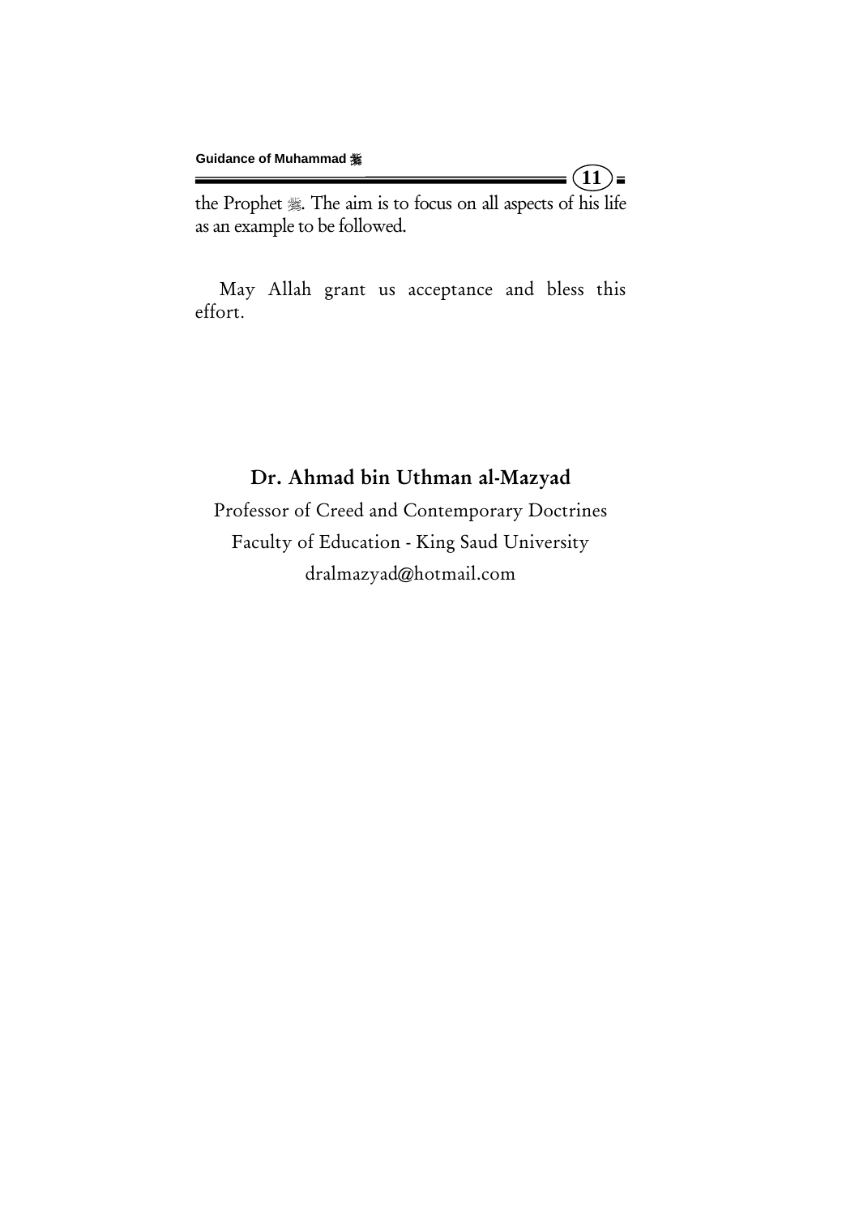the Prophet ﷺ. The aim is to focus on all aspects of his life as an example to be followed.

May Allah grant us acceptance and bless this effort.

**Dr. Ahmad bin Uthman al-Mazyad**

Professor of Creed and Contemporary Doctrines

Faculty of Education - King Saud University

dralmazyad@hotmail.com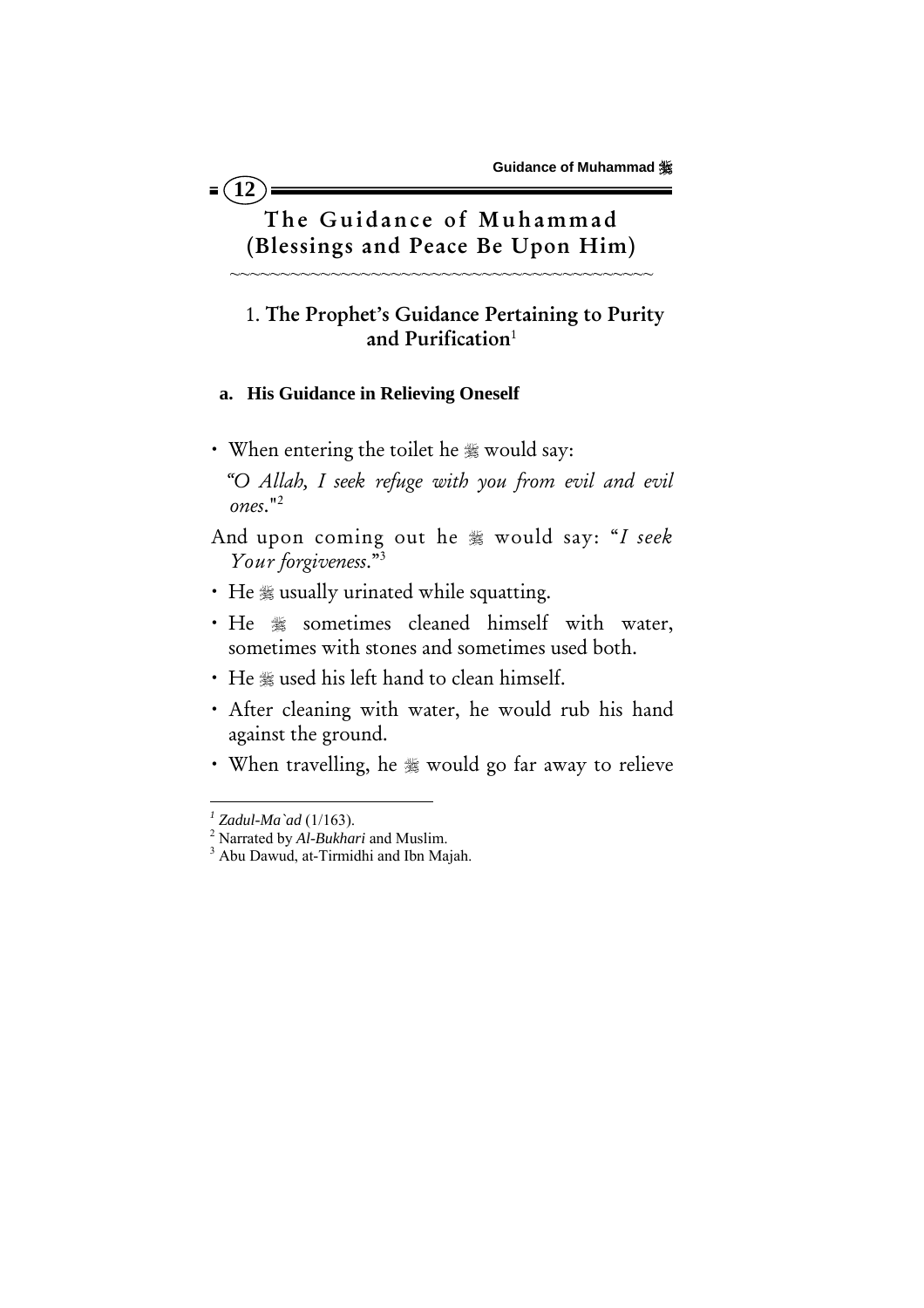# The Guidance of Muhammad (Blessings and Peace Be Upon Him)

## 1. The Prophet's Guidance Pertaining to Purity and Purification[1]

### a. His Guidance in Relieving Oneself

- When entering the toilet he ﷺ would say:

  *"O Allah, I seek refuge with you from evil and evil ones."*[2]

And upon coming out he ﷺ would say: "*I seek Your forgiveness.*"[3]

- He ﷺ usually urinated while squatting.
- He ﷺ sometimes cleaned himself with water, sometimes with stones and sometimes used both.
- He ﷺ used his left hand to clean himself.
- After cleaning with water, he would rub his hand against the ground.
- When travelling, he ﷺ would go far away to relieve

---

[1] *Zadul-Ma`ad* (1/163).

[2] Narrated by *Al-Bukhari* and Muslim.

[3] Abu Dawud, at-Tirmidhi and Ibn Majah.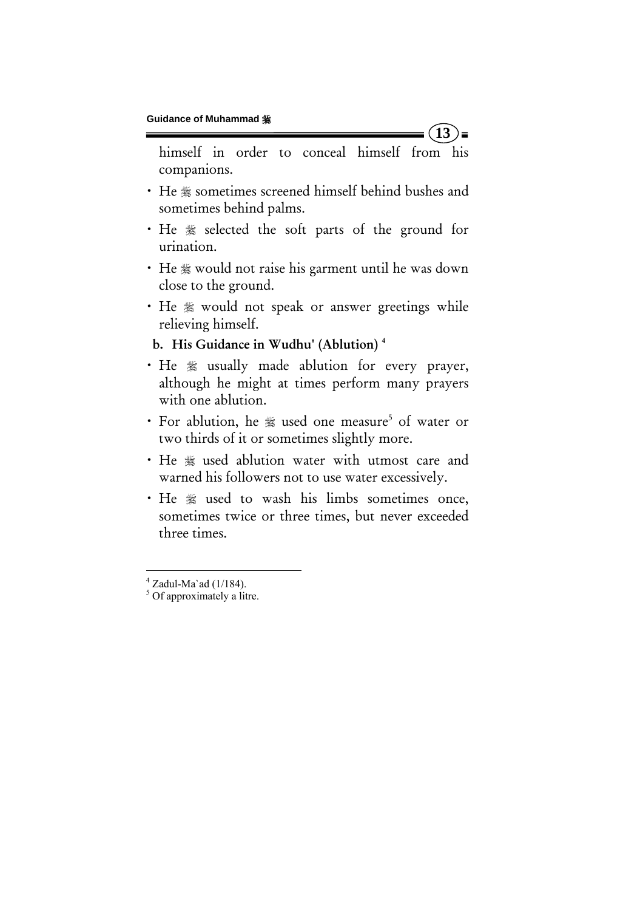himself in order to conceal himself from his companions.

- He ﷺ sometimes screened himself behind bushes and sometimes behind palms.
- He ﷺ selected the soft parts of the ground for urination.
- He ﷺ would not raise his garment until he was down close to the ground.
- He ﷺ would not speak or answer greetings while relieving himself.

**b. His Guidance in Wudhu' (Ablution) [4]**

- He ﷺ usually made ablution for every prayer, although he might at times perform many prayers with one ablution.
- For ablution, he ﷺ used one measure[5] of water or two thirds of it or sometimes slightly more.
- He ﷺ used ablution water with utmost care and warned his followers not to use water excessively.
- He ﷺ used to wash his limbs sometimes once, sometimes twice or three times, but never exceeded three times.

---

[4] Zadul-Ma`ad (1/184).

[5] Of approximately a litre.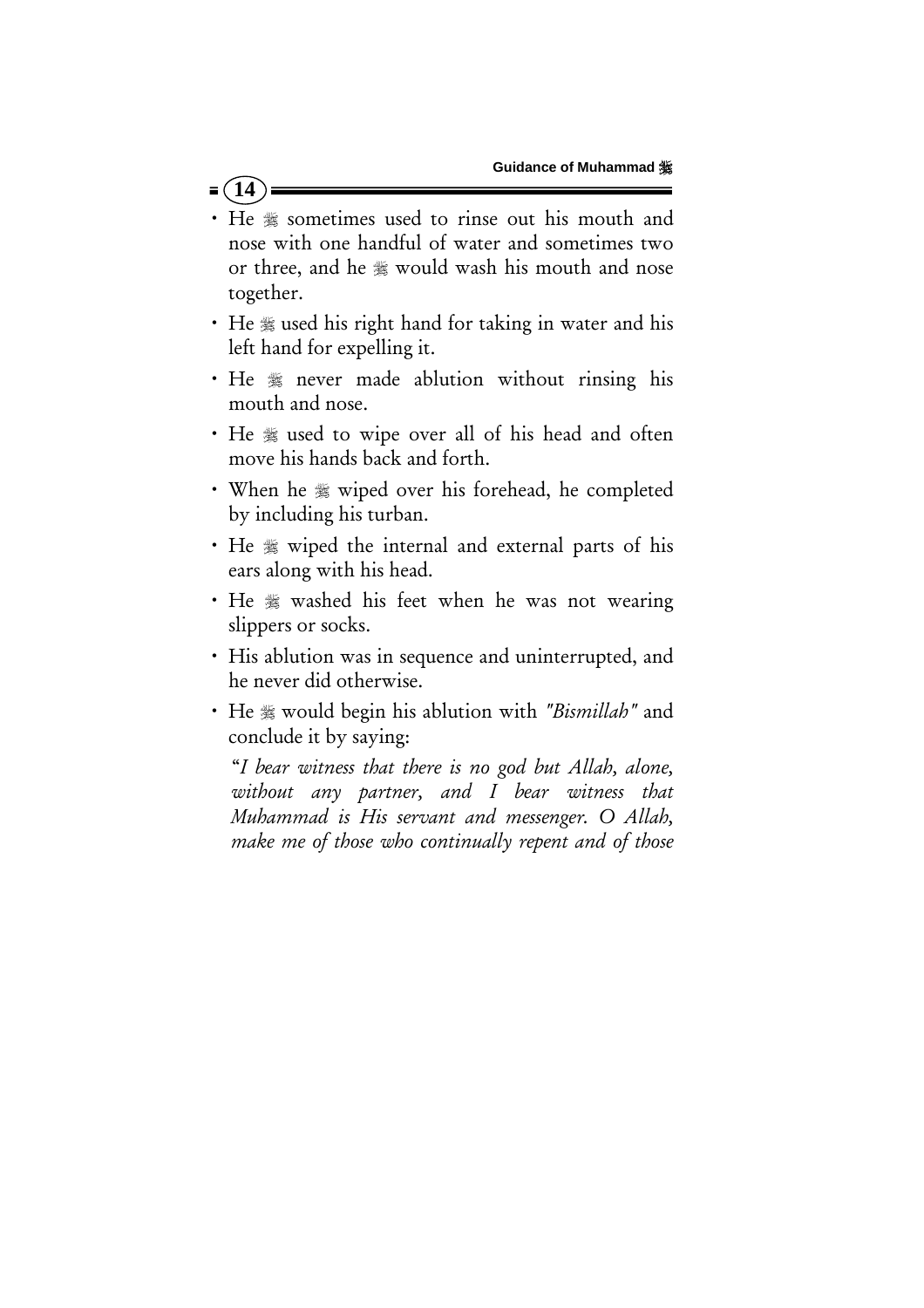- He ﷺ sometimes used to rinse out his mouth and nose with one handful of water and sometimes two or three, and he ﷺ would wash his mouth and nose together.
- He ﷺ used his right hand for taking in water and his left hand for expelling it.
- He ﷺ never made ablution without rinsing his mouth and nose.
- He ﷺ used to wipe over all of his head and often move his hands back and forth.
- When he ﷺ wiped over his forehead, he completed by including his turban.
- He ﷺ wiped the internal and external parts of his ears along with his head.
- He ﷺ washed his feet when he was not wearing slippers or socks.
- His ablution was in sequence and uninterrupted, and he never did otherwise.
- He ﷺ would begin his ablution with *"Bismillah"* and conclude it by saying:

  "*I bear witness that there is no god but Allah, alone, without any partner, and I bear witness that Muhammad is His servant and messenger. O Allah, make me of those who continually repent and of those*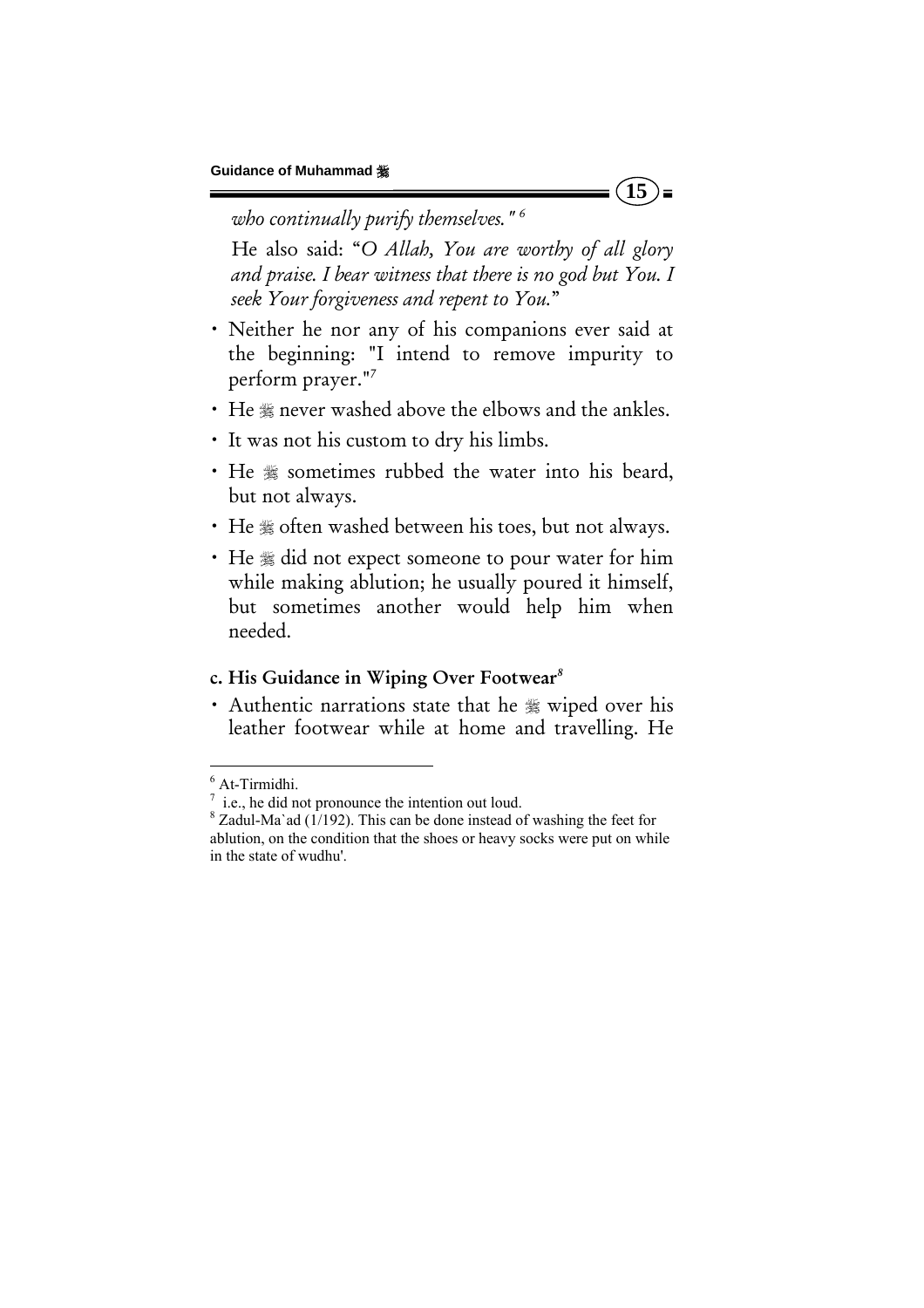*who continually purify themselves."* [6]

He also said: "*O Allah, You are worthy of all glory and praise. I bear witness that there is no god but You. I seek Your forgiveness and repent to You.*"

- Neither he nor any of his companions ever said at the beginning: "I intend to remove impurity to perform prayer."[7]
- He ﷺ never washed above the elbows and the ankles.
- It was not his custom to dry his limbs.
- He ﷺ sometimes rubbed the water into his beard, but not always.
- He ﷺ often washed between his toes, but not always.
- He ﷺ did not expect someone to pour water for him while making ablution; he usually poured it himself, but sometimes another would help him when needed.

### c. His Guidance in Wiping Over Footwear[8]

- Authentic narrations state that he ﷺ wiped over his leather footwear while at home and travelling. He

---

[6] At-Tirmidhi.

[7] i.e., he did not pronounce the intention out loud.

[8] Zadul-Ma`ad (1/192). This can be done instead of washing the feet for ablution, on the condition that the shoes or heavy socks were put on while in the state of wudhu'.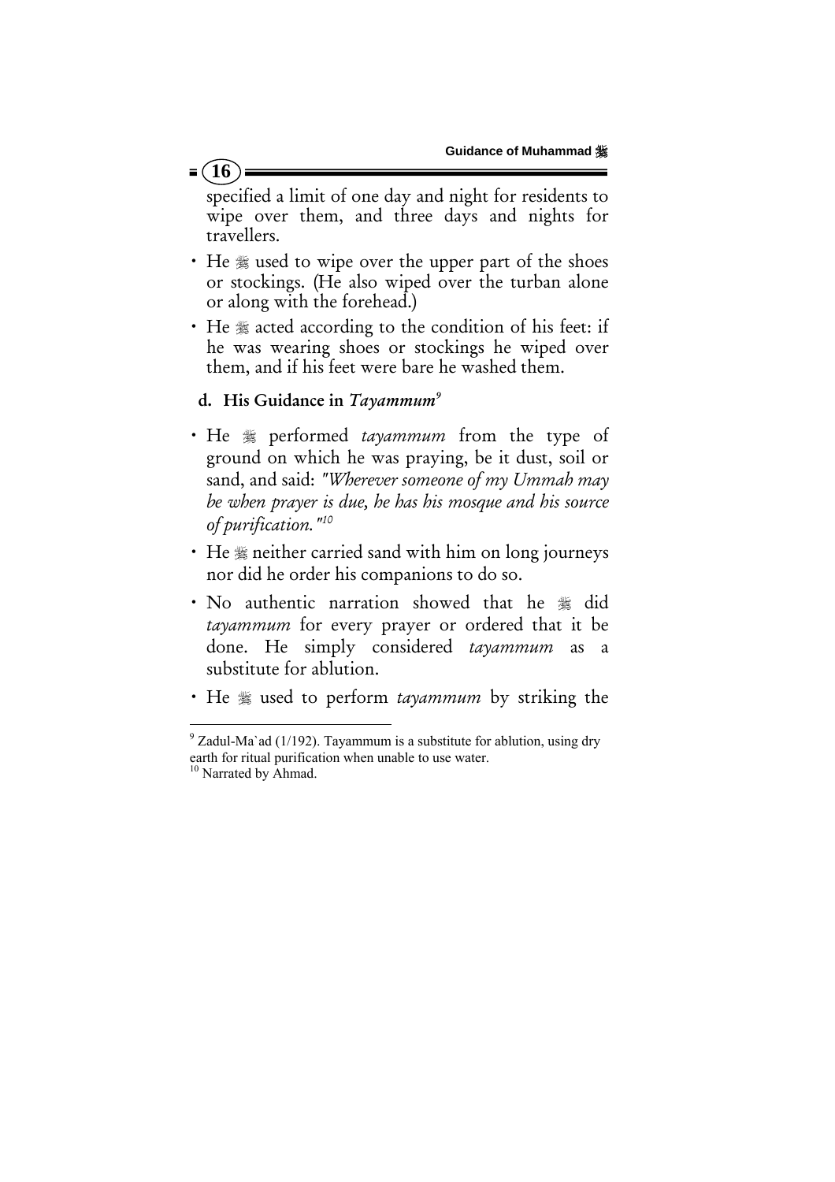specified a limit of one day and night for residents to wipe over them, and three days and nights for travellers.

- He ﷺ used to wipe over the upper part of the shoes or stockings. (He also wiped over the turban alone or along with the forehead.)
- He ﷺ acted according to the condition of his feet: if he was wearing shoes or stockings he wiped over them, and if his feet were bare he washed them.

### d. His Guidance in *Tayammum*[9]

- He ﷺ performed *tayammum* from the type of ground on which he was praying, be it dust, soil or sand, and said: *"Wherever someone of my Ummah may be when prayer is due, he has his mosque and his source of purification."*[10]
- He ﷺ neither carried sand with him on long journeys nor did he order his companions to do so.
- No authentic narration showed that he ﷺ did *tayammum* for every prayer or ordered that it be done. He simply considered *tayammum* as a substitute for ablution.
- He ﷺ used to perform *tayammum* by striking the

---

[9] Zadul-Ma`ad (1/192). Tayammum is a substitute for ablution, using dry earth for ritual purification when unable to use water.

[10] Narrated by Ahmad.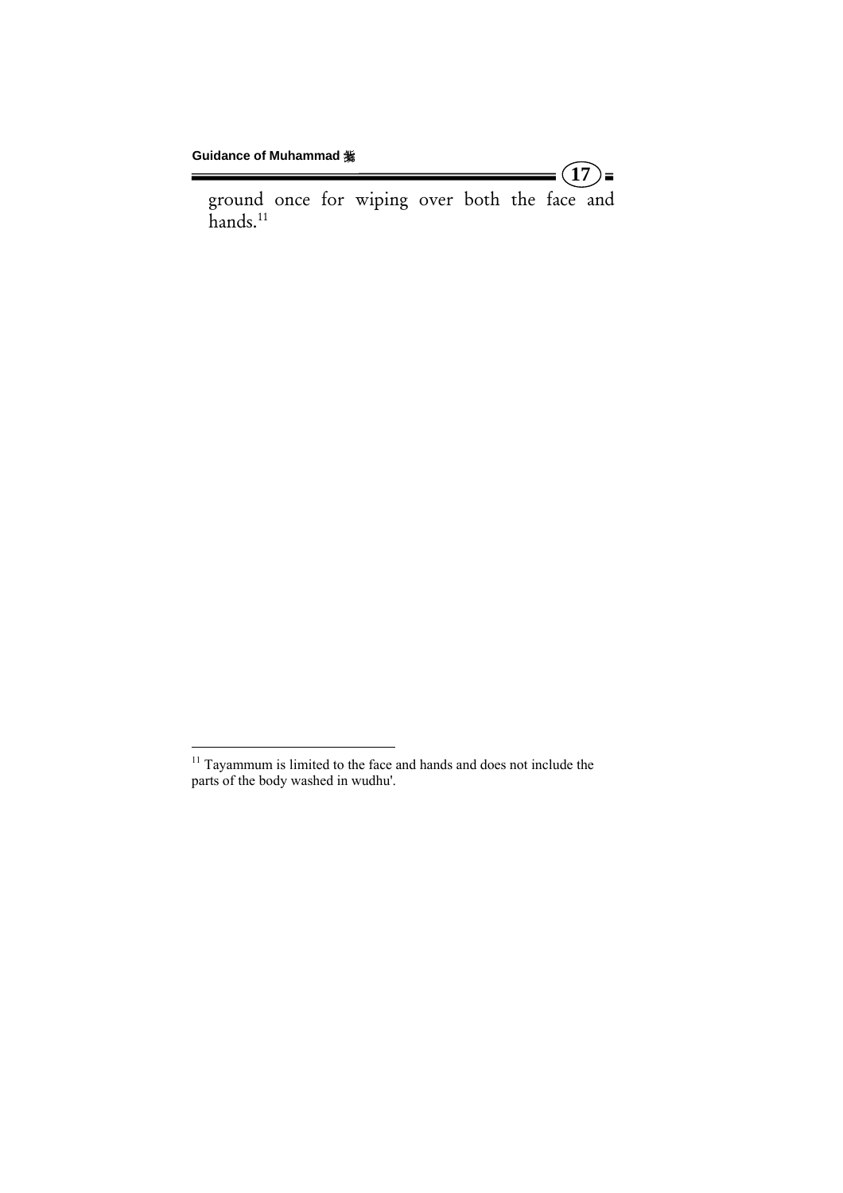ground once for wiping over both the face and hands.[11]

[11] Tayammum is limited to the face and hands and does not include the parts of the body washed in wudhu'.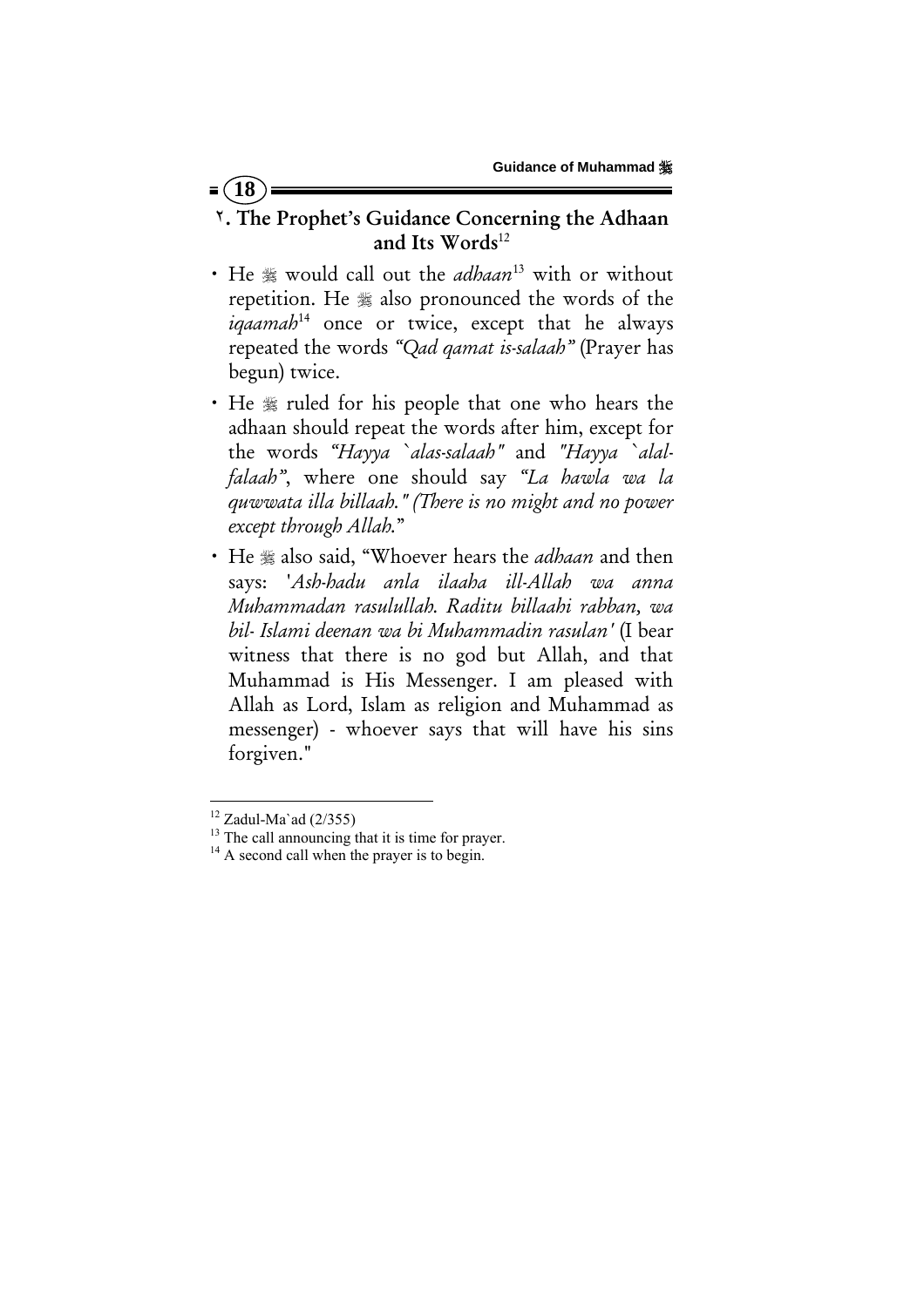## ٢. The Prophet's Guidance Concerning the Adhaan and Its Words[12]

- He ﷺ would call out the *adhaan*[13] with or without repetition. He ﷺ also pronounced the words of the *iqaamah*[14] once or twice, except that he always repeated the words *"Qad qamat is-salaah"* (Prayer has begun) twice.
- He ﷺ ruled for his people that one who hears the adhaan should repeat the words after him, except for the words *"Hayya `alas-salaah"* and *"Hayya `alal-falaah"*, where one should say *"La hawla wa la quwwata illa billaah." (There is no might and no power except through Allah.*"
- He ﷺ also said, "Whoever hears the *adhaan* and then says: '*Ash-hadu anla ilaaha ill-Allah wa anna Muhammadan rasulullah. Raditu billaahi rabban, wa bil- Islami deenan wa bi Muhammadin rasulan'* (I bear witness that there is no god but Allah, and that Muhammad is His Messenger. I am pleased with Allah as Lord, Islam as religion and Muhammad as messenger) - whoever says that will have his sins forgiven."

---

[12] Zadul-Ma`ad (2/355)

[13] The call announcing that it is time for prayer.

[14] A second call when the prayer is to begin.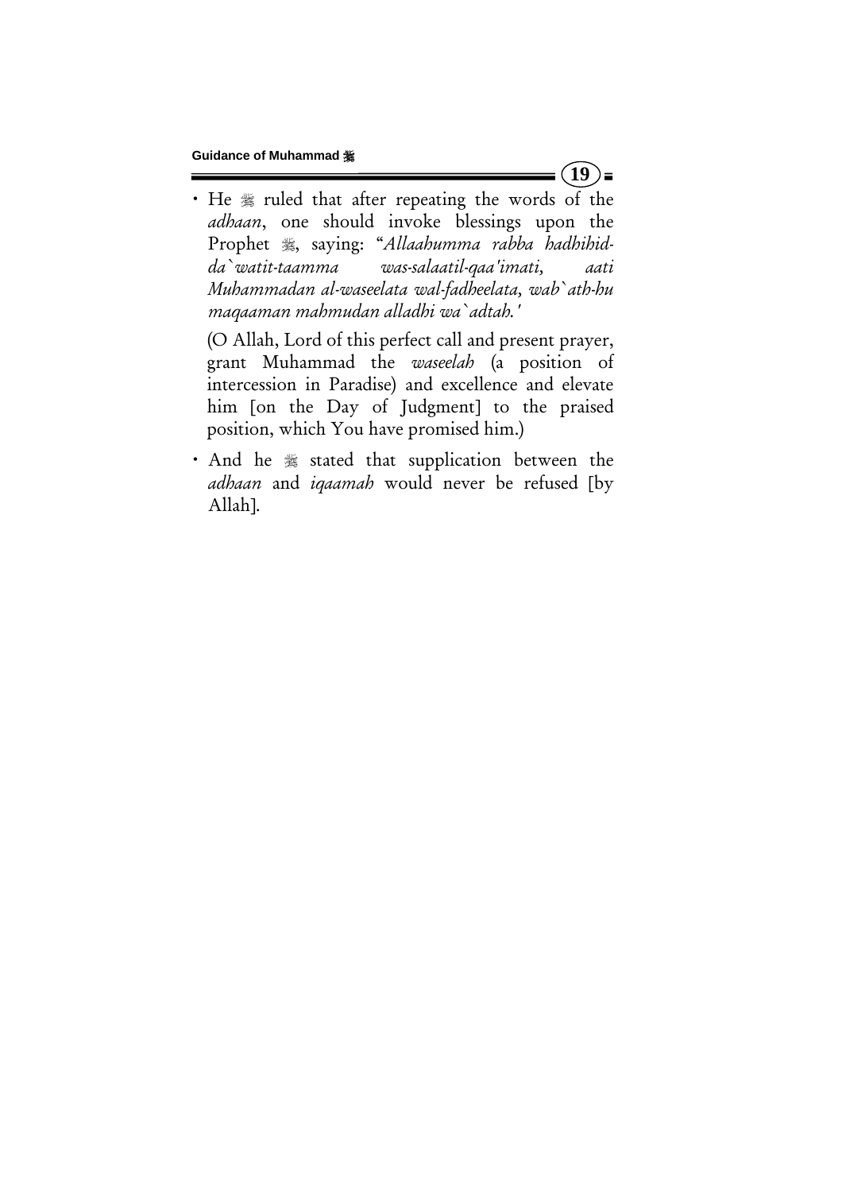- He ﷺ ruled that after repeating the words of the *adhaan*, one should invoke blessings upon the Prophet ﷺ, saying: "*Allaahumma rabba hadhihid-da`watit-taamma was-salaatil-qaa'imati, aati Muhammadan al-waseelata wal-fadheelata, wab`ath-hu maqaaman mahmudan alladhi wa`adtah.'*

  (O Allah, Lord of this perfect call and present prayer, grant Muhammad the *waseelah* (a position of intercession in Paradise) and excellence and elevate him [on the Day of Judgment] to the praised position, which You have promised him.)

- And he ﷺ stated that supplication between the *adhaan* and *iqaamah* would never be refused [by Allah].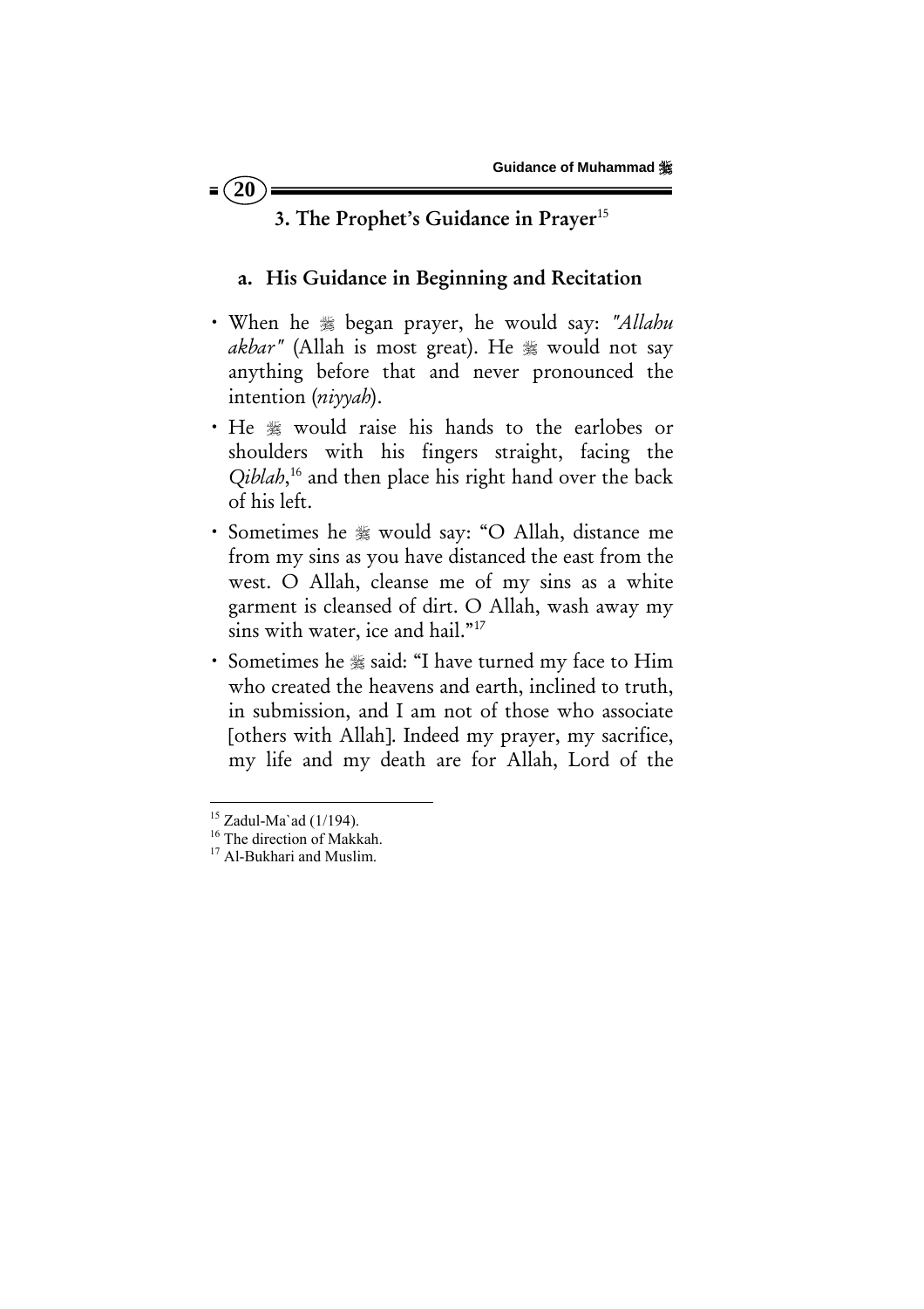## 3. The Prophet's Guidance in Prayer[15]

### a. His Guidance in Beginning and Recitation

- When he ﷺ began prayer, he would say: *"Allahu akbar"* (Allah is most great). He ﷺ would not say anything before that and never pronounced the intention (*niyyah*).
- He ﷺ would raise his hands to the earlobes or shoulders with his fingers straight, facing the *Qiblah*,[16] and then place his right hand over the back of his left.
- Sometimes he ﷺ would say: "O Allah, distance me from my sins as you have distanced the east from the west. O Allah, cleanse me of my sins as a white garment is cleansed of dirt. O Allah, wash away my sins with water, ice and hail."[17]
- Sometimes he ﷺ said: "I have turned my face to Him who created the heavens and earth, inclined to truth, in submission, and I am not of those who associate [others with Allah]. Indeed my prayer, my sacrifice, my life and my death are for Allah, Lord of the

---

[15] Zadul-Ma`ad (1/194).
[16] The direction of Makkah.
[17] Al-Bukhari and Muslim.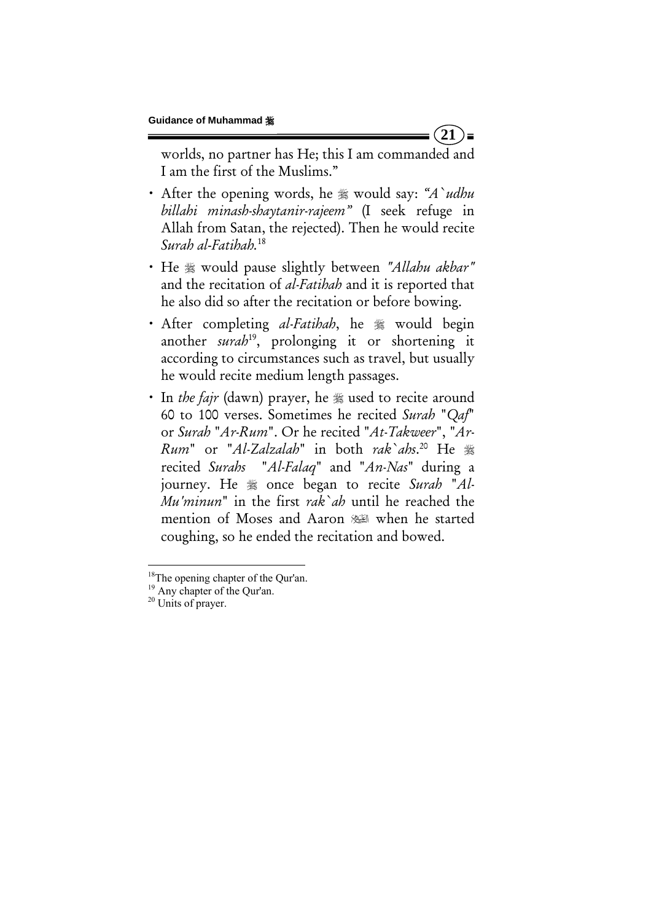worlds, no partner has He; this I am commanded and I am the first of the Muslims."

- After the opening words, he ﷺ would say: *"A`udhu billahi minash-shaytanir-rajeem"* (I seek refuge in Allah from Satan, the rejected). Then he would recite *Surah al-Fatihah.*[18]
- He ﷺ would pause slightly between *"Allahu akbar"* and the recitation of *al-Fatihah* and it is reported that he also did so after the recitation or before bowing.
- After completing *al-Fatihah*, he ﷺ would begin another *surah*[19], prolonging it or shortening it according to circumstances such as travel, but usually he would recite medium length passages.
- In *the fajr* (dawn) prayer, he ﷺ used to recite around 60 to 100 verses. Sometimes he recited *Surah* "*Qaf*" or *Surah* "*Ar-Rum*". Or he recited "*At-Takweer*", "*Ar-Rum*" or "*Al-Zalzalah*" in both *rak`ahs*.[20] He ﷺ recited *Surahs* "*Al-Falaq*" and "*An-Nas*" during a journey. He ﷺ once began to recite *Surah* "*Al-Mu'minun*" in the first *rak`ah* until he reached the mention of Moses and Aaron ﵉ when he started coughing, so he ended the recitation and bowed.

---

[18] The opening chapter of the Qur'an.

[19] Any chapter of the Qur'an.

[20] Units of prayer.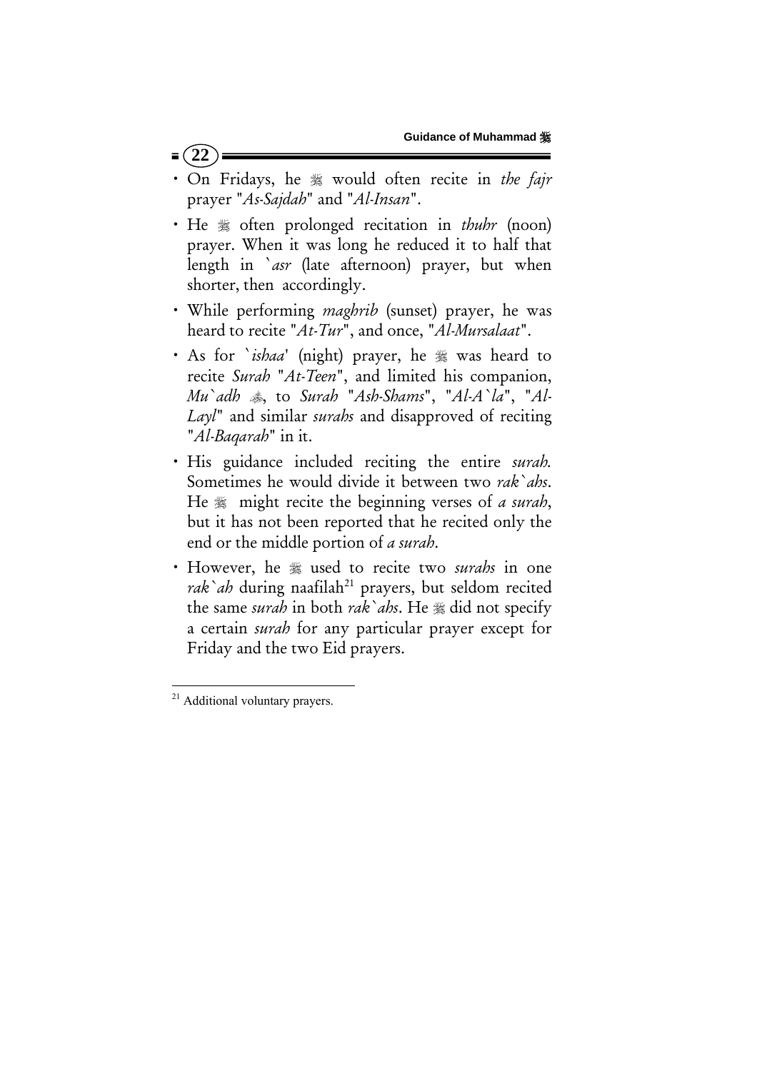- On Fridays, he ﷺ would often recite in *the fajr* prayer "*As-Sajdah*" and "*Al-Insan*".
- He ﷺ often prolonged recitation in *thuhr* (noon) prayer. When it was long he reduced it to half that length in *`asr* (late afternoon) prayer, but when shorter, then accordingly.
- While performing *maghrib* (sunset) prayer, he was heard to recite "*At-Tur*", and once, "*Al-Mursalaat*".
- As for *`ishaa'* (night) prayer, he ﷺ was heard to recite *Surah* "*At-Teen*", and limited his companion, *Mu`adh* ؓ, to *Surah* "*Ash-Shams*", "*Al-A`la*", "*Al-Layl*" and similar *surahs* and disapproved of reciting "*Al-Baqarah*" in it.
- His guidance included reciting the entire *surah.* Sometimes he would divide it between two *rak`ahs*. He ﷺ might recite the beginning verses of *a surah*, but it has not been reported that he recited only the end or the middle portion of *a surah*.
- However, he ﷺ used to recite two *surahs* in one *rak`ah* during naafilah[21] prayers, but seldom recited the same *surah* in both *rak`ahs*. He ﷺ did not specify a certain *surah* for any particular prayer except for Friday and the two Eid prayers.

---

[21] Additional voluntary prayers.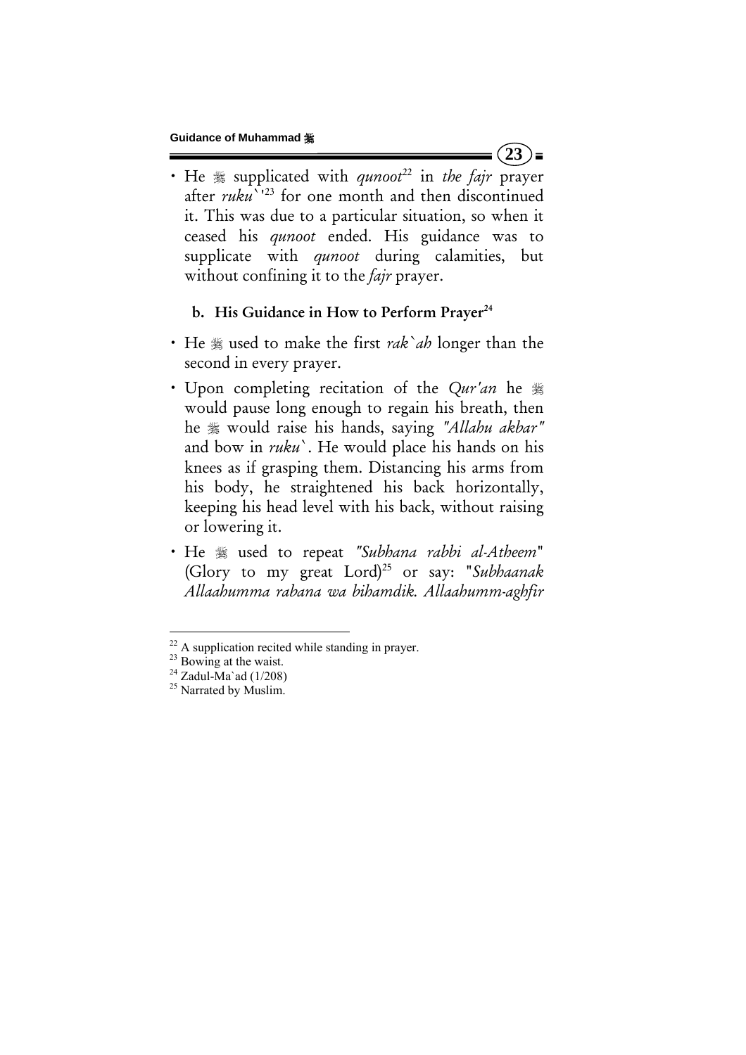- He ﷺ supplicated with *qunoot*[22] in *the fajr* prayer after *ruku`*'[23] for one month and then discontinued it. This was due to a particular situation, so when it ceased his *qunoot* ended. His guidance was to supplicate with *qunoot* during calamities, but without confining it to the *fajr* prayer.

### b. His Guidance in How to Perform Prayer[24]

- He ﷺ used to make the first *rak`ah* longer than the second in every prayer.
- Upon completing recitation of the *Qur'an* he ﷺ would pause long enough to regain his breath, then he ﷺ would raise his hands, saying *"Allahu akbar"* and bow in *ruku`*. He would place his hands on his knees as if grasping them. Distancing his arms from his body, he straightened his back horizontally, keeping his head level with his back, without raising or lowering it.
- He ﷺ used to repeat *"Subhana rabbi al-Atheem"* (Glory to my great Lord)[25] or say: "*Subhaanak Allaahumma rabana wa bihamdik. Allaahumm-aghfir*

---

[22] A supplication recited while standing in prayer.
[23] Bowing at the waist.
[24] Zadul-Ma`ad (1/208)
[25] Narrated by Muslim.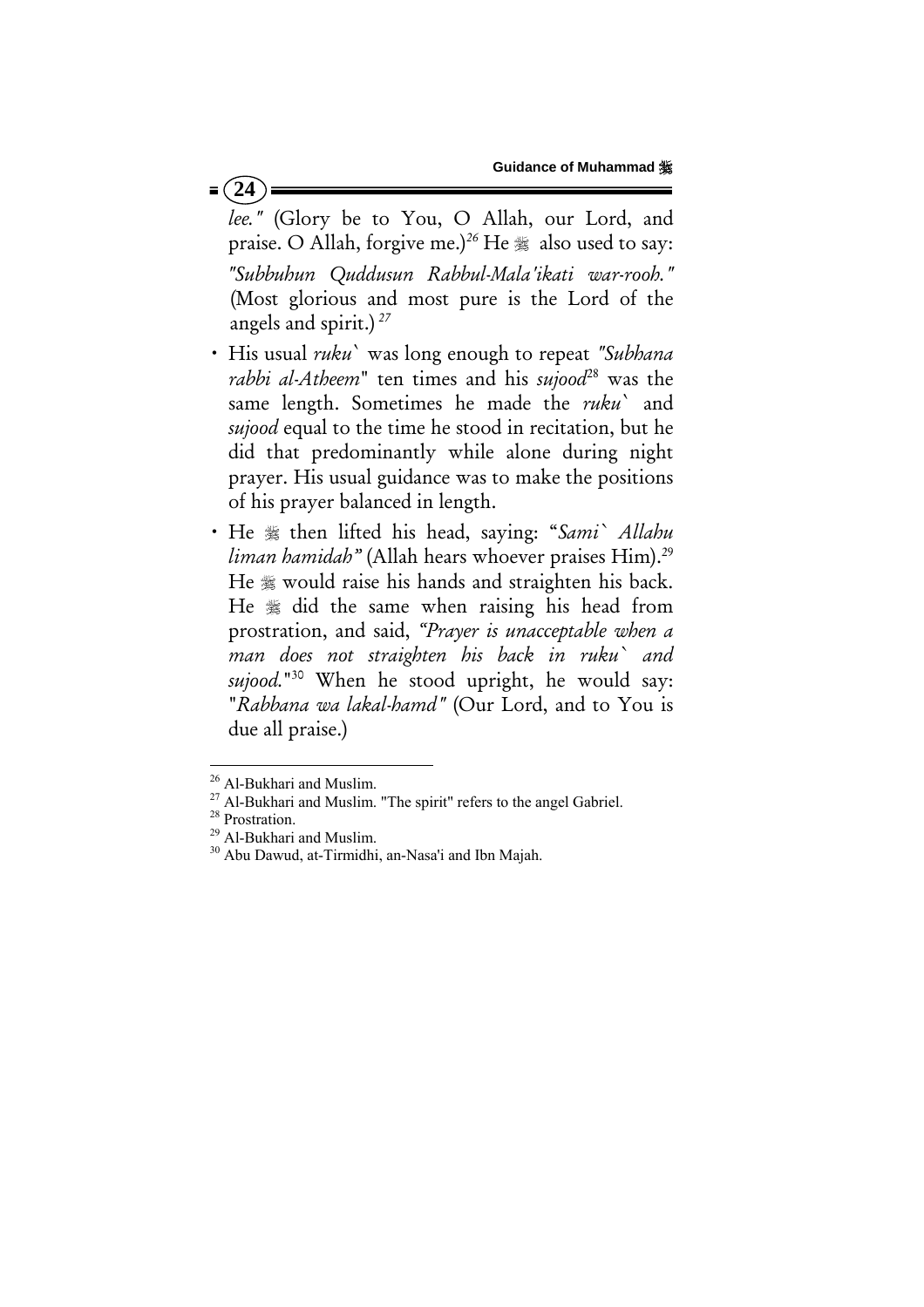*lee."* (Glory be to You, O Allah, our Lord, and praise. O Allah, forgive me.)[26] He ﷺ also used to say: *"Subbuhun Quddusun Rabbul-Mala'ikati war-rooh."* (Most glorious and most pure is the Lord of the angels and spirit.)[27]

- His usual *ruku`* was long enough to repeat *"Subhana rabbi al-Atheem"* ten times and his *sujood*[28] was the same length. Sometimes he made the *ruku`* and *sujood* equal to the time he stood in recitation, but he did that predominantly while alone during night prayer. His usual guidance was to make the positions of his prayer balanced in length.
- He ﷺ then lifted his head, saying: "*Sami` Allahu liman hamidah"* (Allah hears whoever praises Him).[29] He ﷺ would raise his hands and straighten his back. He ﷺ did the same when raising his head from prostration, and said, *"Prayer is unacceptable when a man does not straighten his back in ruku` and sujood."*[30] When he stood upright, he would say: "*Rabbana wa lakal-hamd"* (Our Lord, and to You is due all praise.)

---

[26] Al-Bukhari and Muslim.
[27] Al-Bukhari and Muslim. "The spirit" refers to the angel Gabriel.
[28] Prostration.
[29] Al-Bukhari and Muslim.
[30] Abu Dawud, at-Tirmidhi, an-Nasa'i and Ibn Majah.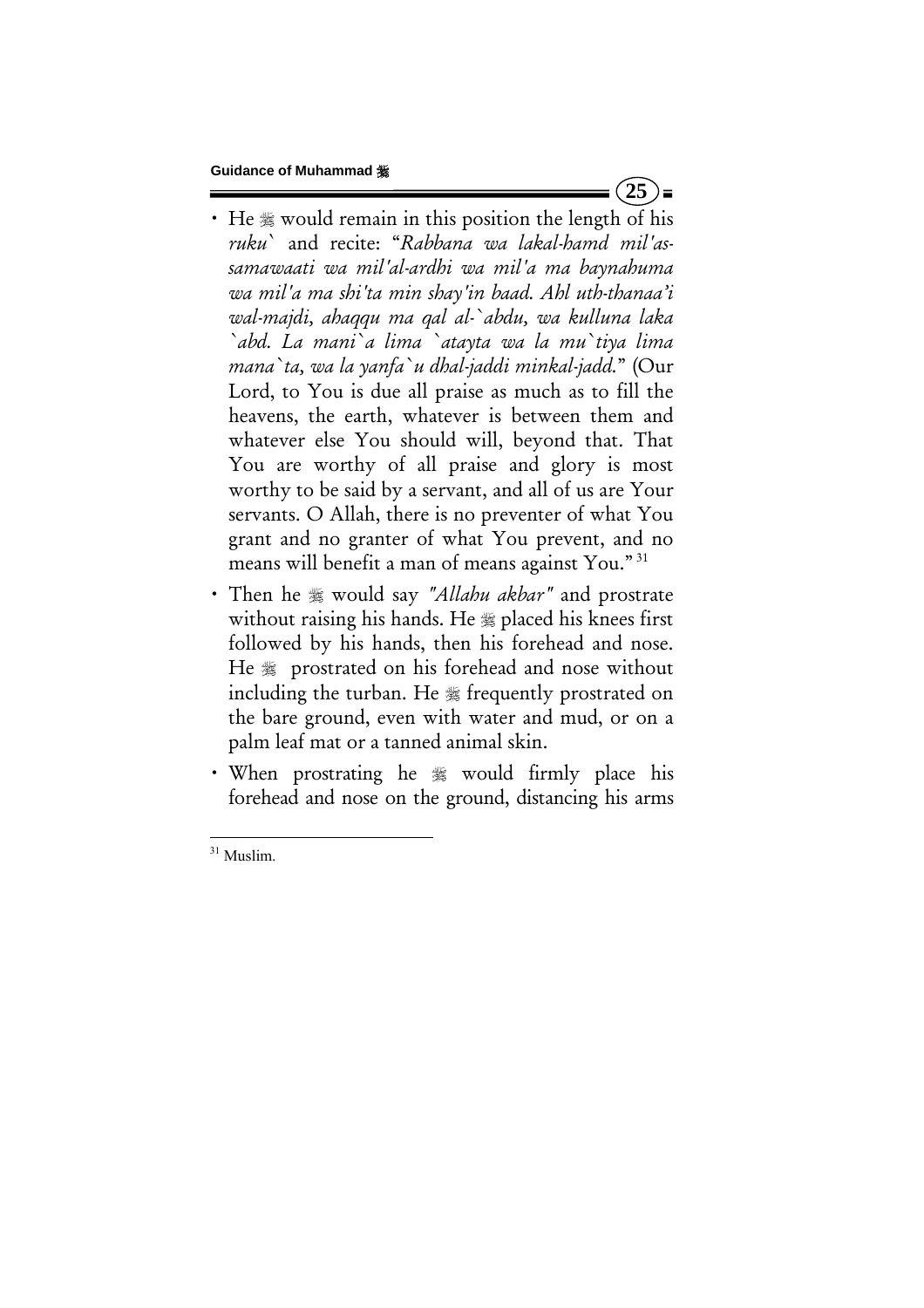- He ﷺ would remain in this position the length of his *ruku`* and recite: "*Rabbana wa lakal-hamd mil'as-samawaati wa mil'al-ardhi wa mil'a ma baynahuma wa mil'a ma shi'ta min shay'in baad. Ahl uth-thanaa'i wal-majdi, ahaqqu ma qal al-`abdu, wa kulluna laka `abd. La mani`a lima `atayta wa la mu`tiya lima mana`ta, wa la yanfa`u dhal-jaddi minkal-jadd.*" (Our Lord, to You is due all praise as much as to fill the heavens, the earth, whatever is between them and whatever else You should will, beyond that. That You are worthy of all praise and glory is most worthy to be said by a servant, and all of us are Your servants. O Allah, there is no preventer of what You grant and no granter of what You prevent, and no means will benefit a man of means against You." [31]

- Then he ﷺ would say *"Allahu akbar"* and prostrate without raising his hands. He ﷺ placed his knees first followed by his hands, then his forehead and nose. He ﷺ prostrated on his forehead and nose without including the turban. He ﷺ frequently prostrated on the bare ground, even with water and mud, or on a palm leaf mat or a tanned animal skin.

- When prostrating he ﷺ would firmly place his forehead and nose on the ground, distancing his arms

---

[31] Muslim.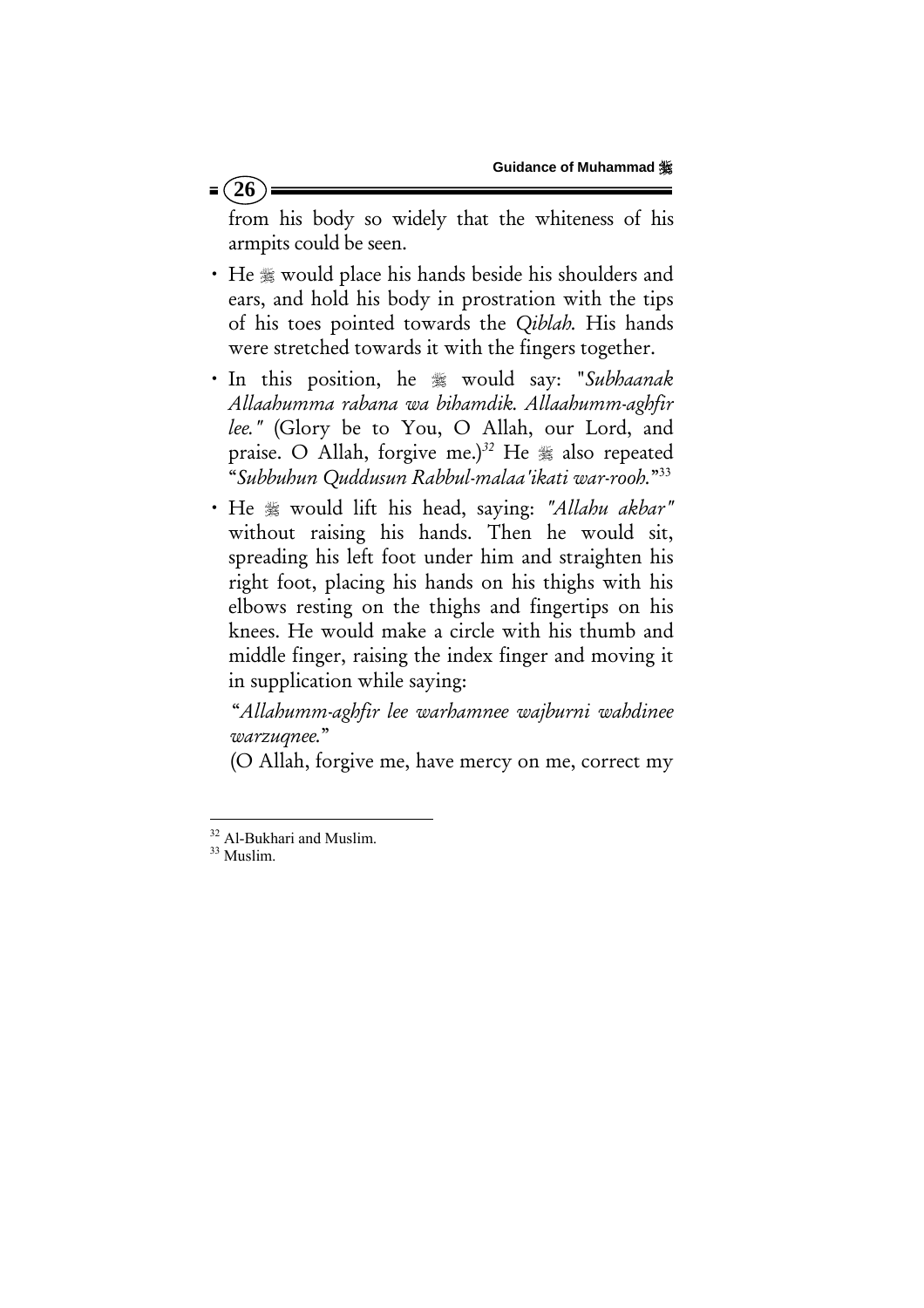from his body so widely that the whiteness of his armpits could be seen.

- He ﷺ would place his hands beside his shoulders and ears, and hold his body in prostration with the tips of his toes pointed towards the *Qiblah*. His hands were stretched towards it with the fingers together.
- In this position, he ﷺ would say: "*Subhaanak Allaahumma rabana wa bihamdik. Allaahumm-aghfir lee.*" (Glory be to You, O Allah, our Lord, and praise. O Allah, forgive me.)[32] He ﷺ also repeated "*Subbuhun Quddusun Rabbul-malaa'ikati war-rooh.*"[33]
- He ﷺ would lift his head, saying: *"Allahu akbar"* without raising his hands. Then he would sit, spreading his left foot under him and straighten his right foot, placing his hands on his thighs with his elbows resting on the thighs and fingertips on his knees. He would make a circle with his thumb and middle finger, raising the index finger and moving it in supplication while saying:

  "*Allahumm-aghfir lee warhamnee wajburni wahdinee warzuqnee.*"

  (O Allah, forgive me, have mercy on me, correct my

---

[32] Al-Bukhari and Muslim.

[33] Muslim.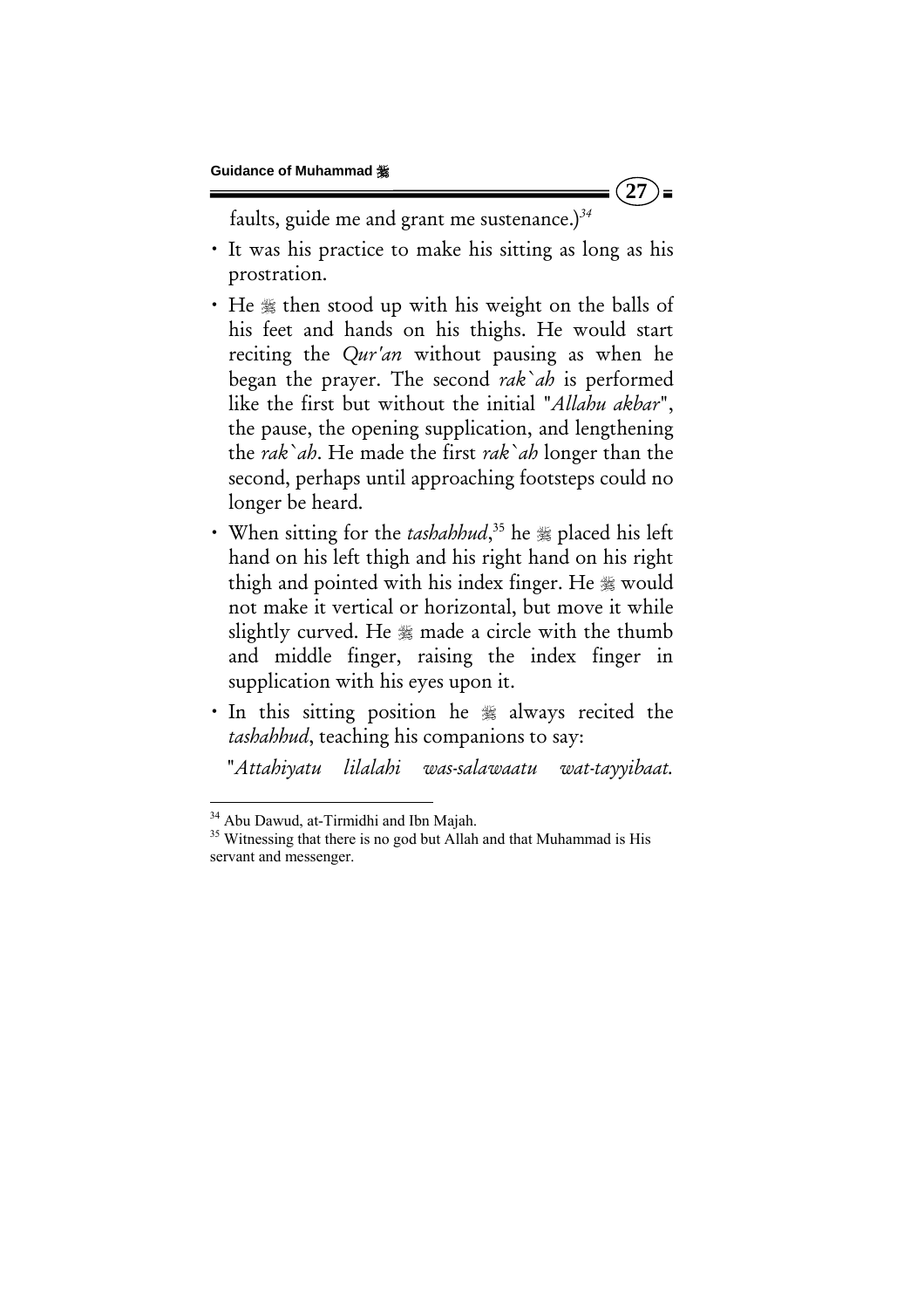faults, guide me and grant me sustenance.)[34]

- It was his practice to make his sitting as long as his prostration.
- He ﷺ then stood up with his weight on the balls of his feet and hands on his thighs. He would start reciting the *Qur'an* without pausing as when he began the prayer. The second *rak`ah* is performed like the first but without the initial "*Allahu akbar*", the pause, the opening supplication, and lengthening the *rak`ah*. He made the first *rak`ah* longer than the second, perhaps until approaching footsteps could no longer be heard.
- When sitting for the *tashahhud*,[35] he ﷺ placed his left hand on his left thigh and his right hand on his right thigh and pointed with his index finger. He ﷺ would not make it vertical or horizontal, but move it while slightly curved. He ﷺ made a circle with the thumb and middle finger, raising the index finger in supplication with his eyes upon it.
- In this sitting position he ﷺ always recited the *tashahhud*, teaching his companions to say:

"*Attahiyatu lilalahi was-salawaatu wat-tayyibaat.*

---

[34] Abu Dawud, at-Tirmidhi and Ibn Majah.

[35] Witnessing that there is no god but Allah and that Muhammad is His servant and messenger.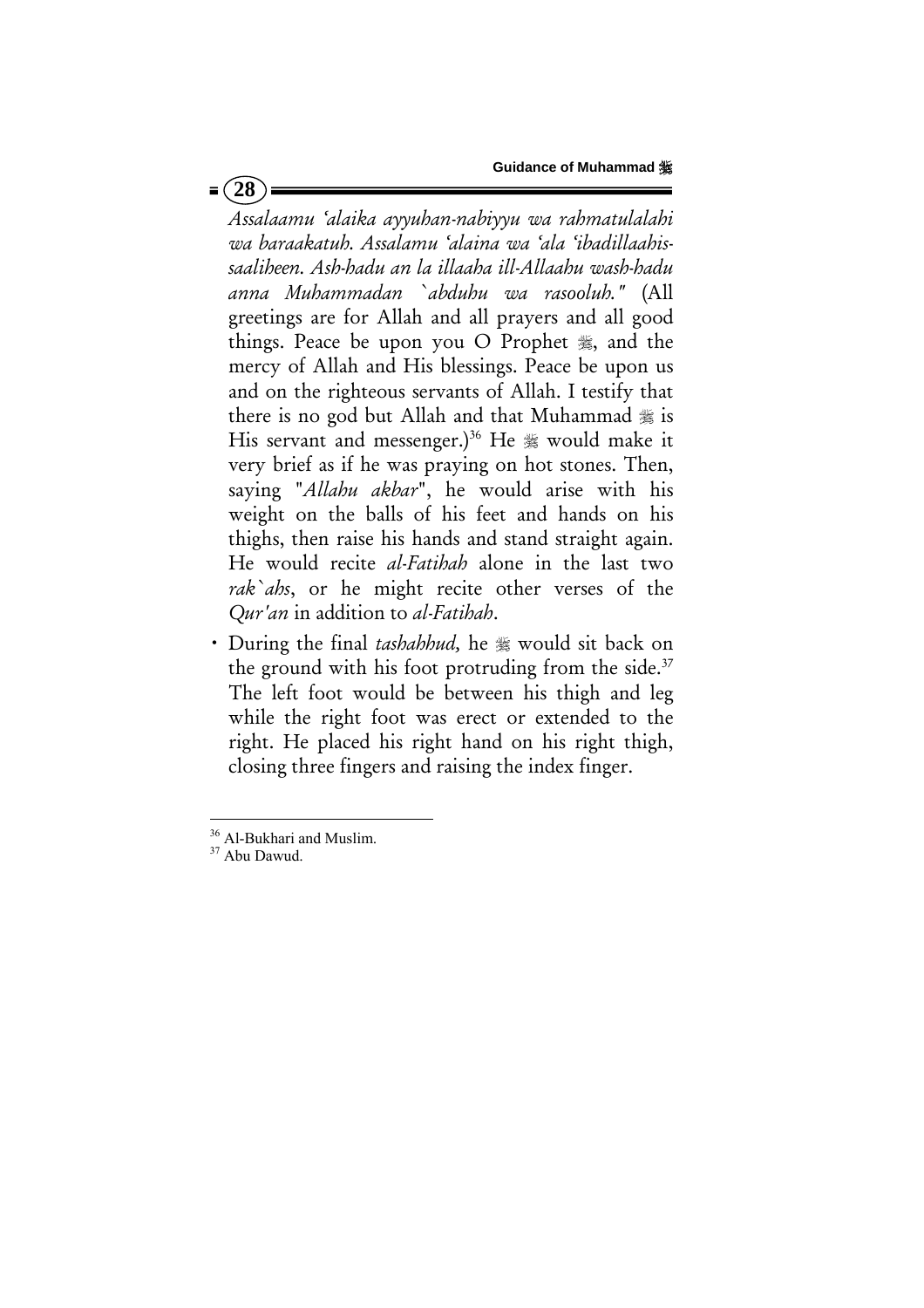*Assalaamu 'alaika ayyuhan-nabiyyu wa rahmatulalahi wa baraakatuh. Assalaamu 'alaina wa 'ala 'ibadillaahis-saaliheen. Ash-hadu an la illaaha ill-Allaahu wash-hadu anna Muhammadan `abduhu wa rasooluh."* (All greetings are for Allah and all prayers and all good things. Peace be upon you O Prophet ﷺ, and the mercy of Allah and His blessings. Peace be upon us and on the righteous servants of Allah. I testify that there is no god but Allah and that Muhammad ﷺ is His servant and messenger.)[36] He ﷺ would make it very brief as if he was praying on hot stones. Then, saying "*Allahu akbar*", he would arise with his weight on the balls of his feet and hands on his thighs, then raise his hands and stand straight again. He would recite *al-Fatihah* alone in the last two *rak`ahs*, or he might recite other verses of the *Qur'an* in addition to *al-Fatihah*.

- During the final *tashahhud,* he ﷺ would sit back on the ground with his foot protruding from the side.[37] The left foot would be between his thigh and leg while the right foot was erect or extended to the right. He placed his right hand on his right thigh, closing three fingers and raising the index finger.

---

[36] Al-Bukhari and Muslim.

[37] Abu Dawud.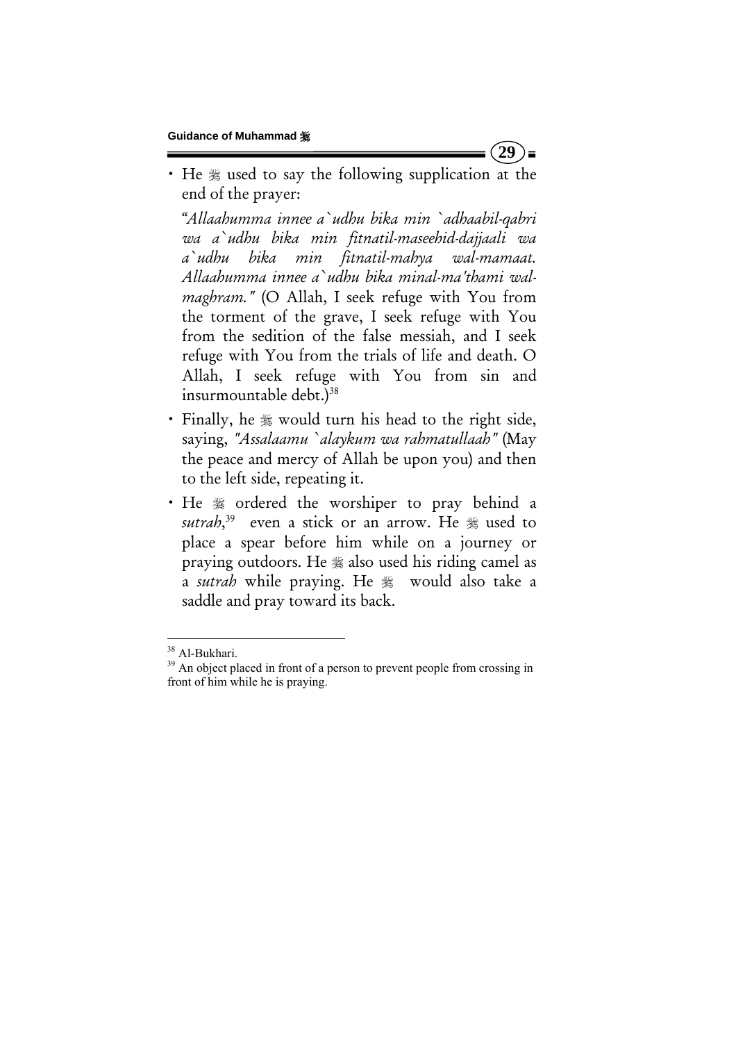- He ﷺ used to say the following supplication at the end of the prayer:

  *"Allaahumma innee a`udhu bika min `adhaabil-qabri wa a`udhu bika min fitnatil-maseehid-dajjaali wa a`udhu bika min fitnatil-mahya wal-mamaat. Allaahumma innee a`udhu bika minal-ma'thami wal-maghram."* (O Allah, I seek refuge with You from the torment of the grave, I seek refuge with You from the sedition of the false messiah, and I seek refuge with You from the trials of life and death. O Allah, I seek refuge with You from sin and insurmountable debt.)[38]

- Finally, he ﷺ would turn his head to the right side, saying, *"Assalaamu `alaykum wa rahmatullaah"* (May the peace and mercy of Allah be upon you) and then to the left side, repeating it.

- He ﷺ ordered the worshiper to pray behind a *sutrah*,[39] even a stick or an arrow. He ﷺ used to place a spear before him while on a journey or praying outdoors. He ﷺ also used his riding camel as a *sutrah* while praying. He ﷺ would also take a saddle and pray toward its back.

---

[38] Al-Bukhari.

[39] An object placed in front of a person to prevent people from crossing in front of him while he is praying.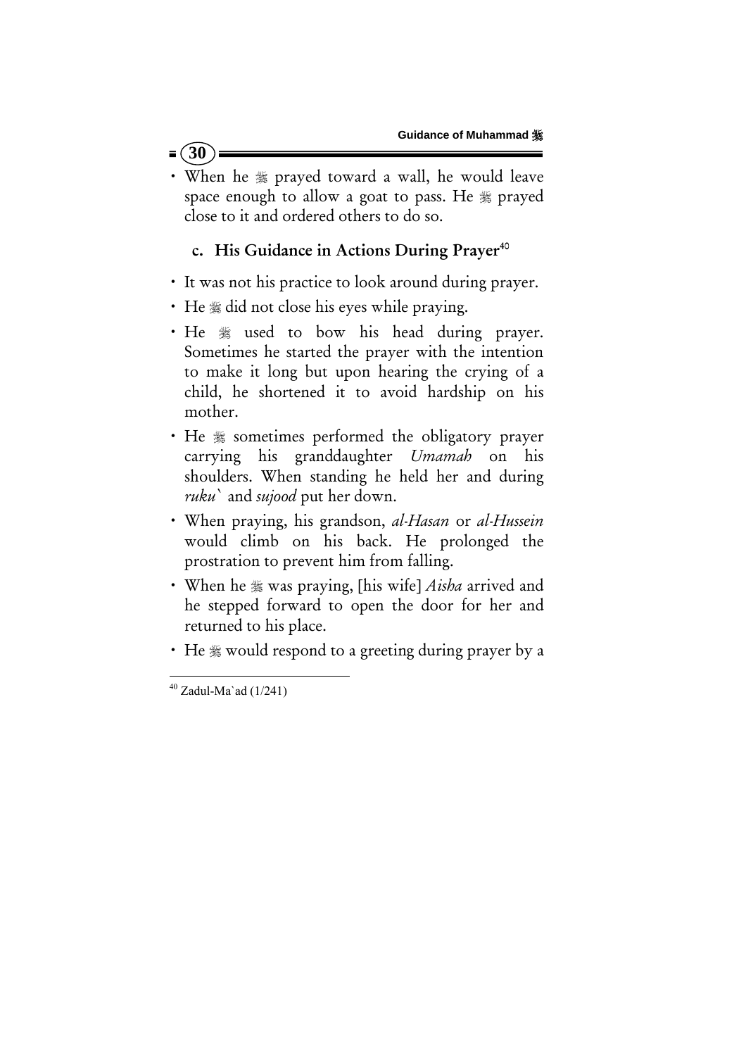- When he ﷺ prayed toward a wall, he would leave space enough to allow a goat to pass. He ﷺ prayed close to it and ordered others to do so.

### c. His Guidance in Actions During Prayer[40]

- It was not his practice to look around during prayer.
- He ﷺ did not close his eyes while praying.
- He ﷺ used to bow his head during prayer. Sometimes he started the prayer with the intention to make it long but upon hearing the crying of a child, he shortened it to avoid hardship on his mother.
- He ﷺ sometimes performed the obligatory prayer carrying his granddaughter *Umamah* on his shoulders. When standing he held her and during *ruku`* and *sujood* put her down.
- When praying, his grandson, *al-Hasan* or *al-Hussein* would climb on his back. He prolonged the prostration to prevent him from falling.
- When he ﷺ was praying, [his wife] *Aisha* arrived and he stepped forward to open the door for her and returned to his place.
- He ﷺ would respond to a greeting during prayer by a

---

[40] Zadul-Ma`ad (1/241)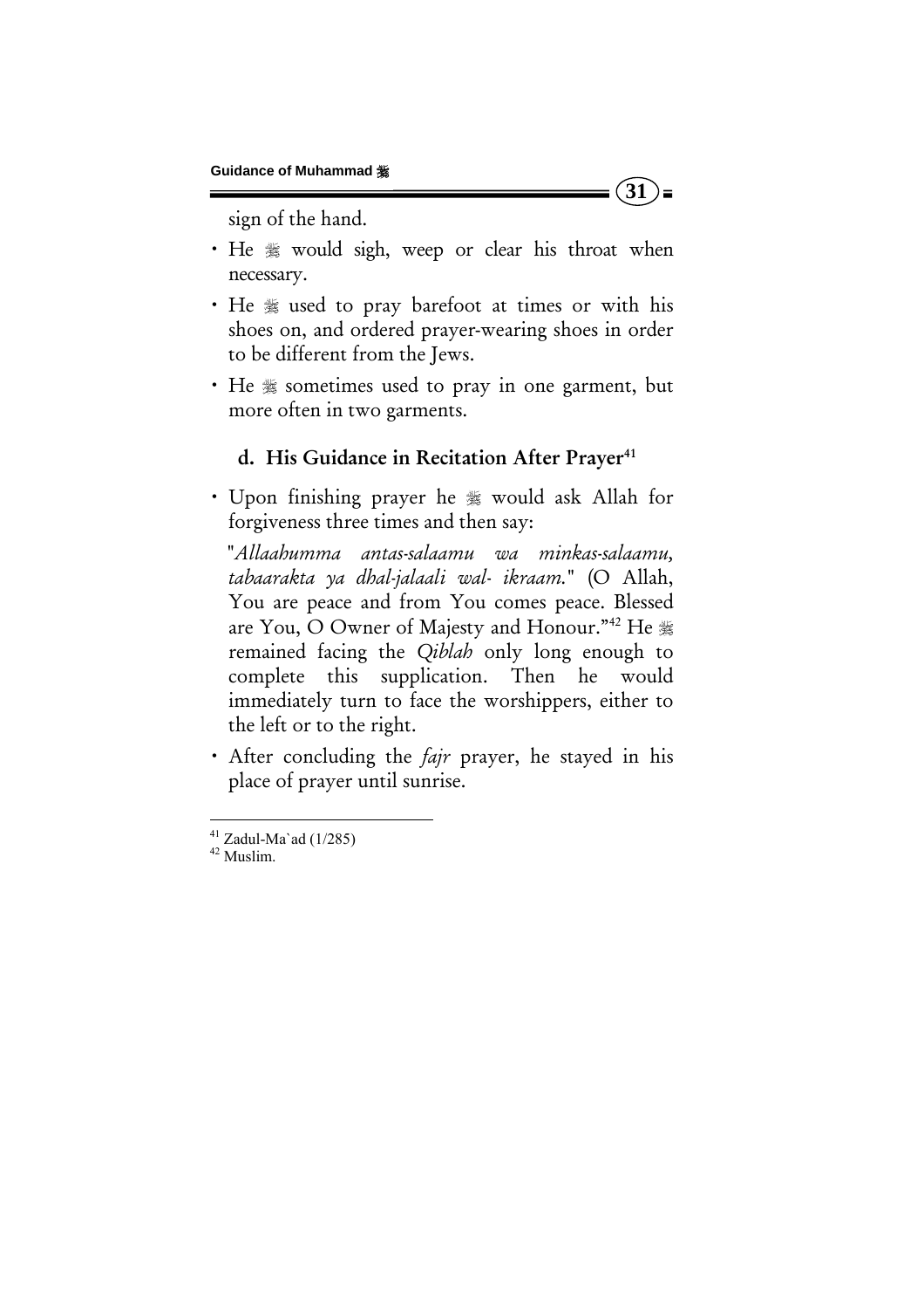sign of the hand.

- He ﷺ would sigh, weep or clear his throat when necessary.
- He ﷺ used to pray barefoot at times or with his shoes on, and ordered prayer-wearing shoes in order to be different from the Jews.
- He ﷺ sometimes used to pray in one garment, but more often in two garments.

### d. His Guidance in Recitation After Prayer[41]

- Upon finishing prayer he ﷺ would ask Allah for forgiveness three times and then say:

  "*Allaahumma antas-salaamu wa minkas-salaamu, tabaarakta ya dhal-jalaali wal- ikraam.*" (O Allah, You are peace and from You comes peace. Blessed are You, O Owner of Majesty and Honour."[42] He ﷺ remained facing the *Qiblah* only long enough to complete this supplication. Then he would immediately turn to face the worshippers, either to the left or to the right.

- After concluding the *fajr* prayer, he stayed in his place of prayer until sunrise.

---

[41] Zadul-Ma`ad (1/285)

[42] Muslim.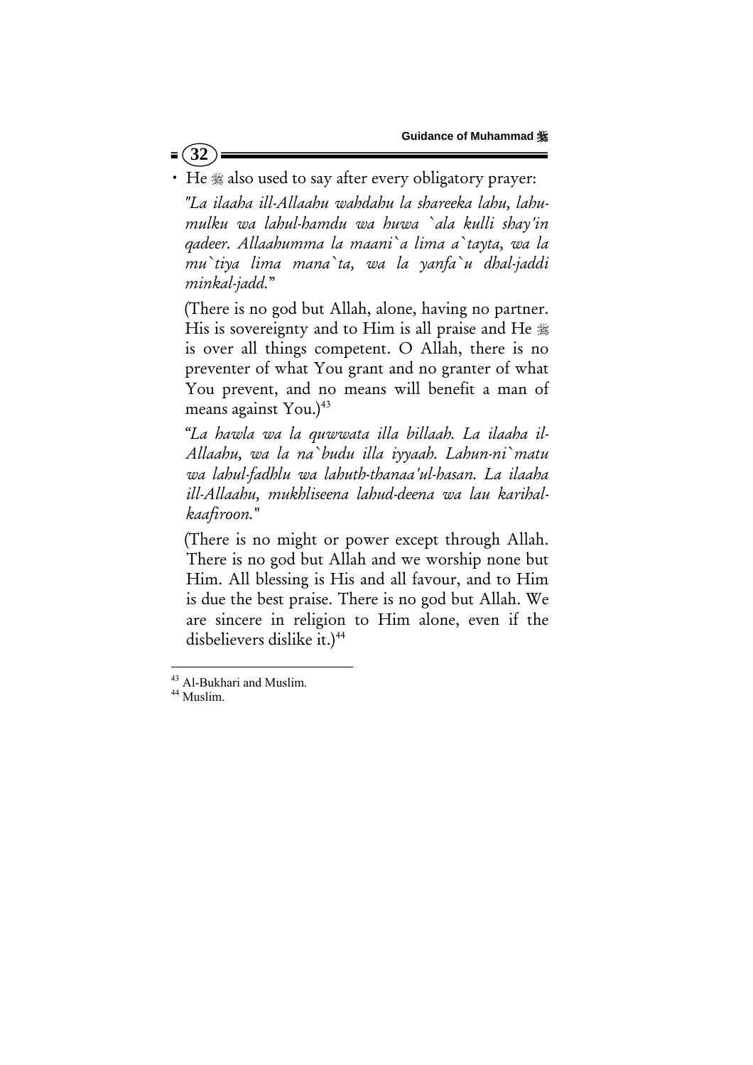- He ﷺ also used to say after every obligatory prayer:

  *"La ilaaha ill-Allaahu wahdahu la shareeka lahu, lahu-mulku wa lahul-hamdu wa huwa `ala kulli shay'in qadeer. Allaahumma la maani`a lima a`tayta, wa la mu`tiya lima mana`ta, wa la yanfa`u dhal-jaddi minkal-jadd."*

  (There is no god but Allah, alone, having no partner. His is sovereignty and to Him is all praise and He ﷻ is over all things competent. O Allah, there is no preventer of what You grant and no granter of what You prevent, and no means will benefit a man of means against You.)[43]

  *"La hawla wa la quwwata illa billaah. La ilaaha il-Allaahu, wa la na`budu illa iyyaah. Lahun-ni`matu wa lahul-fadhlu wa lahuth-thanaa'ul-hasan. La ilaaha ill-Allaahu, mukhliseena lahud-deena wa lau karihal-kaafiroon."*

  (There is no might or power except through Allah. There is no god but Allah and we worship none but Him. All blessing is His and all favour, and to Him is due the best praise. There is no god but Allah. We are sincere in religion to Him alone, even if the disbelievers dislike it.)[44]

---

[43] Al-Bukhari and Muslim.

[44] Muslim.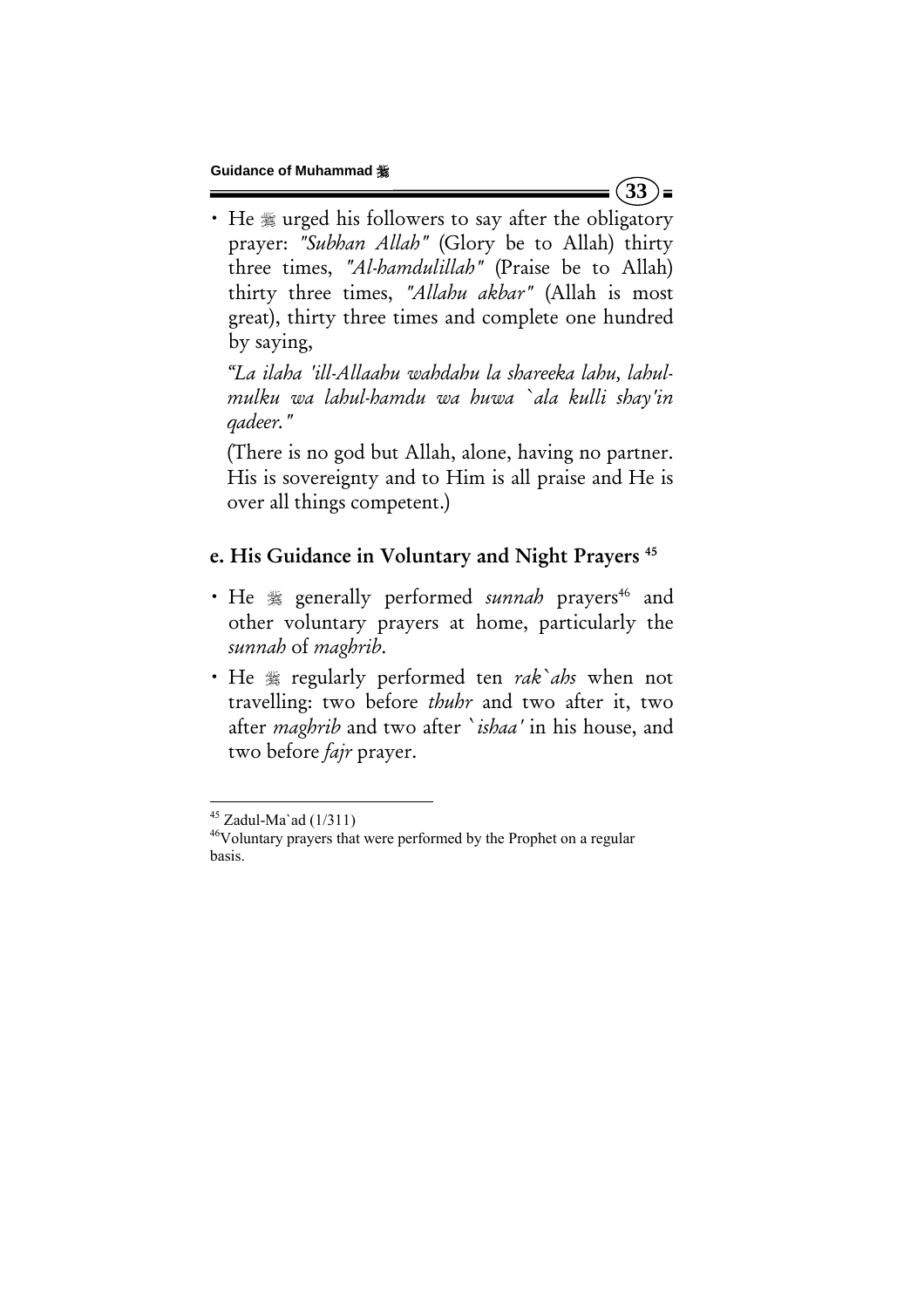- He ﷺ urged his followers to say after the obligatory prayer: *"Subhan Allah"* (Glory be to Allah) thirty three times, *"Al-hamdulillah"* (Praise be to Allah) thirty three times, *"Allahu akbar"* (Allah is most great), thirty three times and complete one hundred by saying,

  *"La ilaha 'ill-Allaahu wahdahu la shareeka lahu, lahul-mulku wa lahul-hamdu wa huwa `ala kulli shay'in qadeer."*

  (There is no god but Allah, alone, having no partner. His is sovereignty and to Him is all praise and He is over all things competent.)

### e. His Guidance in Voluntary and Night Prayers [45]

- He ﷺ generally performed *sunnah* prayers[46] and other voluntary prayers at home, particularly the *sunnah* of *maghrib*.
- He ﷺ regularly performed ten *rak`ahs* when not travelling: two before *thuhr* and two after it, two after *maghrib* and two after *`ishaa'* in his house, and two before *fajr* prayer.

---

[45] Zadul-Ma`ad (1/311)

[46] Voluntary prayers that were performed by the Prophet on a regular basis.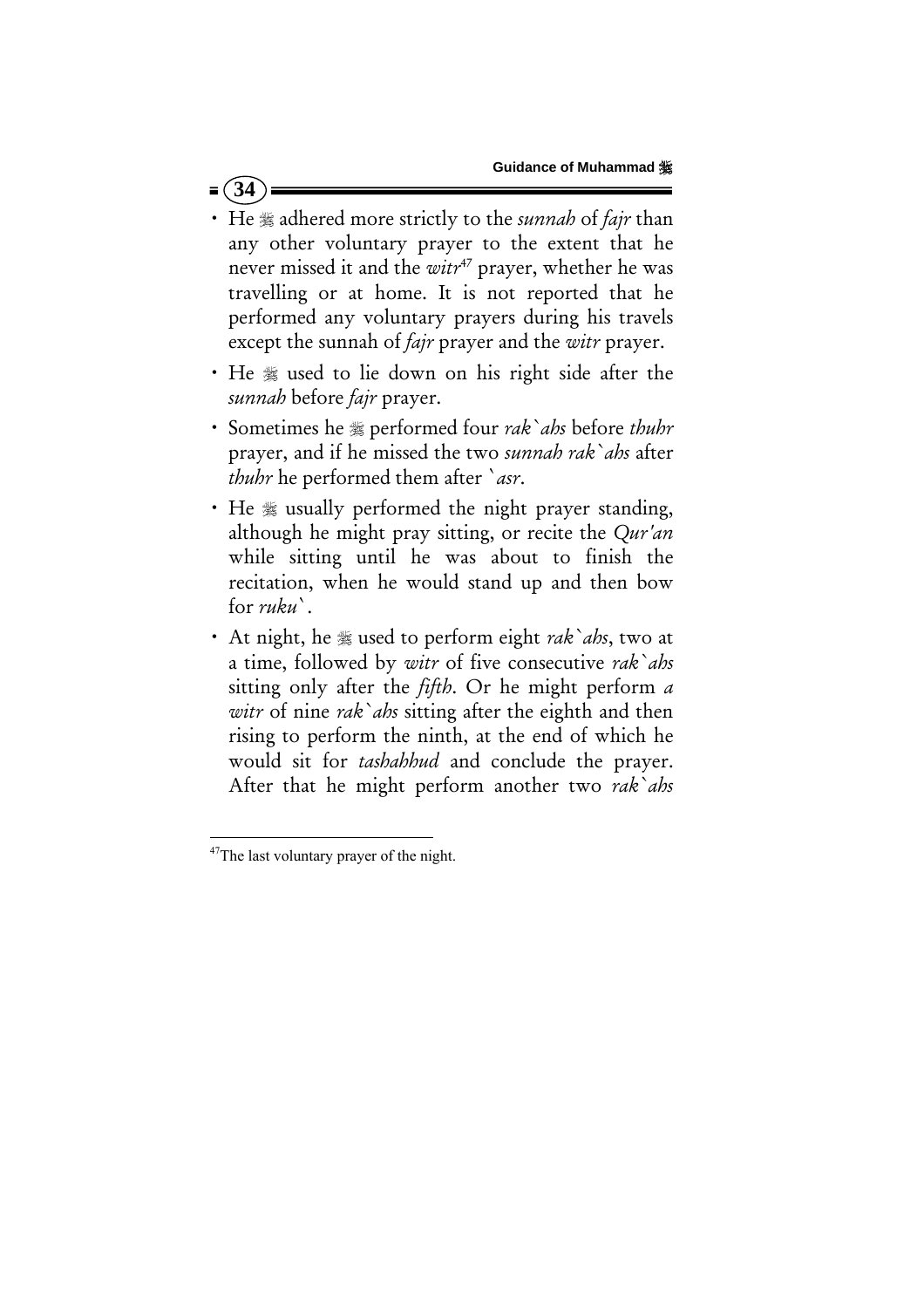- He ﷺ adhered more strictly to the *sunnah* of *fajr* than any other voluntary prayer to the extent that he never missed it and the *witr*[47] prayer, whether he was travelling or at home. It is not reported that he performed any voluntary prayers during his travels except the sunnah of *fajr* prayer and the *witr* prayer.
- He ﷺ used to lie down on his right side after the *sunnah* before *fajr* prayer.
- Sometimes he ﷺ performed four *rak`ahs* before *thuhr* prayer, and if he missed the two *sunnah rak`ahs* after *thuhr* he performed them after *`asr*.
- He ﷺ usually performed the night prayer standing, although he might pray sitting, or recite the *Qur'an* while sitting until he was about to finish the recitation, when he would stand up and then bow for *ruku`*.
- At night, he ﷺ used to perform eight *rak`ahs*, two at a time, followed by *witr* of five consecutive *rak`ahs* sitting only after the *fifth*. Or he might perform *a witr* of nine *rak`ahs* sitting after the eighth and then rising to perform the ninth, at the end of which he would sit for *tashahhud* and conclude the prayer. After that he might perform another two *rak`ahs*

[47] The last voluntary prayer of the night.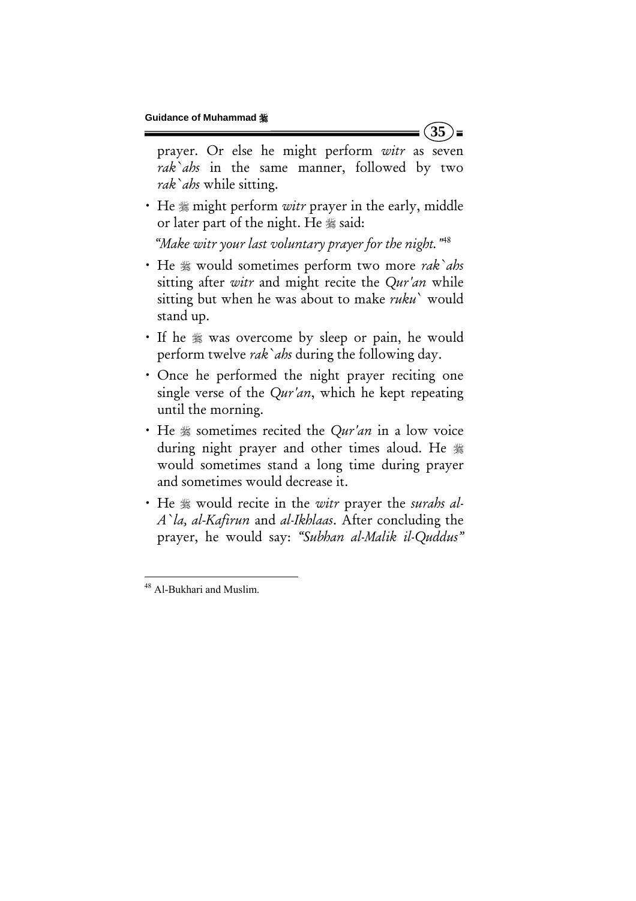prayer. Or else he might perform *witr* as seven *rak`ahs* in the same manner, followed by two *rak`ahs* while sitting.

- He ﷺ might perform *witr* prayer in the early, middle or later part of the night. He ﷺ said:

  *"Make witr your last voluntary prayer for the night."*[48]

- He ﷺ would sometimes perform two more *rak`ahs* sitting after *witr* and might recite the *Qur'an* while sitting but when he was about to make *ruku`* would stand up.
- If he ﷺ was overcome by sleep or pain, he would perform twelve *rak`ahs* during the following day.
- Once he performed the night prayer reciting one single verse of the *Qur'an*, which he kept repeating until the morning.
- He ﷺ sometimes recited the *Qur'an* in a low voice during night prayer and other times aloud. He ﷺ would sometimes stand a long time during prayer and sometimes would decrease it.
- He ﷺ would recite in the *witr* prayer the *surahs al-A`la, al-Kafirun* and *al-Ikhlaas*. After concluding the prayer, he would say: *"Subhan al-Malik il-Quddus"*

---

[48] Al-Bukhari and Muslim.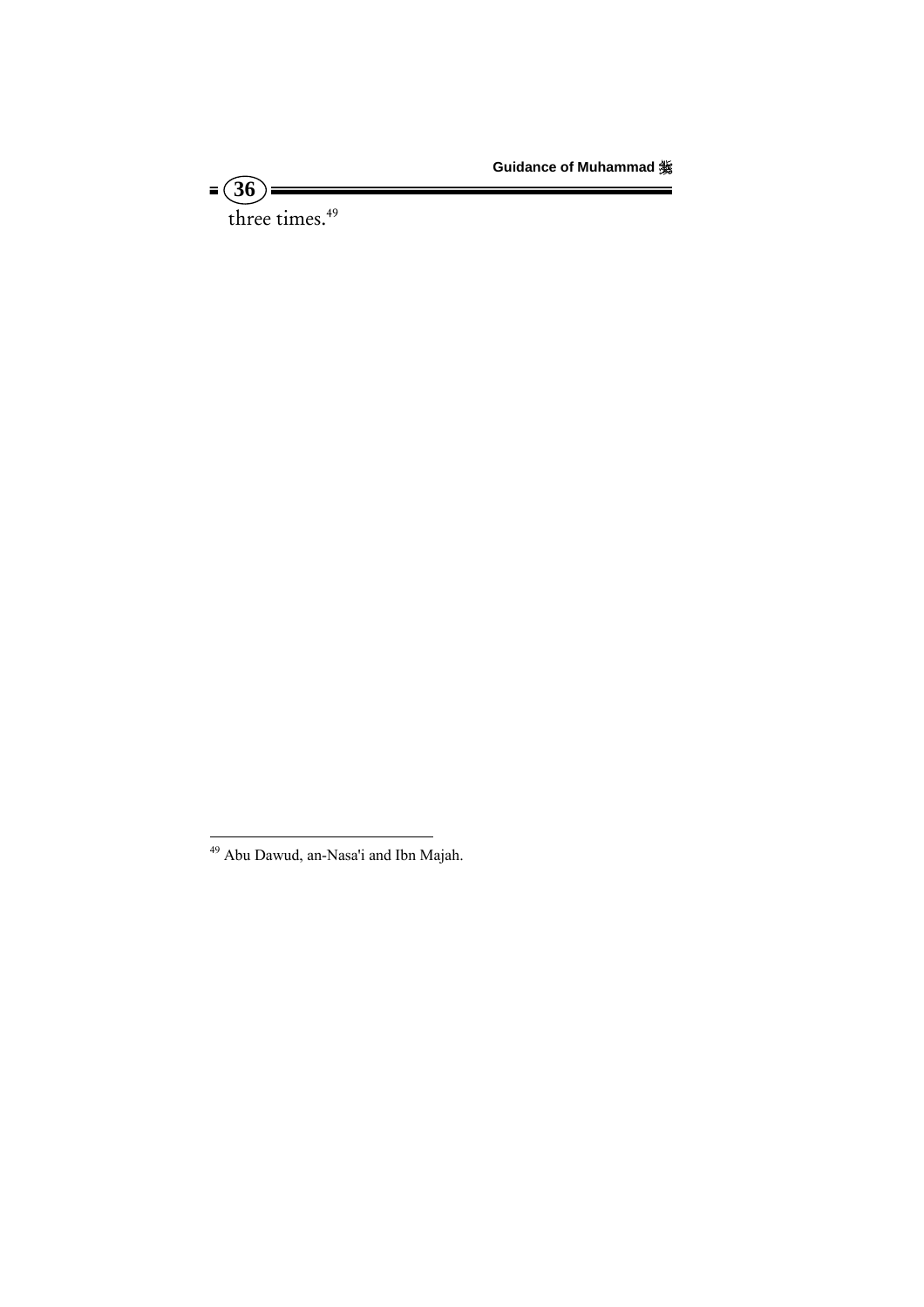three times.[49]

[49] Abu Dawud, an-Nasa'i and Ibn Majah.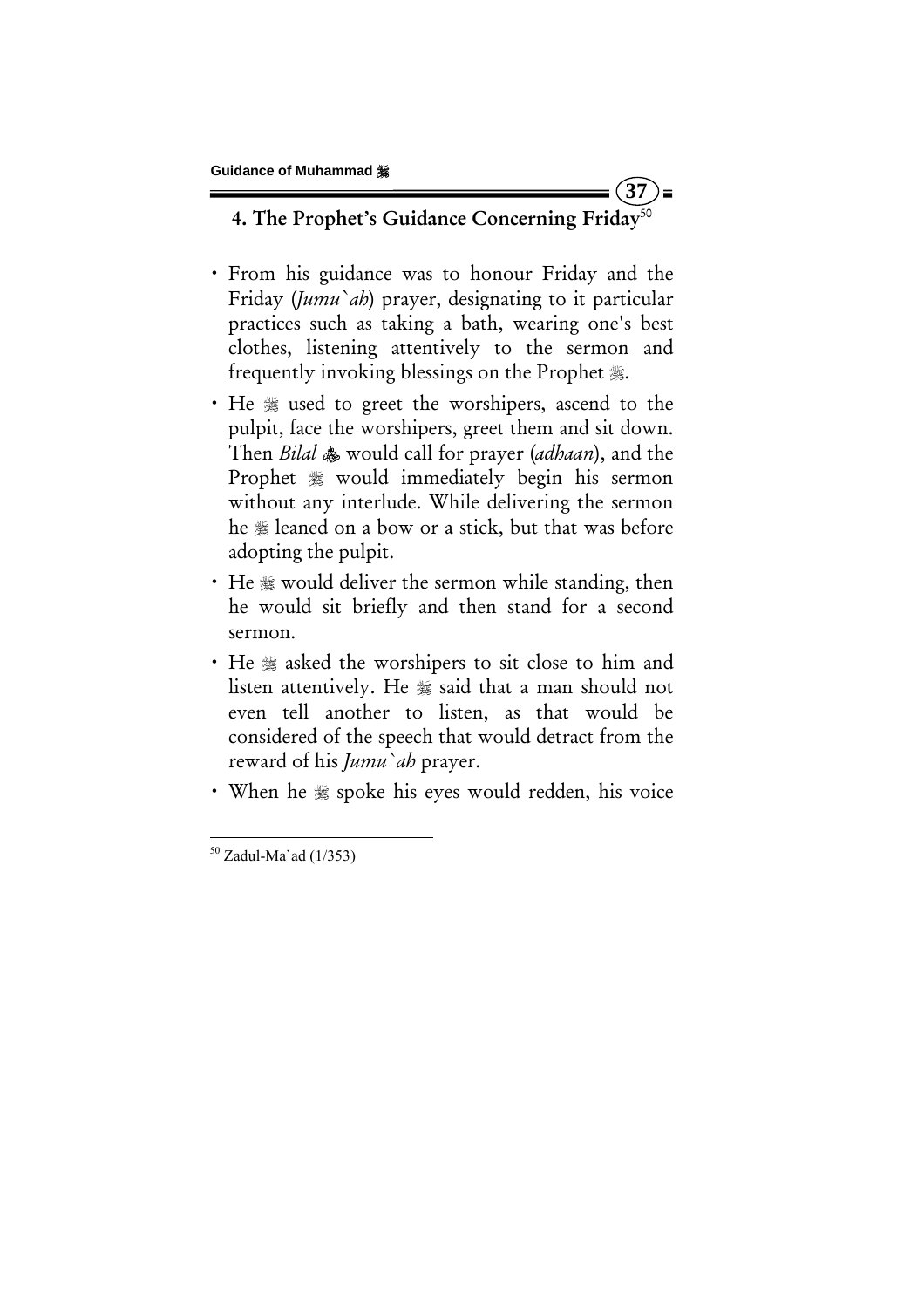## 4. The Prophet's Guidance Concerning Friday[50]

- From his guidance was to honour Friday and the Friday (*Jumu`ah*) prayer, designating to it particular practices such as taking a bath, wearing one's best clothes, listening attentively to the sermon and frequently invoking blessings on the Prophet ﷺ.
- He ﷺ used to greet the worshipers, ascend to the pulpit, face the worshipers, greet them and sit down. Then *Bilal* ﷺ would call for prayer (*adhaan*), and the Prophet ﷺ would immediately begin his sermon without any interlude. While delivering the sermon he ﷺ leaned on a bow or a stick, but that was before adopting the pulpit.
- He ﷺ would deliver the sermon while standing, then he would sit briefly and then stand for a second sermon.
- He ﷺ asked the worshipers to sit close to him and listen attentively. He ﷺ said that a man should not even tell another to listen, as that would be considered of the speech that would detract from the reward of his *Jumu`ah* prayer.
- When he ﷺ spoke his eyes would redden, his voice

---

[50] Zadul-Ma`ad (1/353)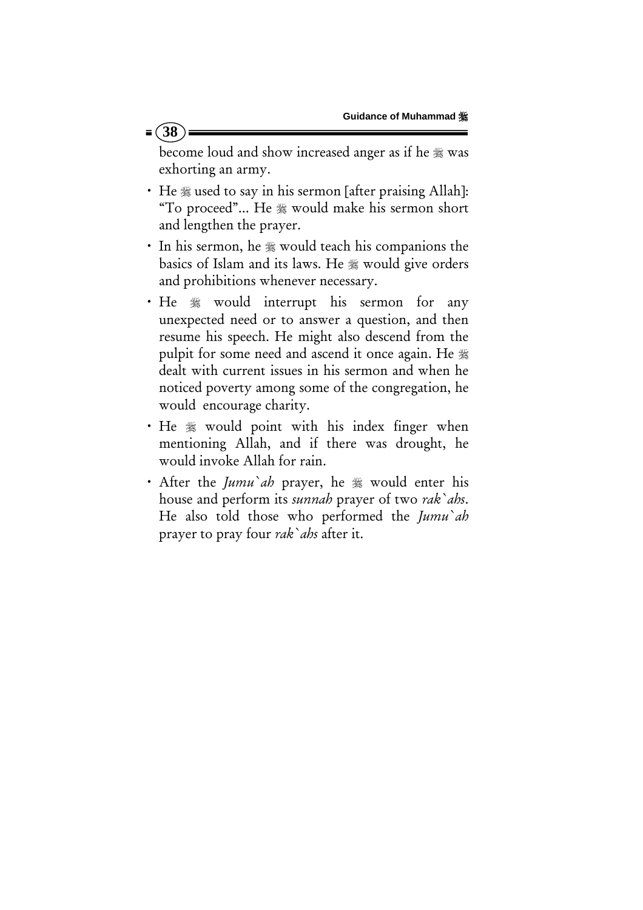become loud and show increased anger as if he ﷺ was exhorting an army.

- He ﷺ used to say in his sermon [after praising Allah]: "To proceed"... He ﷺ would make his sermon short and lengthen the prayer.
- In his sermon, he ﷺ would teach his companions the basics of Islam and its laws. He ﷺ would give orders and prohibitions whenever necessary.
- He ﷺ would interrupt his sermon for any unexpected need or to answer a question, and then resume his speech. He might also descend from the pulpit for some need and ascend it once again. He ﷺ dealt with current issues in his sermon and when he noticed poverty among some of the congregation, he would encourage charity.
- He ﷺ would point with his index finger when mentioning Allah, and if there was drought, he would invoke Allah for rain.
- After the *Jumu`ah* prayer, he ﷺ would enter his house and perform its *sunnah* prayer of two *rak`ahs*. He also told those who performed the *Jumu`ah* prayer to pray four *rak`ahs* after it.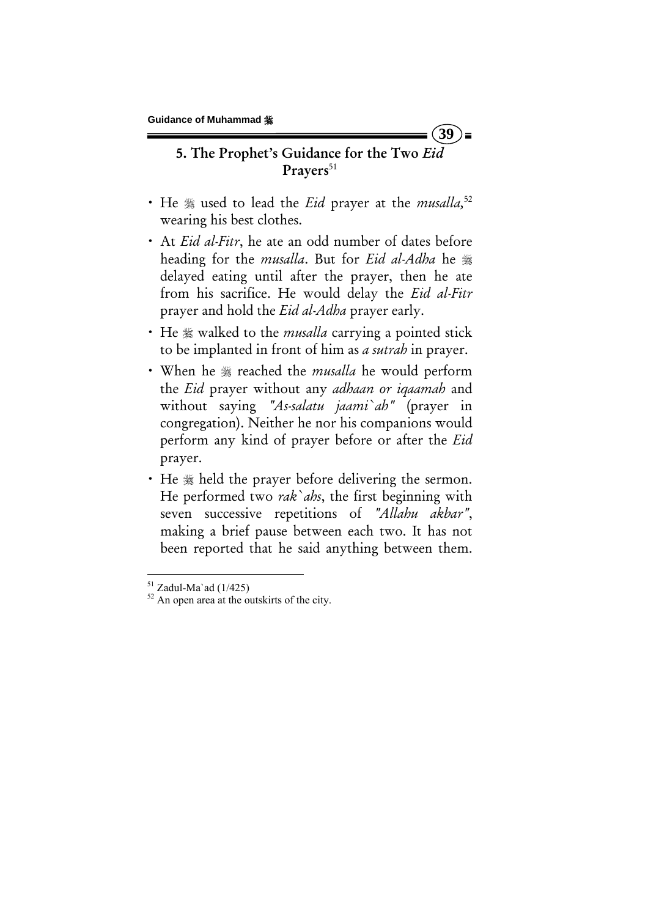## 5. The Prophet's Guidance for the Two *Eid* Prayers[51]

- He ﷺ used to lead the *Eid* prayer at the *musalla*,[52] wearing his best clothes.
- At *Eid al-Fitr*, he ate an odd number of dates before heading for the *musalla*. But for *Eid al-Adha* he ﷺ delayed eating until after the prayer, then he ate from his sacrifice. He would delay the *Eid al-Fitr* prayer and hold the *Eid al-Adha* prayer early.
- He ﷺ walked to the *musalla* carrying a pointed stick to be implanted in front of him as *a sutrah* in prayer.
- When he ﷺ reached the *musalla* he would perform the *Eid* prayer without any *adhaan or iqaamah* and without saying *"As-salatu jaami`ah"* (prayer in congregation). Neither he nor his companions would perform any kind of prayer before or after the *Eid* prayer.
- He ﷺ held the prayer before delivering the sermon. He performed two *rak`ahs*, the first beginning with seven successive repetitions of *"Allahu akbar"*, making a brief pause between each two. It has not been reported that he said anything between them.

---

[51] Zadul-Ma`ad (1/425)

[52] An open area at the outskirts of the city.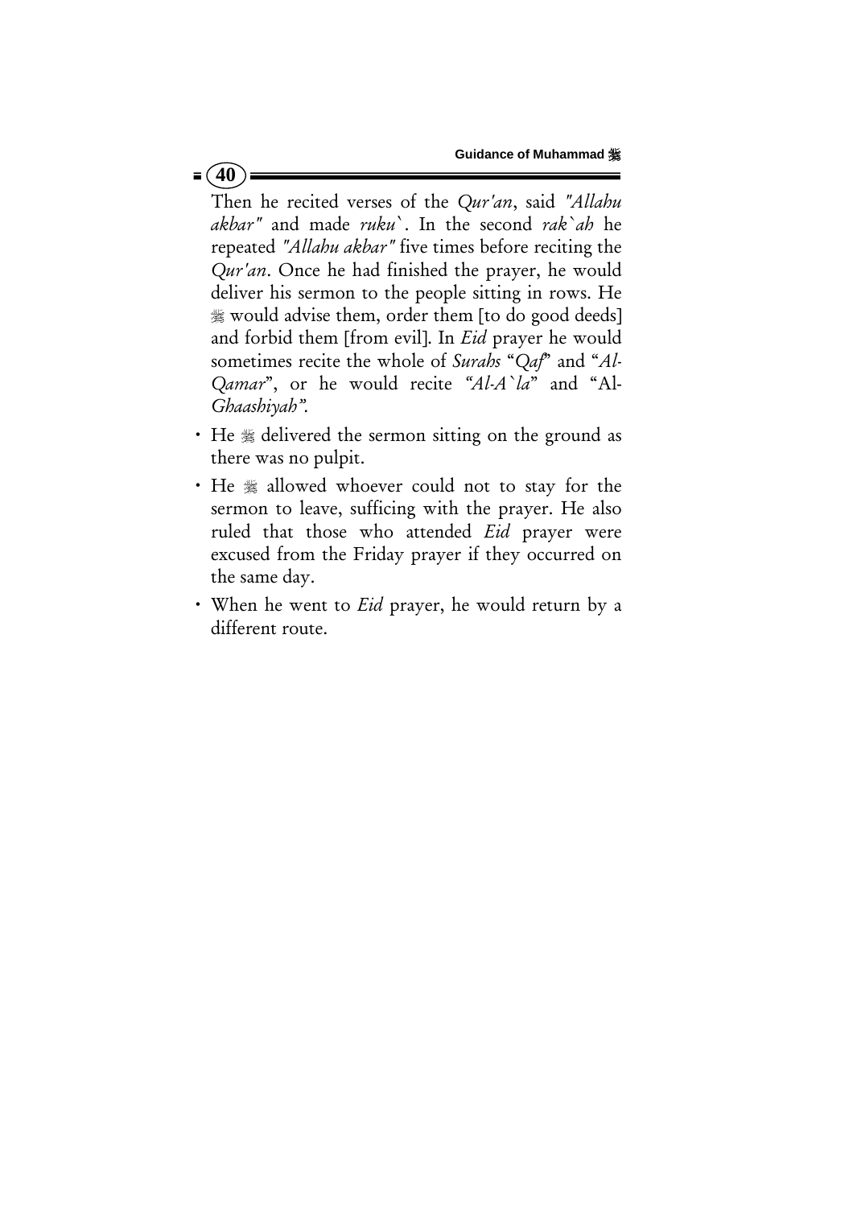Then he recited verses of the *Qur'an*, said *"Allahu akbar"* and made *ruku`*. In the second *rak`ah* he repeated *"Allahu akbar"* five times before reciting the *Qur'an*. Once he had finished the prayer, he would deliver his sermon to the people sitting in rows. He ﷺ would advise them, order them [to do good deeds] and forbid them [from evil]. In *Eid* prayer he would sometimes recite the whole of *Surahs* "*Qaf*" and "*Al-Qamar*", or he would recite *"Al-A`la*" and "Al-*Ghaashiyah"*.

- He ﷺ delivered the sermon sitting on the ground as there was no pulpit.
- He ﷺ allowed whoever could not to stay for the sermon to leave, sufficing with the prayer. He also ruled that those who attended *Eid* prayer were excused from the Friday prayer if they occurred on the same day.
- When he went to *Eid* prayer, he would return by a different route.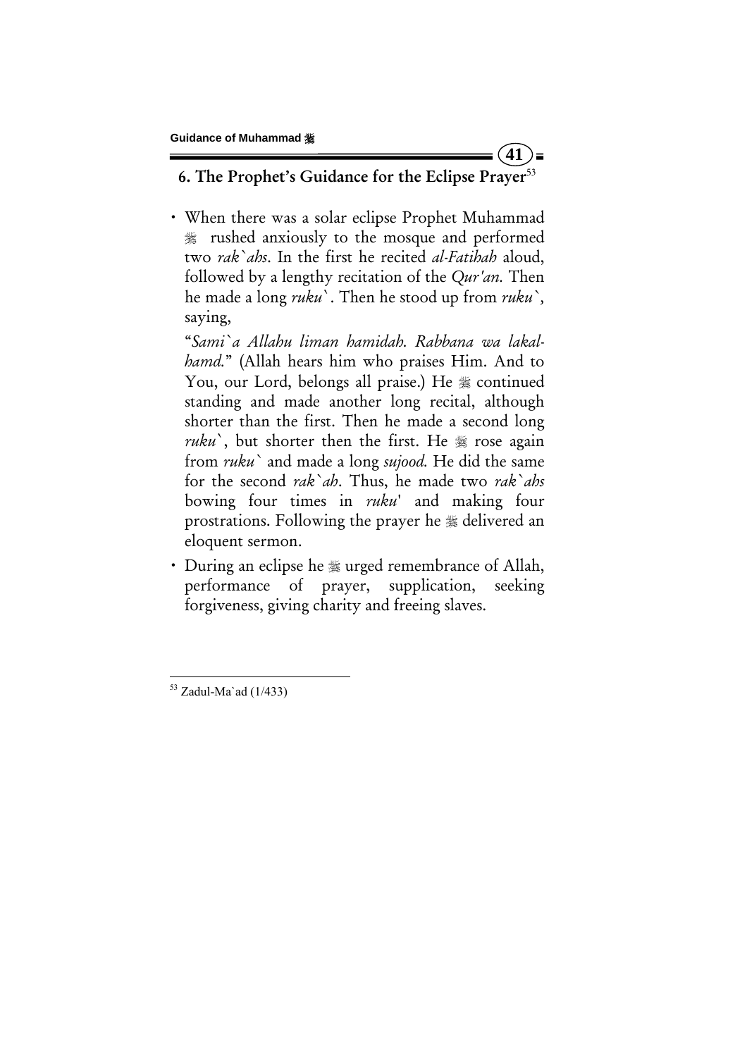## 6. The Prophet's Guidance for the Eclipse Prayer[53]

- When there was a solar eclipse Prophet Muhammad ﷺ rushed anxiously to the mosque and performed two *rak`ahs*. In the first he recited *al-Fatihah* aloud, followed by a lengthy recitation of the *Qur'an*. Then he made a long *ruku`*. Then he stood up from *ruku`*, saying,

  "*Sami`a Allahu liman hamidah. Rabbana wa lakal-hamd.*" (Allah hears him who praises Him. And to You, our Lord, belongs all praise.) He ﷺ continued standing and made another long recital, although shorter than the first. Then he made a second long *ruku`*, but shorter then the first. He ﷺ rose again from *ruku`* and made a long *sujood.* He did the same for the second *rak`ah*. Thus, he made two *rak`ahs* bowing four times in *ruku*' and making four prostrations. Following the prayer he ﷺ delivered an eloquent sermon.

- During an eclipse he ﷺ urged remembrance of Allah, performance of prayer, supplication, seeking forgiveness, giving charity and freeing slaves.

---

[53] Zadul-Ma`ad (1/433)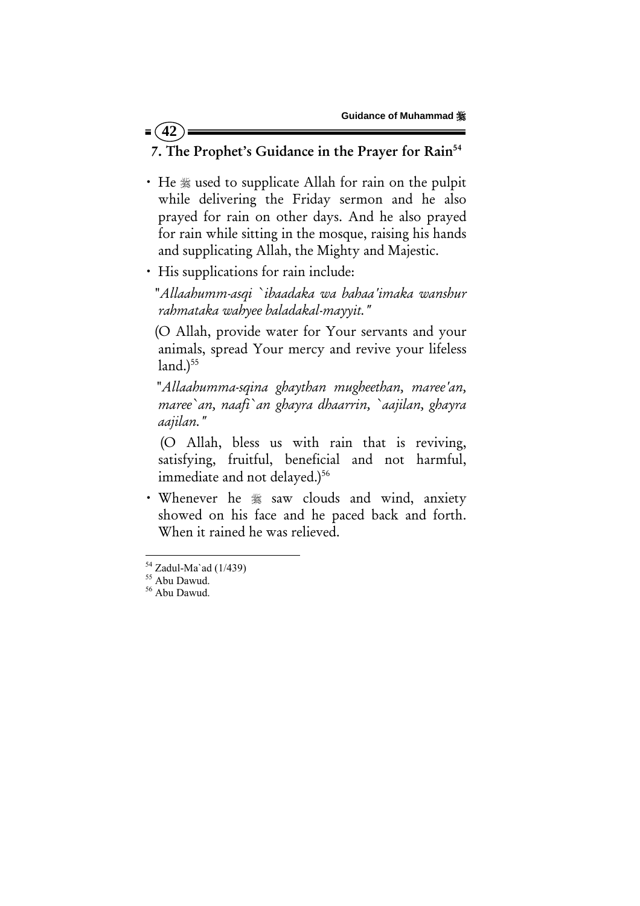## 7. The Prophet's Guidance in the Prayer for Rain[54]

- He ﷺ used to supplicate Allah for rain on the pulpit while delivering the Friday sermon and he also prayed for rain on other days. And he also prayed for rain while sitting in the mosque, raising his hands and supplicating Allah, the Mighty and Majestic.
- His supplications for rain include:

  "*Allaahumm-asqi `ibaadaka wa bahaa'imaka wanshur rahmataka wahyee baladakal-mayyit.*"

  (O Allah, provide water for Your servants and your animals, spread Your mercy and revive your lifeless land.)[55]

  "*Allaahumma-sqina ghaythan mugheethan, maree'an, maree`an, naafi`an ghayra dhaarrin, `aajilan, ghayra aajilan.*"

  (O Allah, bless us with rain that is reviving, satisfying, fruitful, beneficial and not harmful, immediate and not delayed.)[56]

- Whenever he ﷺ saw clouds and wind, anxiety showed on his face and he paced back and forth. When it rained he was relieved.

---

[54] Zadul-Ma`ad (1/439)
[55] Abu Dawud.
[56] Abu Dawud.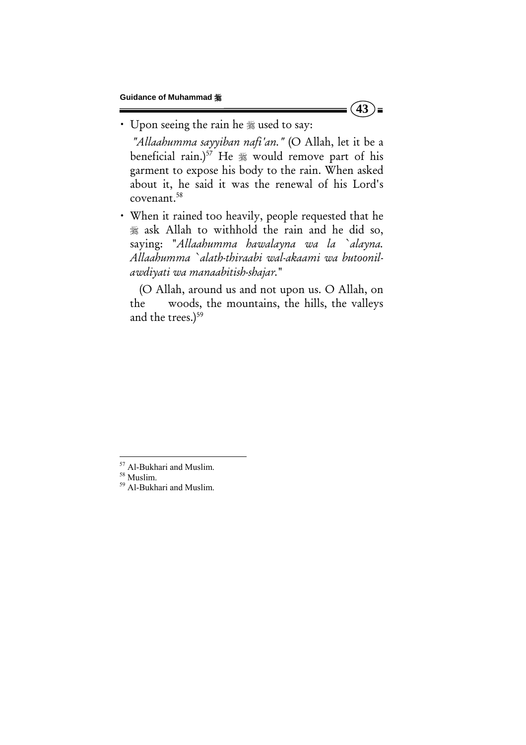- Upon seeing the rain he ﷺ used to say:

  *"Allaahumma sayyiban nafi'an."* (O Allah, let it be a beneficial rain.)[57] He ﷺ would remove part of his garment to expose his body to the rain. When asked about it, he said it was the renewal of his Lord's covenant.[58]

- When it rained too heavily, people requested that he ﷺ ask Allah to withhold the rain and he did so, saying: "*Allaahumma hawalayna wa la `alayna. Allaahumma `alath-thiraabi wal-akaami wa butoonil-awdiyati wa manaabitish-shajar.*"

  (O Allah, around us and not upon us. O Allah, on the woods, the mountains, the hills, the valleys and the trees.)[59]

---

[57] Al-Bukhari and Muslim.
[58] Muslim.
[59] Al-Bukhari and Muslim.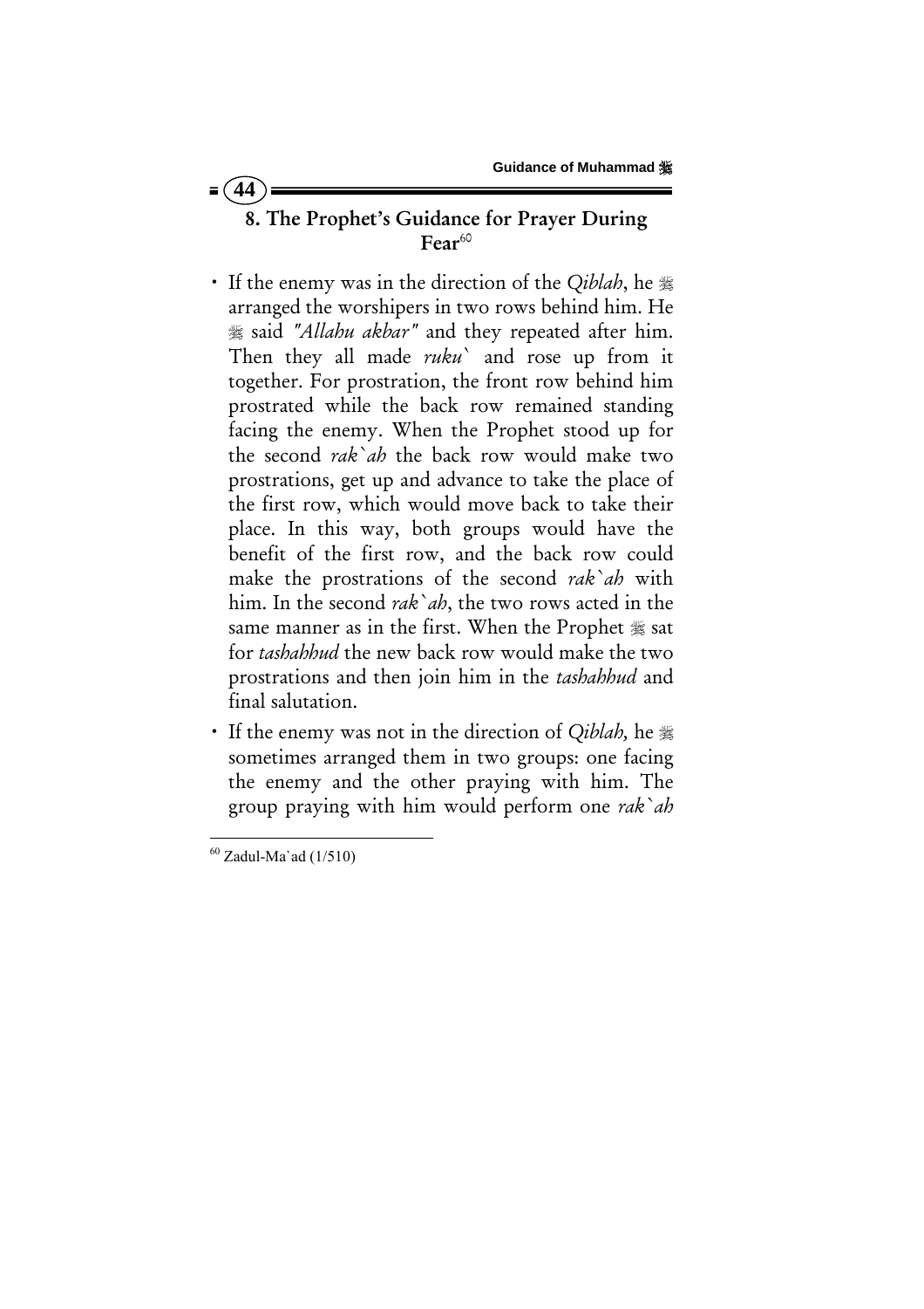## 8. The Prophet's Guidance for Prayer During Fear[60]

- If the enemy was in the direction of the *Qiblah*, he ﷺ arranged the worshipers in two rows behind him. He ﷺ said *"Allahu akbar"* and they repeated after him. Then they all made *ruku`* and rose up from it together. For prostration, the front row behind him prostrated while the back row remained standing facing the enemy. When the Prophet stood up for the second *rak`ah* the back row would make two prostrations, get up and advance to take the place of the first row, which would move back to take their place. In this way, both groups would have the benefit of the first row, and the back row could make the prostrations of the second *rak`ah* with him. In the second *rak`ah*, the two rows acted in the same manner as in the first. When the Prophet ﷺ sat for *tashahhud* the new back row would make the two prostrations and then join him in the *tashahhud* and final salutation.
- If the enemy was not in the direction of *Qiblah,* he ﷺ sometimes arranged them in two groups: one facing the enemy and the other praying with him. The group praying with him would perform one *rak`ah*

---

[60] Zadul-Ma`ad (1/510)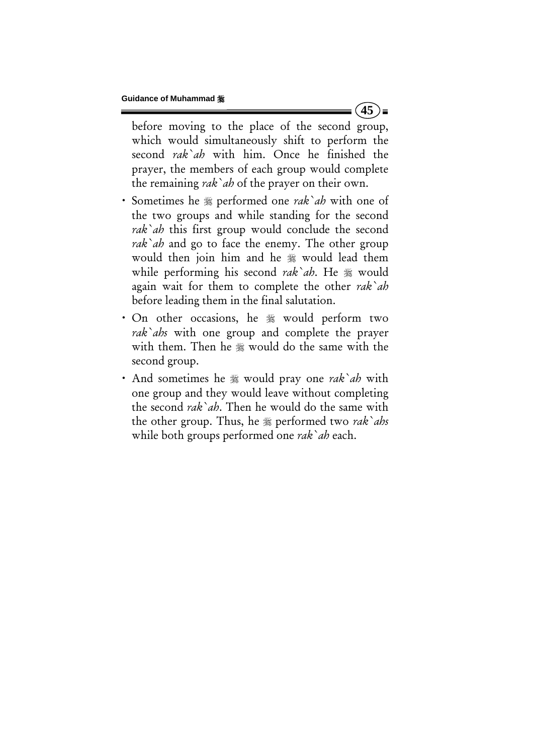before moving to the place of the second group, which would simultaneously shift to perform the second *rak`ah* with him. Once he finished the prayer, the members of each group would complete the remaining *rak`ah* of the prayer on their own.

- Sometimes he ﷺ performed one *rak`ah* with one of the two groups and while standing for the second *rak`ah* this first group would conclude the second *rak`ah* and go to face the enemy. The other group would then join him and he ﷺ would lead them while performing his second *rak`ah*. He ﷺ would again wait for them to complete the other *rak`ah* before leading them in the final salutation.
- On other occasions, he ﷺ would perform two *rak`ahs* with one group and complete the prayer with them. Then he ﷺ would do the same with the second group.
- And sometimes he ﷺ would pray one *rak`ah* with one group and they would leave without completing the second *rak`ah*. Then he would do the same with the other group. Thus, he ﷺ performed two *rak`ahs* while both groups performed one *rak`ah* each.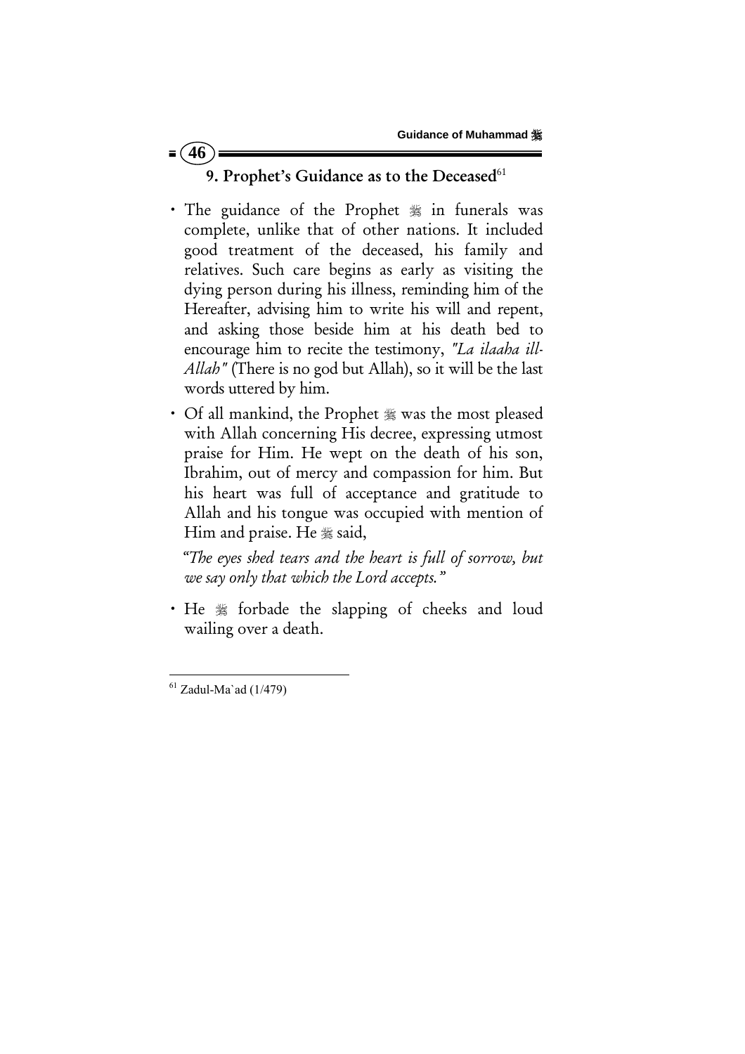## 9. Prophet's Guidance as to the Deceased[61]

- The guidance of the Prophet ﷺ in funerals was complete, unlike that of other nations. It included good treatment of the deceased, his family and relatives. Such care begins as early as visiting the dying person during his illness, reminding him of the Hereafter, advising him to write his will and repent, and asking those beside him at his death bed to encourage him to recite the testimony, *"La ilaaha ill-Allah"* (There is no god but Allah), so it will be the last words uttered by him.
- Of all mankind, the Prophet ﷺ was the most pleased with Allah concerning His decree, expressing utmost praise for Him. He wept on the death of his son, Ibrahim, out of mercy and compassion for him. But his heart was full of acceptance and gratitude to Allah and his tongue was occupied with mention of Him and praise. He ﷺ said,

  *"The eyes shed tears and the heart is full of sorrow, but we say only that which the Lord accepts."*

- He ﷺ forbade the slapping of cheeks and loud wailing over a death.

---

[61] Zadul-Ma`ad (1/479)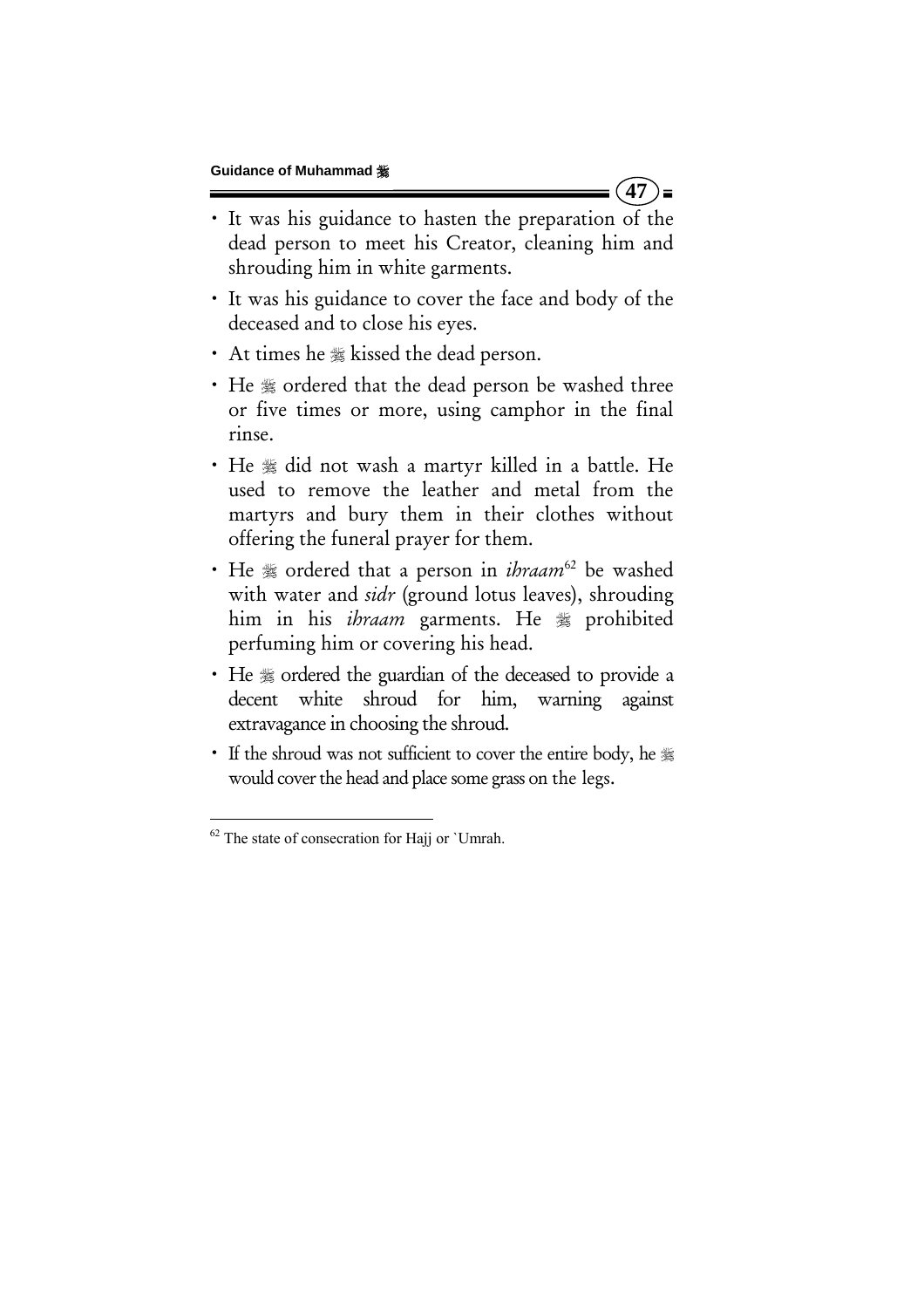- It was his guidance to hasten the preparation of the dead person to meet his Creator, cleaning him and shrouding him in white garments.
- It was his guidance to cover the face and body of the deceased and to close his eyes.
- At times he ﷺ kissed the dead person.
- He ﷺ ordered that the dead person be washed three or five times or more, using camphor in the final rinse.
- He ﷺ did not wash a martyr killed in a battle. He used to remove the leather and metal from the martyrs and bury them in their clothes without offering the funeral prayer for them.
- He ﷺ ordered that a person in *ihraam*[62] be washed with water and *sidr* (ground lotus leaves), shrouding him in his *ihraam* garments. He ﷺ prohibited perfuming him or covering his head.
- He ﷺ ordered the guardian of the deceased to provide a decent white shroud for him, warning against extravagance in choosing the shroud.
- If the shroud was not sufficient to cover the entire body, he ﷺ would cover the head and place some grass on the legs.

---

[62] The state of consecration for Hajj or `Umrah.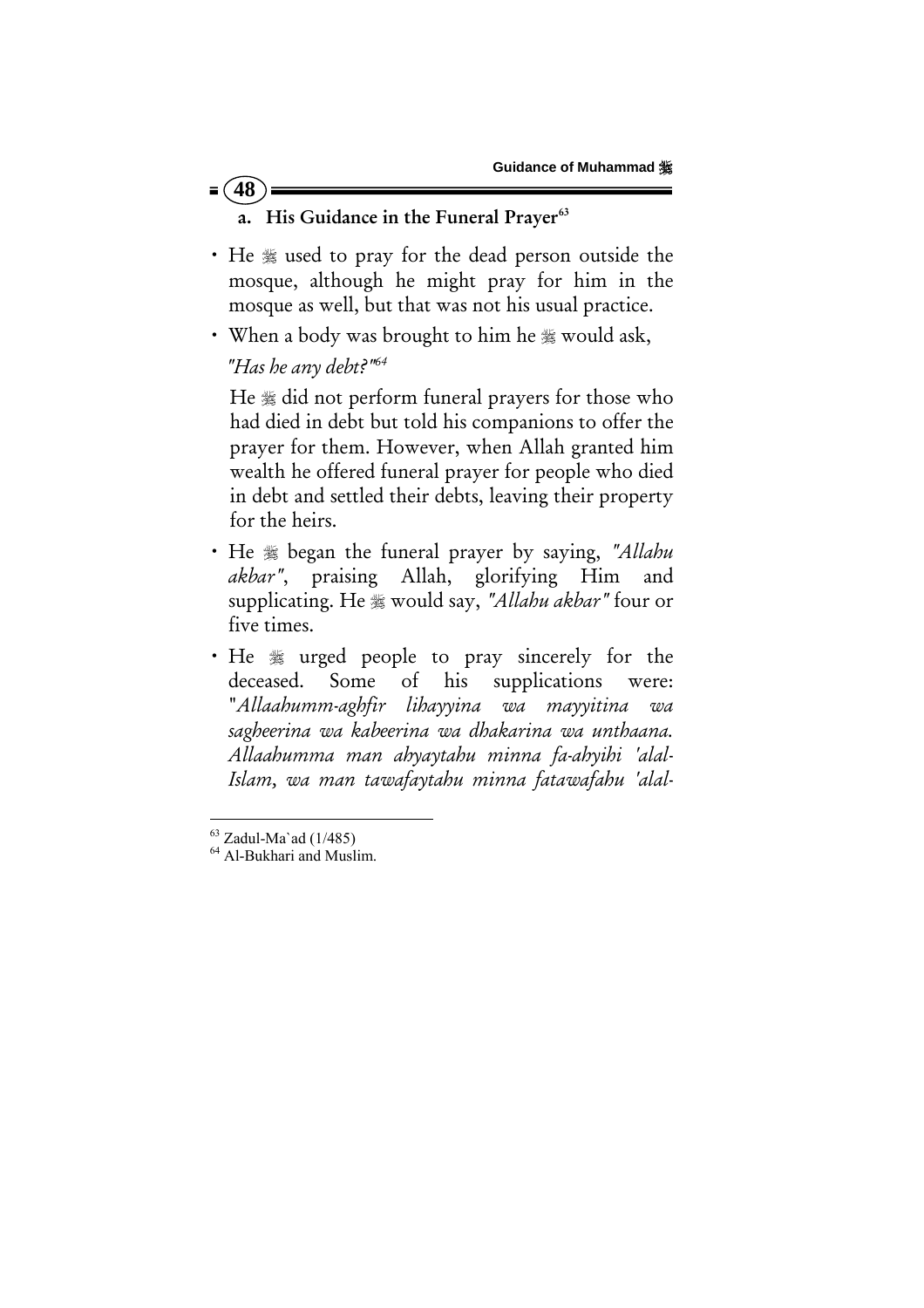### a. His Guidance in the Funeral Prayer[63]

- He ﷺ used to pray for the dead person outside the mosque, although he might pray for him in the mosque as well, but that was not his usual practice.
- When a body was brought to him he ﷺ would ask,

  *"Has he any debt?"*[64]

  He ﷺ did not perform funeral prayers for those who had died in debt but told his companions to offer the prayer for them. However, when Allah granted him wealth he offered funeral prayer for people who died in debt and settled their debts, leaving their property for the heirs.
- He ﷺ began the funeral prayer by saying, *"Allahu akbar"*, praising Allah, glorifying Him and supplicating. He ﷺ would say, *"Allahu akbar"* four or five times.
- He ﷺ urged people to pray sincerely for the deceased. Some of his supplications were: "*Allaahumm-aghfir lihayyina wa mayyitina wa sagheerina wa kabeerina wa dhakarina wa unthaana. Allaahumma man ahyaytahu minna fa-ahyihi 'alal-Islam, wa man tawafaytahu minna fatawafahu 'alal-*

---

[63] Zadul-Ma`ad (1/485)

[64] Al-Bukhari and Muslim.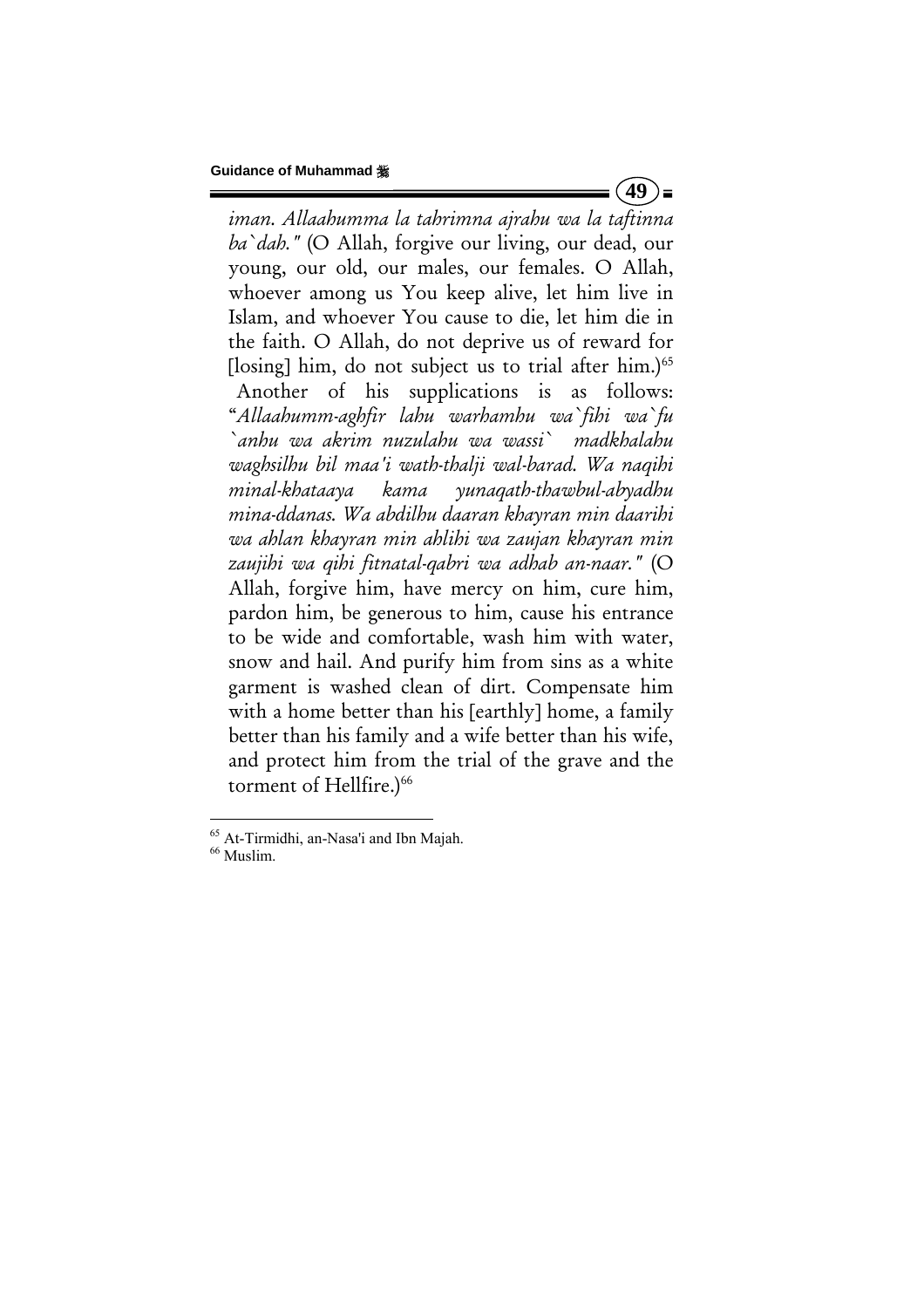*iman. Allaahumma la tahrimna ajrahu wa la taftinna ba`dah."* (O Allah, forgive our living, our dead, our young, our old, our males, our females. O Allah, whoever among us You keep alive, let him live in Islam, and whoever You cause to die, let him die in the faith. O Allah, do not deprive us of reward for [losing] him, do not subject us to trial after him.)[65]

Another of his supplications is as follows: "*Allaahumm-aghfir lahu warhamhu wa`fihi wa`fu `anhu wa akrim nuzulahu wa wassi` madkhalahu waghsilhu bil maa'i wath-thalji wal-barad. Wa naqihi minal-khataaya kama yunaqath-thawbul-abyadhu mina-ddanas. Wa abdilhu daaran khayran min daarihi wa ahlan khayran min ahlihi wa zaujan khayran min zaujihi wa qihi fitnatal-qabri wa adhab an-naar."* (O Allah, forgive him, have mercy on him, cure him, pardon him, be generous to him, cause his entrance to be wide and comfortable, wash him with water, snow and hail. And purify him from sins as a white garment is washed clean of dirt. Compensate him with a home better than his [earthly] home, a family better than his family and a wife better than his wife, and protect him from the trial of the grave and the torment of Hellfire.)[66]

---

[65] At-Tirmidhi, an-Nasa'i and Ibn Majah.

[66] Muslim.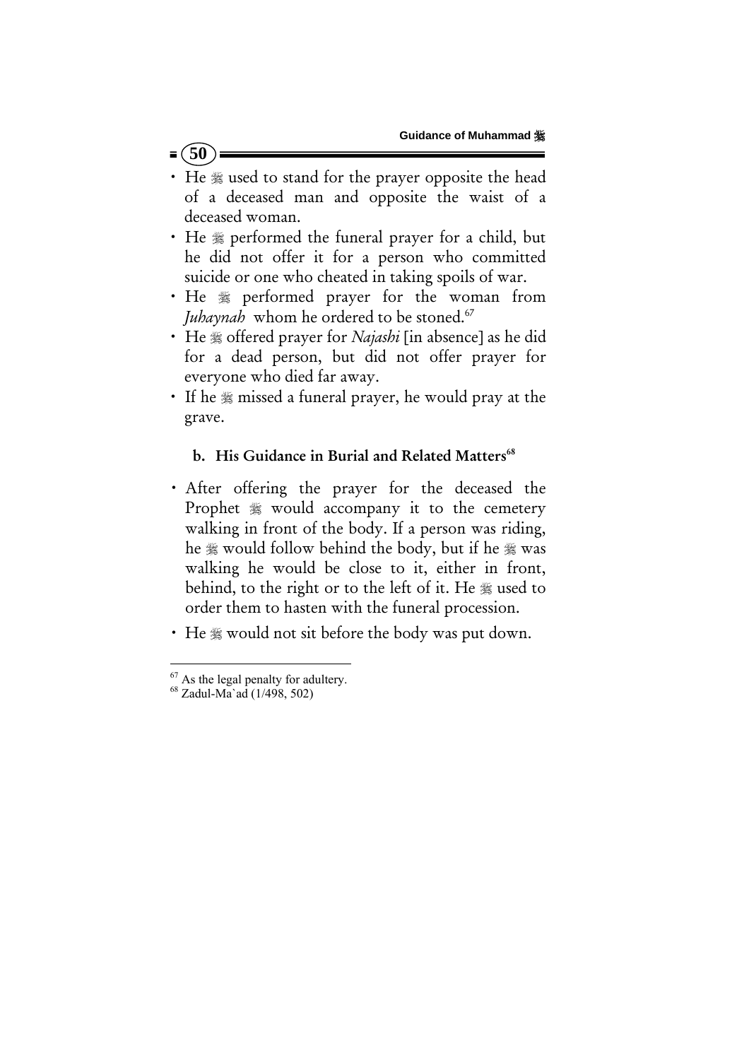- He ﷺ used to stand for the prayer opposite the head of a deceased man and opposite the waist of a deceased woman.
- He ﷺ performed the funeral prayer for a child, but he did not offer it for a person who committed suicide or one who cheated in taking spoils of war.
- He ﷺ performed prayer for the woman from *Juhaynah* whom he ordered to be stoned.[67]
- He ﷺ offered prayer for *Najashi* [in absence] as he did for a dead person, but did not offer prayer for everyone who died far away.
- If he ﷺ missed a funeral prayer, he would pray at the grave.

### b. His Guidance in Burial and Related Matters[68]

- After offering the prayer for the deceased the Prophet ﷺ would accompany it to the cemetery walking in front of the body. If a person was riding, he ﷺ would follow behind the body, but if he ﷺ was walking he would be close to it, either in front, behind, to the right or to the left of it. He ﷺ used to order them to hasten with the funeral procession.
- He ﷺ would not sit before the body was put down.

---

[67] As the legal penalty for adultery.

[68] Zadul-Ma`ad (1/498, 502)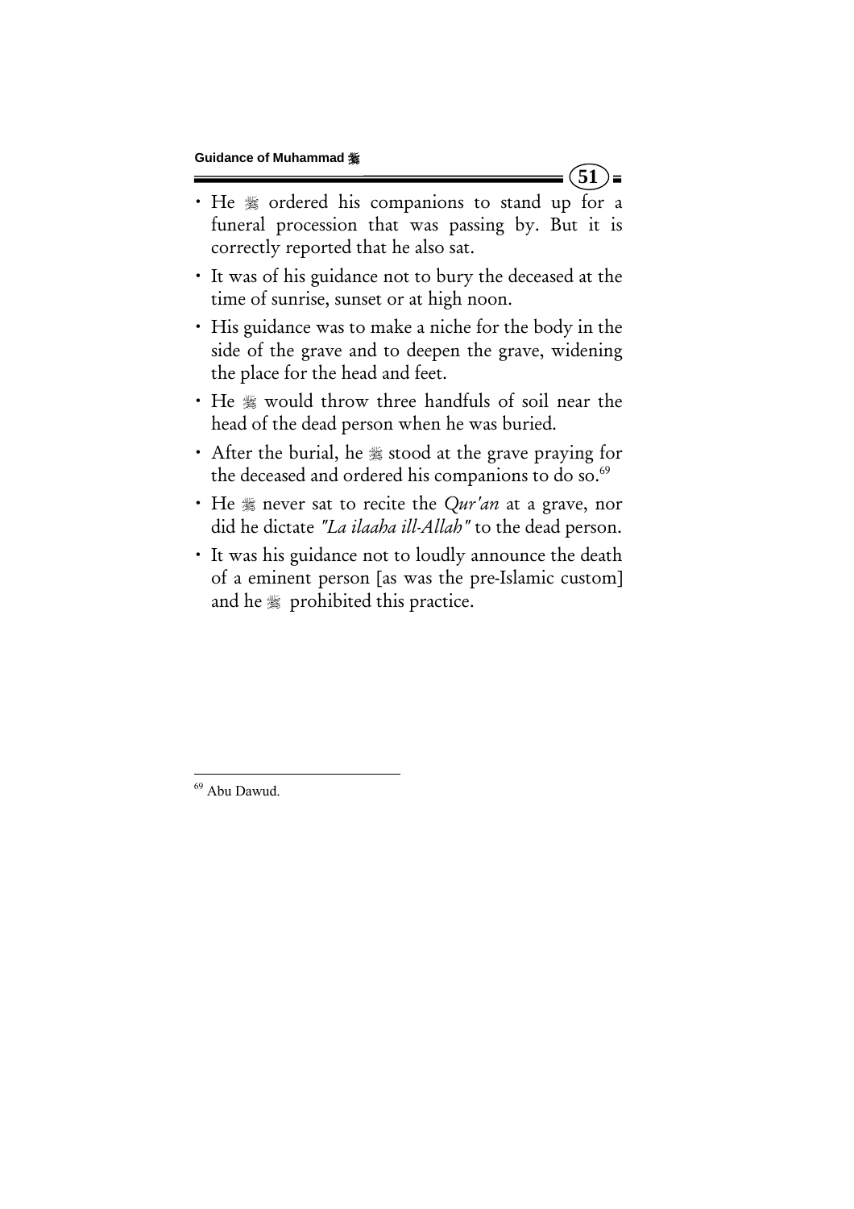- He ﷺ ordered his companions to stand up for a funeral procession that was passing by. But it is correctly reported that he also sat.
- It was of his guidance not to bury the deceased at the time of sunrise, sunset or at high noon.
- His guidance was to make a niche for the body in the side of the grave and to deepen the grave, widening the place for the head and feet.
- He ﷺ would throw three handfuls of soil near the head of the dead person when he was buried.
- After the burial, he ﷺ stood at the grave praying for the deceased and ordered his companions to do so.[69]
- He ﷺ never sat to recite the *Qur'an* at a grave, nor did he dictate *"La ilaaha ill-Allah"* to the dead person.
- It was his guidance not to loudly announce the death of a eminent person [as was the pre-Islamic custom] and he ﷺ prohibited this practice.

---

[69] Abu Dawud.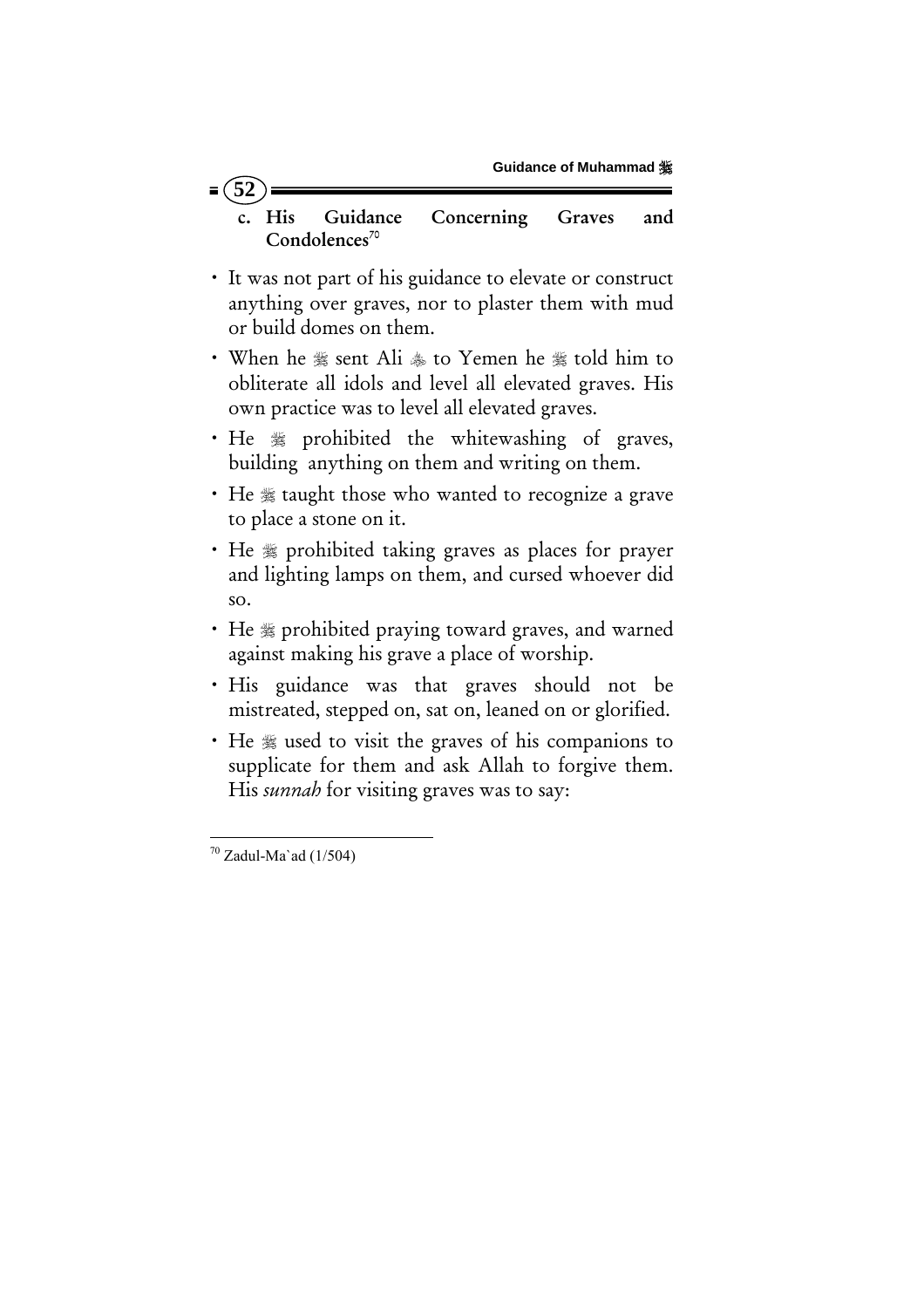### c. His Guidance Concerning Graves and Condolences[70]

- It was not part of his guidance to elevate or construct anything over graves, nor to plaster them with mud or build domes on them.
- When he ﷺ sent Ali ؓ to Yemen he ﷺ told him to obliterate all idols and level all elevated graves. His own practice was to level all elevated graves.
- He ﷺ prohibited the whitewashing of graves, building anything on them and writing on them.
- He ﷺ taught those who wanted to recognize a grave to place a stone on it.
- He ﷺ prohibited taking graves as places for prayer and lighting lamps on them, and cursed whoever did so.
- He ﷺ prohibited praying toward graves, and warned against making his grave a place of worship.
- His guidance was that graves should not be mistreated, stepped on, sat on, leaned on or glorified.
- He ﷺ used to visit the graves of his companions to supplicate for them and ask Allah to forgive them. His *sunnah* for visiting graves was to say:

---

[70] Zadul-Ma`ad (1/504)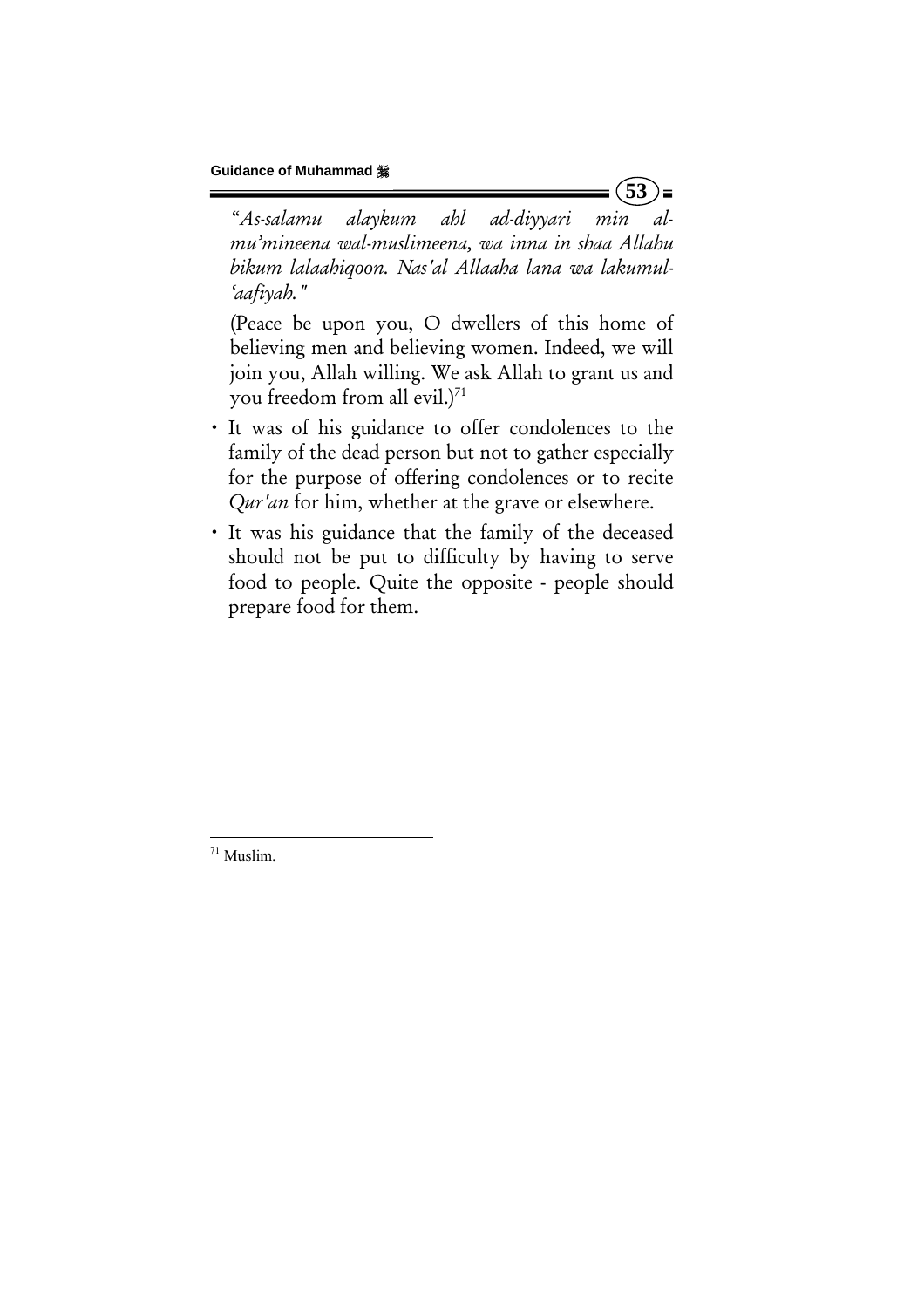"*As-salamu alaykum ahl ad-diyyari min al-mu'mineena wal-muslimeena, wa inna in shaa Allahu bikum lalaahiqoon. Nas'al Allaaha lana wa lakumul-'aafiyah."*

(Peace be upon you, O dwellers of this home of believing men and believing women. Indeed, we will join you, Allah willing. We ask Allah to grant us and you freedom from all evil.)[71]

- It was of his guidance to offer condolences to the family of the dead person but not to gather especially for the purpose of offering condolences or to recite *Qur'an* for him, whether at the grave or elsewhere.
- It was his guidance that the family of the deceased should not be put to difficulty by having to serve food to people. Quite the opposite - people should prepare food for them.

---

[71] Muslim.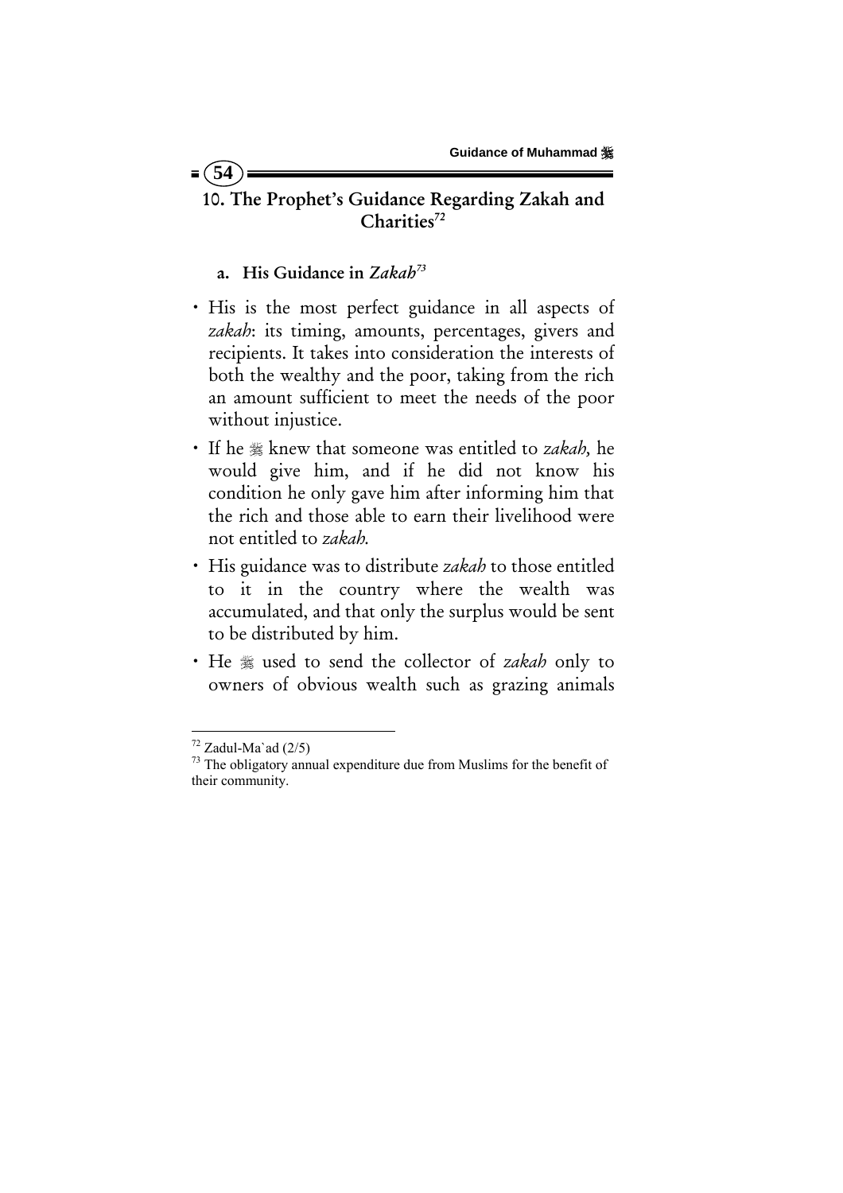## 10. The Prophet's Guidance Regarding Zakah and Charities[72]

### a. His Guidance in *Zakah*[73]

- His is the most perfect guidance in all aspects of *zakah*: its timing, amounts, percentages, givers and recipients. It takes into consideration the interests of both the wealthy and the poor, taking from the rich an amount sufficient to meet the needs of the poor without injustice.
- If he ﷺ knew that someone was entitled to *zakah,* he would give him, and if he did not know his condition he only gave him after informing him that the rich and those able to earn their livelihood were not entitled to *zakah.*
- His guidance was to distribute *zakah* to those entitled to it in the country where the wealth was accumulated, and that only the surplus would be sent to be distributed by him.
- He ﷺ used to send the collector of *zakah* only to owners of obvious wealth such as grazing animals

---

[72] Zadul-Ma`ad (2/5)

[73] The obligatory annual expenditure due from Muslims for the benefit of their community.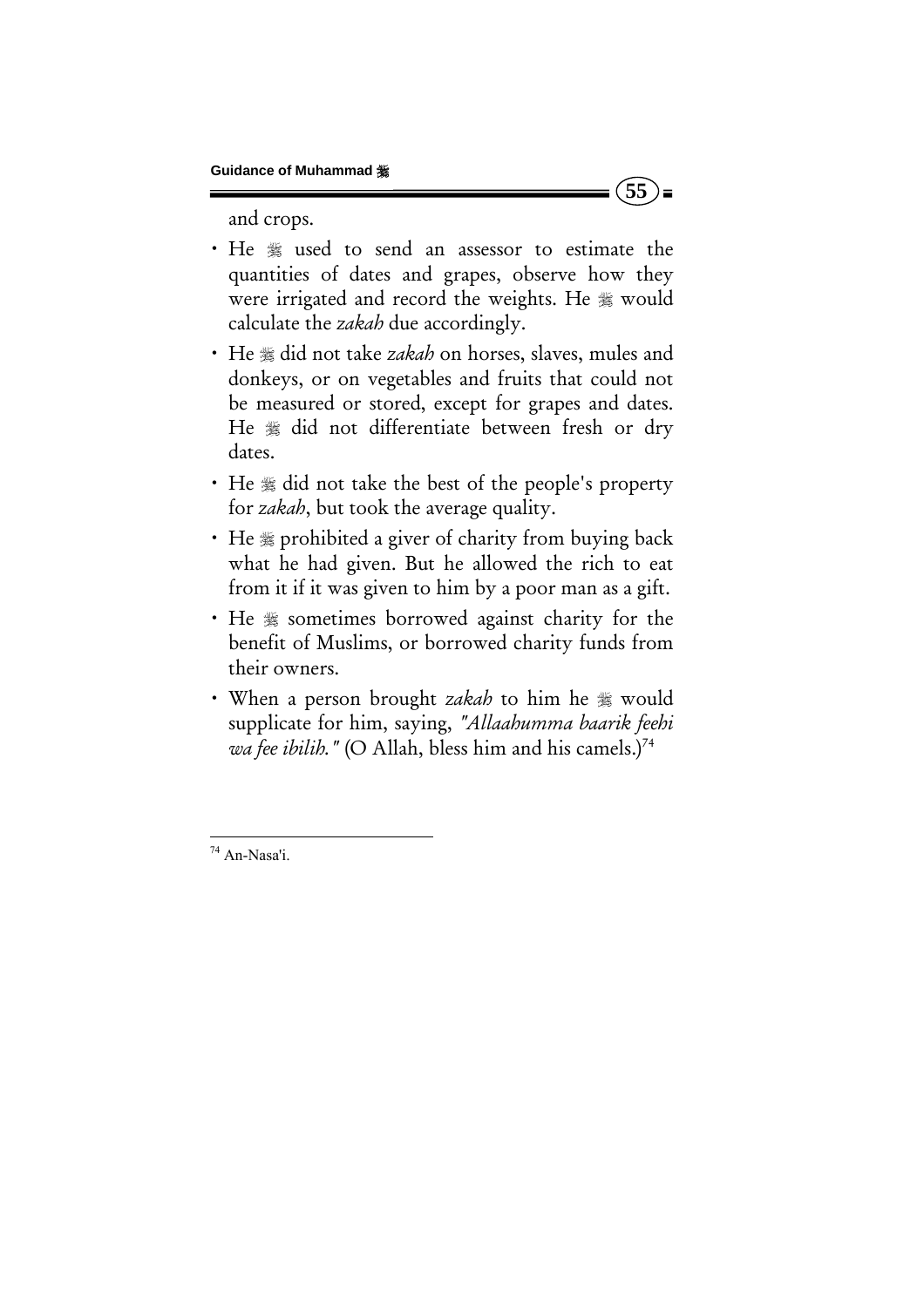and crops.

- He ﷺ used to send an assessor to estimate the quantities of dates and grapes, observe how they were irrigated and record the weights. He ﷺ would calculate the *zakah* due accordingly.
- He ﷺ did not take *zakah* on horses, slaves, mules and donkeys, or on vegetables and fruits that could not be measured or stored, except for grapes and dates. He ﷺ did not differentiate between fresh or dry dates.
- He ﷺ did not take the best of the people's property for *zakah*, but took the average quality.
- He ﷺ prohibited a giver of charity from buying back what he had given. But he allowed the rich to eat from it if it was given to him by a poor man as a gift.
- He ﷺ sometimes borrowed against charity for the benefit of Muslims, or borrowed charity funds from their owners.
- When a person brought *zakah* to him he ﷺ would supplicate for him, saying, *"Allaahumma baarik feehi wa fee ibilih."* (O Allah, bless him and his camels.)[74]

---

[74] An-Nasa'i.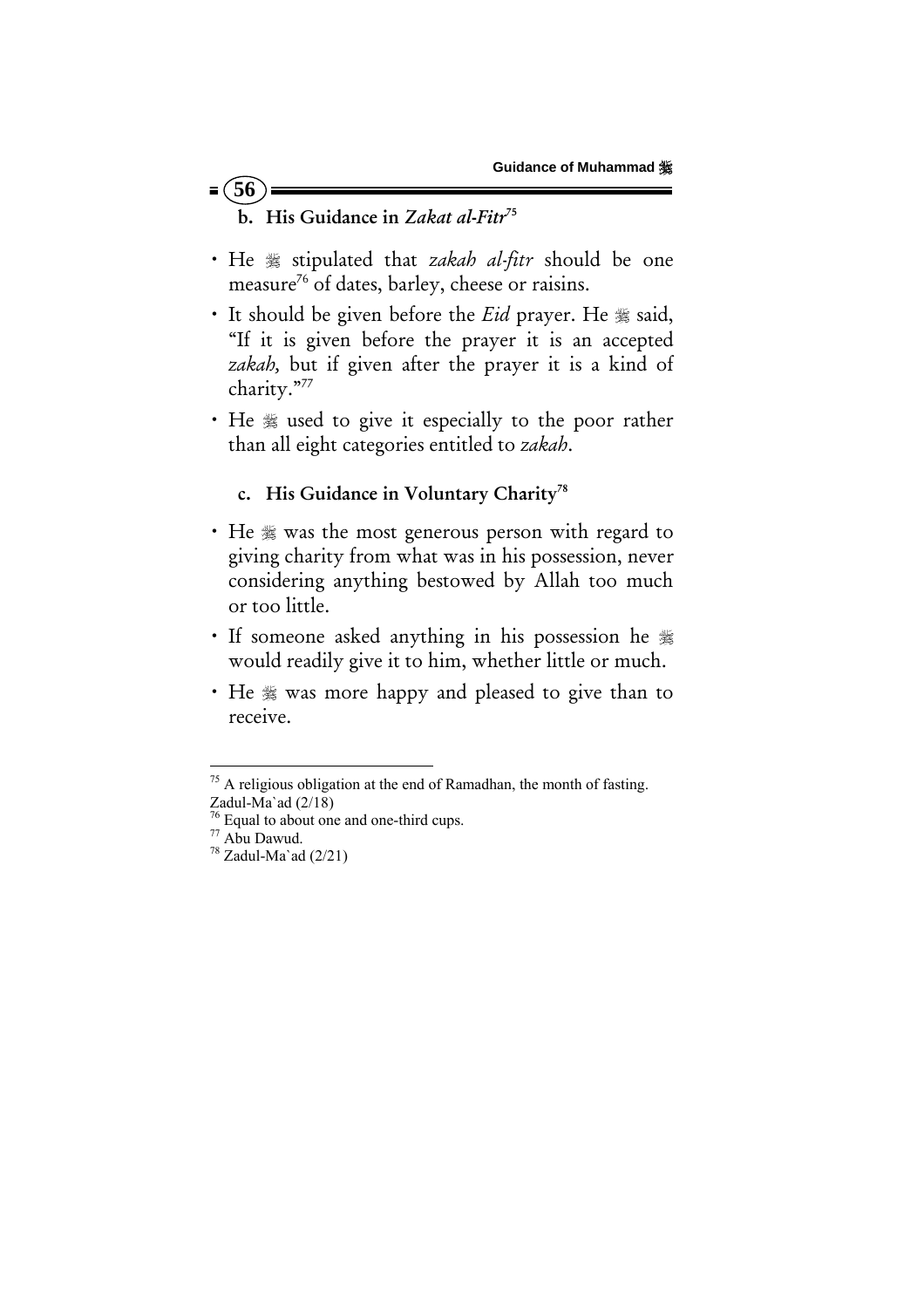### b. His Guidance in *Zakat al-Fitr*[75]

- He ﷺ stipulated that *zakah al-fitr* should be one measure[76] of dates, barley, cheese or raisins.
- It should be given before the *Eid* prayer. He ﷺ said, "If it is given before the prayer it is an accepted *zakah,* but if given after the prayer it is a kind of charity."[77]
- He ﷺ used to give it especially to the poor rather than all eight categories entitled to *zakah*.

### c. His Guidance in Voluntary Charity[78]

- He ﷺ was the most generous person with regard to giving charity from what was in his possession, never considering anything bestowed by Allah too much or too little.
- If someone asked anything in his possession he ﷺ would readily give it to him, whether little or much.
- He ﷺ was more happy and pleased to give than to receive.

---

[75] A religious obligation at the end of Ramadhan, the month of fasting. Zadul-Ma`ad (2/18)

[76] Equal to about one and one-third cups.

[77] Abu Dawud.

[78] Zadul-Ma`ad (2/21)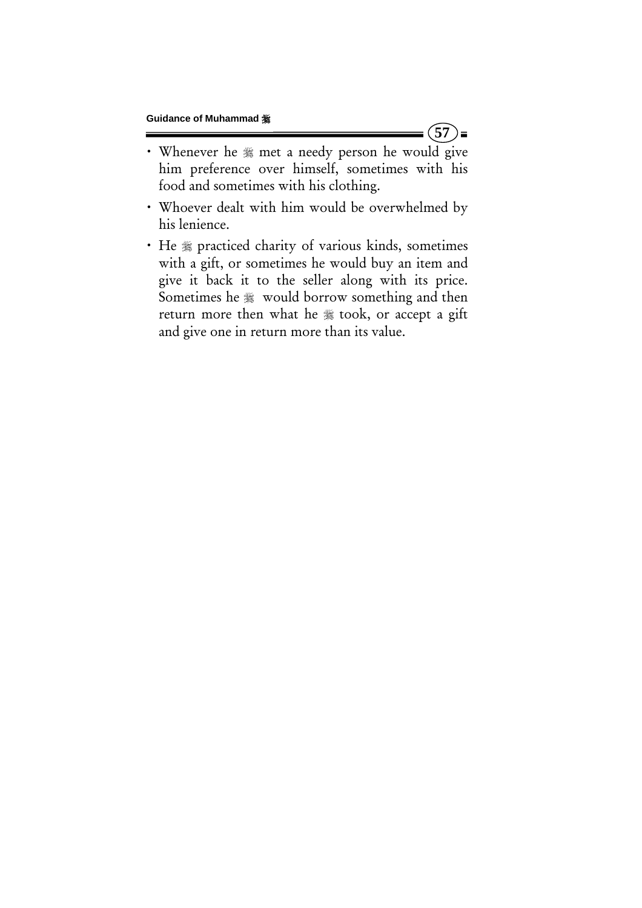- Whenever he ﷺ met a needy person he would give him preference over himself, sometimes with his food and sometimes with his clothing.
- Whoever dealt with him would be overwhelmed by his lenience.
- He ﷺ practiced charity of various kinds, sometimes with a gift, or sometimes he would buy an item and give it back it to the seller along with its price. Sometimes he ﷺ would borrow something and then return more then what he ﷺ took, or accept a gift and give one in return more than its value.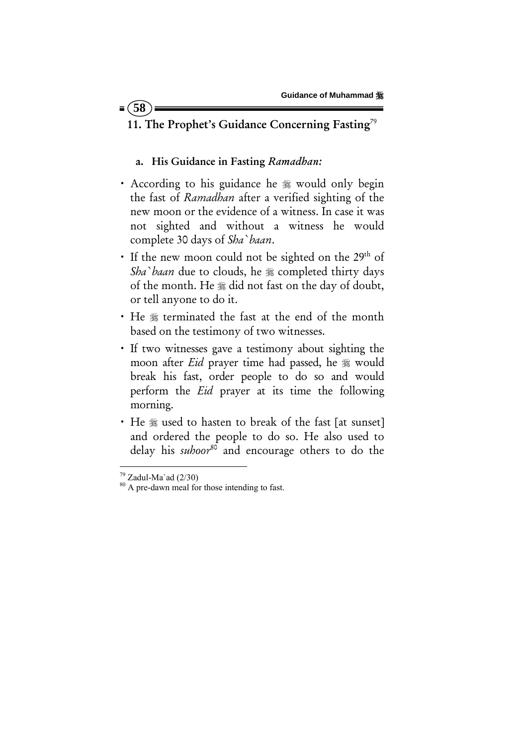## 11. The Prophet's Guidance Concerning Fasting[79]

### a. His Guidance in Fasting *Ramadhan:*

- According to his guidance he ﷺ would only begin the fast of *Ramadhan* after a verified sighting of the new moon or the evidence of a witness. In case it was not sighted and without a witness he would complete 30 days of *Sha`baan*.
- If the new moon could not be sighted on the 29th of *Sha`baan* due to clouds, he ﷺ completed thirty days of the month. He ﷺ did not fast on the day of doubt, or tell anyone to do it.
- He ﷺ terminated the fast at the end of the month based on the testimony of two witnesses.
- If two witnesses gave a testimony about sighting the moon after *Eid* prayer time had passed, he ﷺ would break his fast, order people to do so and would perform the *Eid* prayer at its time the following morning.
- He ﷺ used to hasten to break of the fast [at sunset] and ordered the people to do so. He also used to delay his *suhoor*[80] and encourage others to do the

---

[79] Zadul-Ma`ad (2/30)

[80] A pre-dawn meal for those intending to fast.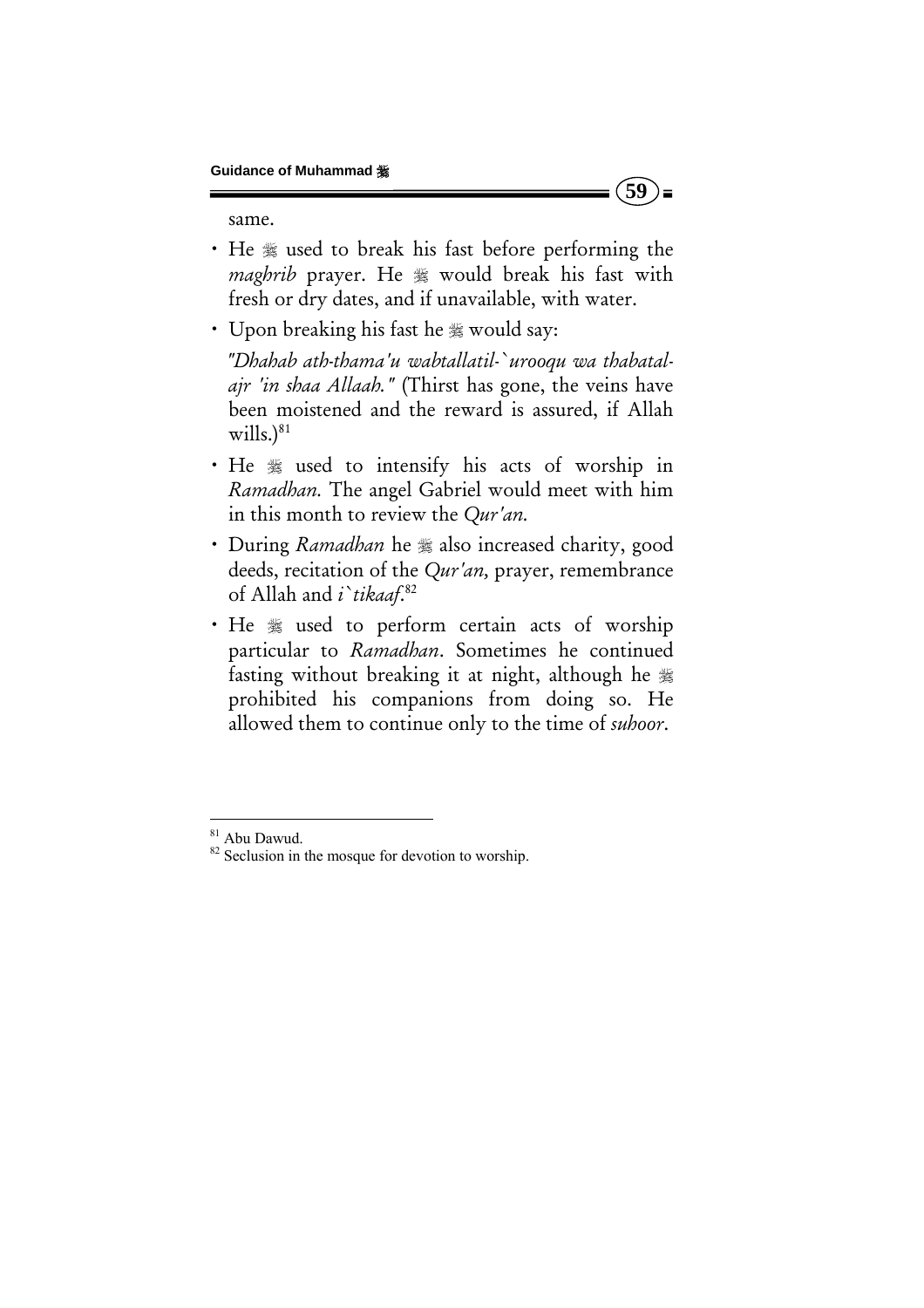same.

- He ﷺ used to break his fast before performing the *maghrib* prayer. He ﷺ would break his fast with fresh or dry dates, and if unavailable, with water.
- Upon breaking his fast he ﷺ would say:

  *"Dhahab ath-thama'u wabtallatil-`urooqu wa thabatal-ajr 'in shaa Allaah."* (Thirst has gone, the veins have been moistened and the reward is assured, if Allah wills.)[81]

- He ﷺ used to intensify his acts of worship in *Ramadhan.* The angel Gabriel would meet with him in this month to review the *Qur'an.*
- During *Ramadhan* he ﷺ also increased charity, good deeds, recitation of the *Qur'an,* prayer, remembrance of Allah and *i`tikaaf*.[82]
- He ﷺ used to perform certain acts of worship particular to *Ramadhan*. Sometimes he continued fasting without breaking it at night, although he ﷺ prohibited his companions from doing so. He allowed them to continue only to the time of *suhoor*.

---

[81] Abu Dawud.

[82] Seclusion in the mosque for devotion to worship.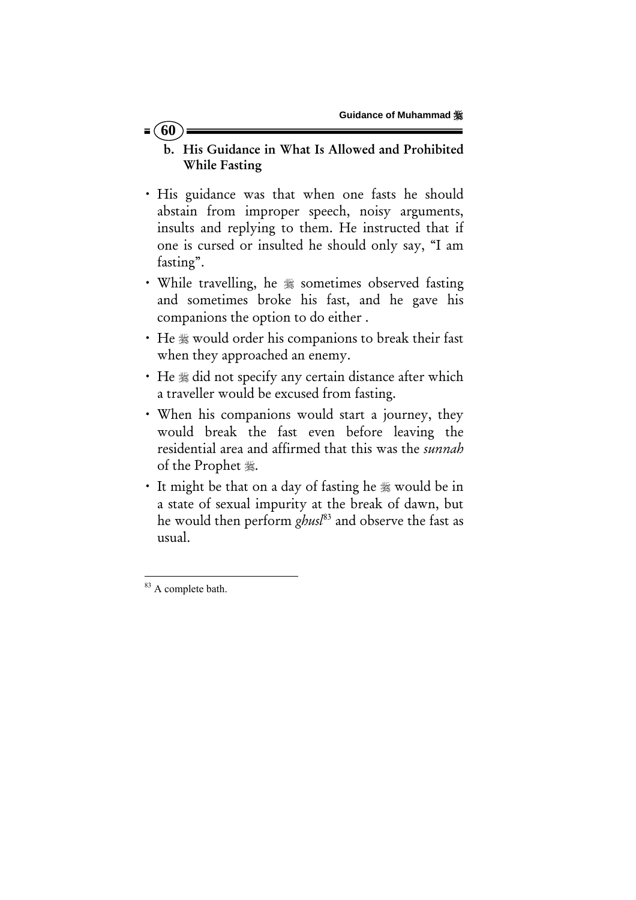### b. His Guidance in What Is Allowed and Prohibited While Fasting

- His guidance was that when one fasts he should abstain from improper speech, noisy arguments, insults and replying to them. He instructed that if one is cursed or insulted he should only say, "I am fasting".
- While travelling, he ﷺ sometimes observed fasting and sometimes broke his fast, and he gave his companions the option to do either .
- He ﷺ would order his companions to break their fast when they approached an enemy.
- He ﷺ did not specify any certain distance after which a traveller would be excused from fasting.
- When his companions would start a journey, they would break the fast even before leaving the residential area and affirmed that this was the *sunnah* of the Prophet ﷺ.
- It might be that on a day of fasting he ﷺ would be in a state of sexual impurity at the break of dawn, but he would then perform *ghusl*[83] and observe the fast as usual.

---

[83] A complete bath.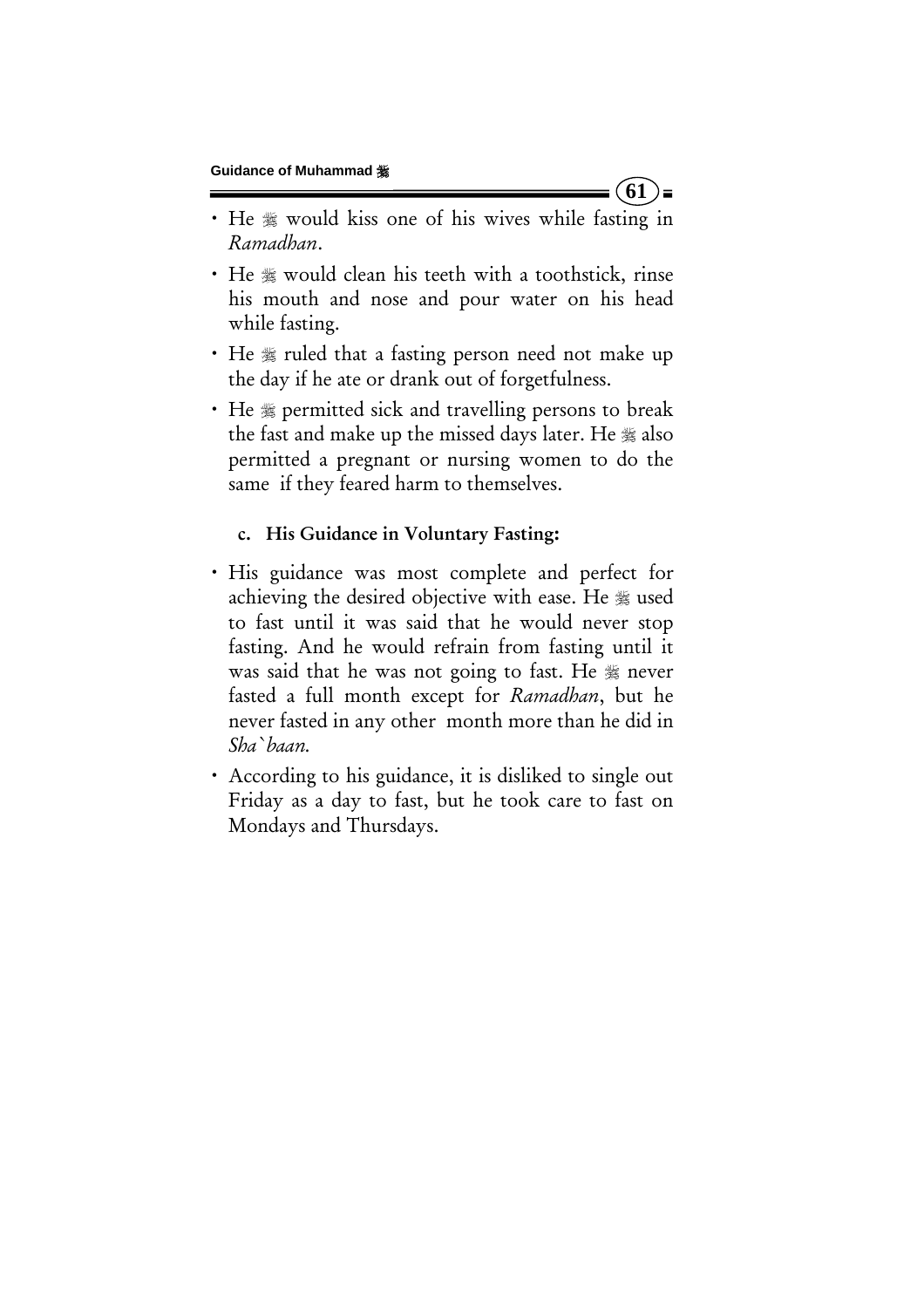- He ﷺ would kiss one of his wives while fasting in *Ramadhan*.
- He ﷺ would clean his teeth with a toothstick, rinse his mouth and nose and pour water on his head while fasting.
- He ﷺ ruled that a fasting person need not make up the day if he ate or drank out of forgetfulness.
- He ﷺ permitted sick and travelling persons to break the fast and make up the missed days later. He ﷺ also permitted a pregnant or nursing women to do the same if they feared harm to themselves.

### c. His Guidance in Voluntary Fasting:

- His guidance was most complete and perfect for achieving the desired objective with ease. He ﷺ used to fast until it was said that he would never stop fasting. And he would refrain from fasting until it was said that he was not going to fast. He ﷺ never fasted a full month except for *Ramadhan*, but he never fasted in any other month more than he did in *Sha`baan.*
- According to his guidance, it is disliked to single out Friday as a day to fast, but he took care to fast on Mondays and Thursdays.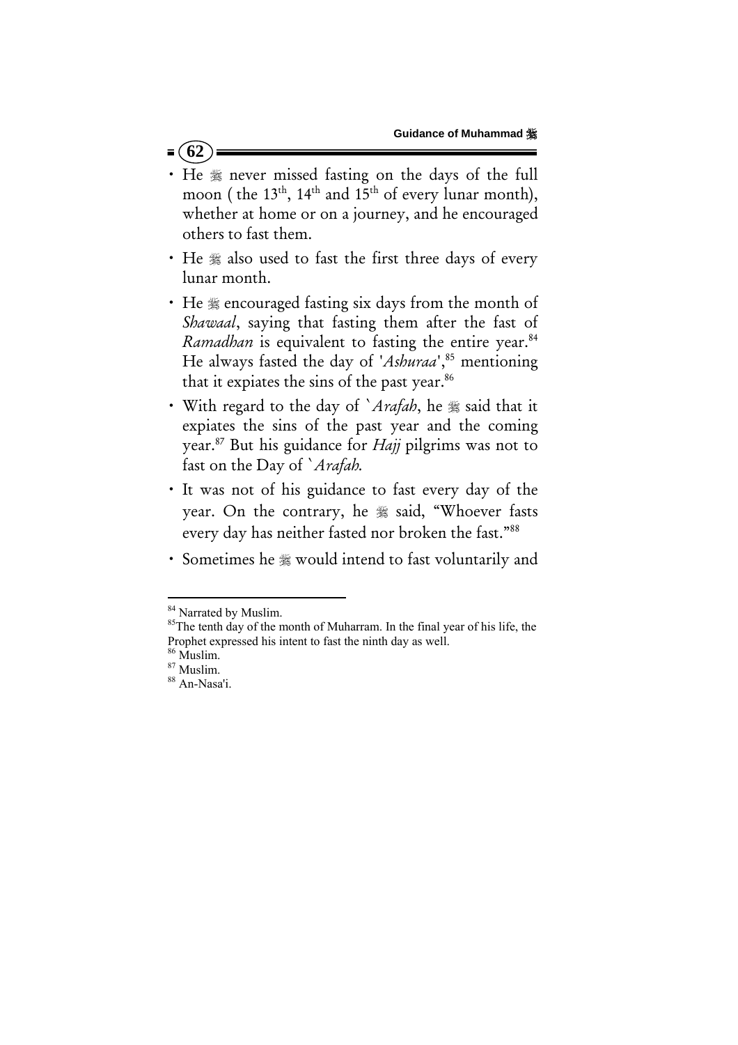- He ﷺ never missed fasting on the days of the full moon ( the 13th, 14th and 15th of every lunar month), whether at home or on a journey, and he encouraged others to fast them.
- He ﷺ also used to fast the first three days of every lunar month.
- He ﷺ encouraged fasting six days from the month of *Shawaal*, saying that fasting them after the fast of *Ramadhan* is equivalent to fasting the entire year.[84] He always fasted the day of '*Ashuraa*',[85] mentioning that it expiates the sins of the past year.[86]
- With regard to the day of `*Arafah*, he ﷺ said that it expiates the sins of the past year and the coming year.[87] But his guidance for *Hajj* pilgrims was not to fast on the Day of `*Arafah*.
- It was not of his guidance to fast every day of the year. On the contrary, he ﷺ said, "Whoever fasts every day has neither fasted nor broken the fast."[88]
- Sometimes he ﷺ would intend to fast voluntarily and

---

[84] Narrated by Muslim.

[85] The tenth day of the month of Muharram. In the final year of his life, the Prophet expressed his intent to fast the ninth day as well.

[86] Muslim.

[87] Muslim.

[88] An-Nasa'i.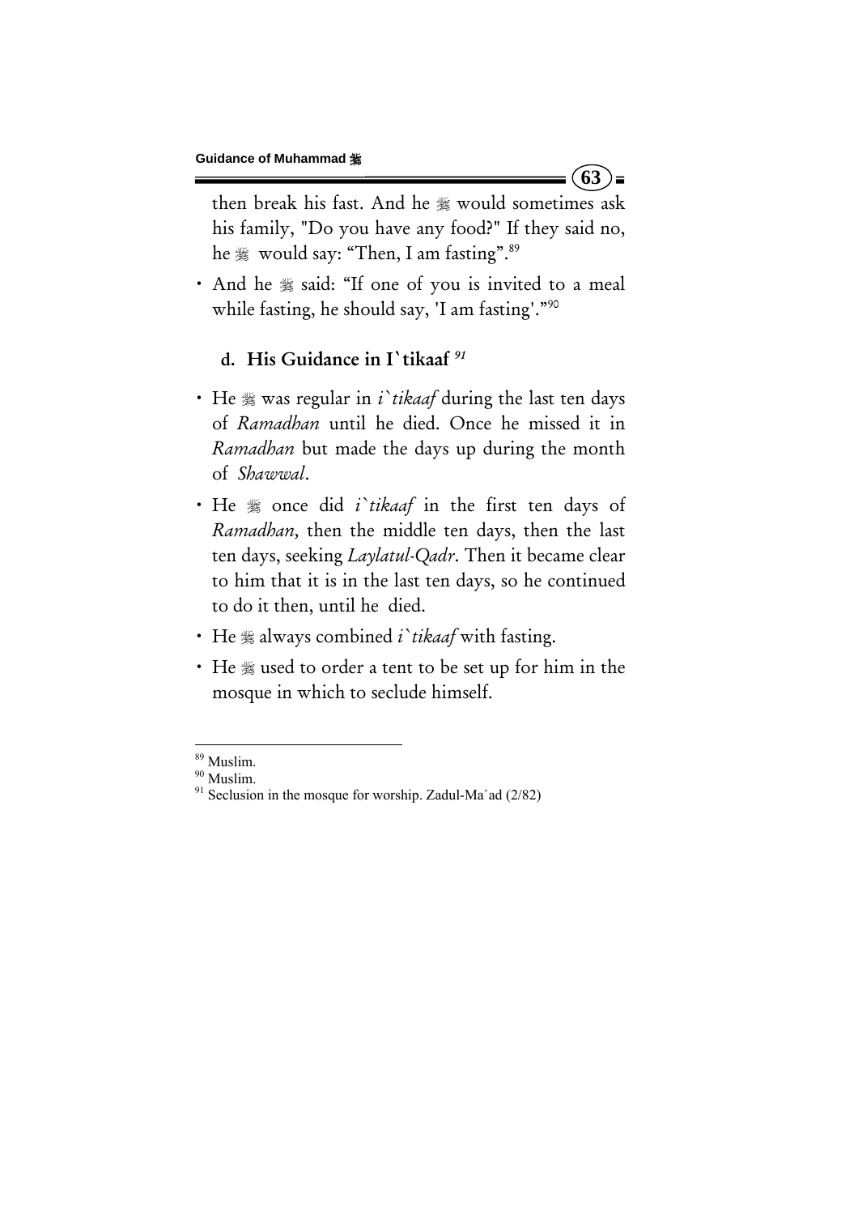then break his fast. And he ﷺ would sometimes ask his family, "Do you have any food?" If they said no, he ﷺ would say: "Then, I am fasting".[89]

- And he ﷺ said: "If one of you is invited to a meal while fasting, he should say, 'I am fasting'."[90]

### d. His Guidance in I`tikaaf [91]

- He ﷺ was regular in *i`tikaaf* during the last ten days of *Ramadhan* until he died. Once he missed it in *Ramadhan* but made the days up during the month of *Shawwal*.
- He ﷺ once did *i`tikaaf* in the first ten days of *Ramadhan*, then the middle ten days, then the last ten days, seeking *Laylatul-Qadr*. Then it became clear to him that it is in the last ten days, so he continued to do it then, until he died.
- He ﷺ always combined *i`tikaaf* with fasting.
- He ﷺ used to order a tent to be set up for him in the mosque in which to seclude himself.

---

[89] Muslim.

[90] Muslim.

[91] Seclusion in the mosque for worship. Zadul-Ma`ad (2/82)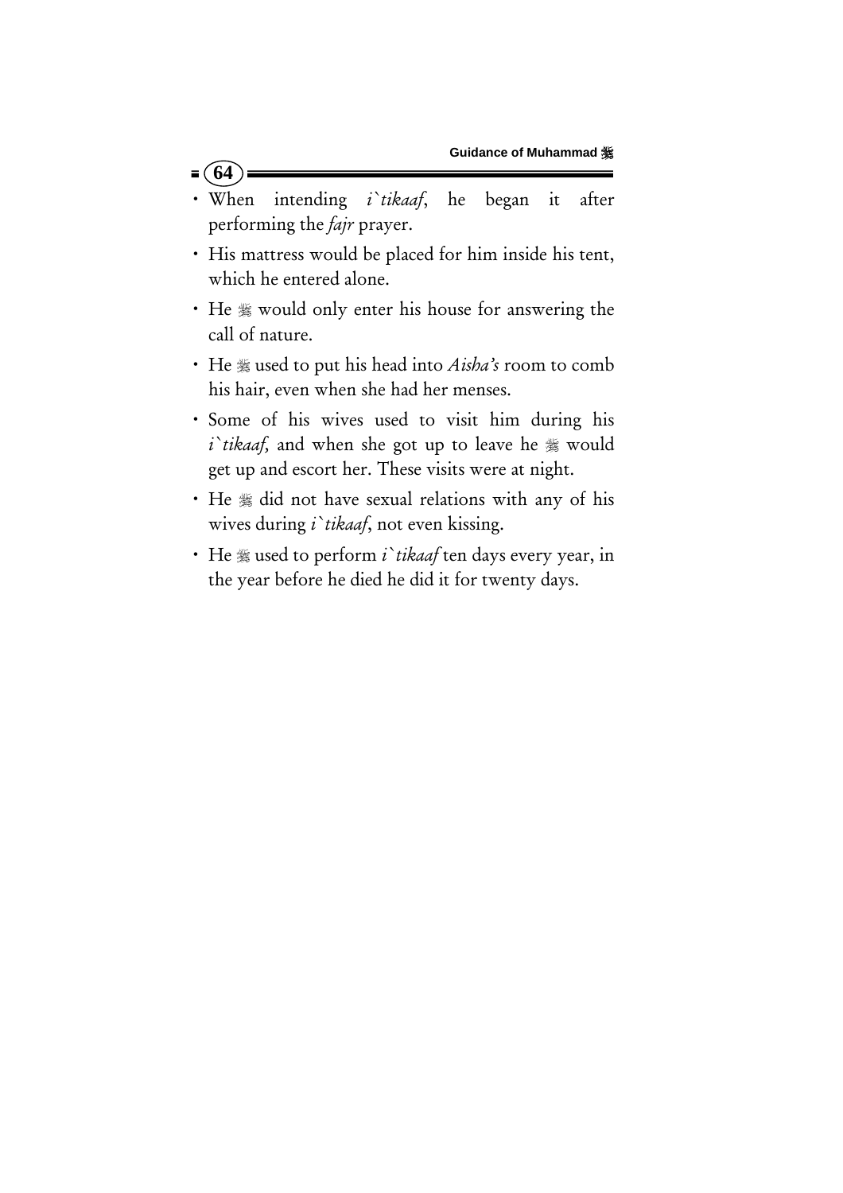- When intending *i`tikaaf*, he began it after performing the *fajr* prayer.
- His mattress would be placed for him inside his tent, which he entered alone.
- He ﷺ would only enter his house for answering the call of nature.
- He ﷺ used to put his head into *Aisha's* room to comb his hair, even when she had her menses.
- Some of his wives used to visit him during his *i`tikaaf*, and when she got up to leave he ﷺ would get up and escort her. These visits were at night.
- He ﷺ did not have sexual relations with any of his wives during *i`tikaaf*, not even kissing.
- He ﷺ used to perform *i`tikaaf* ten days every year, in the year before he died he did it for twenty days.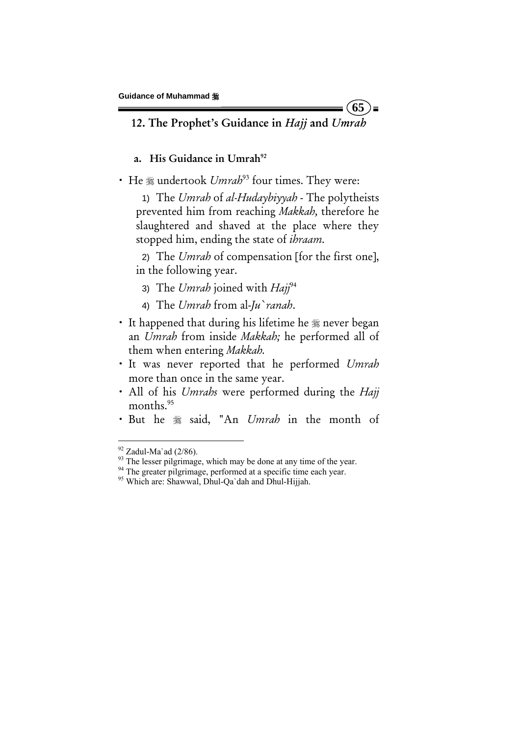## 12. The Prophet's Guidance in *Hajj* and *Umrah*

### a. His Guidance in Umrah[92]

- He ﷺ undertook *Umrah*[93] four times. They were:

  1) The *Umrah* of *al-Hudaybiyyah* - The polytheists prevented him from reaching *Makkah,* therefore he slaughtered and shaved at the place where they stopped him, ending the state of *ihraam.*

  2) The *Umrah* of compensation [for the first one], in the following year.

  3) The *Umrah* joined with *Hajj*[94]

  4) The *Umrah* from al-*Ju`ranah*.

- It happened that during his lifetime he ﷺ never began an *Umrah* from inside *Makkah;* he performed all of them when entering *Makkah.*
- It was never reported that he performed *Umrah* more than once in the same year.
- All of his *Umrahs* were performed during the *Hajj* months.[95]
- But he ﷺ said, "An *Umrah* in the month of

---

[92] Zadul-Ma`ad (2/86).

[93] The lesser pilgrimage, which may be done at any time of the year.

[94] The greater pilgrimage, performed at a specific time each year.

[95] Which are: Shawwal, Dhul-Qa`dah and Dhul-Hijjah.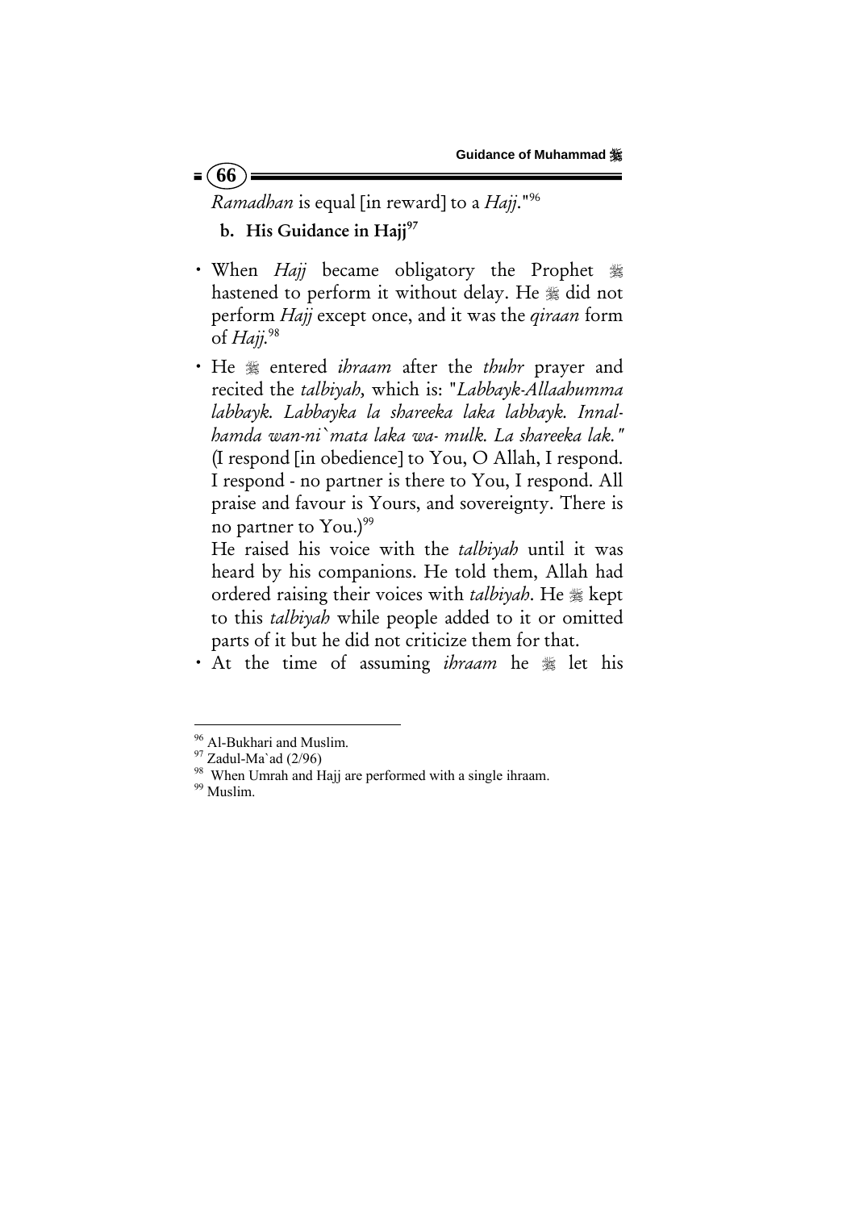*Ramadhan* is equal [in reward] to a *Hajj*."[96]

**b. His Guidance in Hajj[97]**

- When *Hajj* became obligatory the Prophet ﷺ hastened to perform it without delay. He ﷺ did not perform *Hajj* except once, and it was the *qiraan* form of *Hajj*.[98]
- He ﷺ entered *ihraam* after the *thuhr* prayer and recited the *talbiyah*, which is: "*Labbayk-Allaahumma labbayk. Labbayka la shareeka laka labbayk. Innal-hamda wan-ni`mata laka wa- mulk. La shareeka lak.*" (I respond [in obedience] to You, O Allah, I respond. I respond - no partner is there to You, I respond. All praise and favour is Yours, and sovereignty. There is no partner to You.)[99]

  He raised his voice with the *talbiyah* until it was heard by his companions. He told them, Allah had ordered raising their voices with *talbiyah*. He ﷺ kept to this *talbiyah* while people added to it or omitted parts of it but he did not criticize them for that.
- At the time of assuming *ihraam* he ﷺ let his

---

[96] Al-Bukhari and Muslim.
[97] Zadul-Ma`ad (2/96)
[98] When Umrah and Hajj are performed with a single ihraam.
[99] Muslim.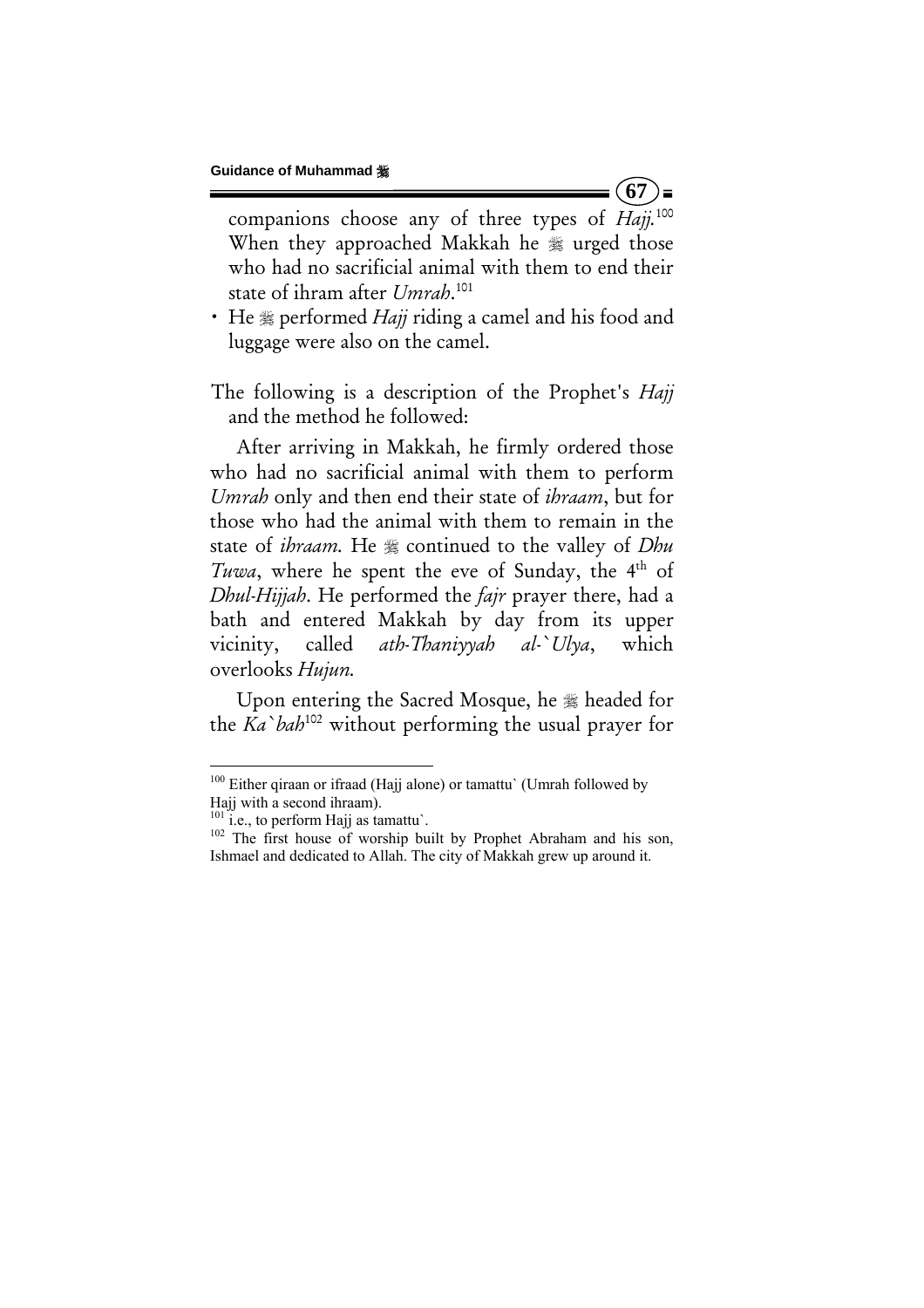companions choose any of three types of *Hajj*.[100] When they approached Makkah he ﷺ urged those who had no sacrificial animal with them to end their state of ihram after *Umrah*.[101]

- He ﷺ performed *Hajj* riding a camel and his food and luggage were also on the camel.

The following is a description of the Prophet's *Hajj* and the method he followed:

After arriving in Makkah, he firmly ordered those who had no sacrificial animal with them to perform *Umrah* only and then end their state of *ihraam*, but for those who had the animal with them to remain in the state of *ihraam*. He ﷺ continued to the valley of *Dhu Tuwa*, where he spent the eve of Sunday, the 4th of *Dhul-Hijjah*. He performed the *fajr* prayer there, had a bath and entered Makkah by day from its upper vicinity, called *ath-Thaniyyah al-`Ulya*, which overlooks *Hujun*.

Upon entering the Sacred Mosque, he ﷺ headed for the *Ka`bah*[102] without performing the usual prayer for

---

[100] Either qiraan or ifraad (Hajj alone) or tamattu` (Umrah followed by Hajj with a second ihraam).

[101] i.e., to perform Hajj as tamattu`.

[102] The first house of worship built by Prophet Abraham and his son, Ishmael and dedicated to Allah. The city of Makkah grew up around it.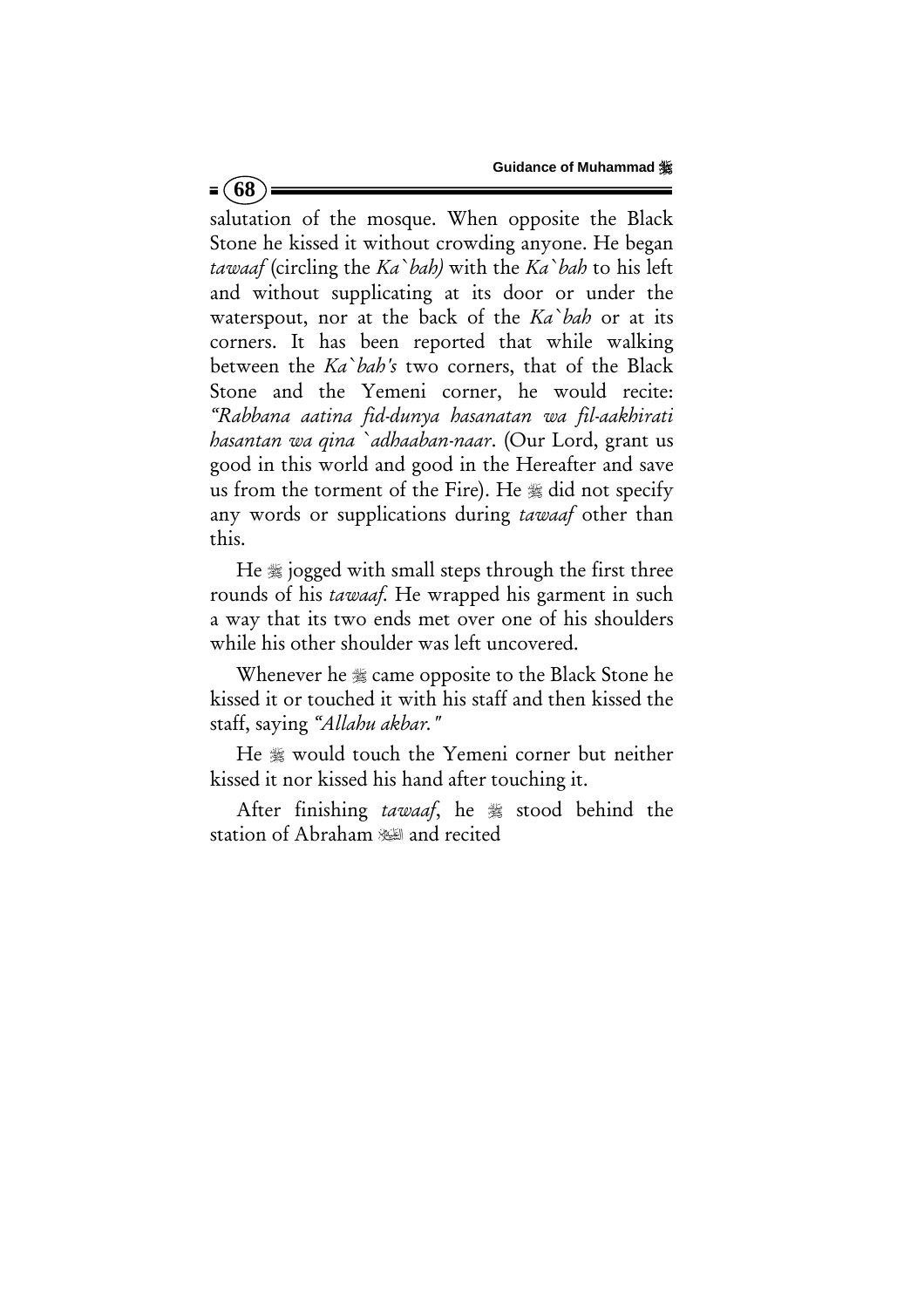salutation of the mosque. When opposite the Black Stone he kissed it without crowding anyone. He began *tawaaf* (circling the *Ka`bah)* with the *Ka`bah* to his left and without supplicating at its door or under the waterspout, nor at the back of the *Ka`bah* or at its corners. It has been reported that while walking between the *Ka`bah's* two corners, that of the Black Stone and the Yemeni corner, he would recite: *"Rabbana aatina fid-dunya hasanatan wa fil-aakhirati hasantan wa qina `adhaaban-naar*. (Our Lord, grant us good in this world and good in the Hereafter and save us from the torment of the Fire). He ﷺ did not specify any words or supplications during *tawaaf* other than this.

He ﷺ jogged with small steps through the first three rounds of his *tawaaf.* He wrapped his garment in such a way that its two ends met over one of his shoulders while his other shoulder was left uncovered.

Whenever he ﷺ came opposite to the Black Stone he kissed it or touched it with his staff and then kissed the staff, saying *"Allahu akbar."*

He ﷺ would touch the Yemeni corner but neither kissed it nor kissed his hand after touching it.

After finishing *tawaaf*, he ﷺ stood behind the station of Abraham ﷺ and recited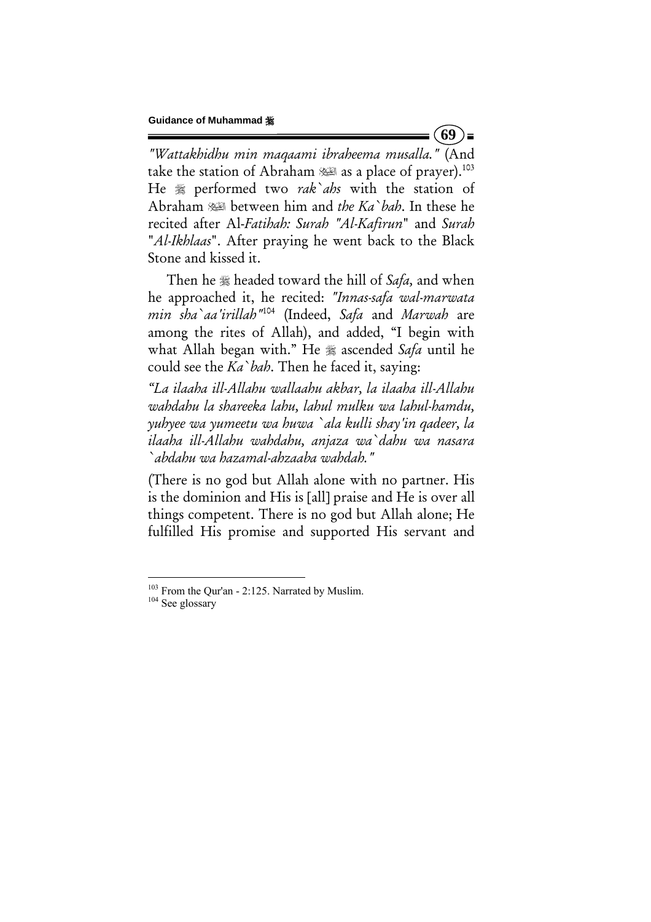*"Wattakhidhu min maqaami ibraheema musalla."* (And take the station of Abraham ﷺ as a place of prayer).[103] He ﷺ performed two *rak`ahs* with the station of Abraham ﷺ between him and *the Ka`bah*. In these he recited after Al-*Fatihah: Surah "Al-Kafirun*" and *Surah* "*Al-Ikhlaas*". After praying he went back to the Black Stone and kissed it.

Then he ﷺ headed toward the hill of *Safa,* and when he approached it, he recited: *"Innas-safa wal-marwata min sha`aa'irillah"*[104] (Indeed, *Safa* and *Marwah* are among the rites of Allah), and added, "I begin with what Allah began with." He ﷺ ascended *Safa* until he could see the *Ka`bah*. Then he faced it, saying:

*"La ilaaha ill-Allahu wallaahu akbar, la ilaaha ill-Allahu wahdahu la shareeka lahu, lahul mulku wa lahul-hamdu, yuhyee wa yumeetu wa huwa `ala kulli shay'in qadeer, la ilaaha ill-Allahu wahdahu, anjaza wa`dahu wa nasara `abdahu wa hazamal-ahzaaba wahdah."*

(There is no god but Allah alone with no partner. His is the dominion and His is [all] praise and He is over all things competent. There is no god but Allah alone; He fulfilled His promise and supported His servant and

---

[103] From the Qur'an - 2:125. Narrated by Muslim.

[104] See glossary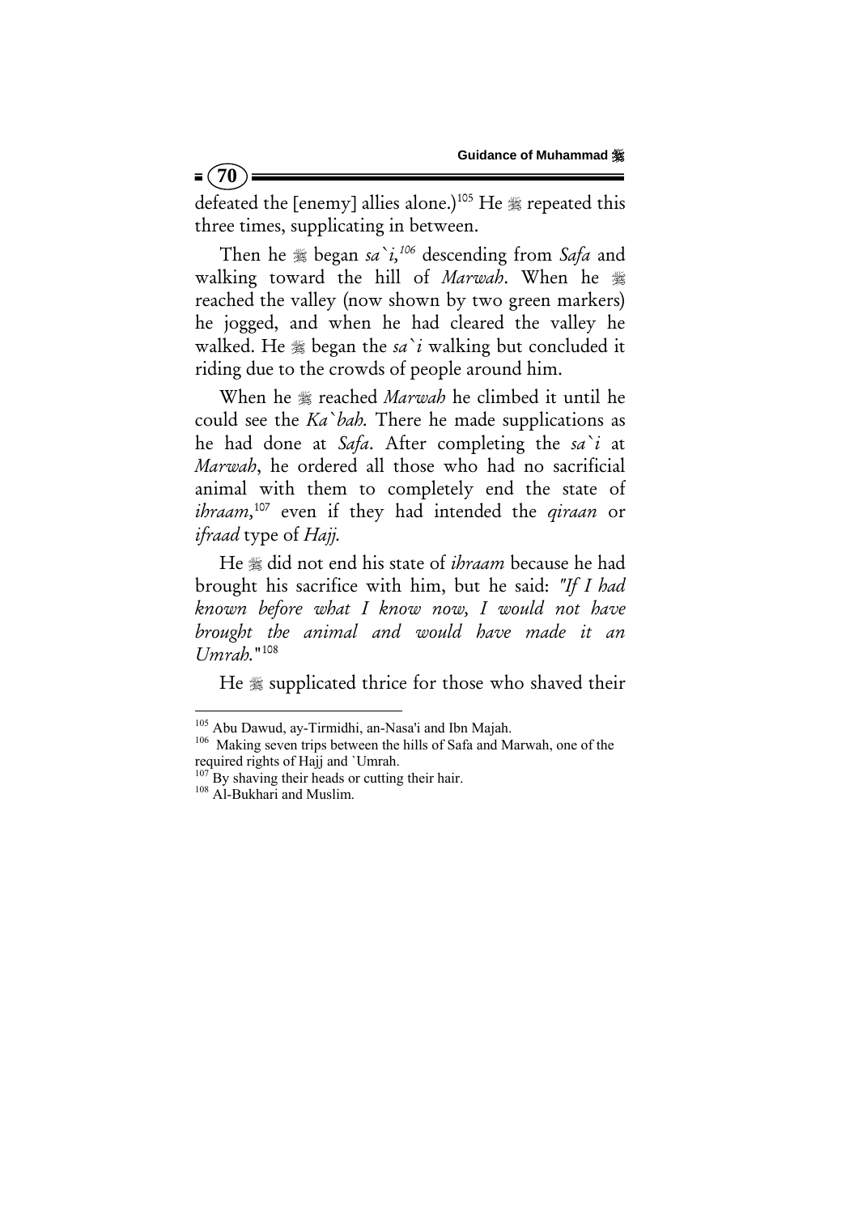defeated the [enemy] allies alone.)[105] He ﷺ repeated this three times, supplicating in between.

Then he ﷺ began *sa`i*,[106] descending from *Safa* and walking toward the hill of *Marwah*. When he ﷺ reached the valley (now shown by two green markers) he jogged, and when he had cleared the valley he walked. He ﷺ began the *sa`i* walking but concluded it riding due to the crowds of people around him.

When he ﷺ reached *Marwah* he climbed it until he could see the *Ka`bah*. There he made supplications as he had done at *Safa*. After completing the *sa`i* at *Marwah*, he ordered all those who had no sacrificial animal with them to completely end the state of *ihraam*,[107] even if they had intended the *qiraan* or *ifraad* type of *Hajj*.

He ﷺ did not end his state of *ihraam* because he had brought his sacrifice with him, but he said: *"If I had known before what I know now, I would not have brought the animal and would have made it an Umrah."*[108]

He ﷺ supplicated thrice for those who shaved their

---

[105] Abu Dawud, ay-Tirmidhi, an-Nasa'i and Ibn Majah.

[106] Making seven trips between the hills of Safa and Marwah, one of the required rights of Hajj and `Umrah.

[107] By shaving their heads or cutting their hair.

[108] Al-Bukhari and Muslim.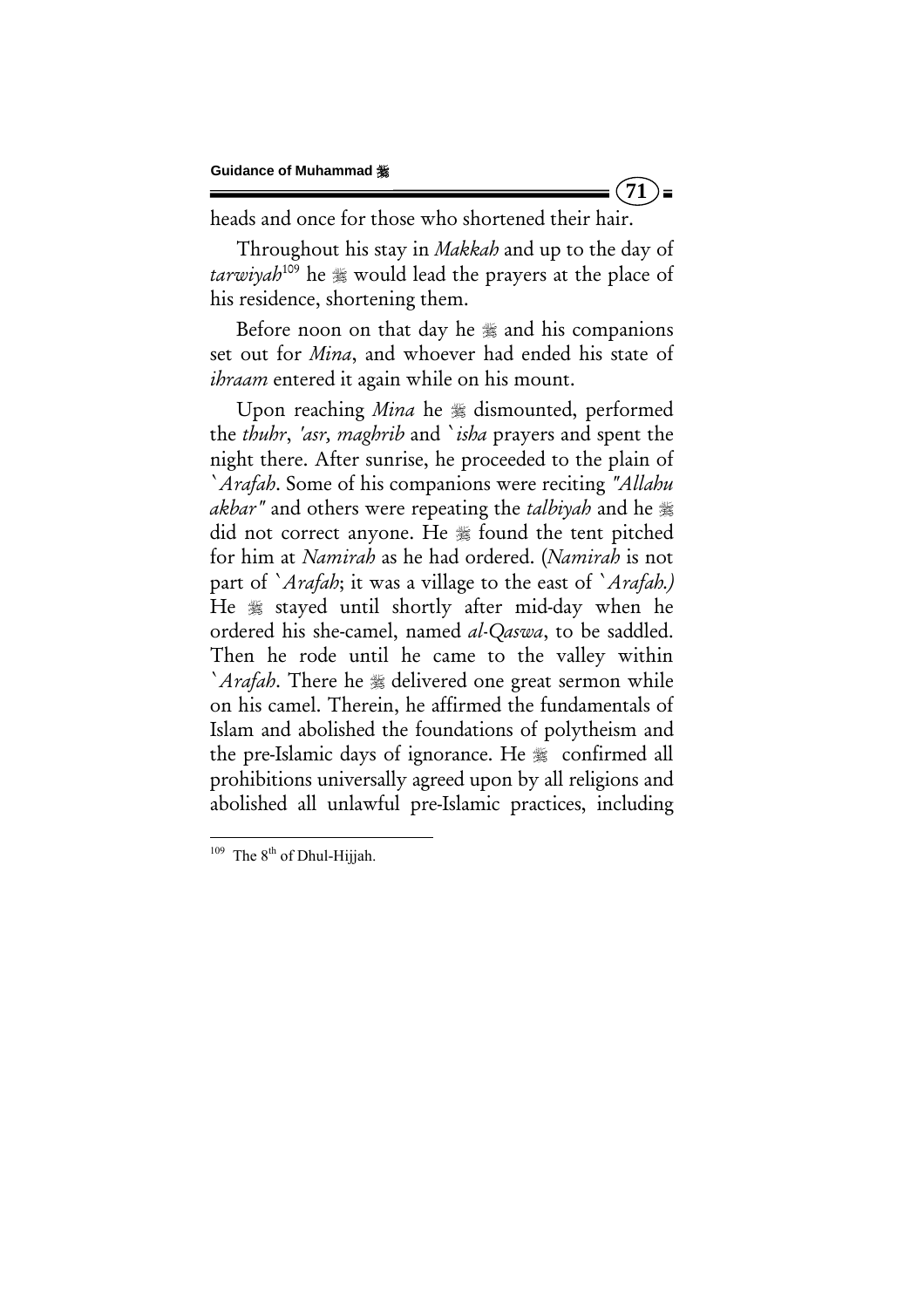heads and once for those who shortened their hair.

Throughout his stay in *Makkah* and up to the day of *tarwiyah*[109] he ﷺ would lead the prayers at the place of his residence, shortening them.

Before noon on that day he ﷺ and his companions set out for *Mina*, and whoever had ended his state of *ihraam* entered it again while on his mount.

Upon reaching *Mina* he ﷺ dismounted, performed the *thuhr*, *'asr, maghrib* and *`isha* prayers and spent the night there. After sunrise, he proceeded to the plain of *`Arafah*. Some of his companions were reciting *"Allahu akbar"* and others were repeating the *talbiyah* and he ﷺ did not correct anyone. He ﷺ found the tent pitched for him at *Namirah* as he had ordered. (*Namirah* is not part of *`Arafah*; it was a village to the east of *`Arafah.)* He ﷺ stayed until shortly after mid-day when he ordered his she-camel, named *al-Qaswa*, to be saddled. Then he rode until he came to the valley within *`Arafah*. There he ﷺ delivered one great sermon while on his camel. Therein, he affirmed the fundamentals of Islam and abolished the foundations of polytheism and the pre-Islamic days of ignorance. He ﷺ confirmed all prohibitions universally agreed upon by all religions and abolished all unlawful pre-Islamic practices, including

---

[109] The 8th of Dhul-Hijjah.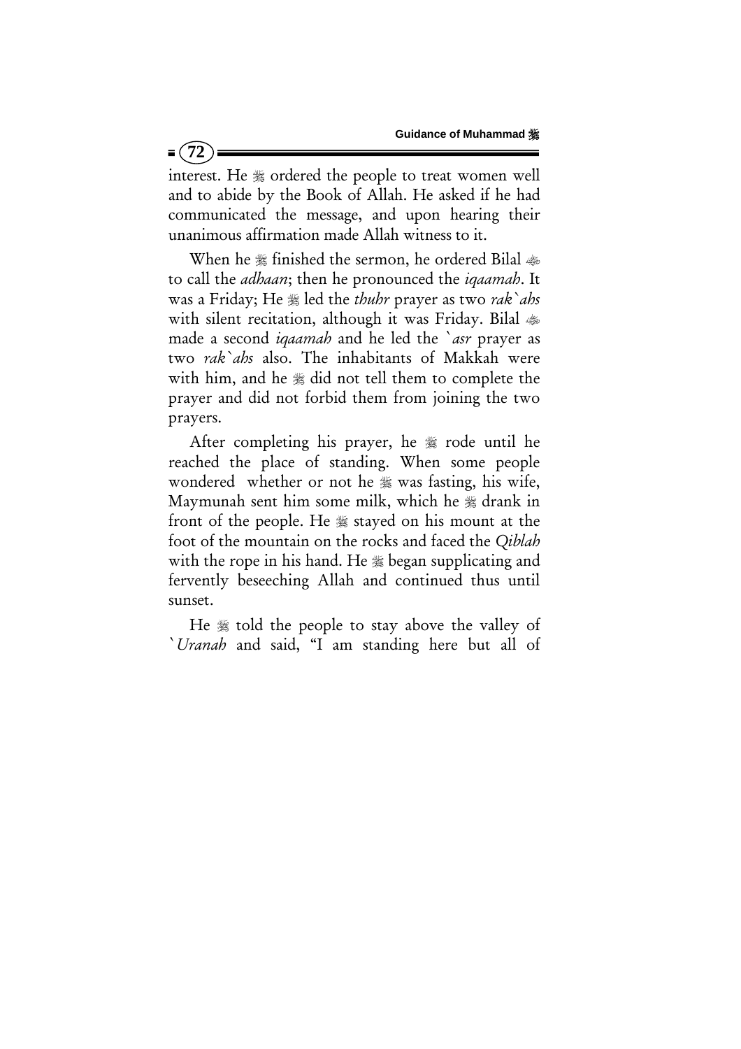interest. He ﷺ ordered the people to treat women well and to abide by the Book of Allah. He asked if he had communicated the message, and upon hearing their unanimous affirmation made Allah witness to it.

When he ﷺ finished the sermon, he ordered Bilal ﷺ to call the *adhaan*; then he pronounced the *iqaamah*. It was a Friday; He ﷺ led the *thuhr* prayer as two *rak`ahs* with silent recitation, although it was Friday. Bilal ﷺ made a second *iqaamah* and he led the *`asr* prayer as two *rak`ahs* also. The inhabitants of Makkah were with him, and he ﷺ did not tell them to complete the prayer and did not forbid them from joining the two prayers.

After completing his prayer, he ﷺ rode until he reached the place of standing. When some people wondered whether or not he ﷺ was fasting, his wife, Maymunah sent him some milk, which he ﷺ drank in front of the people. He ﷺ stayed on his mount at the foot of the mountain on the rocks and faced the *Qiblah* with the rope in his hand. He ﷺ began supplicating and fervently beseeching Allah and continued thus until sunset.

He ﷺ told the people to stay above the valley of *`Uranah* and said, "I am standing here but all of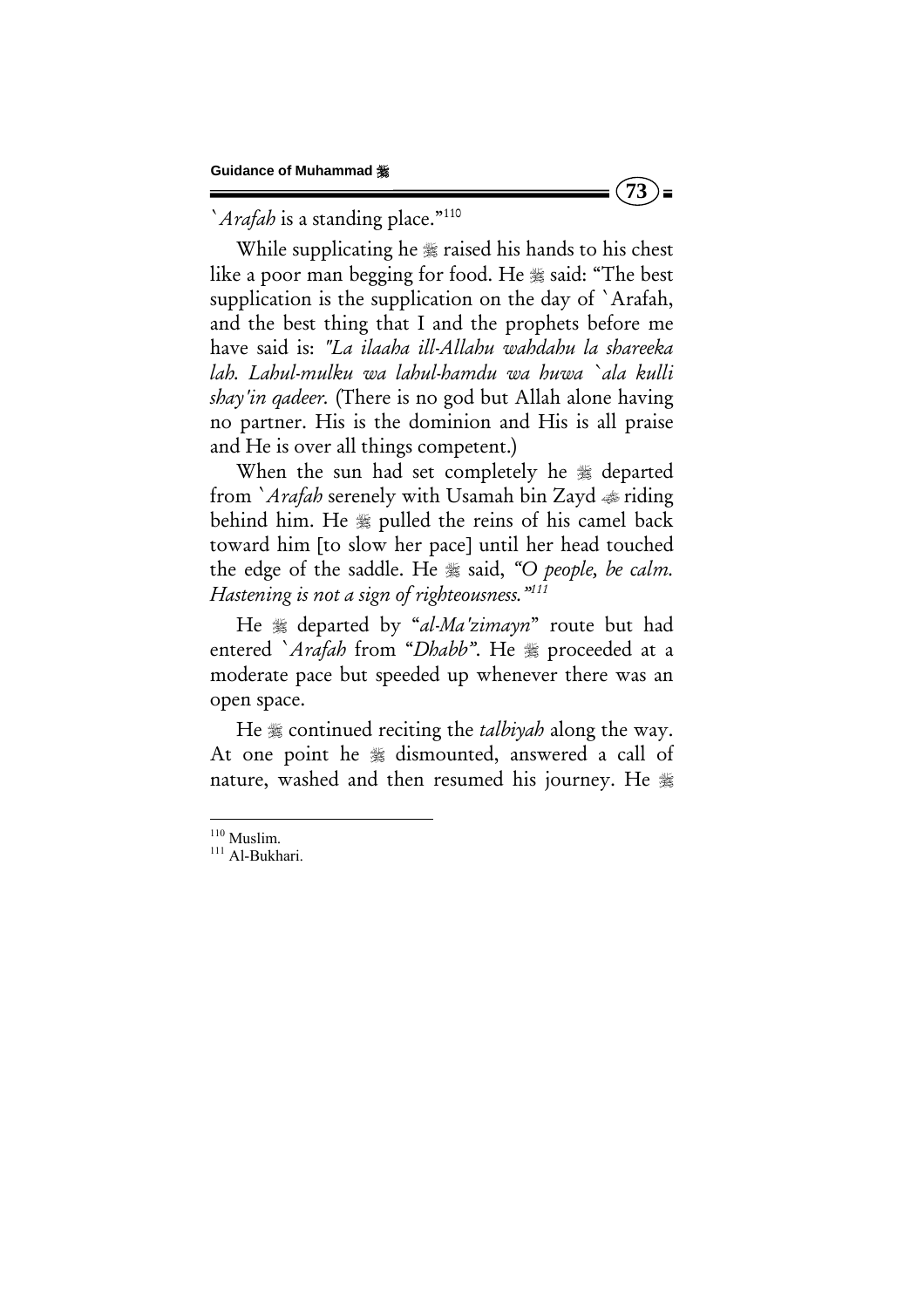`*Arafah* is a standing place."[110]

While supplicating he ﷺ raised his hands to his chest like a poor man begging for food. He ﷺ said: "The best supplication is the supplication on the day of `Arafah, and the best thing that I and the prophets before me have said is: *"La ilaaha ill-Allahu wahdahu la shareeka lah. Lahul-mulku wa lahul-hamdu wa huwa `ala kulli shay'in qadeer.* (There is no god but Allah alone having no partner. His is the dominion and His is all praise and He is over all things competent.)

When the sun had set completely he ﷺ departed from `*Arafah* serenely with Usamah bin Zayd ؓ riding behind him. He ﷺ pulled the reins of his camel back toward him [to slow her pace] until her head touched the edge of the saddle. He ﷺ said, *"O people, be calm. Hastening is not a sign of righteousness."*[111]

He ﷺ departed by "*al-Ma'zimayn*" route but had entered `*Arafah* from "*Dhabb*". He ﷺ proceeded at a moderate pace but speeded up whenever there was an open space.

He ﷺ continued reciting the *talbiyah* along the way. At one point he ﷺ dismounted, answered a call of nature, washed and then resumed his journey. He ﷺ

---

[110] Muslim.

[111] Al-Bukhari.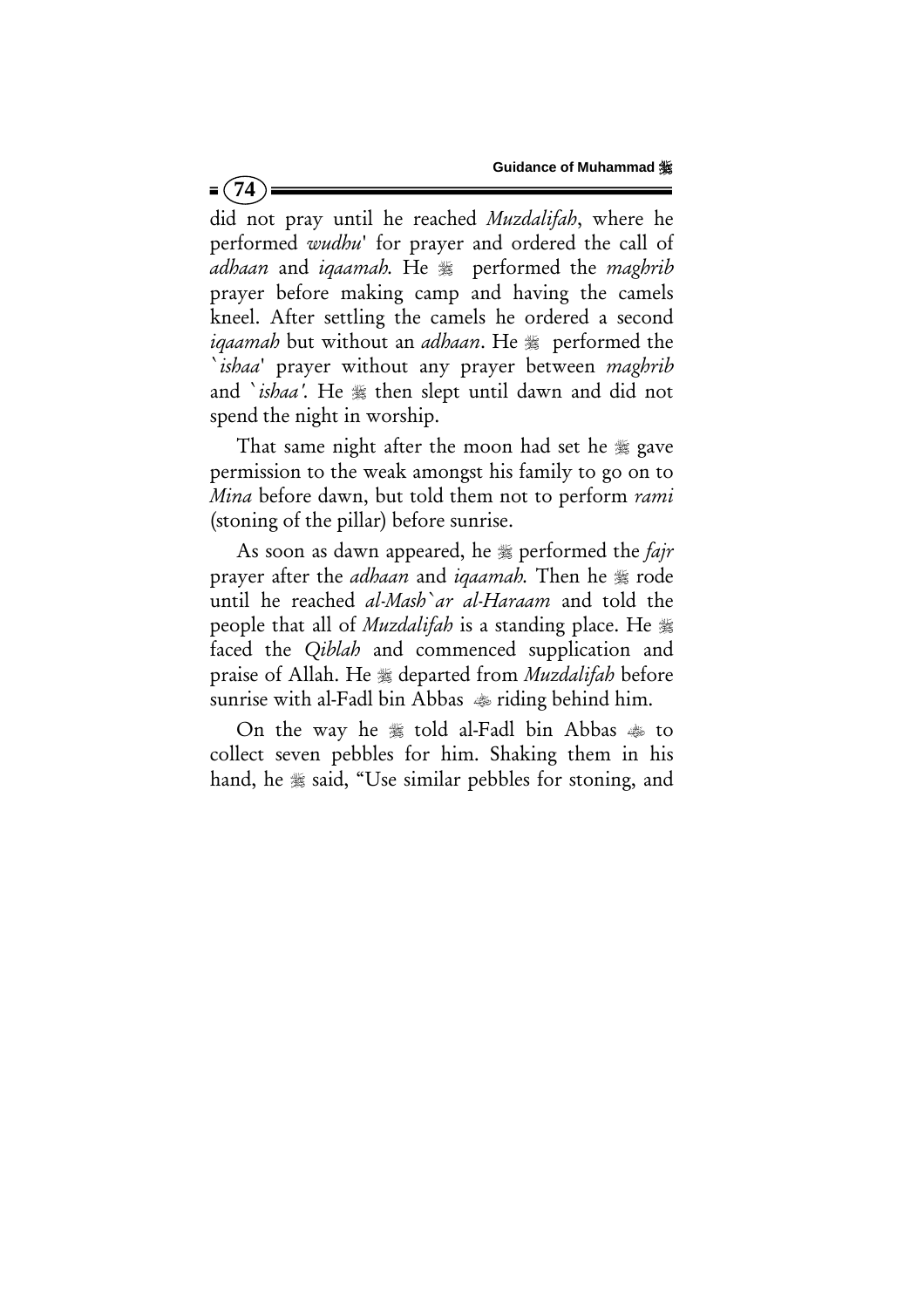did not pray until he reached *Muzdalifah*, where he performed *wudhu*' for prayer and ordered the call of *adhaan* and *iqaamah.* He ﷺ performed the *maghrib* prayer before making camp and having the camels kneel. After settling the camels he ordered a second *iqaamah* but without an *adhaan*. He ﷺ performed the `*ishaa*' prayer without any prayer between *maghrib* and `*ishaa'.* He ﷺ then slept until dawn and did not spend the night in worship.

That same night after the moon had set he ﷺ gave permission to the weak amongst his family to go on to *Mina* before dawn, but told them not to perform *rami* (stoning of the pillar) before sunrise.

As soon as dawn appeared, he ﷺ performed the *fajr* prayer after the *adhaan* and *iqaamah.* Then he ﷺ rode until he reached *al-Mash`ar al-Haraam* and told the people that all of *Muzdalifah* is a standing place. He ﷺ faced the *Qiblah* and commenced supplication and praise of Allah. He ﷺ departed from *Muzdalifah* before sunrise with al-Fadl bin Abbas ﷺ riding behind him.

On the way he ﷺ told al-Fadl bin Abbas ﷺ to collect seven pebbles for him. Shaking them in his hand, he ﷺ said, "Use similar pebbles for stoning, and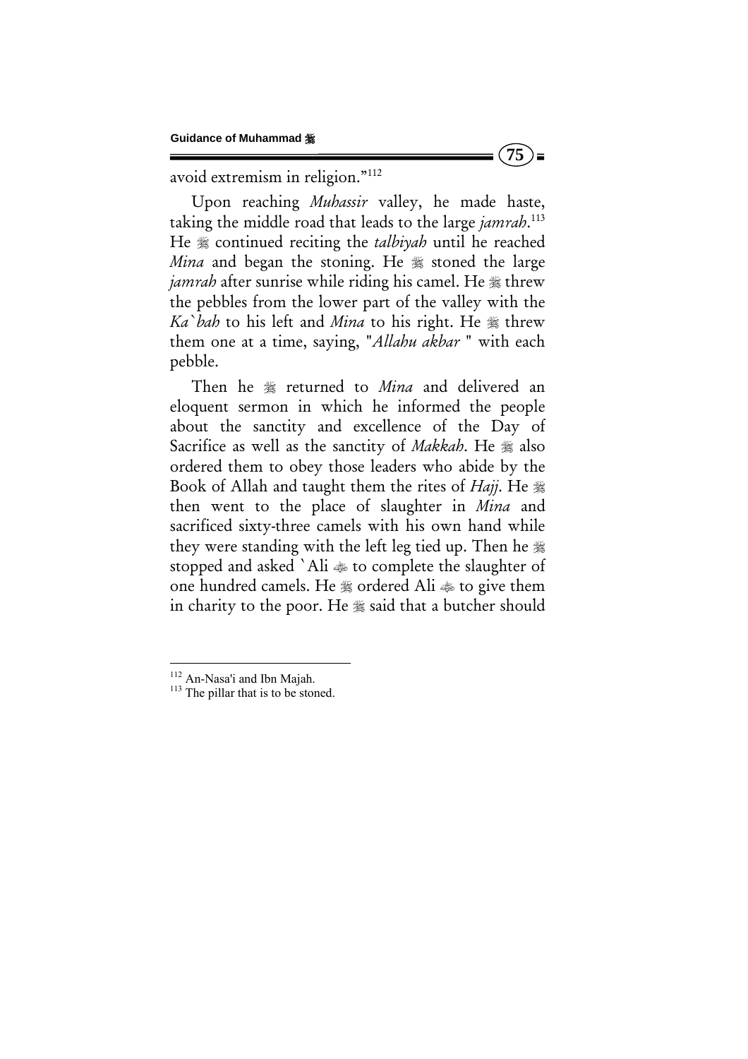avoid extremism in religion."[112]

Upon reaching *Muhassir* valley, he made haste, taking the middle road that leads to the large *jamrah*.[113] He ﷺ continued reciting the *talbiyah* until he reached *Mina* and began the stoning. He ﷺ stoned the large *jamrah* after sunrise while riding his camel. He ﷺ threw the pebbles from the lower part of the valley with the *Ka`bah* to his left and *Mina* to his right. He ﷺ threw them one at a time, saying, "*Allahu akbar* " with each pebble.

Then he ﷺ returned to *Mina* and delivered an eloquent sermon in which he informed the people about the sanctity and excellence of the Day of Sacrifice as well as the sanctity of *Makkah*. He ﷺ also ordered them to obey those leaders who abide by the Book of Allah and taught them the rites of *Hajj*. He ﷺ then went to the place of slaughter in *Mina* and sacrificed sixty-three camels with his own hand while they were standing with the left leg tied up. Then he ﷺ stopped and asked `Ali ؓ to complete the slaughter of one hundred camels. He ﷺ ordered Ali ؓ to give them in charity to the poor. He ﷺ said that a butcher should

---

[112] An-Nasa'i and Ibn Majah.

[113] The pillar that is to be stoned.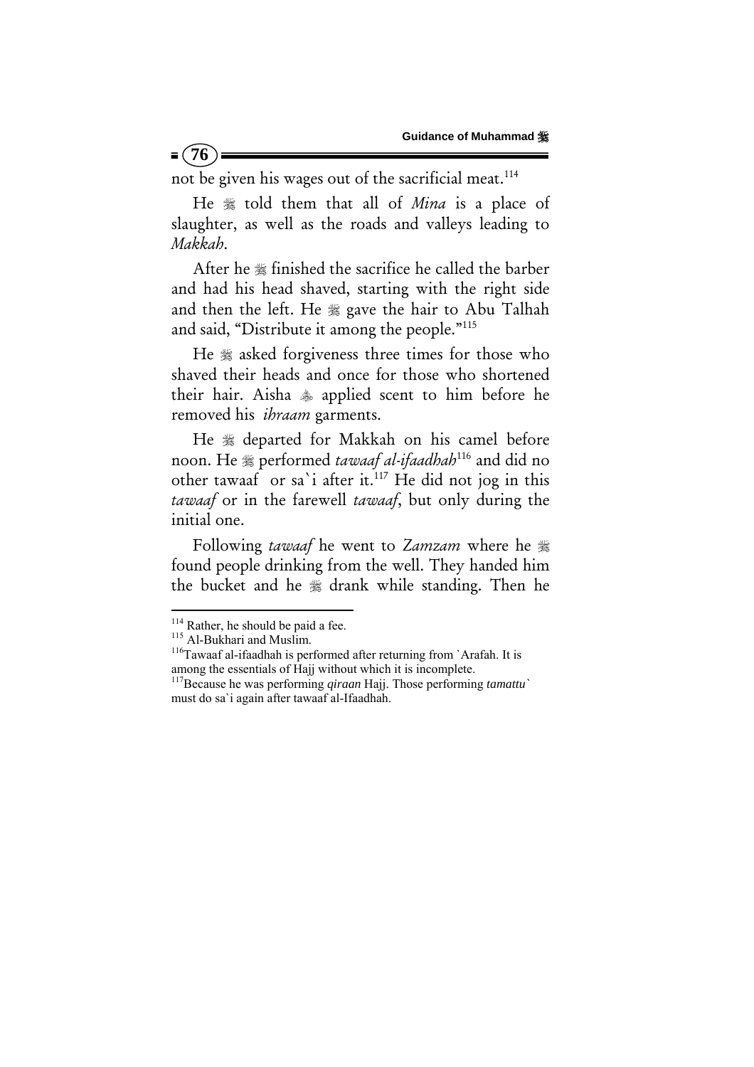not be given his wages out of the sacrificial meat.[114]

He ﷺ told them that all of *Mina* is a place of slaughter, as well as the roads and valleys leading to *Makkah*.

After he ﷺ finished the sacrifice he called the barber and had his head shaved, starting with the right side and then the left. He ﷺ gave the hair to Abu Talhah and said, "Distribute it among the people."[115]

He ﷺ asked forgiveness three times for those who shaved their heads and once for those who shortened their hair. Aisha ﷺ applied scent to him before he removed his *ihraam* garments.

He ﷺ departed for Makkah on his camel before noon. He ﷺ performed *tawaaf al-ifaadhah*[116] and did no other tawaaf or sa`i after it.[117] He did not jog in this *tawaaf* or in the farewell *tawaaf*, but only during the initial one.

Following *tawaaf* he went to *Zamzam* where he ﷺ found people drinking from the well. They handed him the bucket and he ﷺ drank while standing. Then he

---

[114] Rather, he should be paid a fee.

[115] Al-Bukhari and Muslim.

[116] Tawaaf al-ifaadhah is performed after returning from `Arafah. It is among the essentials of Hajj without which it is incomplete.

[117] Because he was performing *qiraan* Hajj. Those performing *tamattu`* must do sa`i again after tawaaf al-Ifaadhah.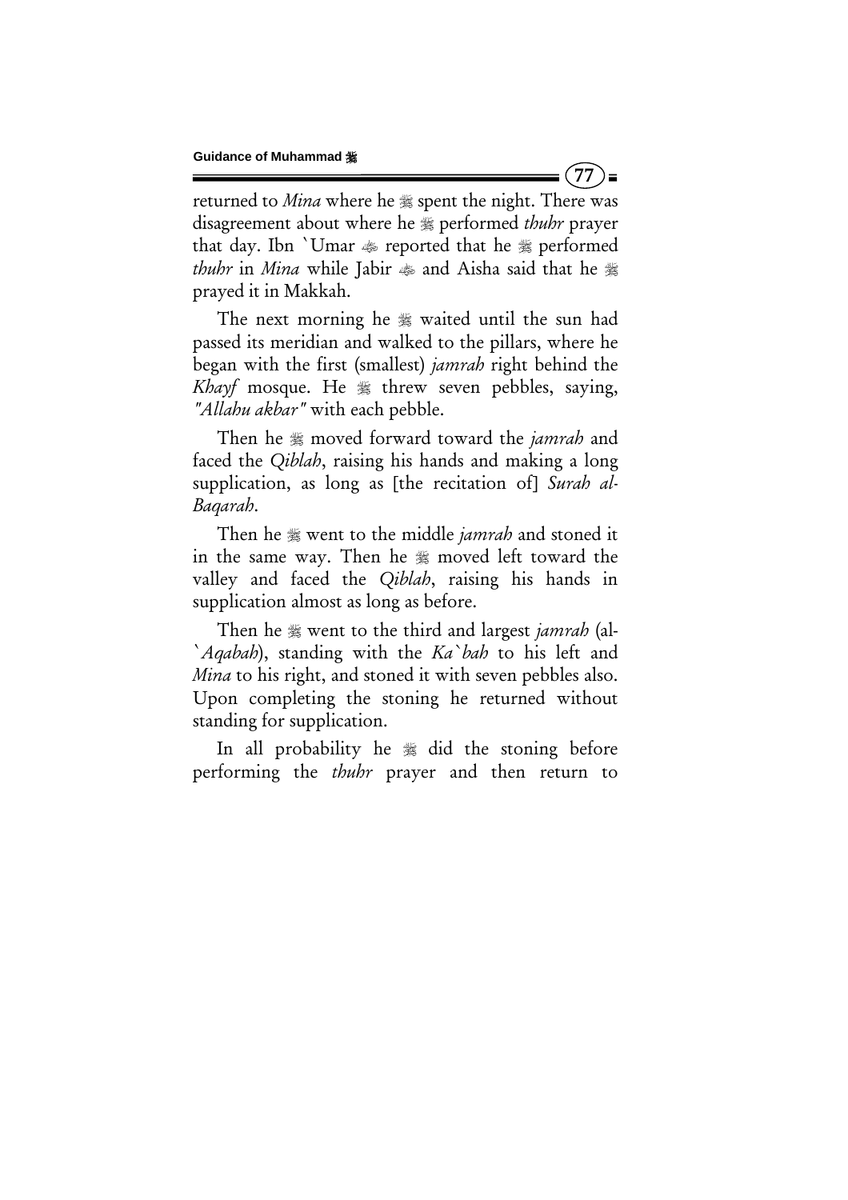returned to *Mina* where he ﷺ spent the night. There was disagreement about where he ﷺ performed *thuhr* prayer that day. Ibn `Umar ؓ reported that he ﷺ performed *thuhr* in *Mina* while Jabir ؓ and Aisha said that he ﷺ prayed it in Makkah.

The next morning he ﷺ waited until the sun had passed its meridian and walked to the pillars, where he began with the first (smallest) *jamrah* right behind the *Khayf* mosque. He ﷺ threw seven pebbles, saying, *"Allahu akbar"* with each pebble.

Then he ﷺ moved forward toward the *jamrah* and faced the *Qiblah*, raising his hands and making a long supplication, as long as [the recitation of] *Surah al-Baqarah*.

Then he ﷺ went to the middle *jamrah* and stoned it in the same way. Then he ﷺ moved left toward the valley and faced the *Qiblah*, raising his hands in supplication almost as long as before.

Then he ﷺ went to the third and largest *jamrah* (al-*`Aqabah*), standing with the *Ka`bah* to his left and *Mina* to his right, and stoned it with seven pebbles also. Upon completing the stoning he returned without standing for supplication.

In all probability he ﷺ did the stoning before performing the *thuhr* prayer and then return to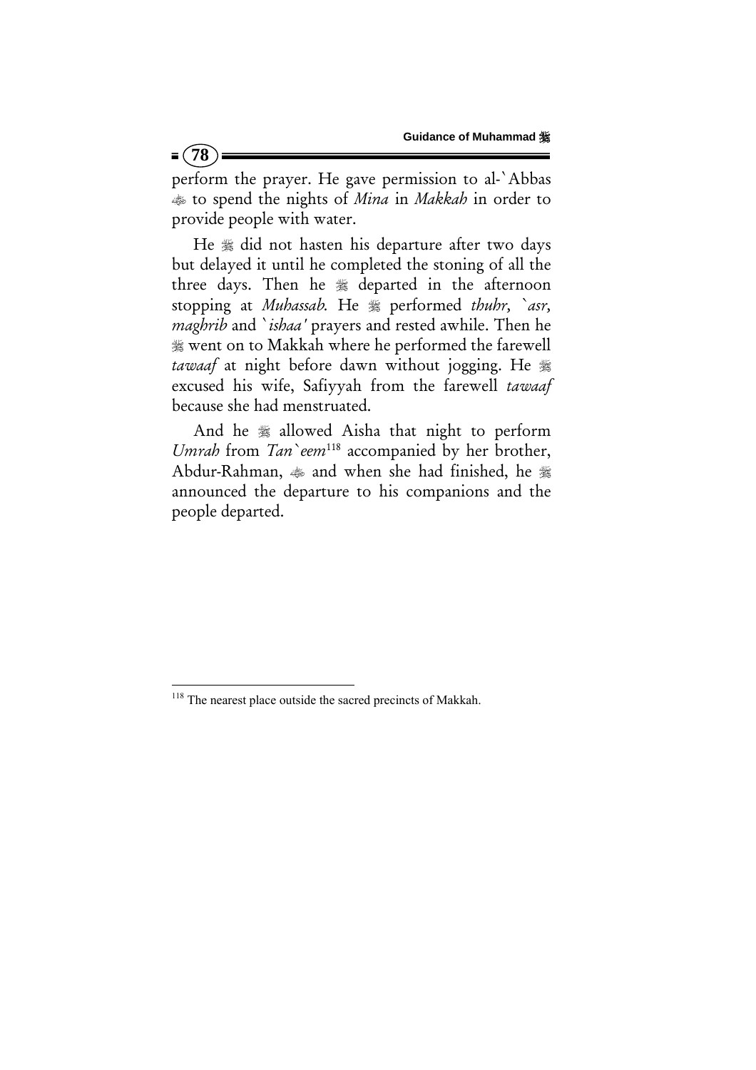perform the prayer. He gave permission to al-`Abbas ﷺ to spend the nights of *Mina* in *Makkah* in order to provide people with water.

He ﷺ did not hasten his departure after two days but delayed it until he completed the stoning of all the three days. Then he ﷺ departed in the afternoon stopping at *Muhassab*. He ﷺ performed *thuhr*, *`asr*, *maghrib* and *`ishaa'* prayers and rested awhile. Then he ﷺ went on to Makkah where he performed the farewell *tawaaf* at night before dawn without jogging. He ﷺ excused his wife, Safiyyah from the farewell *tawaaf* because she had menstruated.

And he ﷺ allowed Aisha that night to perform *Umrah* from *Tan`eem*[118] accompanied by her brother, Abdur-Rahman, ﷺ and when she had finished, he ﷺ announced the departure to his companions and the people departed.

---

[118] The nearest place outside the sacred precincts of Makkah.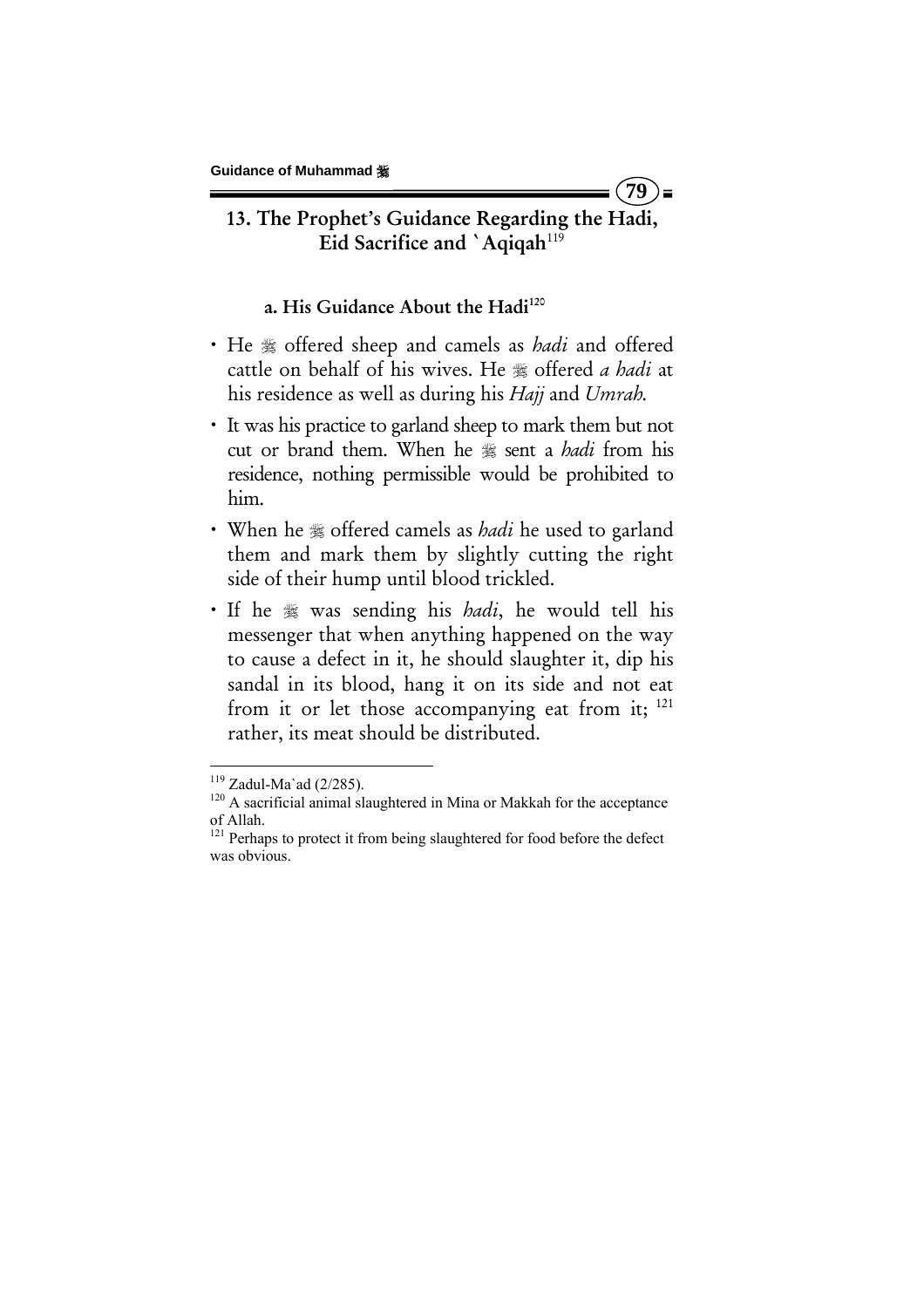## 13. The Prophet's Guidance Regarding the Hadi, Eid Sacrifice and `Aqiqah[119]

### a. His Guidance About the Hadi[120]

- He ﷺ offered sheep and camels as *hadi* and offered cattle on behalf of his wives. He ﷺ offered *a hadi* at his residence as well as during his *Hajj* and *Umrah*.
- It was his practice to garland sheep to mark them but not cut or brand them. When he ﷺ sent a *hadi* from his residence, nothing permissible would be prohibited to him.
- When he ﷺ offered camels as *hadi* he used to garland them and mark them by slightly cutting the right side of their hump until blood trickled.
- If he ﷺ was sending his *hadi*, he would tell his messenger that when anything happened on the way to cause a defect in it, he should slaughter it, dip his sandal in its blood, hang it on its side and not eat from it or let those accompanying eat from it; [121] rather, its meat should be distributed.

---

[119] Zadul-Ma`ad (2/285).

[120] A sacrificial animal slaughtered in Mina or Makkah for the acceptance of Allah.

[121] Perhaps to protect it from being slaughtered for food before the defect was obvious.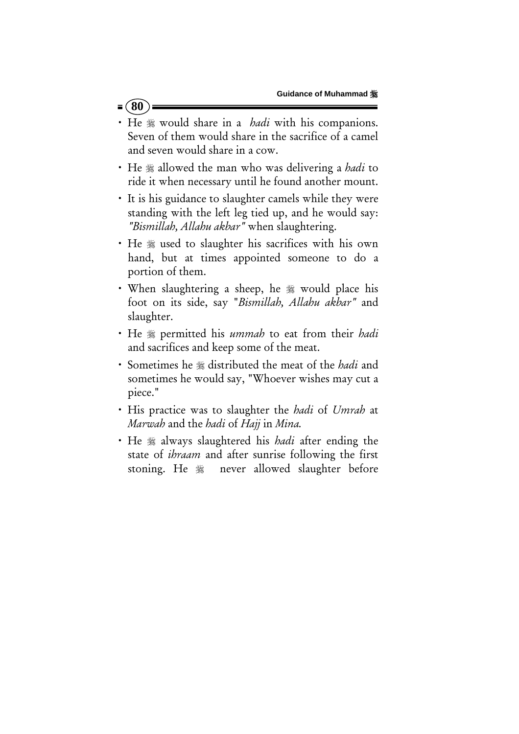- He ﷺ would share in a *hadi* with his companions. Seven of them would share in the sacrifice of a camel and seven would share in a cow.
- He ﷺ allowed the man who was delivering a *hadi* to ride it when necessary until he found another mount.
- It is his guidance to slaughter camels while they were standing with the left leg tied up, and he would say: *"Bismillah, Allahu akbar"* when slaughtering.
- He ﷺ used to slaughter his sacrifices with his own hand, but at times appointed someone to do a portion of them.
- When slaughtering a sheep, he ﷺ would place his foot on its side, say "*Bismillah, Allahu akbar"* and slaughter.
- He ﷺ permitted his *ummah* to eat from their *hadi* and sacrifices and keep some of the meat.
- Sometimes he ﷺ distributed the meat of the *hadi* and sometimes he would say, "Whoever wishes may cut a piece."
- His practice was to slaughter the *hadi* of *Umrah* at *Marwah* and the *hadi* of *Hajj* in *Mina.*
- He ﷺ always slaughtered his *hadi* after ending the state of *ihraam* and after sunrise following the first stoning. He ﷺ never allowed slaughter before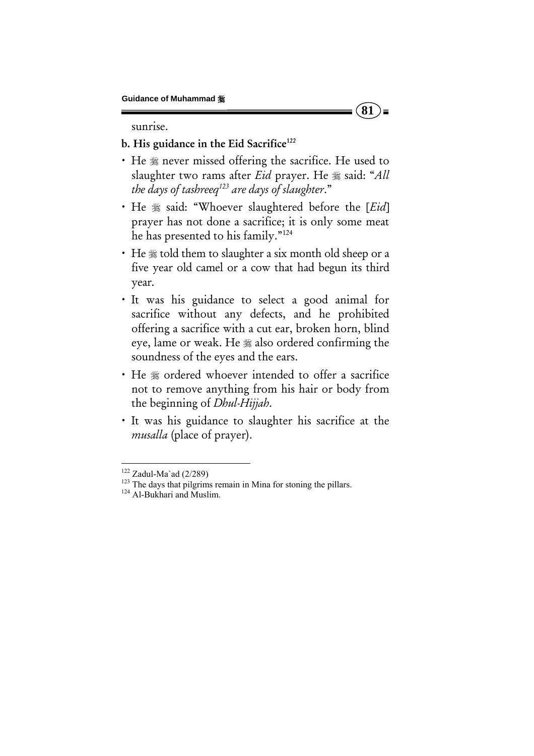sunrise.

**b. His guidance in the Eid Sacrifice[122]**

- He ﷺ never missed offering the sacrifice. He used to slaughter two rams after *Eid* prayer. He ﷺ said: "*All the days of tashreeq[123] are days of slaughter*."
- He ﷺ said: "Whoever slaughtered before the [*Eid*] prayer has not done a sacrifice; it is only some meat he has presented to his family."[124]
- He ﷺ told them to slaughter a six month old sheep or a five year old camel or a cow that had begun its third year.
- It was his guidance to select a good animal for sacrifice without any defects, and he prohibited offering a sacrifice with a cut ear, broken horn, blind eye, lame or weak. He ﷺ also ordered confirming the soundness of the eyes and the ears.
- He ﷺ ordered whoever intended to offer a sacrifice not to remove anything from his hair or body from the beginning of *Dhul-Hijjah*.
- It was his guidance to slaughter his sacrifice at the *musalla* (place of prayer).

---

[122] Zadul-Ma`ad (2/289)

[123] The days that pilgrims remain in Mina for stoning the pillars.

[124] Al-Bukhari and Muslim.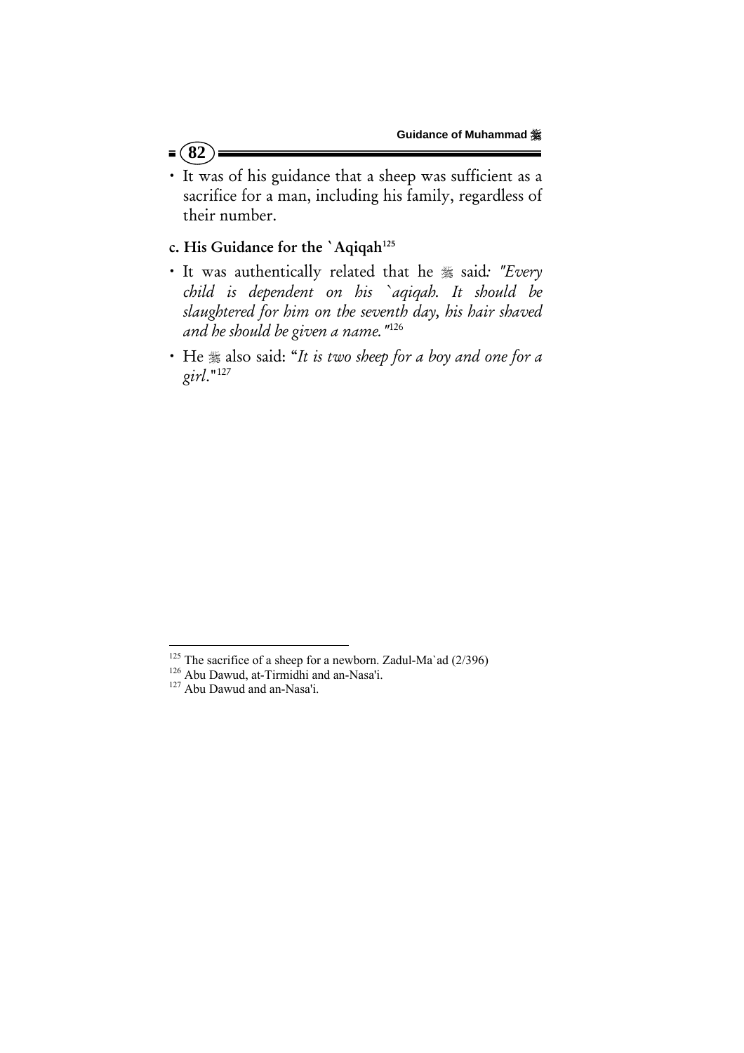- It was of his guidance that a sheep was sufficient as a sacrifice for a man, including his family, regardless of their number.

### c. His Guidance for the `Aqiqah[125]

- It was authentically related that he ﷺ said*: "Every child is dependent on his `aqiqah. It should be slaughtered for him on the seventh day, his hair shaved and he should be given a name."*[126]
- He ﷺ also said: "*It is two sheep for a boy and one for a girl*."[127]

---

[125] The sacrifice of a sheep for a newborn. Zadul-Ma`ad (2/396)

[126] Abu Dawud, at-Tirmidhi and an-Nasa'i.

[127] Abu Dawud and an-Nasa'i.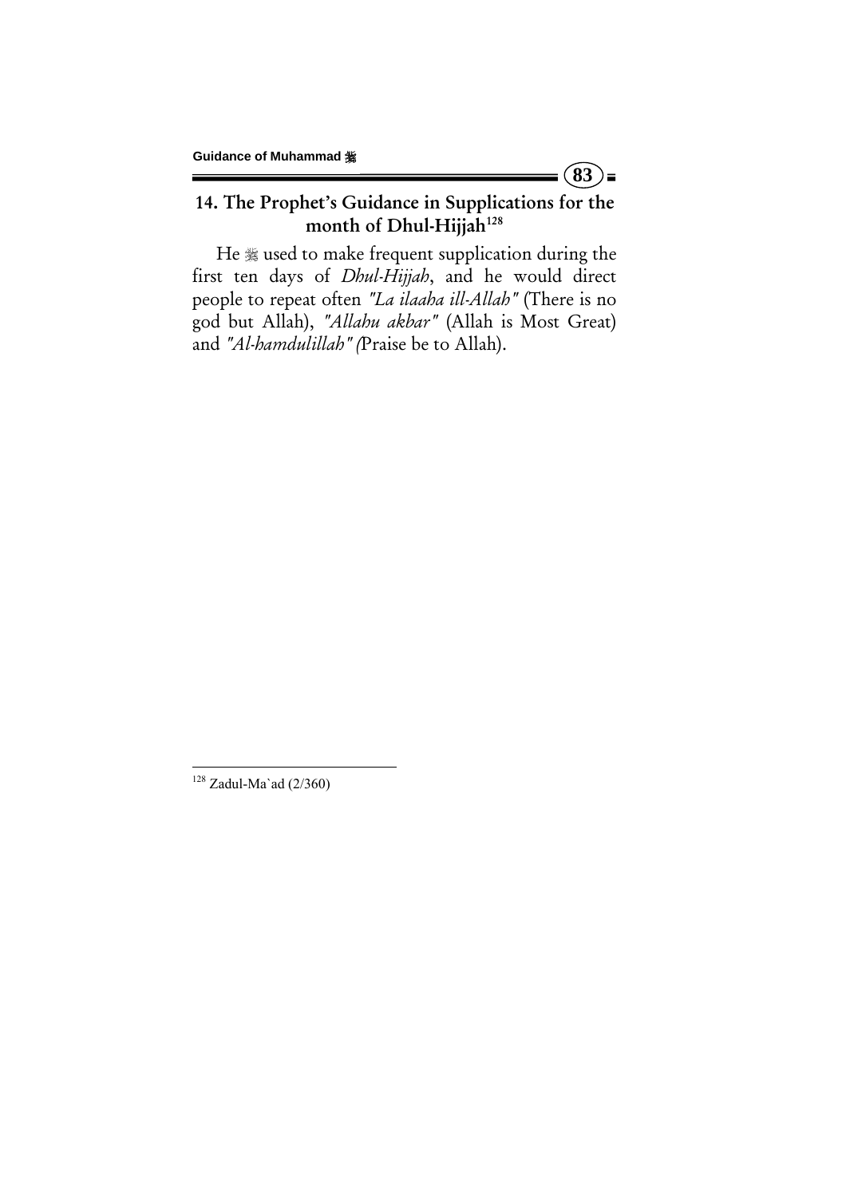## 14. The Prophet's Guidance in Supplications for the month of Dhul-Hijjah[128]

He ﷺ used to make frequent supplication during the first ten days of *Dhul-Hijjah*, and he would direct people to repeat often *"La ilaaha ill-Allah"* (There is no god but Allah), *"Allahu akbar"* (Allah is Most Great) and *"Al-hamdulillah" (*Praise be to Allah).

---

[128] Zadul-Ma`ad (2/360)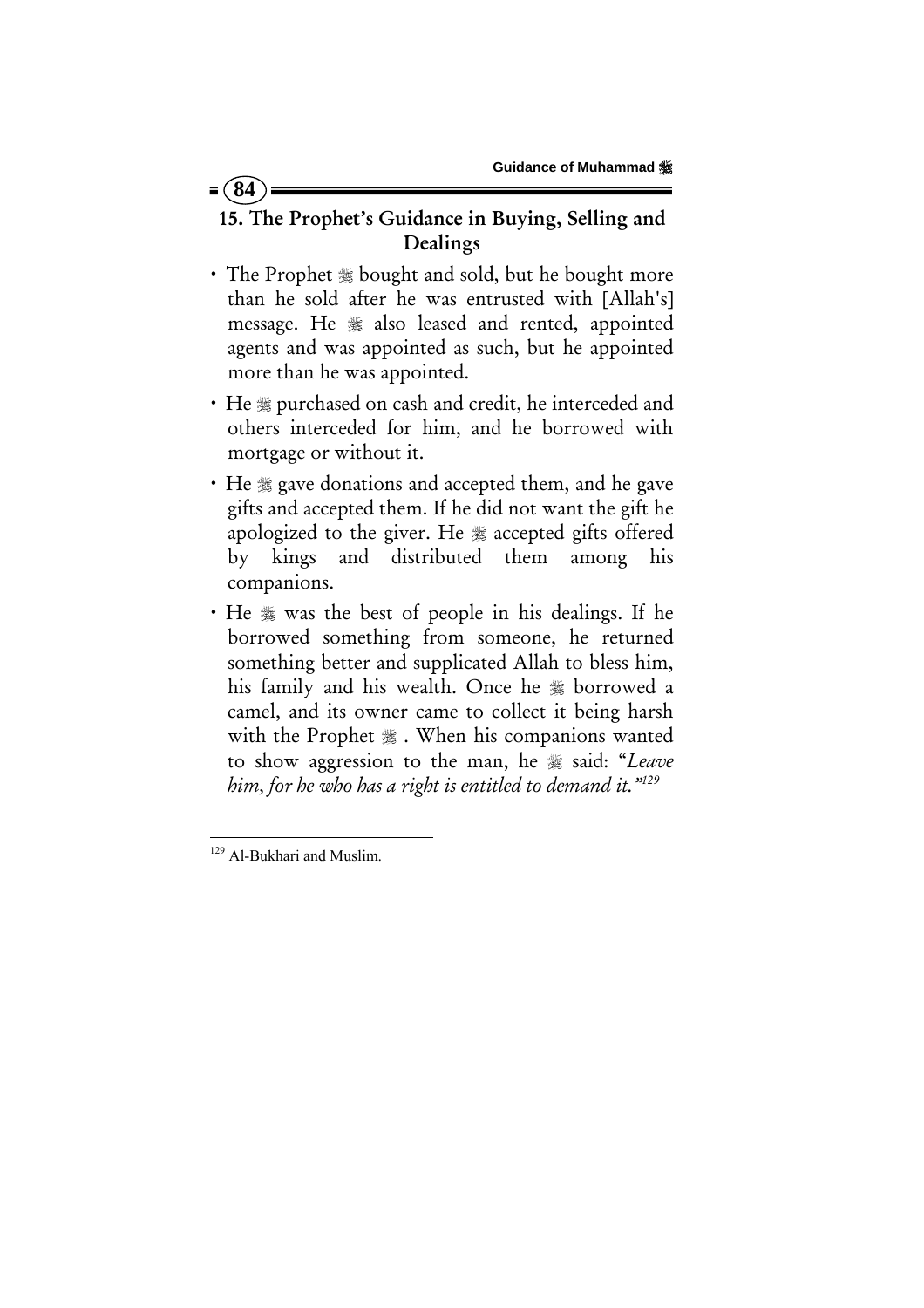## 15. The Prophet's Guidance in Buying, Selling and Dealings

- The Prophet ﷺ bought and sold, but he bought more than he sold after he was entrusted with [Allah's] message. He ﷺ also leased and rented, appointed agents and was appointed as such, but he appointed more than he was appointed.
- He ﷺ purchased on cash and credit, he interceded and others interceded for him, and he borrowed with mortgage or without it.
- He ﷺ gave donations and accepted them, and he gave gifts and accepted them. If he did not want the gift he apologized to the giver. He ﷺ accepted gifts offered by kings and distributed them among his companions.
- He ﷺ was the best of people in his dealings. If he borrowed something from someone, he returned something better and supplicated Allah to bless him, his family and his wealth. Once he ﷺ borrowed a camel, and its owner came to collect it being harsh with the Prophet ﷺ . When his companions wanted to show aggression to the man, he ﷺ said: "*Leave him, for he who has a right is entitled to demand it.*"[129]

---

[129] Al-Bukhari and Muslim.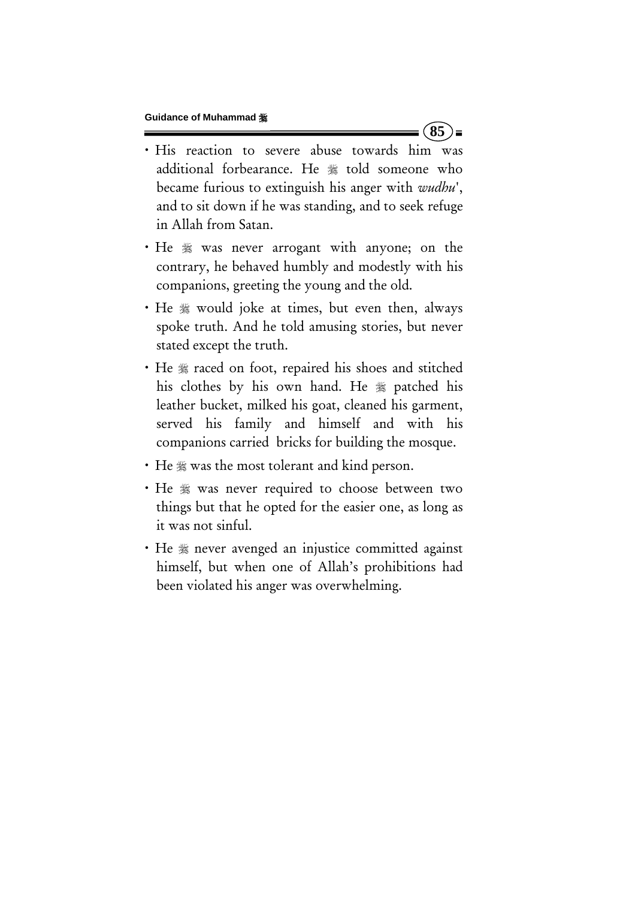- His reaction to severe abuse towards him was additional forbearance. He ﷺ told someone who became furious to extinguish his anger with *wudhu*', and to sit down if he was standing, and to seek refuge in Allah from Satan.
- He ﷺ was never arrogant with anyone; on the contrary, he behaved humbly and modestly with his companions, greeting the young and the old.
- He ﷺ would joke at times, but even then, always spoke truth. And he told amusing stories, but never stated except the truth.
- He ﷺ raced on foot, repaired his shoes and stitched his clothes by his own hand. He ﷺ patched his leather bucket, milked his goat, cleaned his garment, served his family and himself and with his companions carried bricks for building the mosque.
- He ﷺ was the most tolerant and kind person.
- He ﷺ was never required to choose between two things but that he opted for the easier one, as long as it was not sinful.
- He ﷺ never avenged an injustice committed against himself, but when one of Allah's prohibitions had been violated his anger was overwhelming.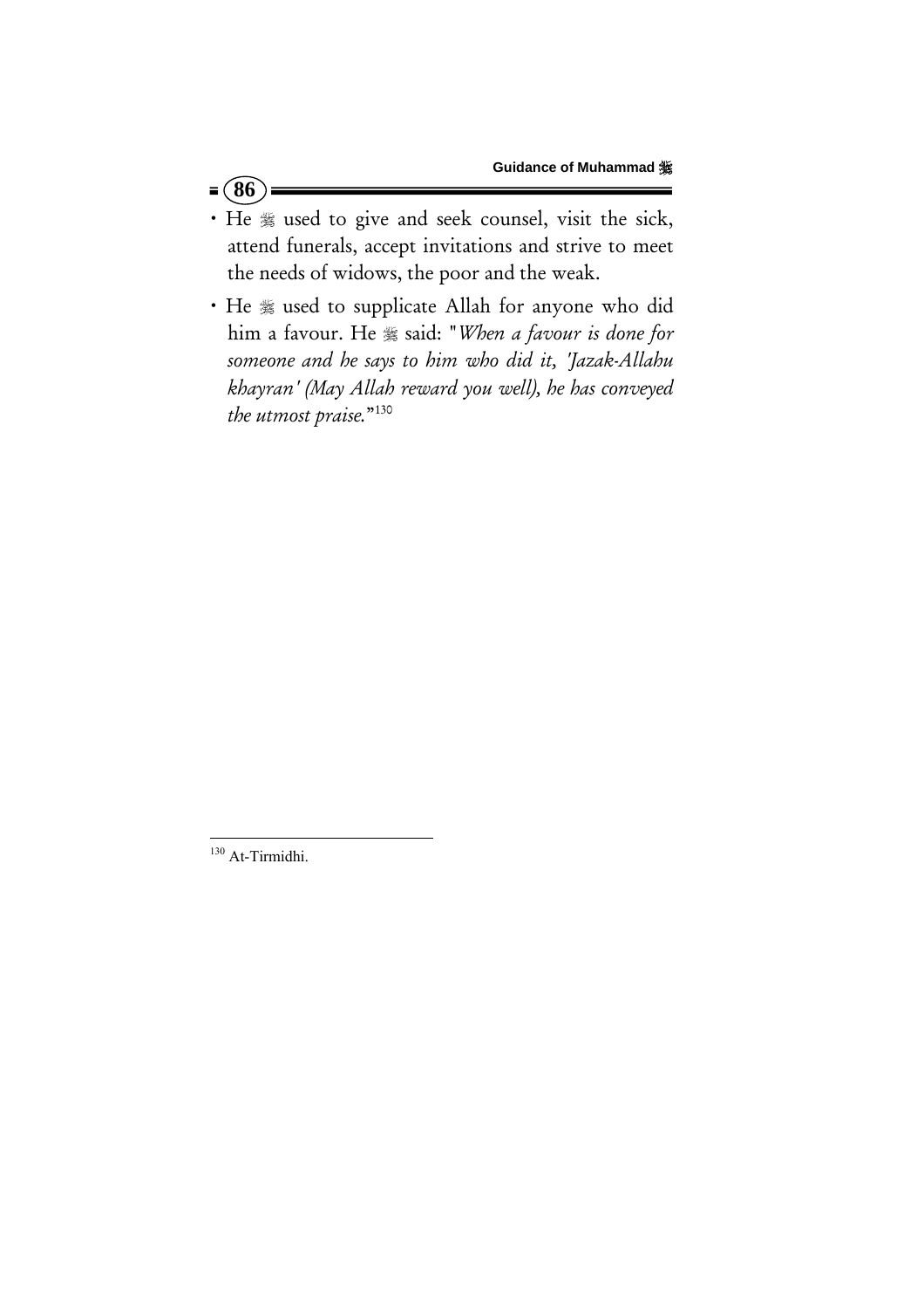- He ﷺ used to give and seek counsel, visit the sick, attend funerals, accept invitations and strive to meet the needs of widows, the poor and the weak.

- He ﷺ used to supplicate Allah for anyone who did him a favour. He ﷺ said: "*When a favour is done for someone and he says to him who did it, 'Jazak-Allahu khayran' (May Allah reward you well), he has conveyed the utmost praise.*"[130]

---

[130] At-Tirmidhi.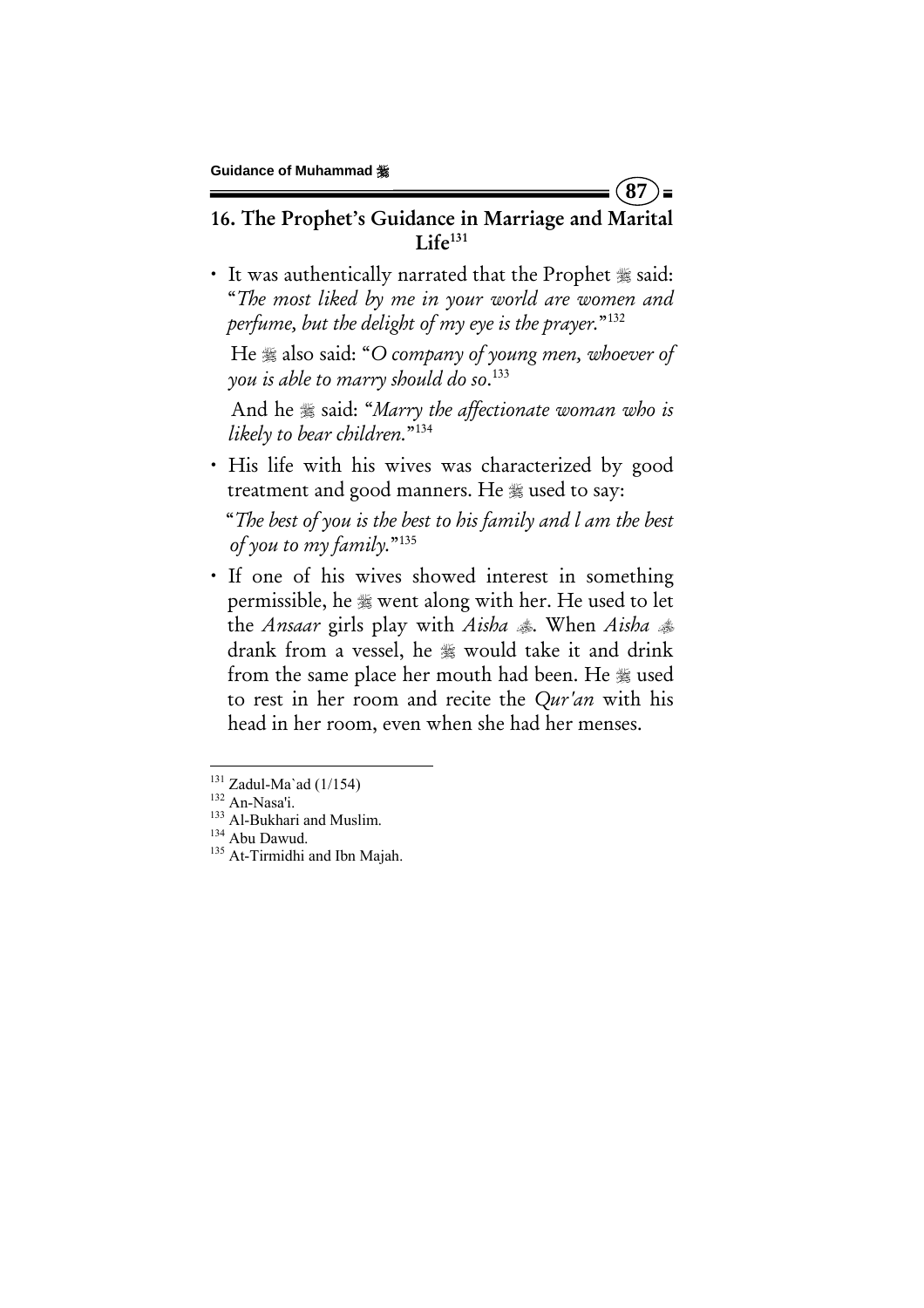## 16. The Prophet's Guidance in Marriage and Marital Life[131]

- It was authentically narrated that the Prophet ﷺ said: "*The most liked by me in your world are women and perfume, but the delight of my eye is the prayer.*"[132]

  He ﷺ also said: "*O company of young men, whoever of you is able to marry should do so.*[133]

  And he ﷺ said: "*Marry the affectionate woman who is likely to bear children.*"[134]

- His life with his wives was characterized by good treatment and good manners. He ﷺ used to say:

  "*The best of you is the best to his family and I am the best of you to my family.*"[135]

- If one of his wives showed interest in something permissible, he ﷺ went along with her. He used to let the *Ansaar* girls play with *Aisha* ﷺ. When *Aisha* ﷺ drank from a vessel, he ﷺ would take it and drink from the same place her mouth had been. He ﷺ used to rest in her room and recite the *Qur'an* with his head in her room, even when she had her menses.

---

[131] Zadul-Ma`ad (1/154)
[132] An-Nasa'i.
[133] Al-Bukhari and Muslim.
[134] Abu Dawud.
[135] At-Tirmidhi and Ibn Majah.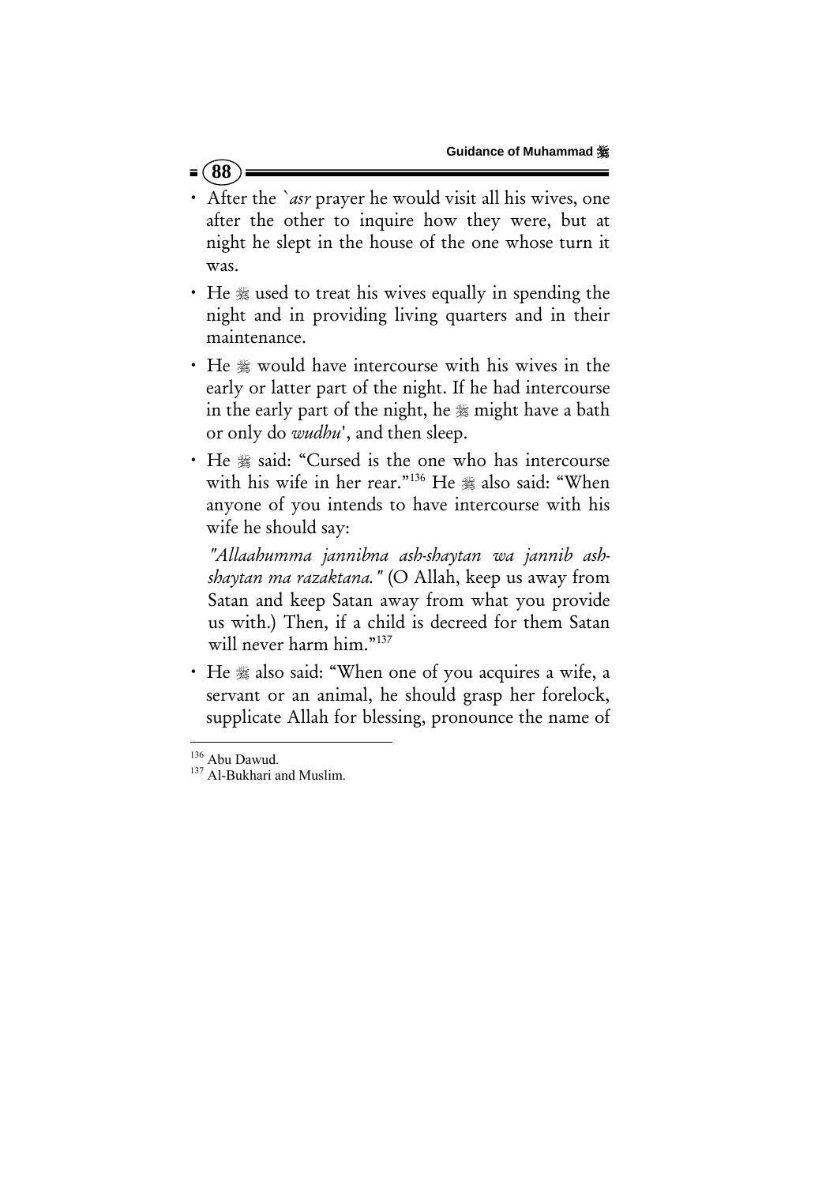- After the `*asr* prayer he would visit all his wives, one after the other to inquire how they were, but at night he slept in the house of the one whose turn it was.
- He ﷺ used to treat his wives equally in spending the night and in providing living quarters and in their maintenance.
- He ﷺ would have intercourse with his wives in the early or latter part of the night. If he had intercourse in the early part of the night, he ﷺ might have a bath or only do *wudhu*', and then sleep.
- He ﷺ said: "Cursed is the one who has intercourse with his wife in her rear."[136] He ﷺ also said: "When anyone of you intends to have intercourse with his wife he should say:

  *"Allaahumma jannibna ash-shaytan wa jannib ash-shaytan ma razaktana."* (O Allah, keep us away from Satan and keep Satan away from what you provide us with.) Then, if a child is decreed for them Satan will never harm him."[137]

- He ﷺ also said: "When one of you acquires a wife, a servant or an animal, he should grasp her forelock, supplicate Allah for blessing, pronounce the name of

---

[136] Abu Dawud.
[137] Al-Bukhari and Muslim.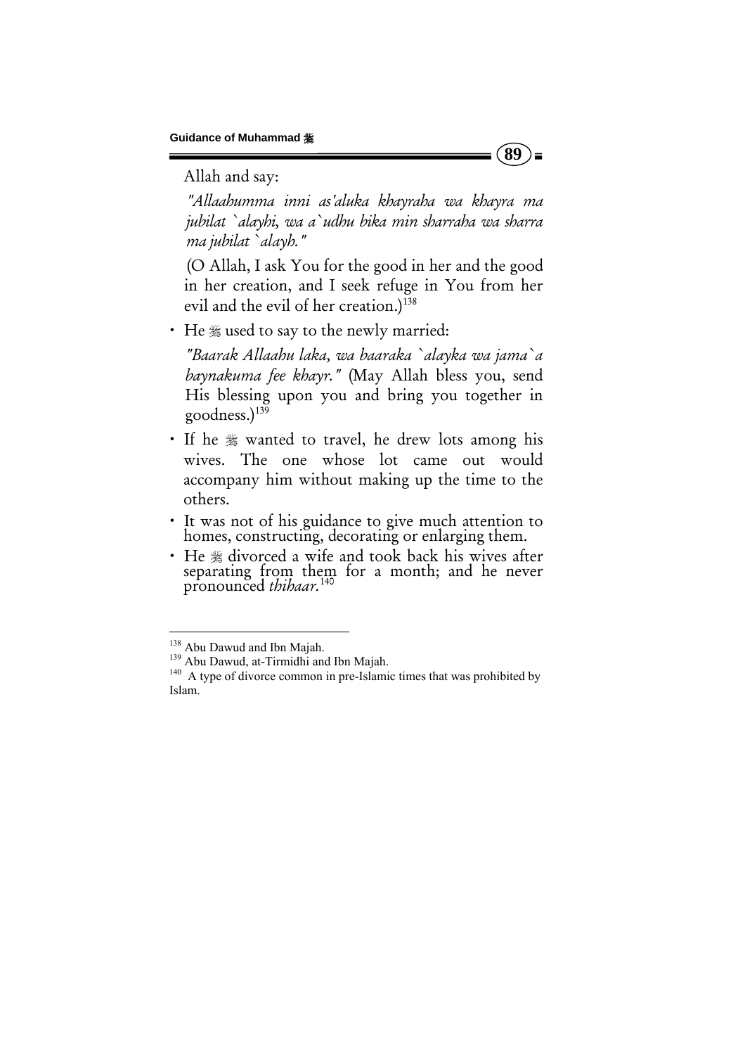Allah and say:

*"Allaahumma inni as'aluka khayraha wa khayra ma jubilat `alayhi, wa a`udhu bika min sharraha wa sharra ma jubilat `alayh."*

(O Allah, I ask You for the good in her and the good in her creation, and I seek refuge in You from her evil and the evil of her creation.)[138]

- He ﷺ used to say to the newly married:

  *"Baarak Allaahu laka, wa baaraka `alayka wa jama`a baynakuma fee khayr."* (May Allah bless you, send His blessing upon you and bring you together in goodness.)[139]

- If he ﷺ wanted to travel, he drew lots among his wives. The one whose lot came out would accompany him without making up the time to the others.
- It was not of his guidance to give much attention to homes, constructing, decorating or enlarging them.
- He ﷺ divorced a wife and took back his wives after separating from them for a month; and he never pronounced *thihaar*.[140]

---

[138] Abu Dawud and Ibn Majah.

[139] Abu Dawud, at-Tirmidhi and Ibn Majah.

[140] A type of divorce common in pre-Islamic times that was prohibited by Islam.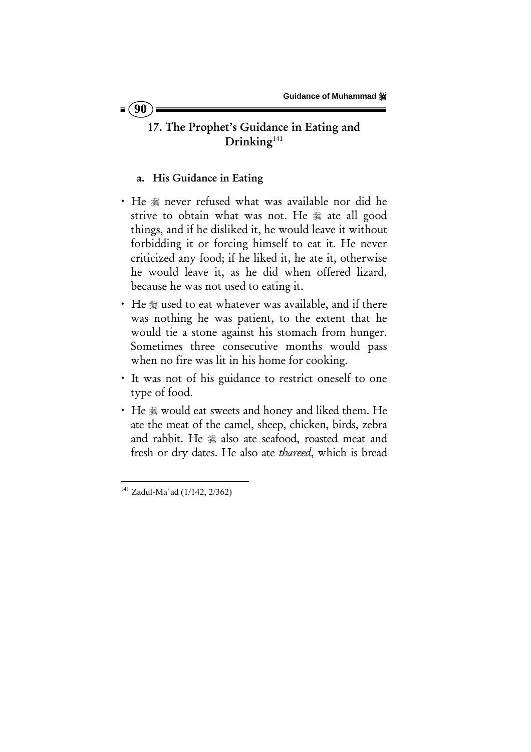## 17. The Prophet's Guidance in Eating and Drinking[141]

### a. His Guidance in Eating

- He ﷺ never refused what was available nor did he strive to obtain what was not. He ﷺ ate all good things, and if he disliked it, he would leave it without forbidding it or forcing himself to eat it. He never criticized any food; if he liked it, he ate it, otherwise he would leave it, as he did when offered lizard, because he was not used to eating it.
- He ﷺ used to eat whatever was available, and if there was nothing he was patient, to the extent that he would tie a stone against his stomach from hunger. Sometimes three consecutive months would pass when no fire was lit in his home for cooking.
- It was not of his guidance to restrict oneself to one type of food.
- He ﷺ would eat sweets and honey and liked them. He ate the meat of the camel, sheep, chicken, birds, zebra and rabbit. He ﷺ also ate seafood, roasted meat and fresh or dry dates. He also ate *thareed*, which is bread

---

[141] Zadul-Ma`ad (1/142, 2/362)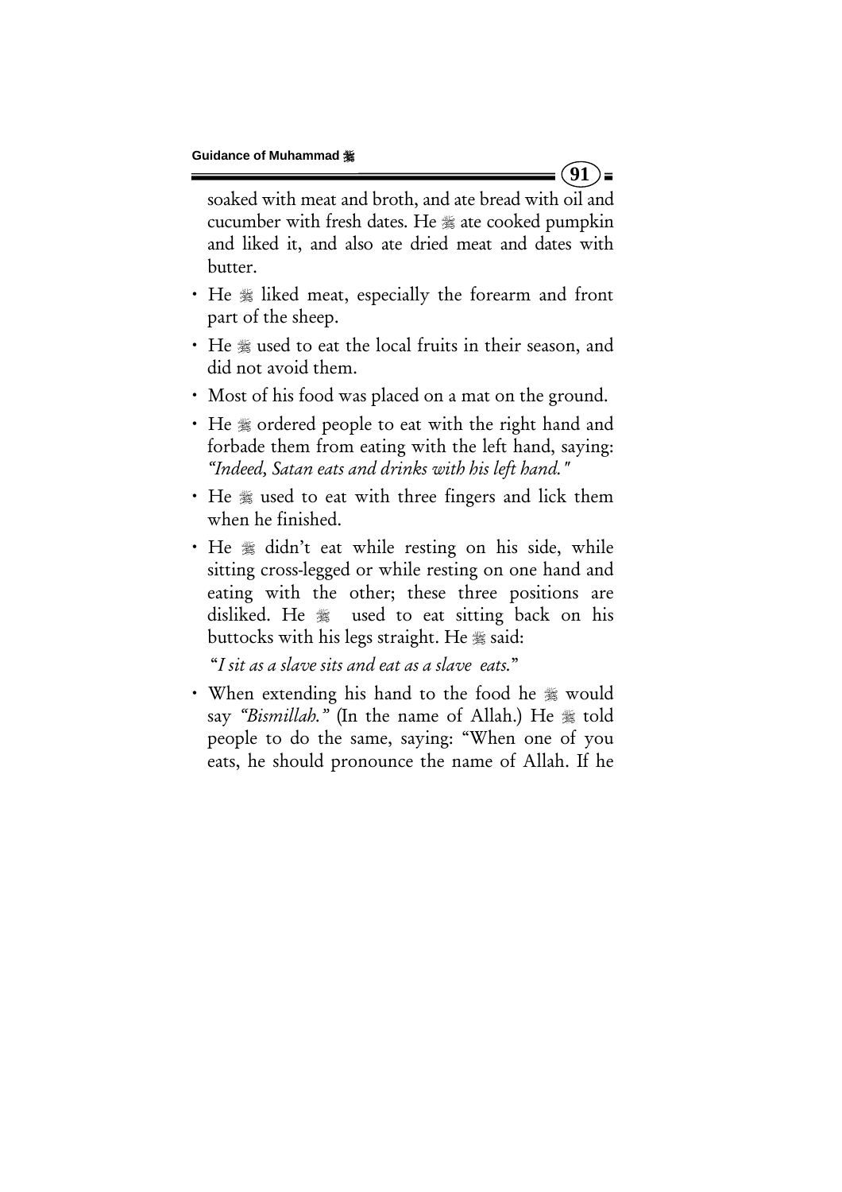soaked with meat and broth, and ate bread with oil and cucumber with fresh dates. He ﷺ ate cooked pumpkin and liked it, and also ate dried meat and dates with butter.

- He ﷺ liked meat, especially the forearm and front part of the sheep.
- He ﷺ used to eat the local fruits in their season, and did not avoid them.
- Most of his food was placed on a mat on the ground.
- He ﷺ ordered people to eat with the right hand and forbade them from eating with the left hand, saying: *"Indeed, Satan eats and drinks with his left hand."*
- He ﷺ used to eat with three fingers and lick them when he finished.
- He ﷺ didn't eat while resting on his side, while sitting cross-legged or while resting on one hand and eating with the other; these three positions are disliked. He ﷺ used to eat sitting back on his buttocks with his legs straight. He ﷺ said:

  "*I sit as a slave sits and eat as a slave eats.*"
- When extending his hand to the food he ﷺ would say *"Bismillah."* (In the name of Allah.) He ﷺ told people to do the same, saying: "When one of you eats, he should pronounce the name of Allah. If he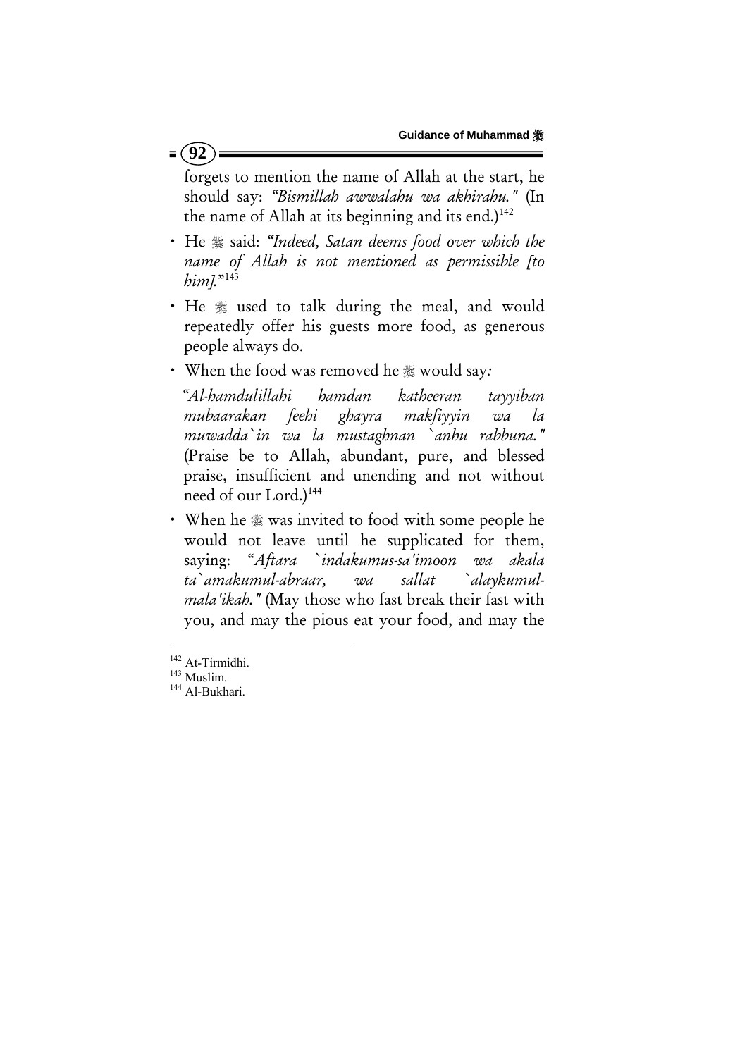forgets to mention the name of Allah at the start, he should say: *"Bismillah awwalahu wa akhirahu."* (In the name of Allah at its beginning and its end.)[142]

- He ﷺ said: *"Indeed, Satan deems food over which the name of Allah is not mentioned as permissible [to him]."*[143]
- He ﷺ used to talk during the meal, and would repeatedly offer his guests more food, as generous people always do.
- When the food was removed he ﷺ would say:

  *"Al-hamdulillahi hamdan katheeran tayyiban mubaarakan feehi ghayra makfiyyin wa la muwadda`in wa la mustaghnan `anhu rabbuna."* (Praise be to Allah, abundant, pure, and blessed praise, insufficient and unending and not without need of our Lord.)[144]
- When he ﷺ was invited to food with some people he would not leave until he supplicated for them, saying: "*Aftara `indakumus-sa'imoon wa akala ta`amakumul-abraar, wa sallat `alaykumul-mala'ikah."* (May those who fast break their fast with you, and may the pious eat your food, and may the

---

[142] At-Tirmidhi.
[143] Muslim.
[144] Al-Bukhari.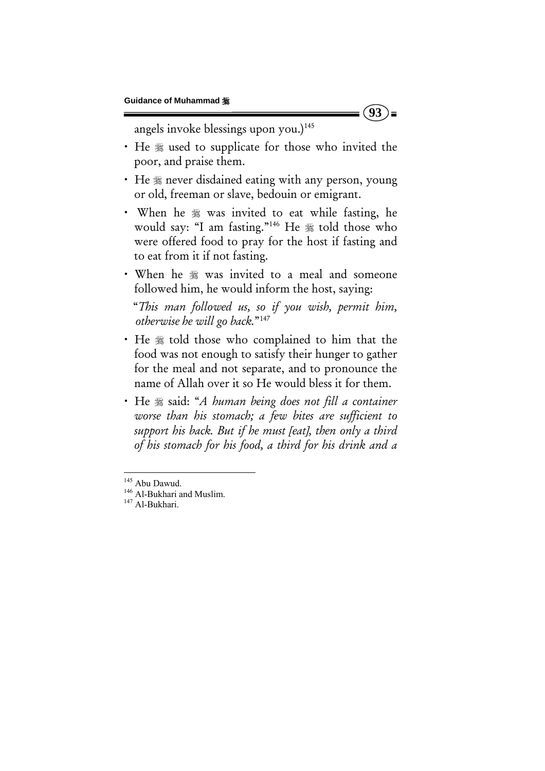angels invoke blessings upon you.)[145]

- He ﷺ used to supplicate for those who invited the poor, and praise them.
- He ﷺ never disdained eating with any person, young or old, freeman or slave, bedouin or emigrant.
- When he ﷺ was invited to eat while fasting, he would say: "I am fasting."[146] He ﷺ told those who were offered food to pray for the host if fasting and to eat from it if not fasting.
- When he ﷺ was invited to a meal and someone followed him, he would inform the host, saying:

  "*This man followed us, so if you wish, permit him, otherwise he will go back.*"[147]
- He ﷺ told those who complained to him that the food was not enough to satisfy their hunger to gather for the meal and not separate, and to pronounce the name of Allah over it so He would bless it for them.
- He ﷺ said: "*A human being does not fill a container worse than his stomach; a few bites are sufficient to support his back. But if he must [eat], then only a third of his stomach for his food, a third for his drink and a*

---

[145] Abu Dawud.

[146] Al-Bukhari and Muslim.

[147] Al-Bukhari.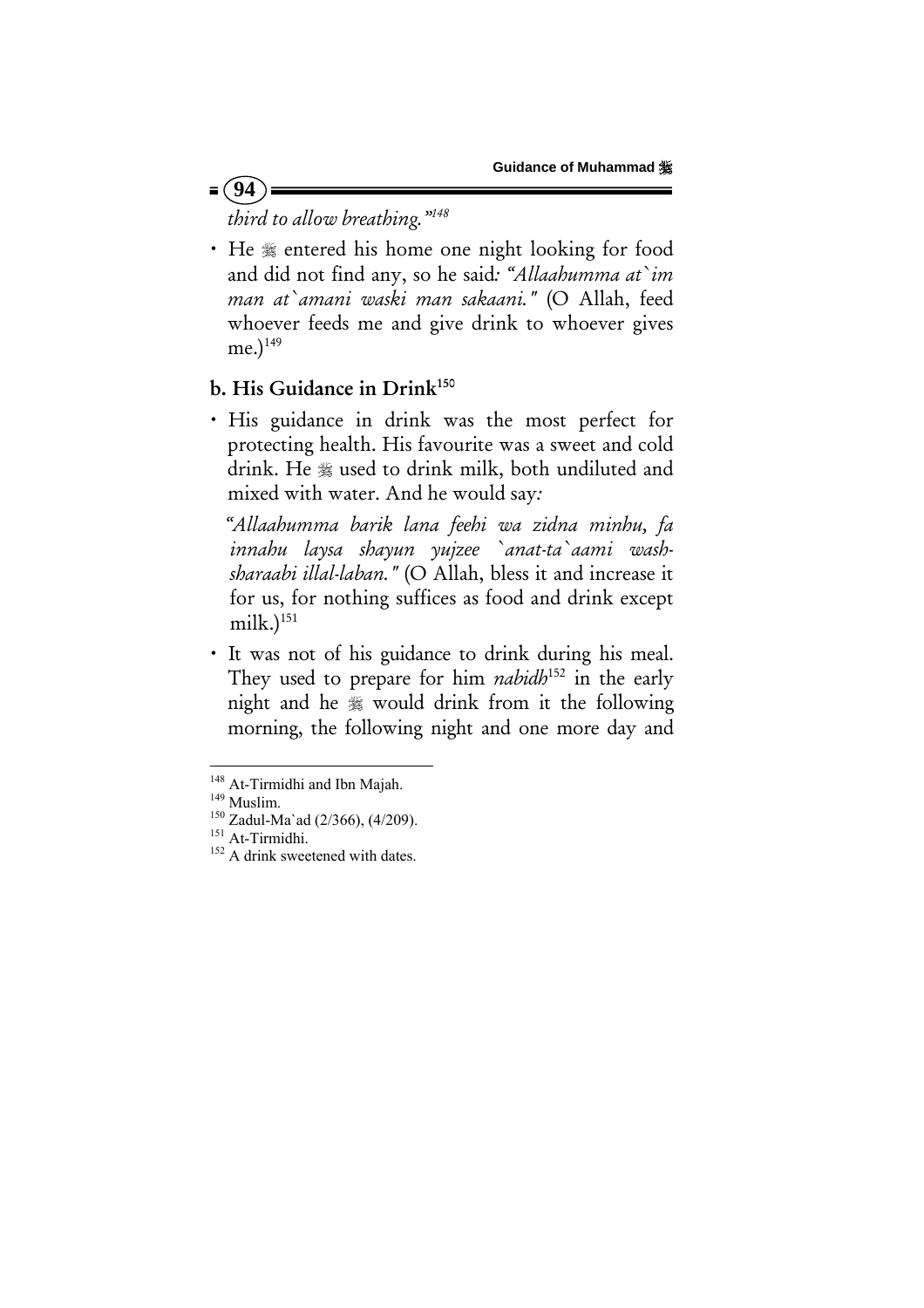*third to allow breathing."*[148]

- He ﷺ entered his home one night looking for food and did not find any, so he said: *"Allaahumma at`im man at`amani waski man sakaani."* (O Allah, feed whoever feeds me and give drink to whoever gives me.)[149]

## b. His Guidance in Drink[150]

- His guidance in drink was the most perfect for protecting health. His favourite was a sweet and cold drink. He ﷺ used to drink milk, both undiluted and mixed with water. And he would say:

  *"Allaahumma barik lana feehi wa zidna minhu, fa innahu laysa shayun yujzee `anat-ta`aami wash-sharaabi illal-laban."* (O Allah, bless it and increase it for us, for nothing suffices as food and drink except milk.)[151]

- It was not of his guidance to drink during his meal. They used to prepare for him *nabidh*[152] in the early night and he ﷺ would drink from it the following morning, the following night and one more day and

---

[148] At-Tirmidhi and Ibn Majah.

[149] Muslim.

[150] Zadul-Ma`ad (2/366), (4/209).

[151] At-Tirmidhi.

[152] A drink sweetened with dates.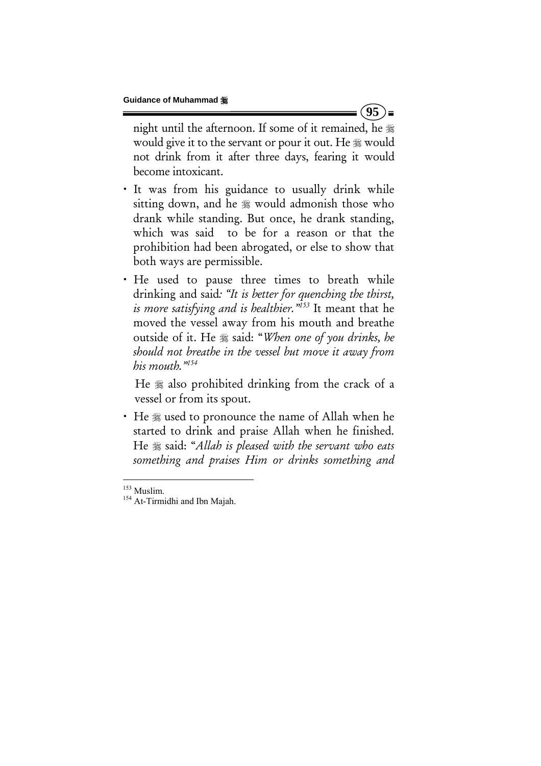night until the afternoon. If some of it remained, he ﷺ would give it to the servant or pour it out. He ﷺ would not drink from it after three days, fearing it would become intoxicant.

- It was from his guidance to usually drink while sitting down, and he ﷺ would admonish those who drank while standing. But once, he drank standing, which was said to be for a reason or that the prohibition had been abrogated, or else to show that both ways are permissible.
- He used to pause three times to breath while drinking and said: *"It is better for quenching the thirst, is more satisfying and is healthier."*[153] It meant that he moved the vessel away from his mouth and breathe outside of it. He ﷺ said: "*When one of you drinks, he should not breathe in the vessel but move it away from his mouth."*[154]

  He ﷺ also prohibited drinking from the crack of a vessel or from its spout.

- He ﷺ used to pronounce the name of Allah when he started to drink and praise Allah when he finished. He ﷺ said: "*Allah is pleased with the servant who eats something and praises Him or drinks something and*

---

[153] Muslim.

[154] At-Tirmidhi and Ibn Majah.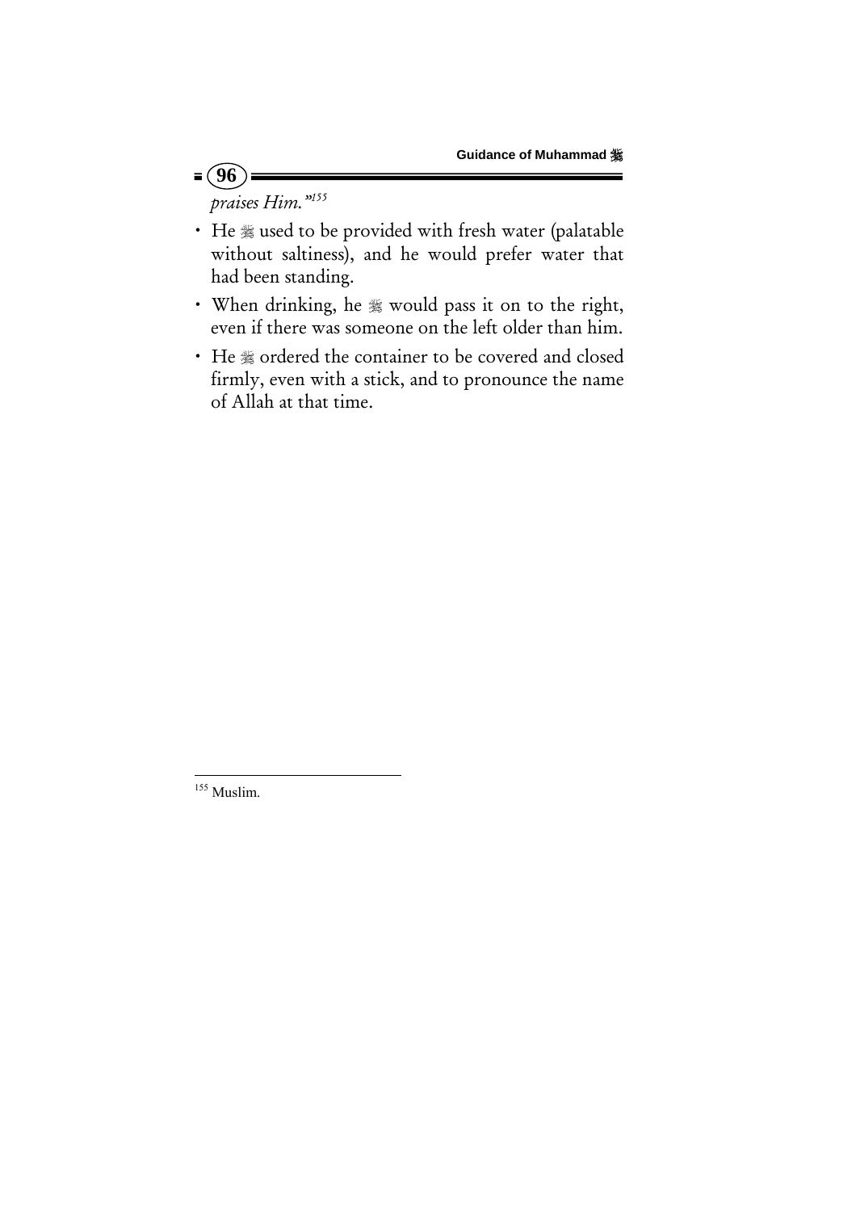*praises Him."*[155]

- He ﷺ used to be provided with fresh water (palatable without saltiness), and he would prefer water that had been standing.
- When drinking, he ﷺ would pass it on to the right, even if there was someone on the left older than him.
- He ﷺ ordered the container to be covered and closed firmly, even with a stick, and to pronounce the name of Allah at that time.

---

[155] Muslim.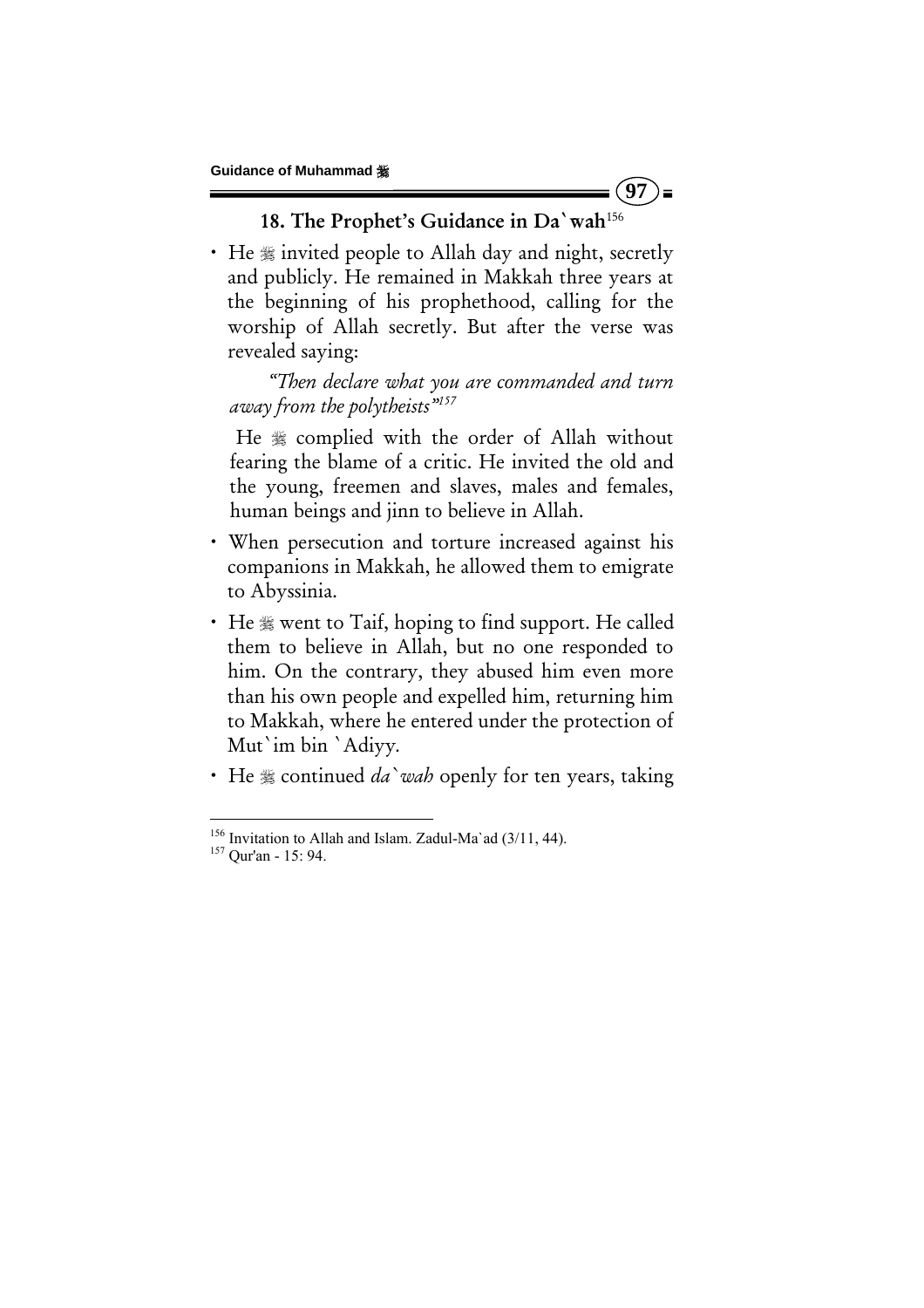## 18. The Prophet's Guidance in Da`wah[156]

- He ﷺ invited people to Allah day and night, secretly and publicly. He remained in Makkah three years at the beginning of his prophethood, calling for the worship of Allah secretly. But after the verse was revealed saying:

  *"Then declare what you are commanded and turn away from the polytheists"*[157]

  He ﷺ complied with the order of Allah without fearing the blame of a critic. He invited the old and the young, freemen and slaves, males and females, human beings and jinn to believe in Allah.

- When persecution and torture increased against his companions in Makkah, he allowed them to emigrate to Abyssinia.
- He ﷺ went to Taif, hoping to find support. He called them to believe in Allah, but no one responded to him. On the contrary, they abused him even more than his own people and expelled him, returning him to Makkah, where he entered under the protection of Mut`im bin `Adiyy.
- He ﷺ continued *da`wah* openly for ten years, taking

---

[156] Invitation to Allah and Islam. Zadul-Ma`ad (3/11, 44).

[157] Qur'an - 15: 94.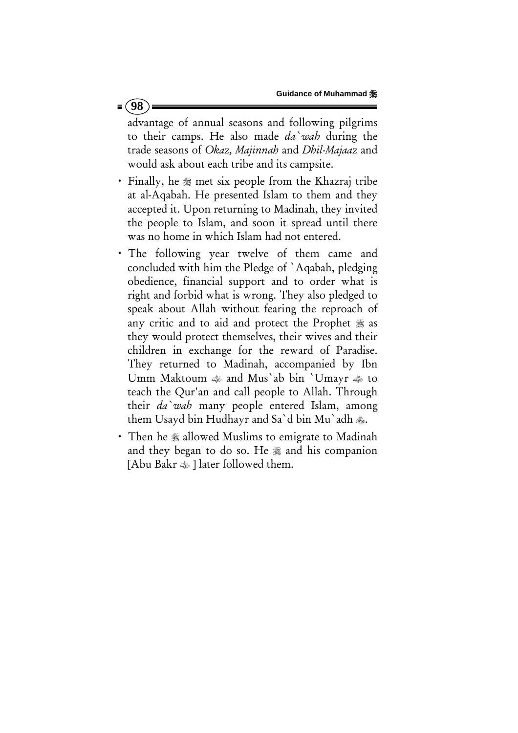advantage of annual seasons and following pilgrims to their camps. He also made *da`wah* during the trade seasons of *Okaz, Majinnah* and *Dhil-Majaaz* and would ask about each tribe and its campsite.

- Finally, he ﷺ met six people from the Khazraj tribe at al-Aqabah. He presented Islam to them and they accepted it. Upon returning to Madinah, they invited the people to Islam, and soon it spread until there was no home in which Islam had not entered.
- The following year twelve of them came and concluded with him the Pledge of `Aqabah, pledging obedience, financial support and to order what is right and forbid what is wrong. They also pledged to speak about Allah without fearing the reproach of any critic and to aid and protect the Prophet ﷺ as they would protect themselves, their wives and their children in exchange for the reward of Paradise. They returned to Madinah, accompanied by Ibn Umm Maktoum ؓ and Mus`ab bin `Umayr ؓ to teach the Qur'an and call people to Allah. Through their *da`wah* many people entered Islam, among them Usayd bin Hudhayr and Sa`d bin Mu`adh ؓ.
- Then he ﷺ allowed Muslims to emigrate to Madinah and they began to do so. He ﷺ and his companion [Abu Bakr ؓ ] later followed them.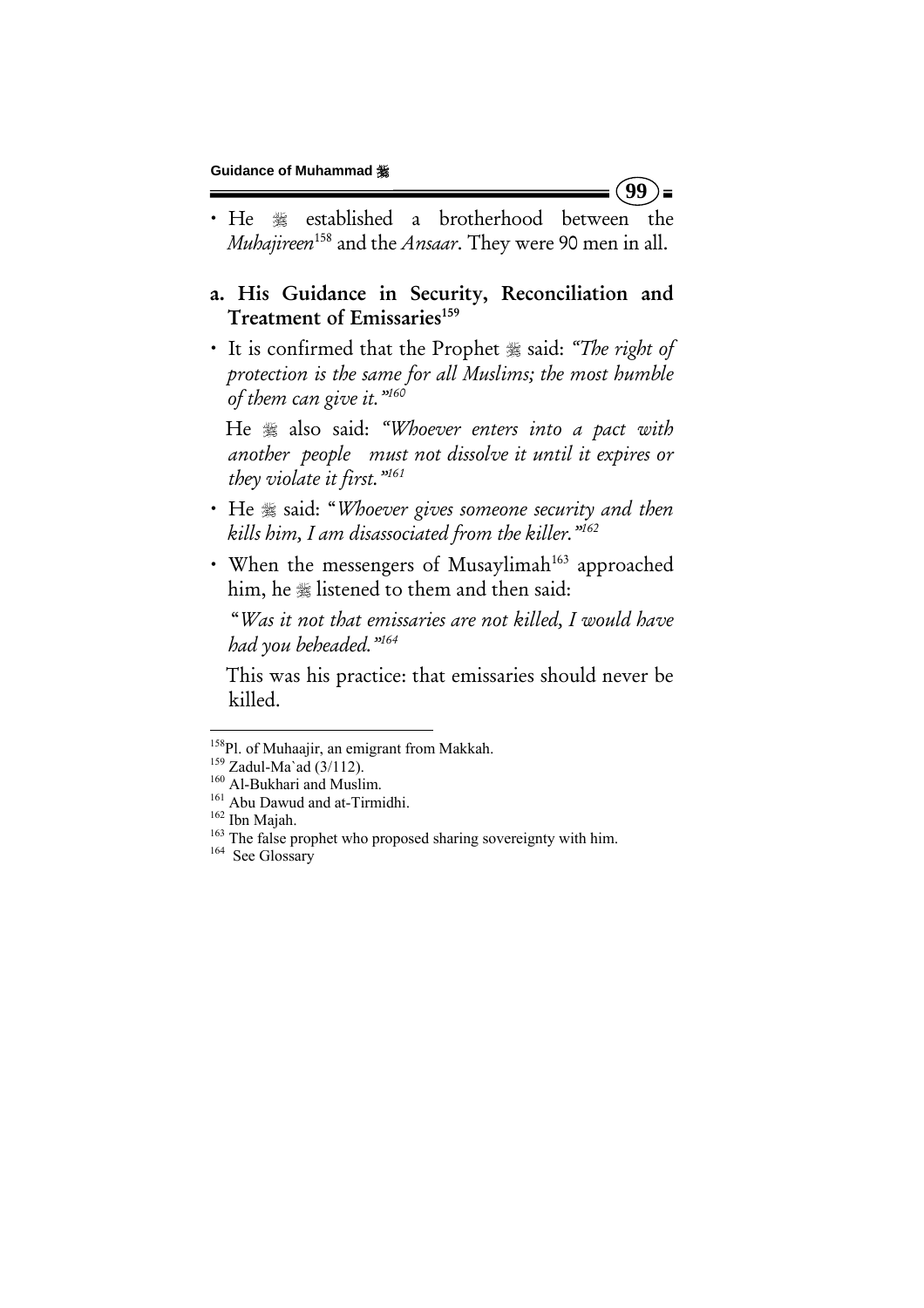- He ﷺ established a brotherhood between the *Muhajireen*[158] and the *Ansaar*. They were 90 men in all.

## a. His Guidance in Security, Reconciliation and Treatment of Emissaries[159]

- It is confirmed that the Prophet ﷺ said: *"The right of protection is the same for all Muslims; the most humble of them can give it."*[160]

  He ﷺ also said: *"Whoever enters into a pact with another people must not dissolve it until it expires or they violate it first."*[161]

- He ﷺ said: "*Whoever gives someone security and then kills him, I am disassociated from the killer."*[162]

- When the messengers of Musaylimah[163] approached him, he ﷺ listened to them and then said:

  "*Was it not that emissaries are not killed, I would have had you beheaded."*[164]

  This was his practice: that emissaries should never be killed.

---

[158] Pl. of Muhaajir, an emigrant from Makkah.
[159] Zadul-Ma`ad (3/112).
[160] Al-Bukhari and Muslim.
[161] Abu Dawud and at-Tirmidhi.
[162] Ibn Majah.
[163] The false prophet who proposed sharing sovereignty with him.
[164] See Glossary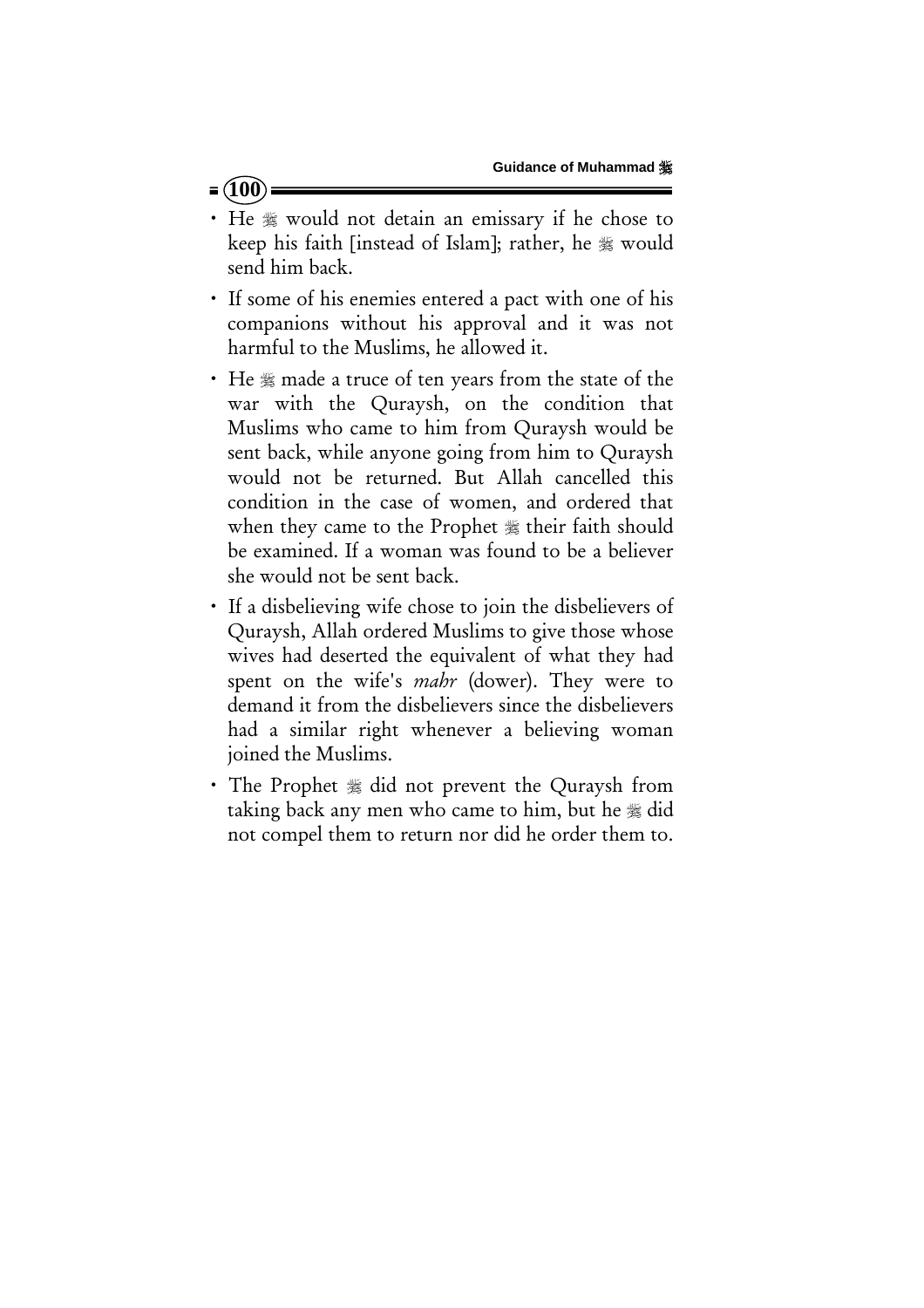- He ﷺ would not detain an emissary if he chose to keep his faith [instead of Islam]; rather, he ﷺ would send him back.
- If some of his enemies entered a pact with one of his companions without his approval and it was not harmful to the Muslims, he allowed it.
- He ﷺ made a truce of ten years from the state of the war with the Quraysh, on the condition that Muslims who came to him from Quraysh would be sent back, while anyone going from him to Quraysh would not be returned. But Allah cancelled this condition in the case of women, and ordered that when they came to the Prophet ﷺ their faith should be examined. If a woman was found to be a believer she would not be sent back.
- If a disbelieving wife chose to join the disbelievers of Quraysh, Allah ordered Muslims to give those whose wives had deserted the equivalent of what they had spent on the wife's *mahr* (dower). They were to demand it from the disbelievers since the disbelievers had a similar right whenever a believing woman joined the Muslims.
- The Prophet ﷺ did not prevent the Quraysh from taking back any men who came to him, but he ﷺ did not compel them to return nor did he order them to.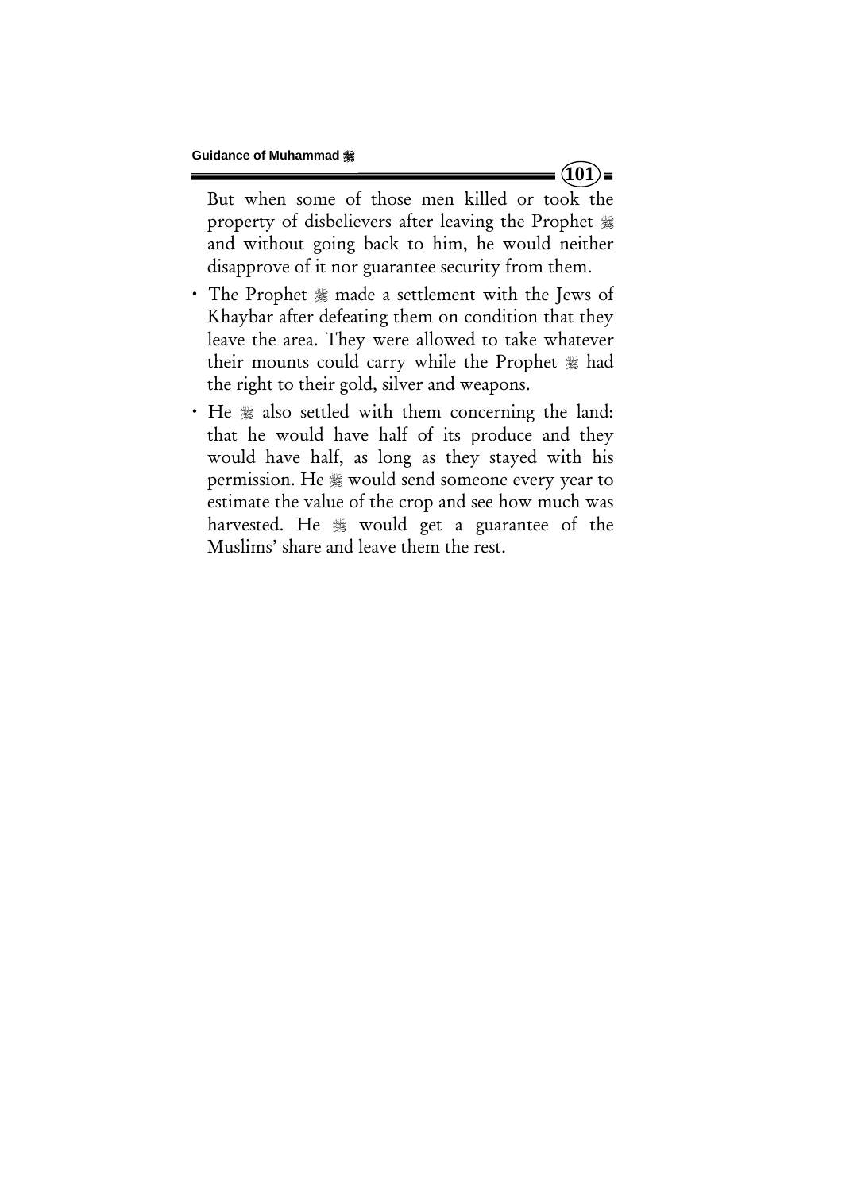But when some of those men killed or took the property of disbelievers after leaving the Prophet ﷺ and without going back to him, he would neither disapprove of it nor guarantee security from them.

- The Prophet ﷺ made a settlement with the Jews of Khaybar after defeating them on condition that they leave the area. They were allowed to take whatever their mounts could carry while the Prophet ﷺ had the right to their gold, silver and weapons.
- He ﷺ also settled with them concerning the land: that he would have half of its produce and they would have half, as long as they stayed with his permission. He ﷺ would send someone every year to estimate the value of the crop and see how much was harvested. He ﷺ would get a guarantee of the Muslims' share and leave them the rest.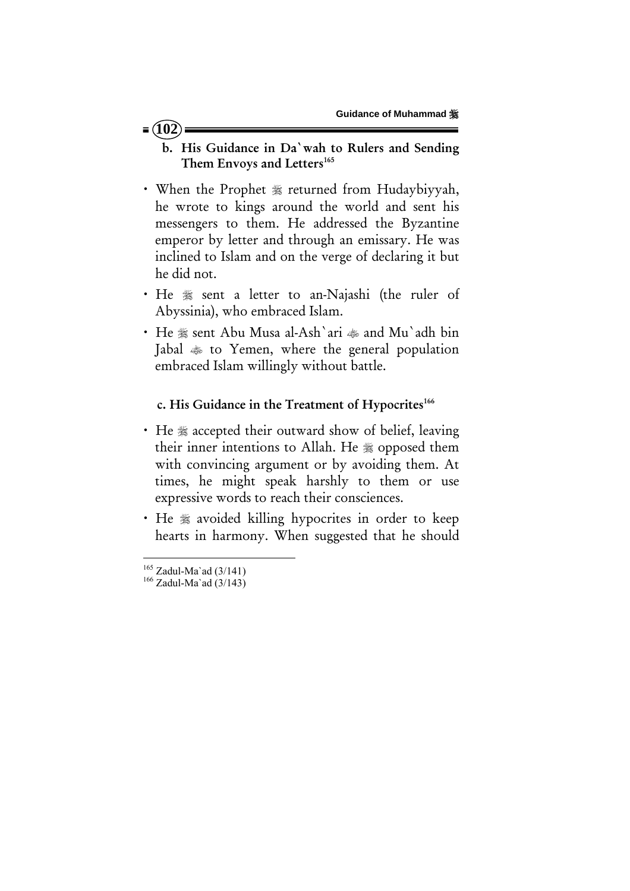### b. His Guidance in Da`wah to Rulers and Sending Them Envoys and Letters[165]

- When the Prophet ﷺ returned from Hudaybiyyah, he wrote to kings around the world and sent his messengers to them. He addressed the Byzantine emperor by letter and through an emissary. He was inclined to Islam and on the verge of declaring it but he did not.
- He ﷺ sent a letter to an-Najashi (the ruler of Abyssinia), who embraced Islam.
- He ﷺ sent Abu Musa al-Ash`ari ؓ and Mu`adh bin Jabal ؓ to Yemen, where the general population embraced Islam willingly without battle.

### c. His Guidance in the Treatment of Hypocrites[166]

- He ﷺ accepted their outward show of belief, leaving their inner intentions to Allah. He ﷺ opposed them with convincing argument or by avoiding them. At times, he might speak harshly to them or use expressive words to reach their consciences.
- He ﷺ avoided killing hypocrites in order to keep hearts in harmony. When suggested that he should

---

[165] Zadul-Ma`ad (3/141)
[166] Zadul-Ma`ad (3/143)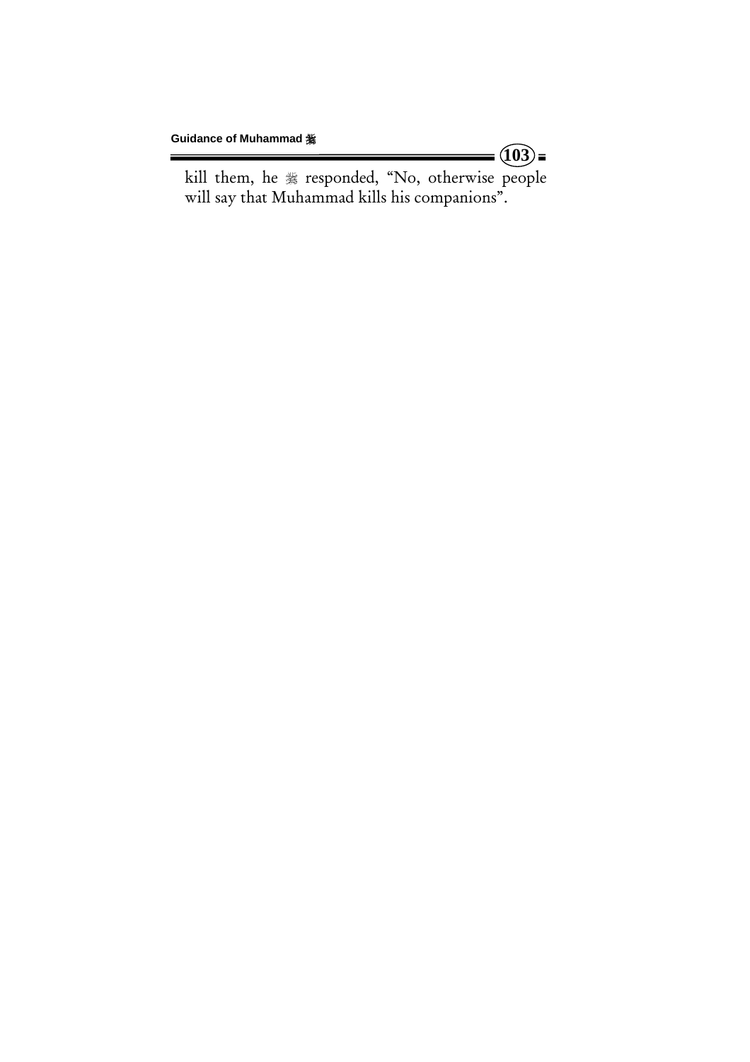kill them, he ﷺ responded, “No, otherwise people will say that Muhammad kills his companions”.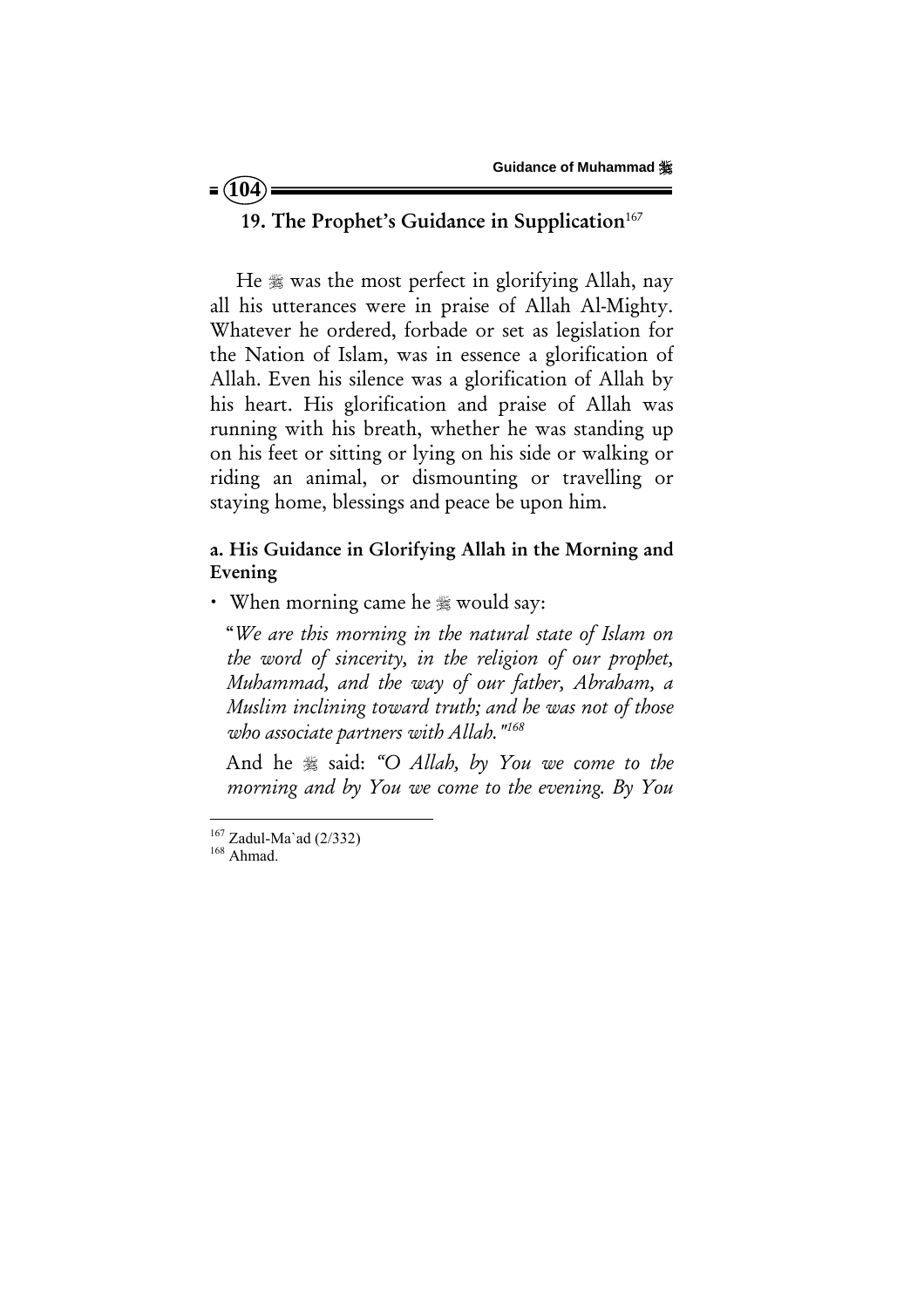## 19. The Prophet's Guidance in Supplication[167]

He ﷺ was the most perfect in glorifying Allah, nay all his utterances were in praise of Allah Al-Mighty. Whatever he ordered, forbade or set as legislation for the Nation of Islam, was in essence a glorification of Allah. Even his silence was a glorification of Allah by his heart. His glorification and praise of Allah was running with his breath, whether he was standing up on his feet or sitting or lying on his side or walking or riding an animal, or dismounting or travelling or staying home, blessings and peace be upon him.

### a. His Guidance in Glorifying Allah in the Morning and Evening

- When morning came he ﷺ would say:

  "*We are this morning in the natural state of Islam on the word of sincerity, in the religion of our prophet, Muhammad, and the way of our father, Abraham, a Muslim inclining toward truth; and he was not of those who associate partners with Allah."*[168]

  And he ﷺ said: *"O Allah, by You we come to the morning and by You we come to the evening. By You*

---

[167] Zadul-Ma`ad (2/332)

[168] Ahmad.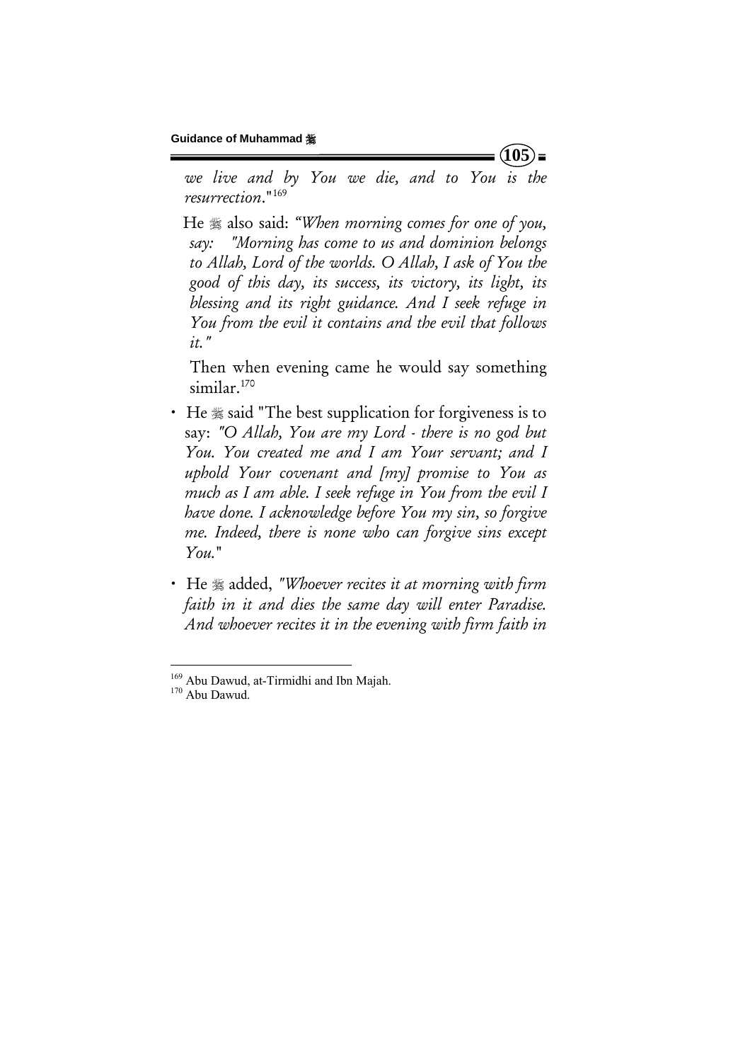*we live and by You we die, and to You is the resurrection.*"[169]

He ﷺ also said: *"When morning comes for one of you, say: "Morning has come to us and dominion belongs to Allah, Lord of the worlds. O Allah, I ask of You the good of this day, its success, its victory, its light, its blessing and its right guidance. And I seek refuge in You from the evil it contains and the evil that follows it."*

Then when evening came he would say something similar.[170]

- He ﷺ said "The best supplication for forgiveness is to say: *"O Allah, You are my Lord - there is no god but You. You created me and I am Your servant; and I uphold Your covenant and [my] promise to You as much as I am able. I seek refuge in You from the evil I have done. I acknowledge before You my sin, so forgive me. Indeed, there is none who can forgive sins except You.*"
- He ﷺ added, *"Whoever recites it at morning with firm faith in it and dies the same day will enter Paradise. And whoever recites it in the evening with firm faith in*

---

[169] Abu Dawud, at-Tirmidhi and Ibn Majah.
[170] Abu Dawud.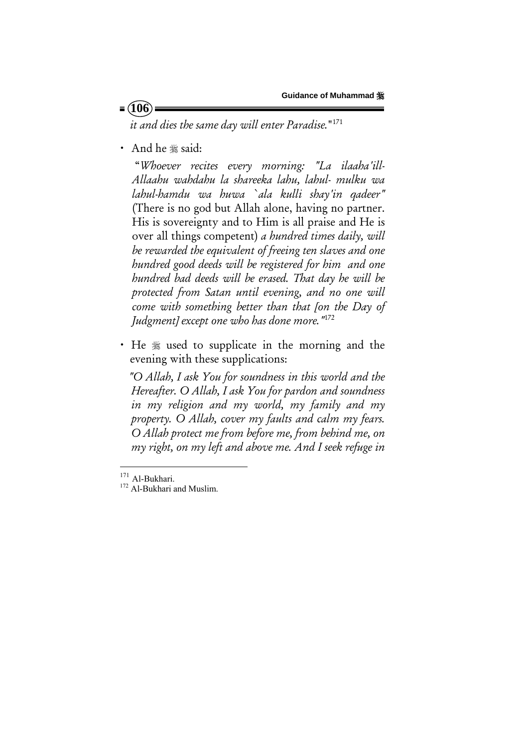*it and dies the same day will enter Paradise."*[171]

- And he ﷺ said:

  "*Whoever recites every morning: "La ilaaha'ill-Allaahu wahdahu la shareeka lahu, lahul- mulku wa lahul-hamdu wa huwa `ala kulli shay'in qadeer"* (There is no god but Allah alone, having no partner. His is sovereignty and to Him is all praise and He is over all things competent) *a hundred times daily, will be rewarded the equivalent of freeing ten slaves and one hundred good deeds will be registered for him and one hundred bad deeds will be erased. That day he will be protected from Satan until evening, and no one will come with something better than that [on the Day of Judgment] except one who has done more."*[172]

- He ﷺ used to supplicate in the morning and the evening with these supplications:

  *"O Allah, I ask You for soundness in this world and the Hereafter. O Allah, I ask You for pardon and soundness in my religion and my world, my family and my property. O Allah, cover my faults and calm my fears. O Allah protect me from before me, from behind me, on my right, on my left and above me. And I seek refuge in*

---

[171] Al-Bukhari.

[172] Al-Bukhari and Muslim.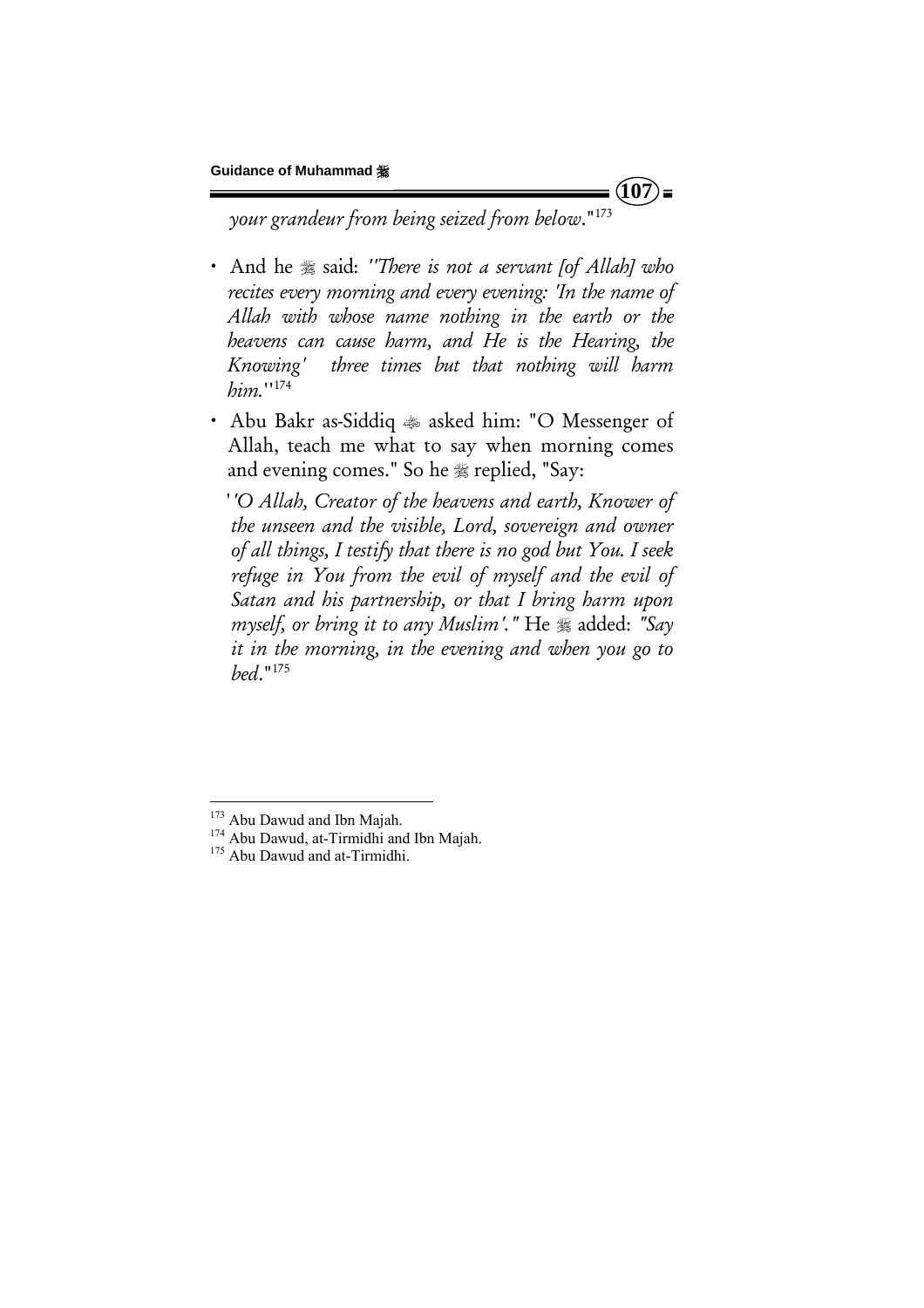*your grandeur from being seized from below*."[173]

- And he ﷺ said: *"There is not a servant [of Allah] who recites every morning and every evening: 'In the name of Allah with whose name nothing in the earth or the heavens can cause harm, and He is the Hearing, the Knowing' three times but that nothing will harm him.*"[174]
- Abu Bakr as-Siddiq ﷺ asked him: "O Messenger of Allah, teach me what to say when morning comes and evening comes." So he ﷺ replied, "Say:

  '*'O Allah, Creator of the heavens and earth, Knower of the unseen and the visible, Lord, sovereign and owner of all things, I testify that there is no god but You. I seek refuge in You from the evil of myself and the evil of Satan and his partnership, or that I bring harm upon myself, or bring it to any Muslim'."* He ﷺ added: *"Say it in the morning, in the evening and when you go to bed*."[175]

---

[173] Abu Dawud and Ibn Majah.

[174] Abu Dawud, at-Tirmidhi and Ibn Majah.

[175] Abu Dawud and at-Tirmidhi.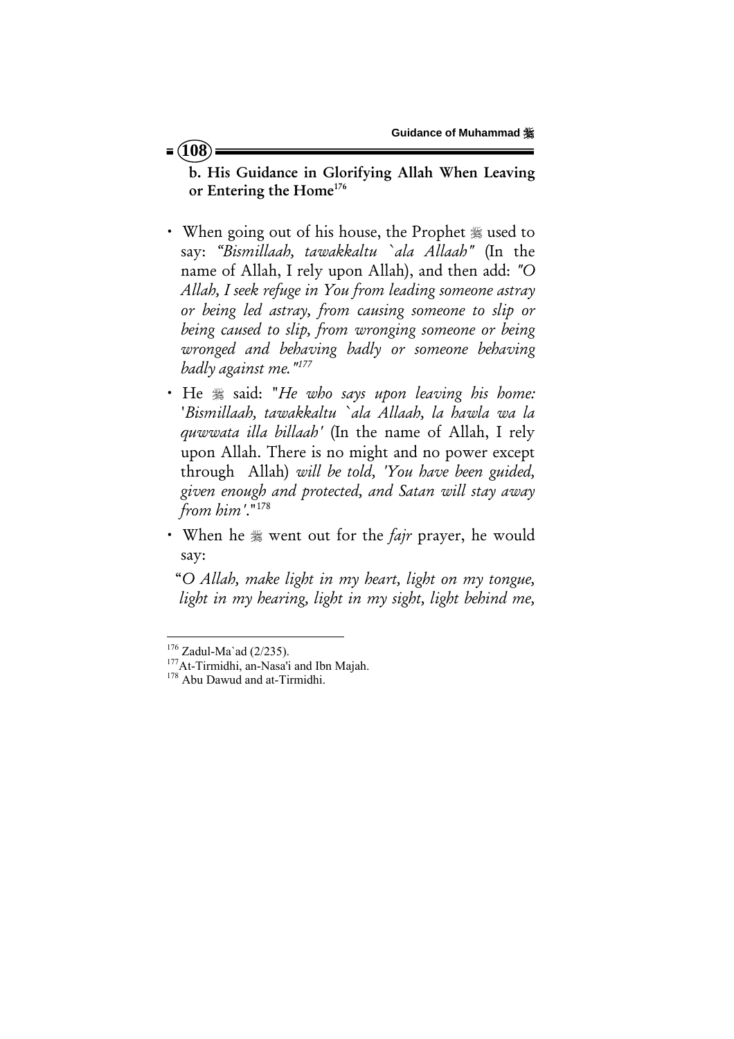**b. His Guidance in Glorifying Allah When Leaving or Entering the Home**[176]

- When going out of his house, the Prophet ﷺ used to say: *"Bismillaah, tawakkaltu `ala Allaah"* (In the name of Allah, I rely upon Allah), and then add: *"O Allah, I seek refuge in You from leading someone astray or being led astray, from causing someone to slip or being caused to slip, from wronging someone or being wronged and behaving badly or someone behaving badly against me."*[177]
- He ﷺ said: "*He who says upon leaving his home: 'Bismillaah, tawakkaltu `ala Allaah, la hawla wa la quwwata illa billaah'* (In the name of Allah, I rely upon Allah. There is no might and no power except through Allah) *will be told, 'You have been guided, given enough and protected, and Satan will stay away from him'.*"[178]
- When he ﷺ went out for the *fajr* prayer, he would say:

"*O Allah, make light in my heart, light on my tongue, light in my hearing, light in my sight, light behind me,*

---

[176] Zadul-Ma`ad (2/235).
[177] At-Tirmidhi, an-Nasa'i and Ibn Majah.
[178] Abu Dawud and at-Tirmidhi.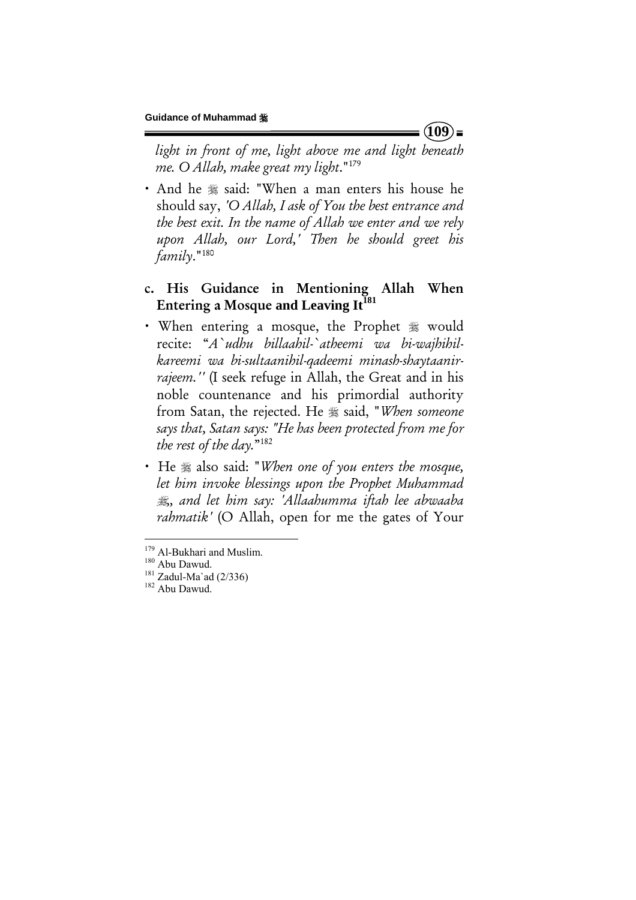*light in front of me, light above me and light beneath me. O Allah, make great my light*."[179]

- And he ﷺ said: "When a man enters his house he should say, *'O Allah, I ask of You the best entrance and the best exit. In the name of Allah we enter and we rely upon Allah, our Lord,' Then he should greet his family*."[180]

## c. His Guidance in Mentioning Allah When Entering a Mosque and Leaving It[181]

- When entering a mosque, the Prophet ﷺ would recite: "*A`udhu billaahil-`atheemi wa bi-wajhihil-kareemi wa bi-sultaanihil-qadeemi minash-shaytaanir-rajeem.''* (I seek refuge in Allah, the Great and in his noble countenance and his primordial authority from Satan, the rejected. He ﷺ said, "*When someone says that, Satan says: "He has been protected from me for the rest of the day.*"[182]

- He ﷺ also said: "*When one of you enters the mosque, let him invoke blessings upon the Prophet Muhammad ﷺ, and let him say: 'Allaahumma iftah lee abwaaba rahmatik'* (O Allah, open for me the gates of Your

---

[179] Al-Bukhari and Muslim.
[180] Abu Dawud.
[181] Zadul-Ma`ad (2/336)
[182] Abu Dawud.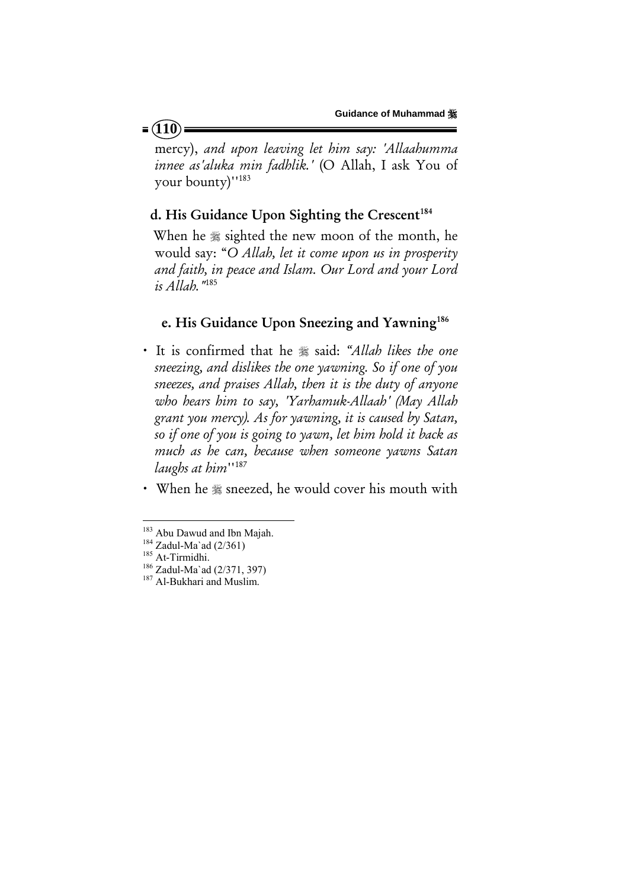mercy), *and upon leaving let him say: 'Allaahumma innee as'aluka min fadhlik.'* (O Allah, I ask You of your bounty)''[183]

### d. His Guidance Upon Sighting the Crescent[184]

When he ﷺ sighted the new moon of the month, he would say: "*O Allah, let it come upon us in prosperity and faith, in peace and Islam. Our Lord and your Lord is Allah.*"[185]

### e. His Guidance Upon Sneezing and Yawning[186]

- It is confirmed that he ﷺ said: *"Allah likes the one sneezing, and dislikes the one yawning. So if one of you sneezes, and praises Allah, then it is the duty of anyone who hears him to say, 'Yarhamuk-Allaah' (May Allah grant you mercy). As for yawning, it is caused by Satan, so if one of you is going to yawn, let him hold it back as much as he can, because when someone yawns Satan laughs at him*''[187]
- When he ﷺ sneezed, he would cover his mouth with

---

[183] Abu Dawud and Ibn Majah.
[184] Zadul-Ma`ad (2/361)
[185] At-Tirmidhi.
[186] Zadul-Ma`ad (2/371, 397)
[187] Al-Bukhari and Muslim.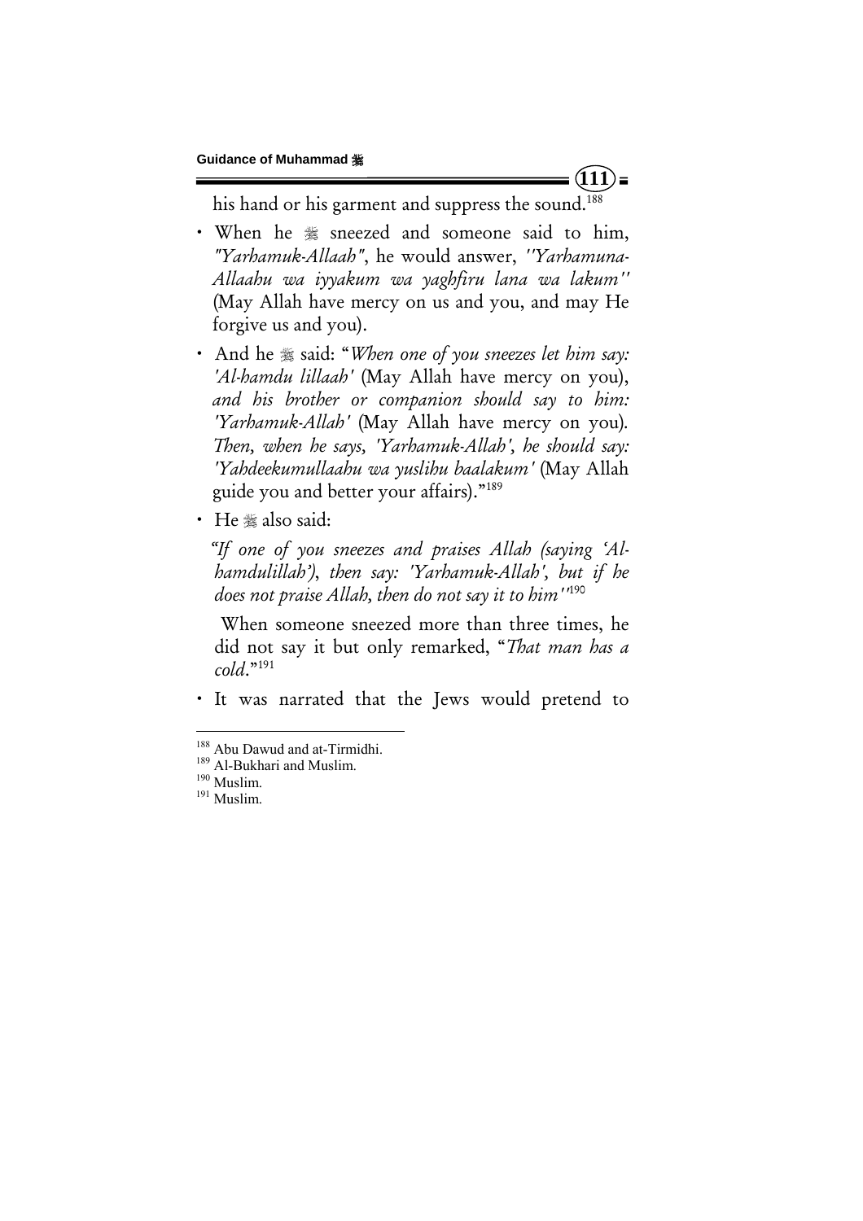his hand or his garment and suppress the sound.[188]

- When he ﷺ sneezed and someone said to him, *"Yarhamuk-Allaah"*, he would answer, *''Yarhamuna-Allaahu wa iyyakum wa yaghfiru lana wa lakum''* (May Allah have mercy on us and you, and may He forgive us and you).
- And he ﷺ said: "*When one of you sneezes let him say: 'Al-hamdu lillaah'* (May Allah have mercy on you), *and his brother or companion should say to him: 'Yarhamuk-Allah'* (May Allah have mercy on you). *Then, when he says, 'Yarhamuk-Allah', he should say: 'Yahdeekumullaahu wa yuslihu baalakum'* (May Allah guide you and better your affairs)."[189]
- He ﷺ also said:

  *"If one of you sneezes and praises Allah (saying 'Al-hamdulillah'), then say: 'Yarhamuk-Allah', but if he does not praise Allah, then do not say it to him''*[190]

  When someone sneezed more than three times, he did not say it but only remarked, "*That man has a cold*."[191]

- It was narrated that the Jews would pretend to

---

[188] Abu Dawud and at-Tirmidhi.
[189] Al-Bukhari and Muslim.
[190] Muslim.
[191] Muslim.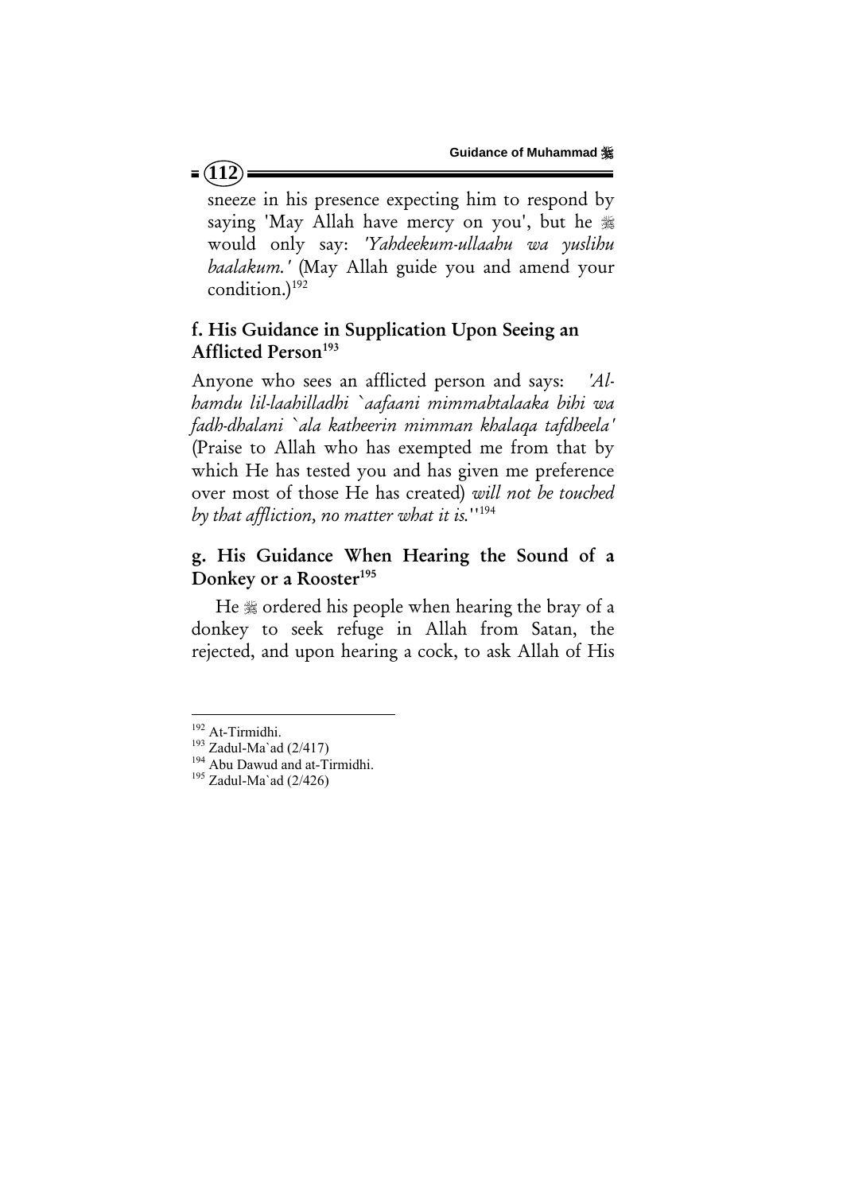sneeze in his presence expecting him to respond by saying 'May Allah have mercy on you', but he ﷺ would only say: *'Yahdeekum-ullaahu wa yuslihu baalakum.'* (May Allah guide you and amend your condition.)[192]

### f. His Guidance in Supplication Upon Seeing an Afflicted Person[193]

Anyone who sees an afflicted person and says: *'Al-hamdu lil-laahilladhi `aafaani mimmabtalaaka bihi wa fadh-dhalani `ala katheerin mimman khalaqa tafdheela'* (Praise to Allah who has exempted me from that by which He has tested you and has given me preference over most of those He has created) *will not be touched by that affliction, no matter what it is.*''[194]

### g. His Guidance When Hearing the Sound of a Donkey or a Rooster[195]

He ﷺ ordered his people when hearing the bray of a donkey to seek refuge in Allah from Satan, the rejected, and upon hearing a cock, to ask Allah of His

---

[192] At-Tirmidhi.

[193] Zadul-Ma`ad (2/417)

[194] Abu Dawud and at-Tirmidhi.

[195] Zadul-Ma`ad (2/426)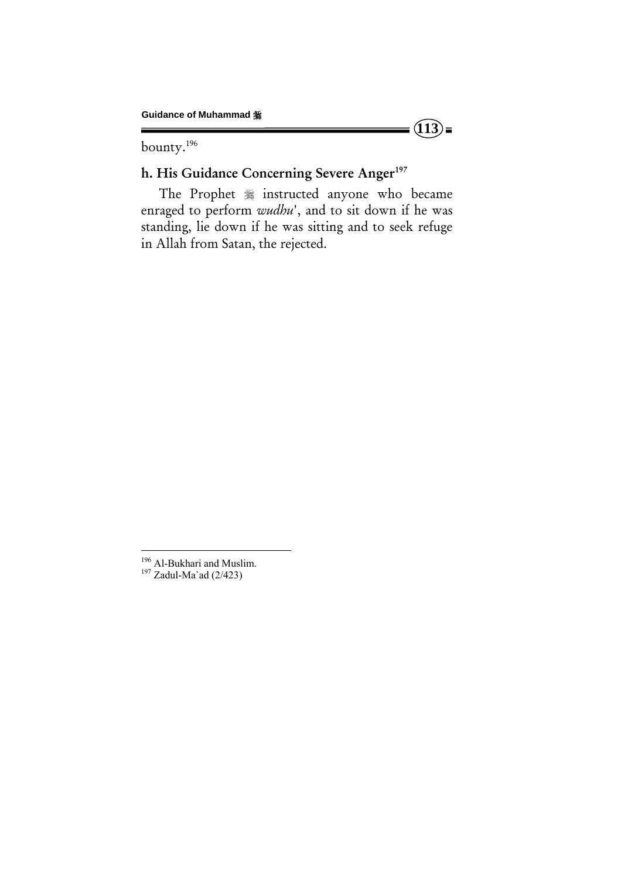bounty.[196]

### h. His Guidance Concerning Severe Anger[197]

The Prophet ﷺ instructed anyone who became enraged to perform *wudhu'*, and to sit down if he was standing, lie down if he was sitting and to seek refuge in Allah from Satan, the rejected.

---

[196] Al-Bukhari and Muslim.

[197] Zadul-Ma`ad (2/423)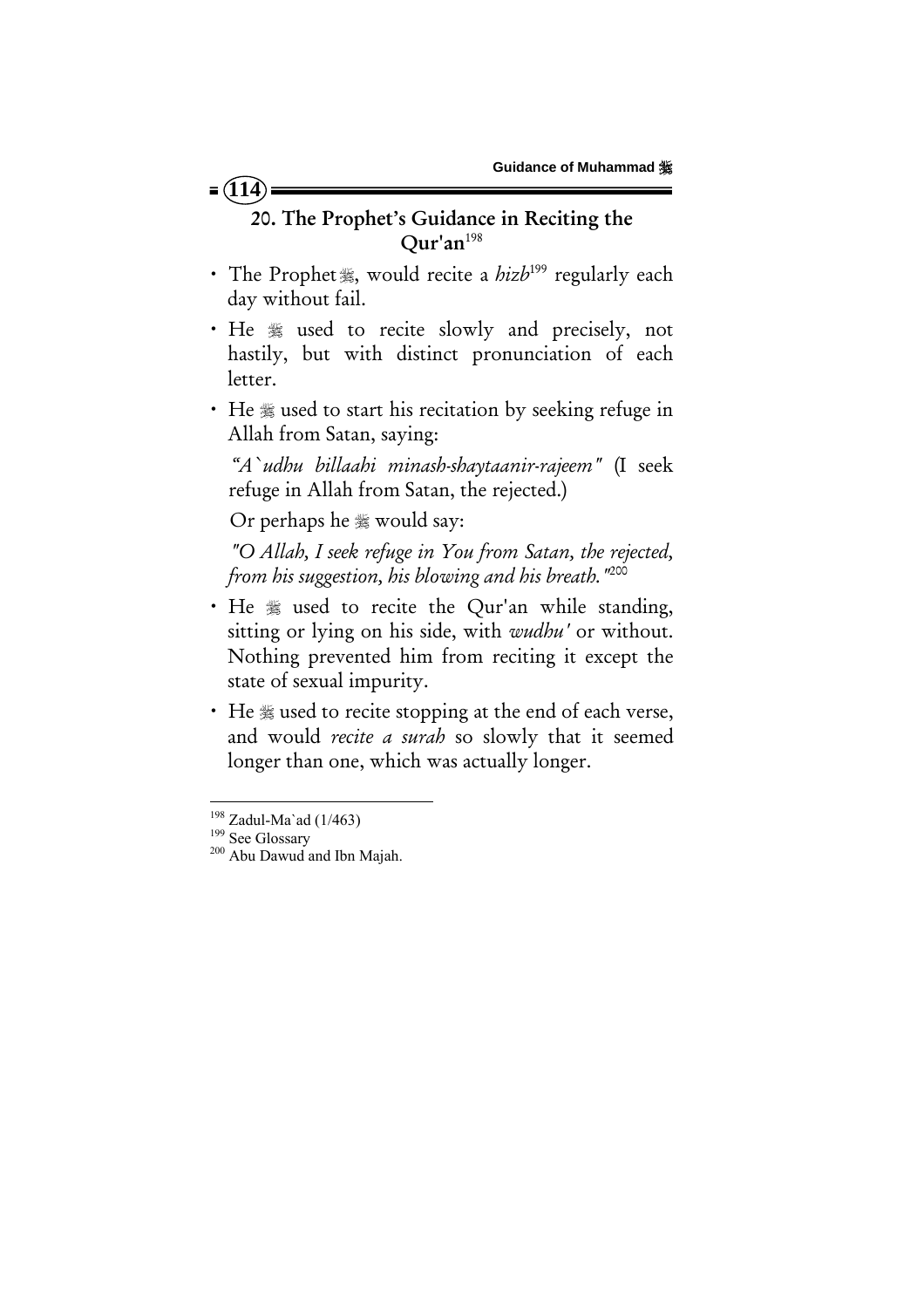## 20. The Prophet's Guidance in Reciting the Qur'an[198]

- The Prophet ﷺ, would recite a *hizb*[199] regularly each day without fail.
- He ﷺ used to recite slowly and precisely, not hastily, but with distinct pronunciation of each letter.
- He ﷺ used to start his recitation by seeking refuge in Allah from Satan, saying:

  *"A`udhu billaahi minash-shaytaanir-rajeem"* (I seek refuge in Allah from Satan, the rejected.)

  Or perhaps he ﷺ would say:

  *"O Allah, I seek refuge in You from Satan, the rejected, from his suggestion, his blowing and his breath."*[200]
- He ﷺ used to recite the Qur'an while standing, sitting or lying on his side, with *wudhu'* or without. Nothing prevented him from reciting it except the state of sexual impurity.
- He ﷺ used to recite stopping at the end of each verse, and would *recite a surah* so slowly that it seemed longer than one, which was actually longer.

---

[198] Zadul-Ma`ad (1/463)

[199] See Glossary

[200] Abu Dawud and Ibn Majah.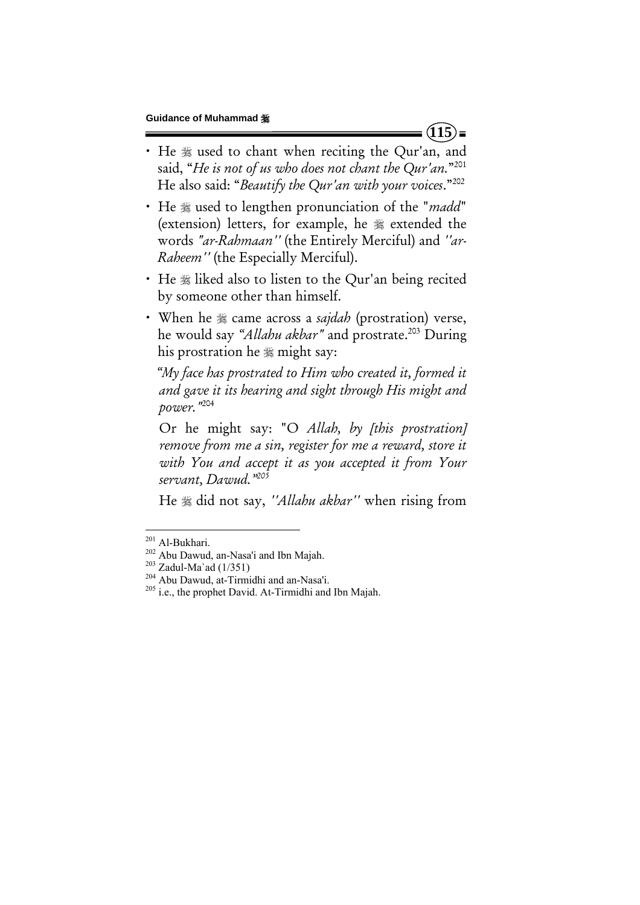- He ﷺ used to chant when reciting the Qur'an, and said, "*He is not of us who does not chant the Qur'an.*"[201] He also said: "*Beautify the Qur'an with your voices*."[202]
- He ﷺ used to lengthen pronunciation of the "*madd*" (extension) letters, for example, he ﷺ extended the words *"ar-Rahmaan"* (the Entirely Merciful) and *"ar-Raheem"* (the Especially Merciful).
- He ﷺ liked also to listen to the Qur'an being recited by someone other than himself.
- When he ﷺ came across a *sajdah* (prostration) verse, he would say *"Allahu akbar"* and prostrate.[203] During his prostration he ﷺ might say:

  *"My face has prostrated to Him who created it, formed it and gave it its hearing and sight through His might and power."*[204]

  Or he might say: "O *Allah, by [this prostration] remove from me a sin, register for me a reward, store it with You and accept it as you accepted it from Your servant, Dawud."*[205]

  He ﷺ did not say, *"Allahu akbar"* when rising from

---

[201] Al-Bukhari.

[202] Abu Dawud, an-Nasa'i and Ibn Majah.

[203] Zadul-Ma`ad (1/351)

[204] Abu Dawud, at-Tirmidhi and an-Nasa'i.

[205] i.e., the prophet David. At-Tirmidhi and Ibn Majah.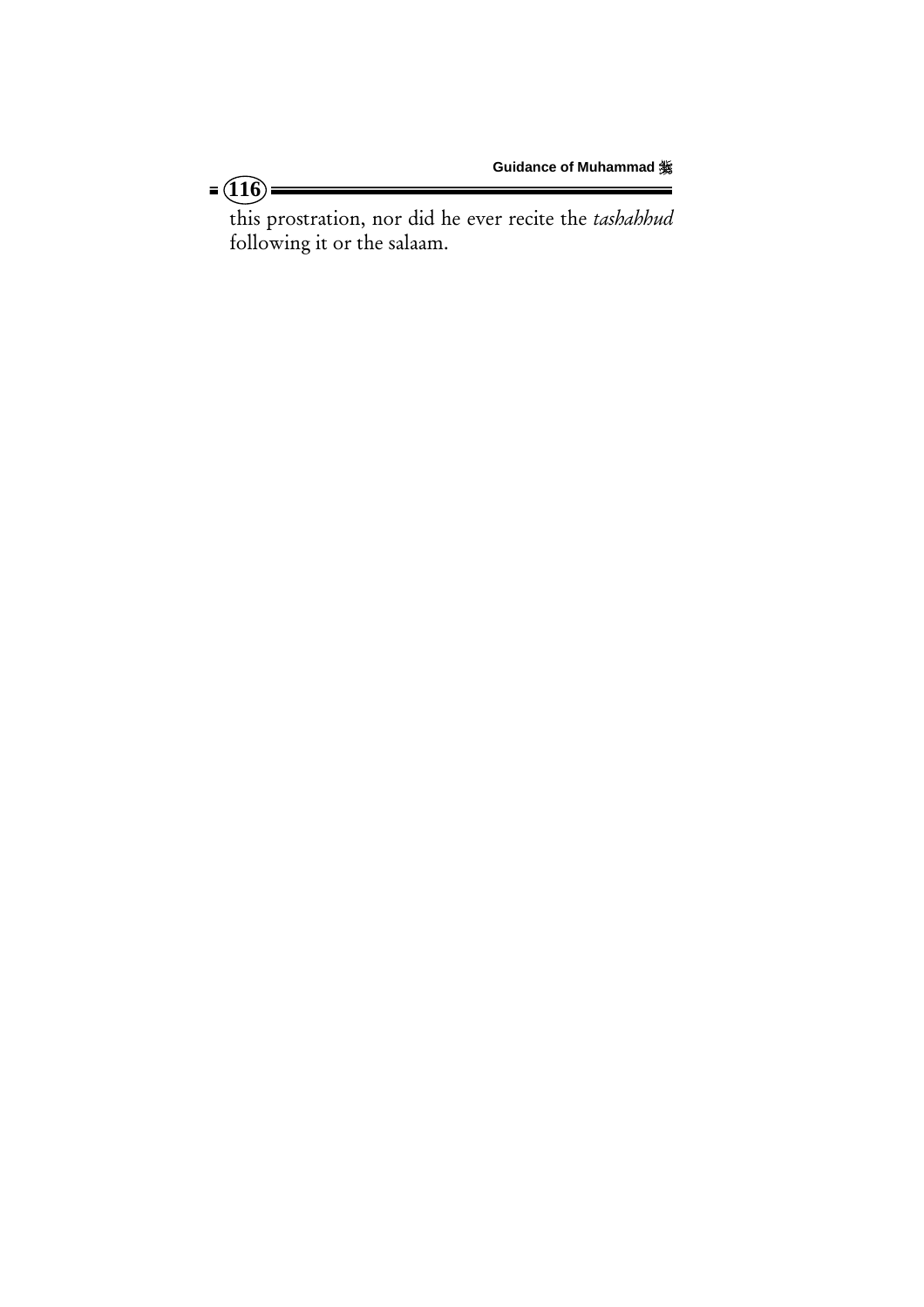this prostration, nor did he ever recite the *tashahhud* following it or the salaam.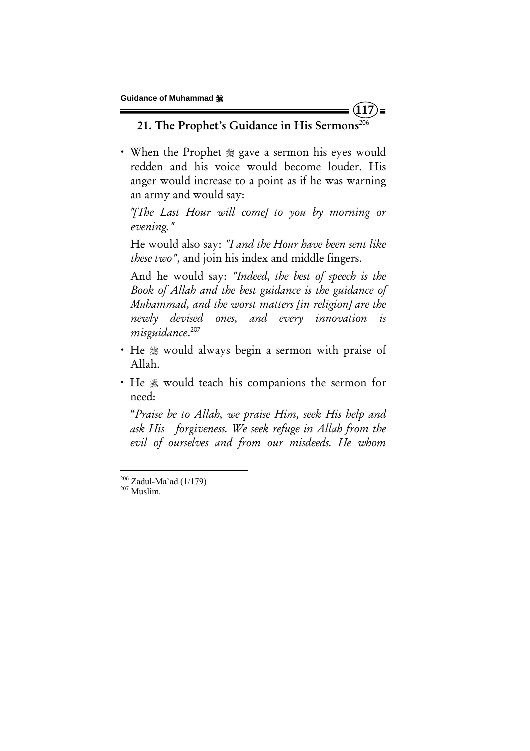## 21. The Prophet's Guidance in His Sermons[206]

- When the Prophet ﷺ gave a sermon his eyes would redden and his voice would become louder. His anger would increase to a point as if he was warning an army and would say:

  *"[The Last Hour will come] to you by morning or evening."*

  He would also say: *"I and the Hour have been sent like these two"*, and join his index and middle fingers.

  And he would say: *"Indeed, the best of speech is the Book of Allah and the best guidance is the guidance of Muhammad, and the worst matters [in religion] are the newly devised ones, and every innovation is misguidance*.[207]

- He ﷺ would always begin a sermon with praise of Allah.

- He ﷺ would teach his companions the sermon for need:

  "*Praise be to Allah, we praise Him, seek His help and ask His forgiveness. We seek refuge in Allah from the evil of ourselves and from our misdeeds. He whom*

---

[206] Zadul-Ma`ad (1/179)

[207] Muslim.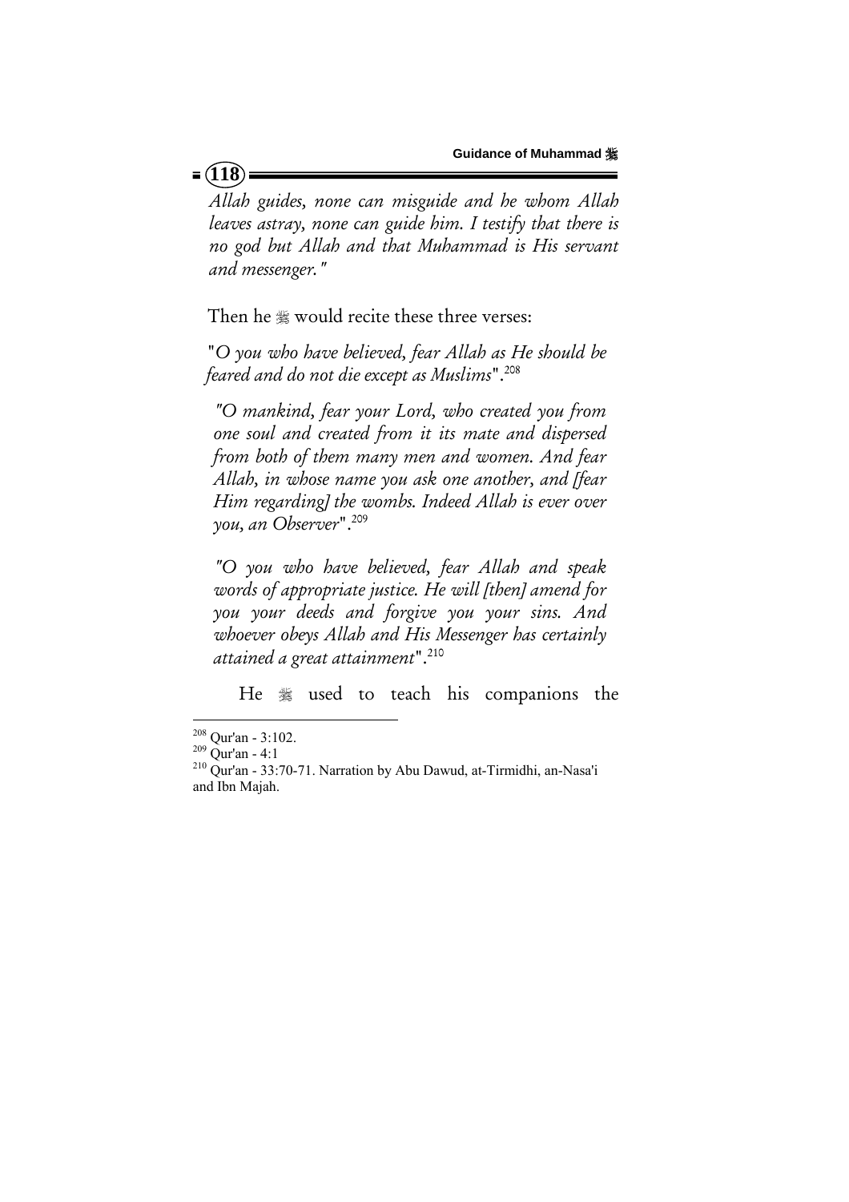*Allah guides, none can misguide and he whom Allah leaves astray, none can guide him. I testify that there is no god but Allah and that Muhammad is His servant and messenger."*

Then he ﷺ would recite these three verses:

"*O you who have believed, fear Allah as He should be feared and do not die except as Muslims*".[208]

*"O mankind, fear your Lord, who created you from one soul and created from it its mate and dispersed from both of them many men and women. And fear Allah, in whose name you ask one another, and [fear Him regarding] the wombs. Indeed Allah is ever over you, an Observer*".[209]

*"O you who have believed, fear Allah and speak words of appropriate justice. He will [then] amend for you your deeds and forgive you your sins. And whoever obeys Allah and His Messenger has certainly attained a great attainment*".[210]

He ﷺ used to teach his companions the

---

[208] Qur'an - 3:102.

[209] Qur'an - 4:1

[210] Qur'an - 33:70-71. Narration by Abu Dawud, at-Tirmidhi, an-Nasa'i and Ibn Majah.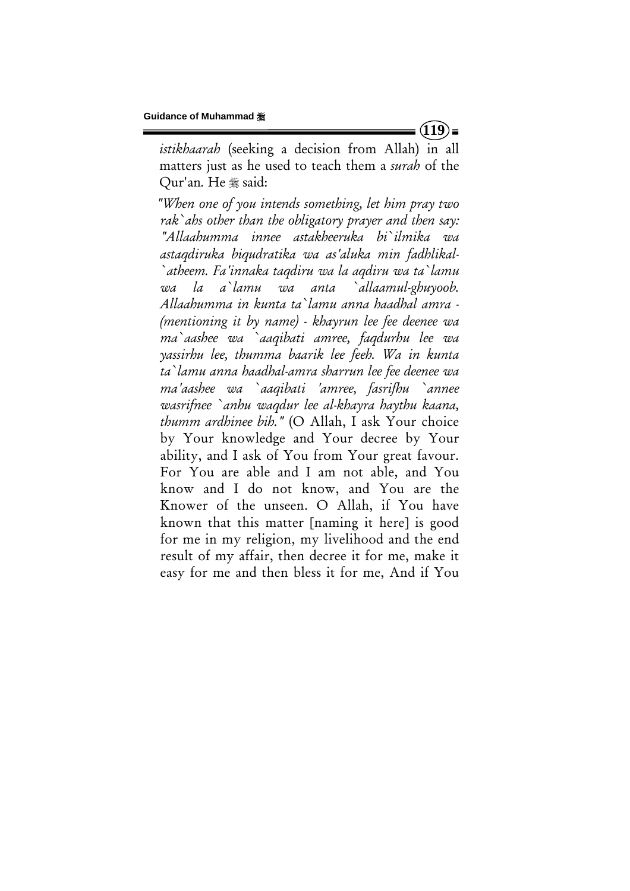*istikhaarah* (seeking a decision from Allah) in all matters just as he used to teach them a *surah* of the Qur'an. He ﷺ said:

*"When one of you intends something, let him pray two rak`ahs other than the obligatory prayer and then say: "Allaahumma innee astakheeruka bi`ilmika wa astaqdiruka biqudratika wa as'aluka min fadhlikal-`atheem. Fa'innaka taqdiru wa la aqdiru wa ta`lamu wa la a`lamu wa anta `allaamul-ghuyoob. Allaahumma in kunta ta`lamu anna haadhal amra - (mentioning it by name) - khayrun lee fee deenee wa ma`aashee wa `aaqibati amree, faqdurhu lee wa yassirhu lee, thumma baarik lee feeh. Wa in kunta ta`lamu anna haadhal-amra sharrun lee fee deenee wa ma'aashee wa `aaqibati 'amree, fasrifhu `annee wasrifnee `anhu waqdur lee al-khayra haythu kaana, thumm ardhinee bih."* (O Allah, I ask Your choice by Your knowledge and Your decree by Your ability, and I ask of You from Your great favour. For You are able and I am not able, and You know and I do not know, and You are the Knower of the unseen. O Allah, if You have known that this matter [naming it here] is good for me in my religion, my livelihood and the end result of my affair, then decree it for me, make it easy for me and then bless it for me, And if You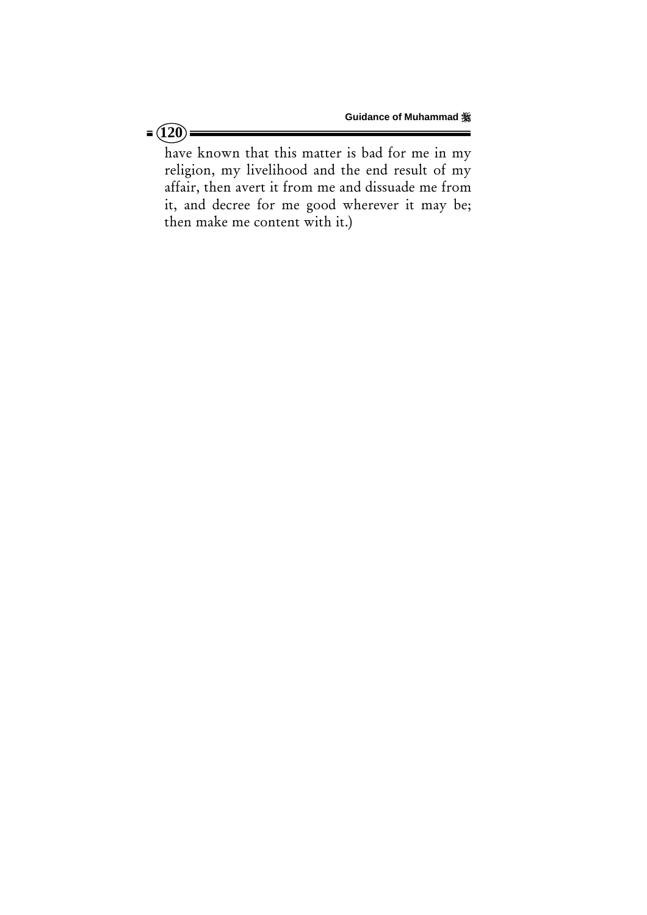have known that this matter is bad for me in my religion, my livelihood and the end result of my affair, then avert it from me and dissuade me from it, and decree for me good wherever it may be; then make me content with it.)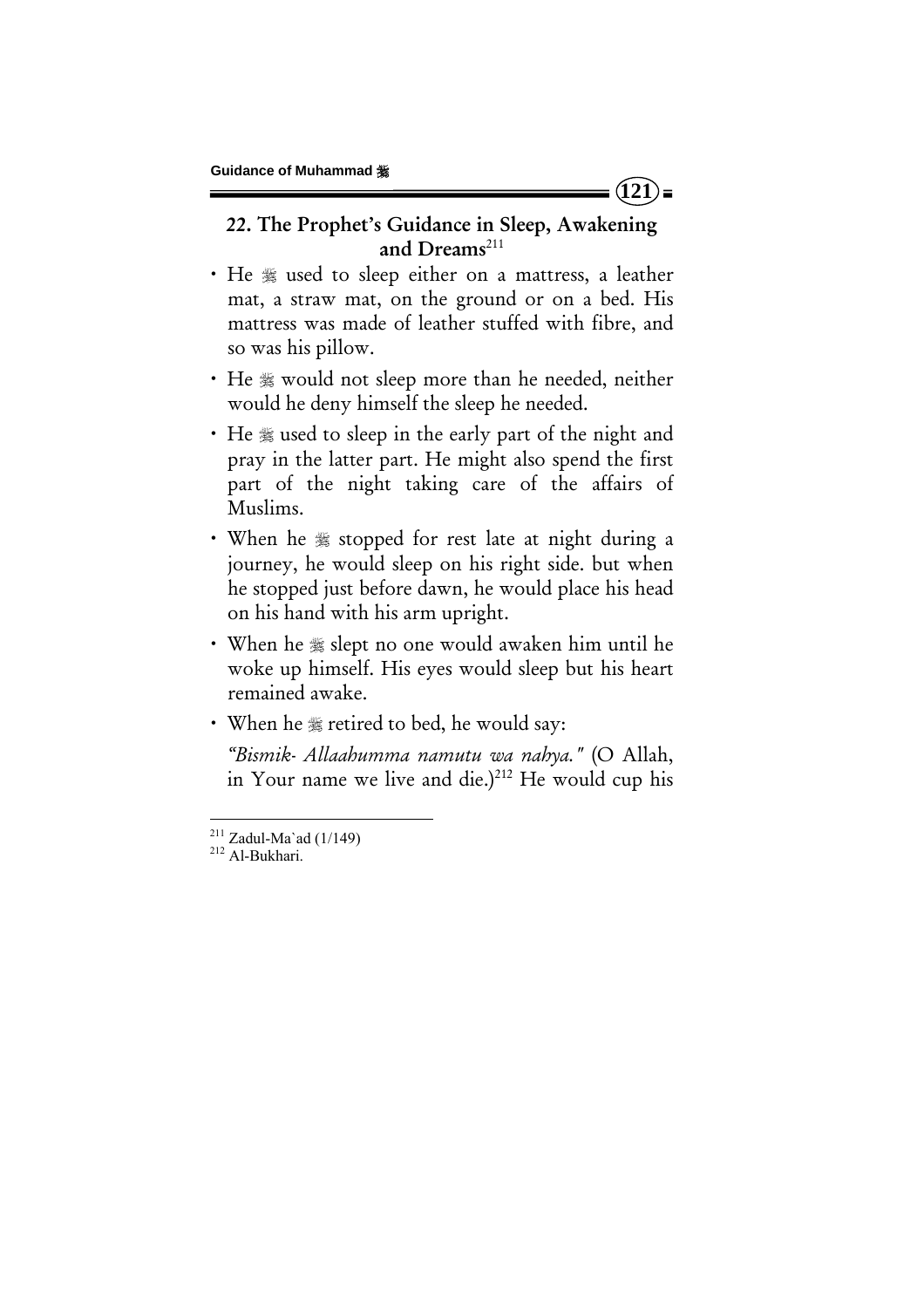## 22. The Prophet's Guidance in Sleep, Awakening and Dreams[211]

- He ﷺ used to sleep either on a mattress, a leather mat, a straw mat, on the ground or on a bed. His mattress was made of leather stuffed with fibre, and so was his pillow.
- He ﷺ would not sleep more than he needed, neither would he deny himself the sleep he needed.
- He ﷺ used to sleep in the early part of the night and pray in the latter part. He might also spend the first part of the night taking care of the affairs of Muslims.
- When he ﷺ stopped for rest late at night during a journey, he would sleep on his right side. but when he stopped just before dawn, he would place his head on his hand with his arm upright.
- When he ﷺ slept no one would awaken him until he woke up himself. His eyes would sleep but his heart remained awake.
- When he ﷺ retired to bed, he would say:

  *"Bismik- Allaahumma namutu wa nahya."* (O Allah, in Your name we live and die.)[212] He would cup his

---

[211] Zadul-Ma`ad (1/149)

[212] Al-Bukhari.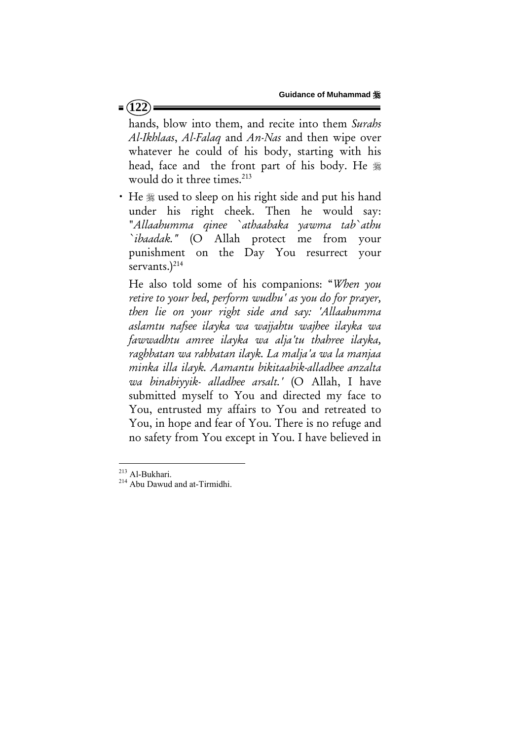hands, blow into them, and recite into them *Surahs Al-Ikhlaas*, *Al-Falaq* and *An-Nas* and then wipe over whatever he could of his body, starting with his head, face and the front part of his body. He ﷺ would do it three times.[213]

- He ﷺ used to sleep on his right side and put his hand under his right cheek. Then he would say: "*Allaahumma qinee `athaabaka yawma tab`athu `ibaadak.*" (O Allah protect me from your punishment on the Day You resurrect your servants.)[214]

  He also told some of his companions: "*When you retire to your bed, perform wudhu' as you do for prayer, then lie on your right side and say: 'Allaahumma aslamtu nafsee ilayka wa wajjahtu wajhee ilayka wa fawwadhtu amree ilayka wa alja'tu thahree ilayka, raghbatan wa rahbatan ilayk. La malja'a wa la manjaa minka illa ilayk. Aamantu bikitaabik-alladhee anzalta wa binabiyyik- alladhee arsalt.'* (O Allah, I have submitted myself to You and directed my face to You, entrusted my affairs to You and retreated to You, in hope and fear of You. There is no refuge and no safety from You except in You. I have believed in

---

[213] Al-Bukhari.

[214] Abu Dawud and at-Tirmidhi.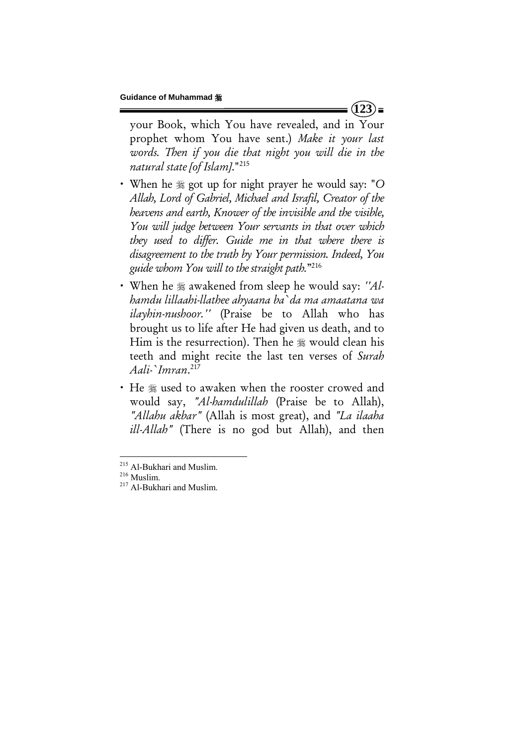your Book, which You have revealed, and in Your prophet whom You have sent.) *Make it your last words. Then if you die that night you will die in the natural state [of Islam].*"[215]

- When he ﷺ got up for night prayer he would say: "*O Allah, Lord of Gabriel, Michael and Israfil, Creator of the heavens and earth, Knower of the invisible and the visible, You will judge between Your servants in that over which they used to differ. Guide me in that where there is disagreement to the truth by Your permission. Indeed, You guide whom You will to the straight path.*"[216]
- When he ﷺ awakened from sleep he would say: *"Al-hamdu lillaahi-llathee ahyaana ba`da ma amaatana wa ilayhin-nushoor."* (Praise be to Allah who has brought us to life after He had given us death, and to Him is the resurrection). Then he ﷺ would clean his teeth and might recite the last ten verses of *Surah Aali-`Imran*.[217]
- He ﷺ used to awaken when the rooster crowed and would say, *"Al-hamdulillah* (Praise be to Allah), *"Allahu akbar"* (Allah is most great), and *"La ilaaha ill-Allah"* (There is no god but Allah), and then

---

[215] Al-Bukhari and Muslim.

[216] Muslim.

[217] Al-Bukhari and Muslim.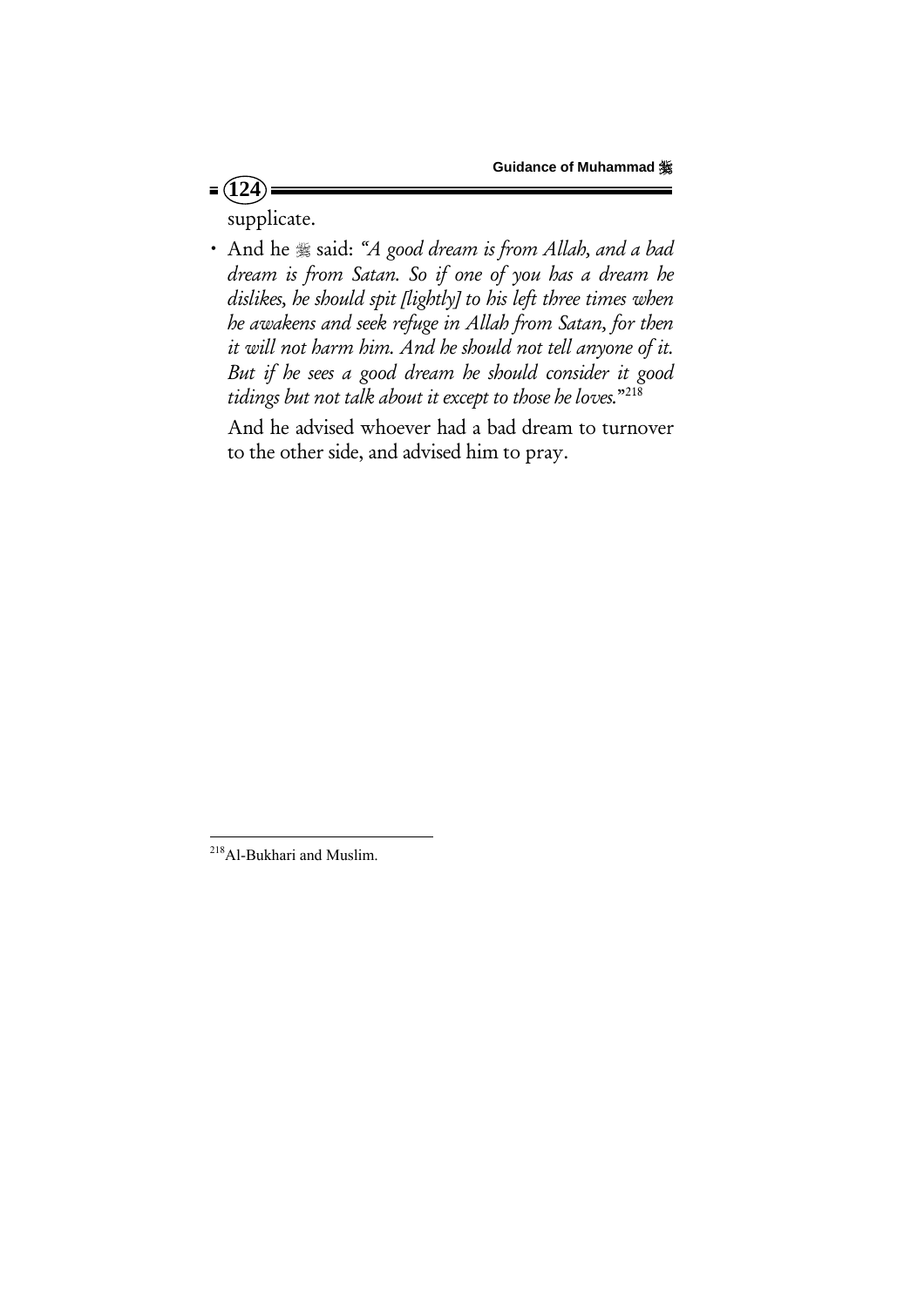supplicate.

- And he ﷺ said: *"A good dream is from Allah, and a bad dream is from Satan. So if one of you has a dream he dislikes, he should spit [lightly] to his left three times when he awakens and seek refuge in Allah from Satan, for then it will not harm him. And he should not tell anyone of it. But if he sees a good dream he should consider it good tidings but not talk about it except to those he loves."*[218]

  And he advised whoever had a bad dream to turnover to the other side, and advised him to pray.

---

[218] Al-Bukhari and Muslim.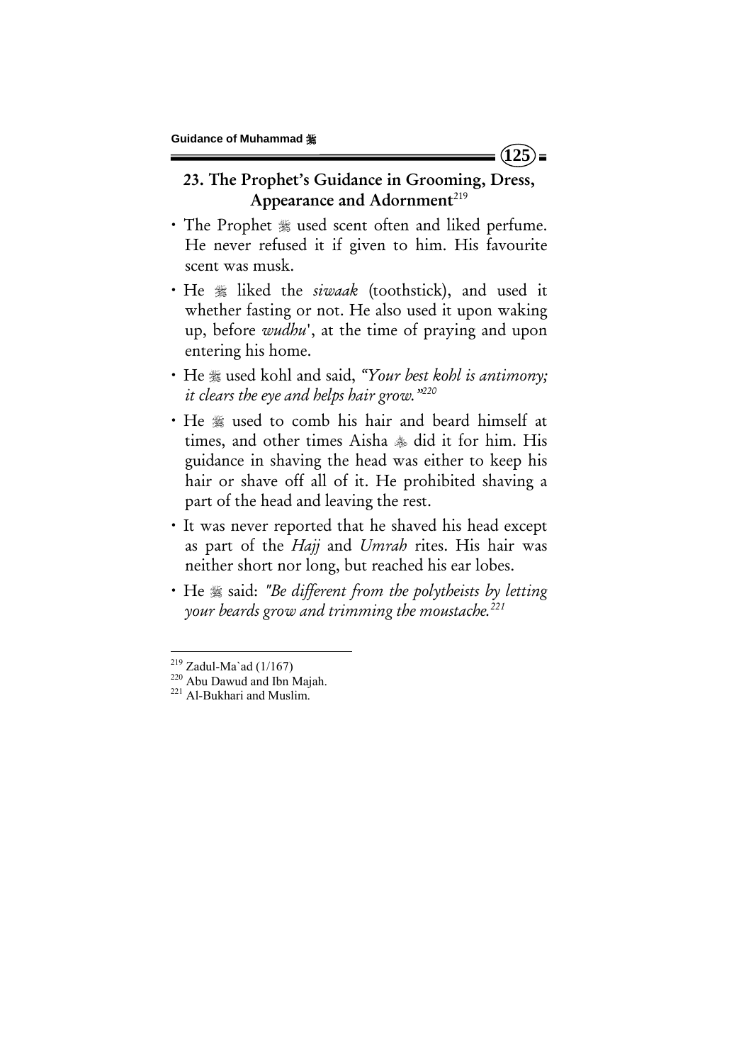## 23. The Prophet's Guidance in Grooming, Dress, Appearance and Adornment[219]

- The Prophet ﷺ used scent often and liked perfume. He never refused it if given to him. His favourite scent was musk.
- He ﷺ liked the *siwaak* (toothstick), and used it whether fasting or not. He also used it upon waking up, before *wudhu'*, at the time of praying and upon entering his home.
- He ﷺ used kohl and said, *"Your best kohl is antimony; it clears the eye and helps hair grow."*[220]
- He ﷺ used to comb his hair and beard himself at times, and other times Aisha ﷺ did it for him. His guidance in shaving the head was either to keep his hair or shave off all of it. He prohibited shaving a part of the head and leaving the rest.
- It was never reported that he shaved his head except as part of the *Hajj* and *Umrah* rites. His hair was neither short nor long, but reached his ear lobes.
- He ﷺ said: *"Be different from the polytheists by letting your beards grow and trimming the moustache.*[221]

---

[219] Zadul-Ma`ad (1/167)

[220] Abu Dawud and Ibn Majah.

[221] Al-Bukhari and Muslim.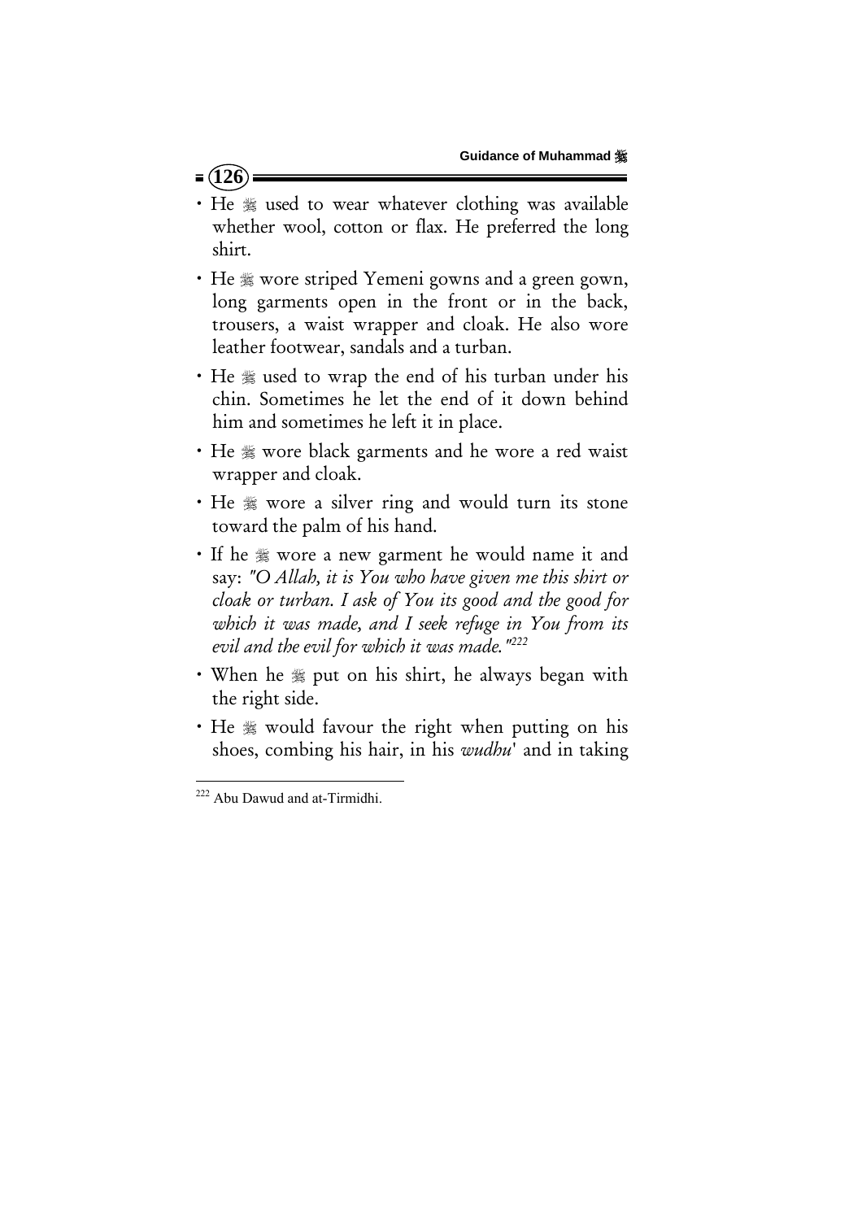- He ﷺ used to wear whatever clothing was available whether wool, cotton or flax. He preferred the long shirt.
- He ﷺ wore striped Yemeni gowns and a green gown, long garments open in the front or in the back, trousers, a waist wrapper and cloak. He also wore leather footwear, sandals and a turban.
- He ﷺ used to wrap the end of his turban under his chin. Sometimes he let the end of it down behind him and sometimes he left it in place.
- He ﷺ wore black garments and he wore a red waist wrapper and cloak.
- He ﷺ wore a silver ring and would turn its stone toward the palm of his hand.
- If he ﷺ wore a new garment he would name it and say: *"O Allah, it is You who have given me this shirt or cloak or turban. I ask of You its good and the good for which it was made, and I seek refuge in You from its evil and the evil for which it was made."*[222]
- When he ﷺ put on his shirt, he always began with the right side.
- He ﷺ would favour the right when putting on his shoes, combing his hair, in his *wudhu'* and in taking

---

[222] Abu Dawud and at-Tirmidhi.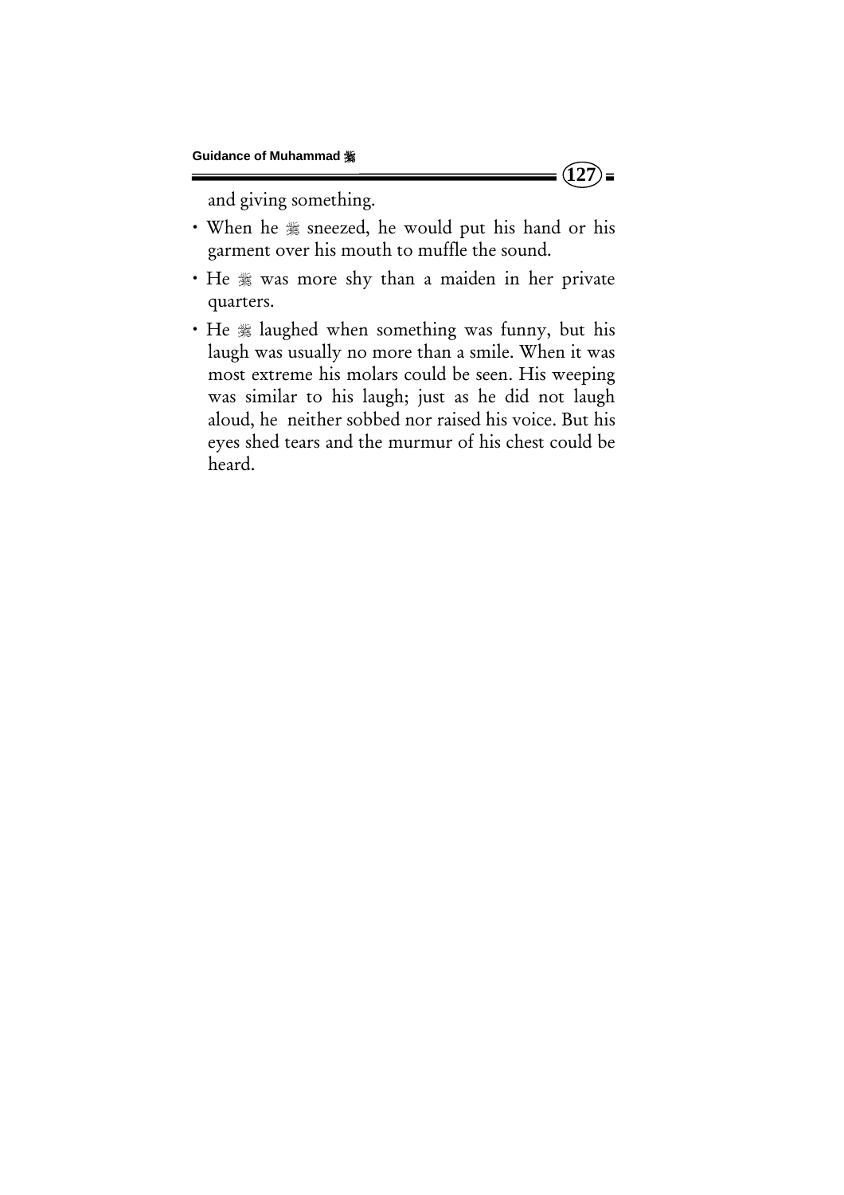and giving something.

- When he ﷺ sneezed, he would put his hand or his garment over his mouth to muffle the sound.
- He ﷺ was more shy than a maiden in her private quarters.
- He ﷺ laughed when something was funny, but his laugh was usually no more than a smile. When it was most extreme his molars could be seen. His weeping was similar to his laugh; just as he did not laugh aloud, he neither sobbed nor raised his voice. But his eyes shed tears and the murmur of his chest could be heard.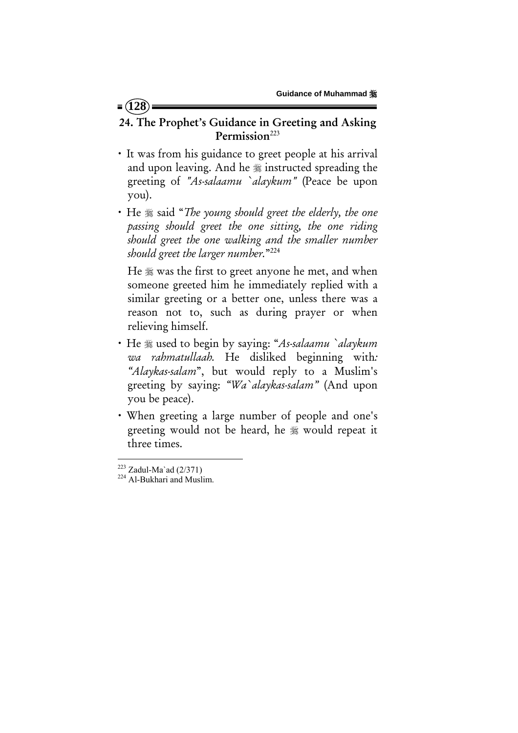## 24. The Prophet's Guidance in Greeting and Asking Permission[223]

- It was from his guidance to greet people at his arrival and upon leaving. And he ﷺ instructed spreading the greeting of *"As-salaamu `alaykum"* (Peace be upon you).
- He ﷺ said "*The young should greet the elderly, the one passing should greet the one sitting, the one riding should greet the one walking and the smaller number should greet the larger number.*"[224]

  He ﷺ was the first to greet anyone he met, and when someone greeted him he immediately replied with a similar greeting or a better one, unless there was a reason not to, such as during prayer or when relieving himself.

- He ﷺ used to begin by saying: "*As-salaamu `alaykum wa rahmatullaah.* He disliked beginning with: *"Alaykas-salam*", but would reply to a Muslim's greeting by saying: *"Wa`alaykas-salam"* (And upon you be peace).
- When greeting a large number of people and one's greeting would not be heard, he ﷺ would repeat it three times.

---

[223] Zadul-Ma`ad (2/371)

[224] Al-Bukhari and Muslim.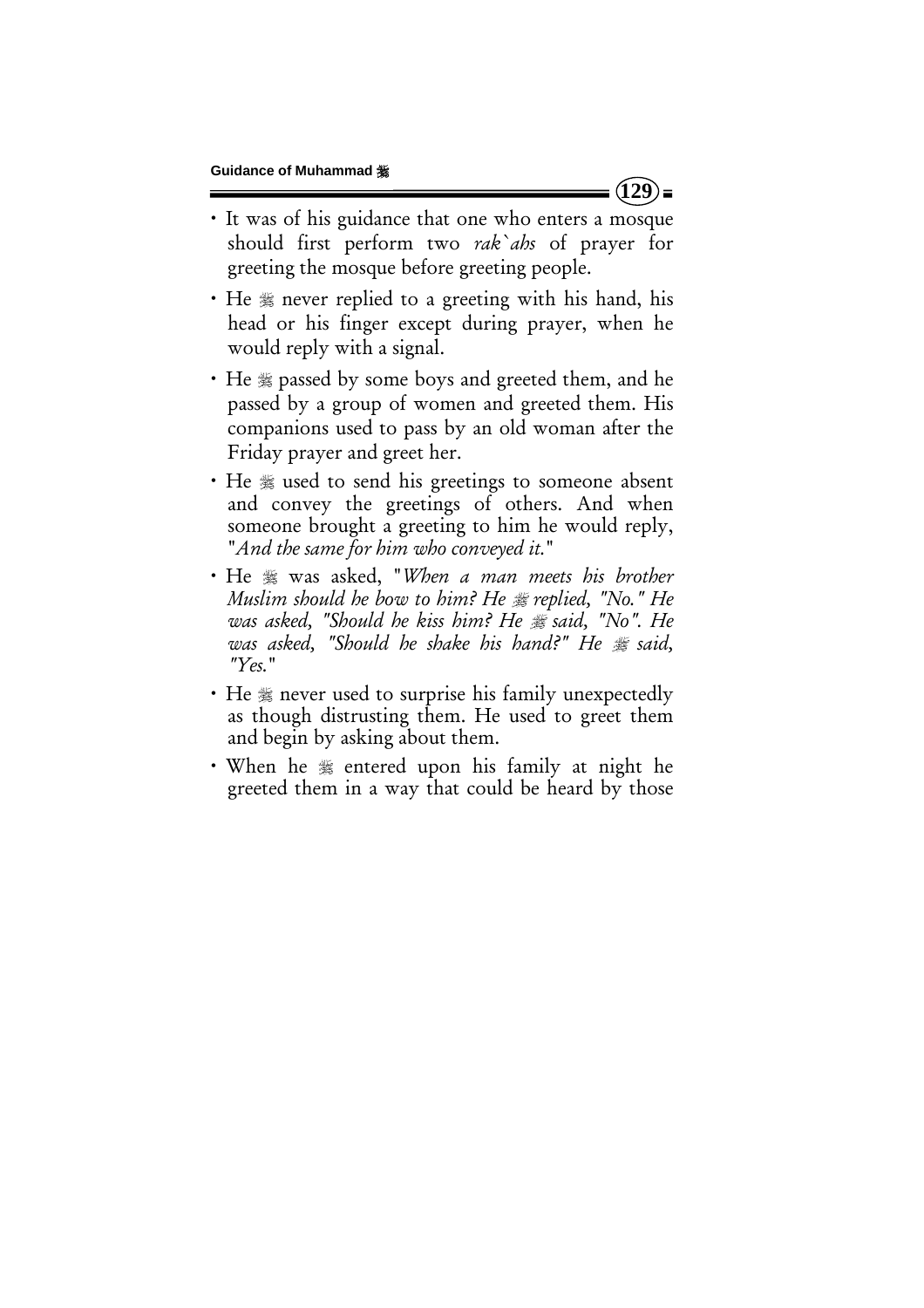- It was of his guidance that one who enters a mosque should first perform two *rak`ahs* of prayer for greeting the mosque before greeting people.
- He ﷺ never replied to a greeting with his hand, his head or his finger except during prayer, when he would reply with a signal.
- He ﷺ passed by some boys and greeted them, and he passed by a group of women and greeted them. His companions used to pass by an old woman after the Friday prayer and greet her.
- He ﷺ used to send his greetings to someone absent and convey the greetings of others. And when someone brought a greeting to him he would reply, "*And the same for him who conveyed it.*"
- He ﷺ was asked, "*When a man meets his brother Muslim should he bow to him? He ﷺ replied, "No." He was asked, "Should he kiss him? He ﷺ said, "No". He was asked, "Should he shake his hand?" He ﷺ said, "Yes.*"
- He ﷺ never used to surprise his family unexpectedly as though distrusting them. He used to greet them and begin by asking about them.
- When he ﷺ entered upon his family at night he greeted them in a way that could be heard by those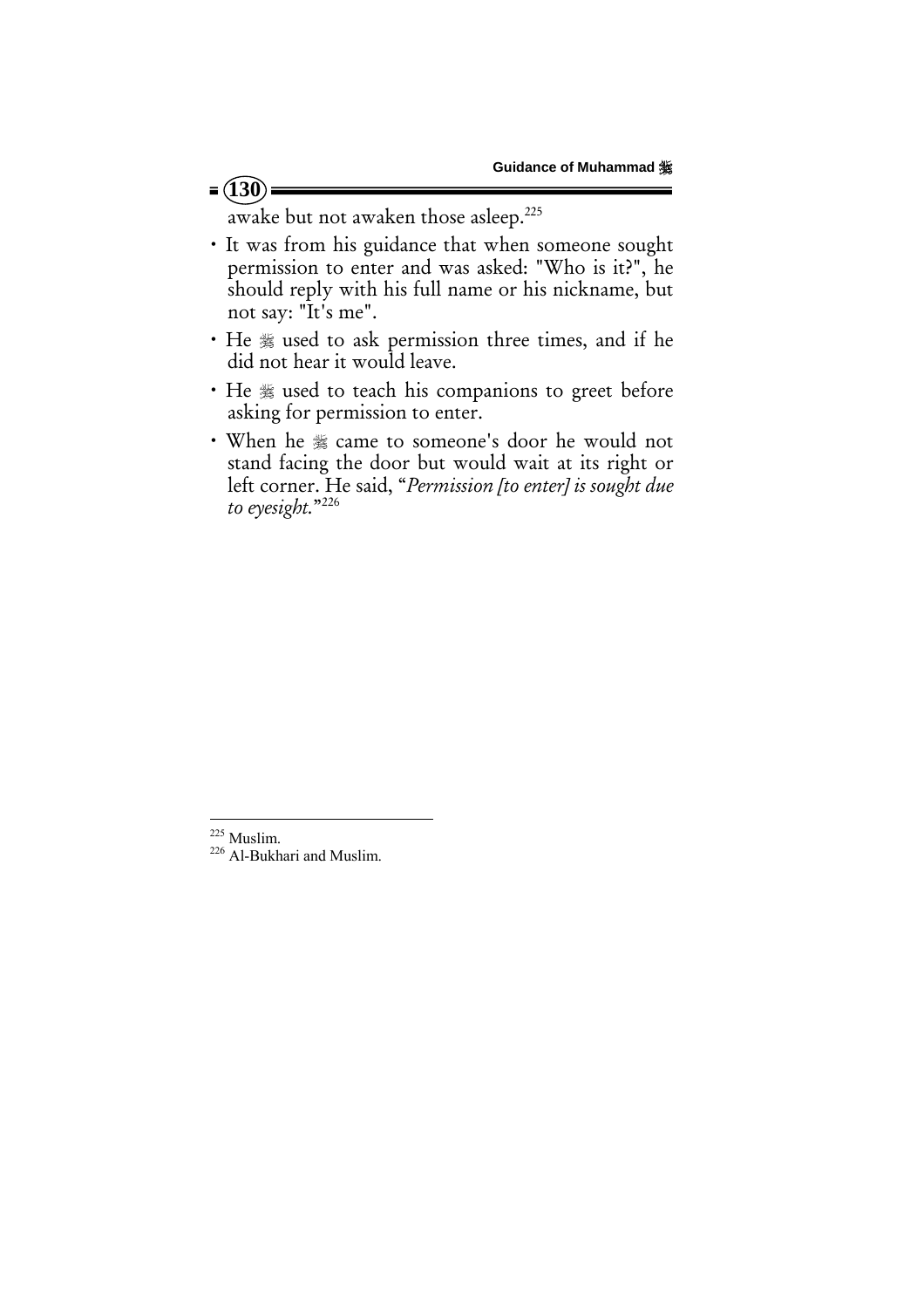awake but not awaken those asleep.[225]

- It was from his guidance that when someone sought permission to enter and was asked: "Who is it?", he should reply with his full name or his nickname, but not say: "It's me".
- He ﷺ used to ask permission three times, and if he did not hear it would leave.
- He ﷺ used to teach his companions to greet before asking for permission to enter.
- When he ﷺ came to someone's door he would not stand facing the door but would wait at its right or left corner. He said, "*Permission [to enter] is sought due to eyesight.*"[226]

---

[225] Muslim.

[226] Al-Bukhari and Muslim.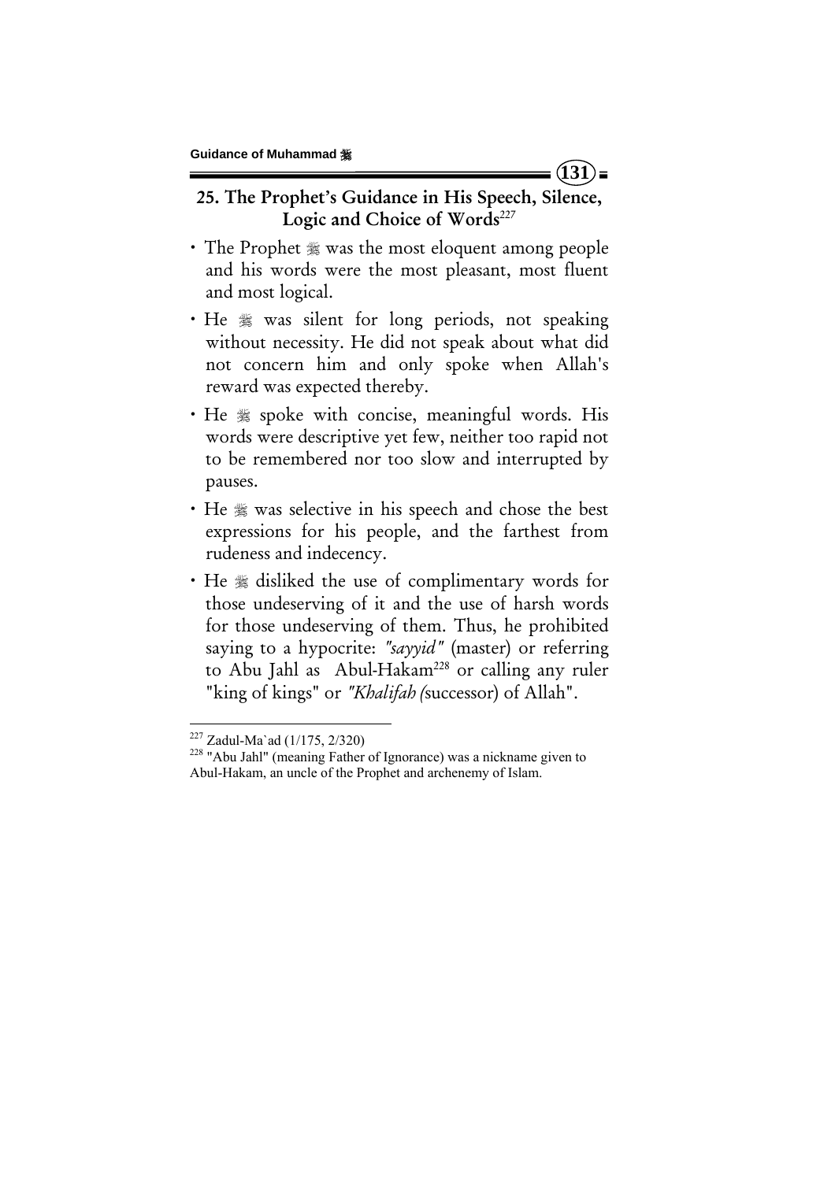## 25. The Prophet's Guidance in His Speech, Silence, Logic and Choice of Words[227]

- The Prophet ﷺ was the most eloquent among people and his words were the most pleasant, most fluent and most logical.
- He ﷺ was silent for long periods, not speaking without necessity. He did not speak about what did not concern him and only spoke when Allah's reward was expected thereby.
- He ﷺ spoke with concise, meaningful words. His words were descriptive yet few, neither too rapid not to be remembered nor too slow and interrupted by pauses.
- He ﷺ was selective in his speech and chose the best expressions for his people, and the farthest from rudeness and indecency.
- He ﷺ disliked the use of complimentary words for those undeserving of it and the use of harsh words for those undeserving of them. Thus, he prohibited saying to a hypocrite: *"sayyid"* (master) or referring to Abu Jahl as Abul-Hakam[228] or calling any ruler "king of kings" or *"Khalifah (*successor) of Allah".

---

[227] Zadul-Ma`ad (1/175, 2/320)

[228] "Abu Jahl" (meaning Father of Ignorance) was a nickname given to Abul-Hakam, an uncle of the Prophet and archenemy of Islam.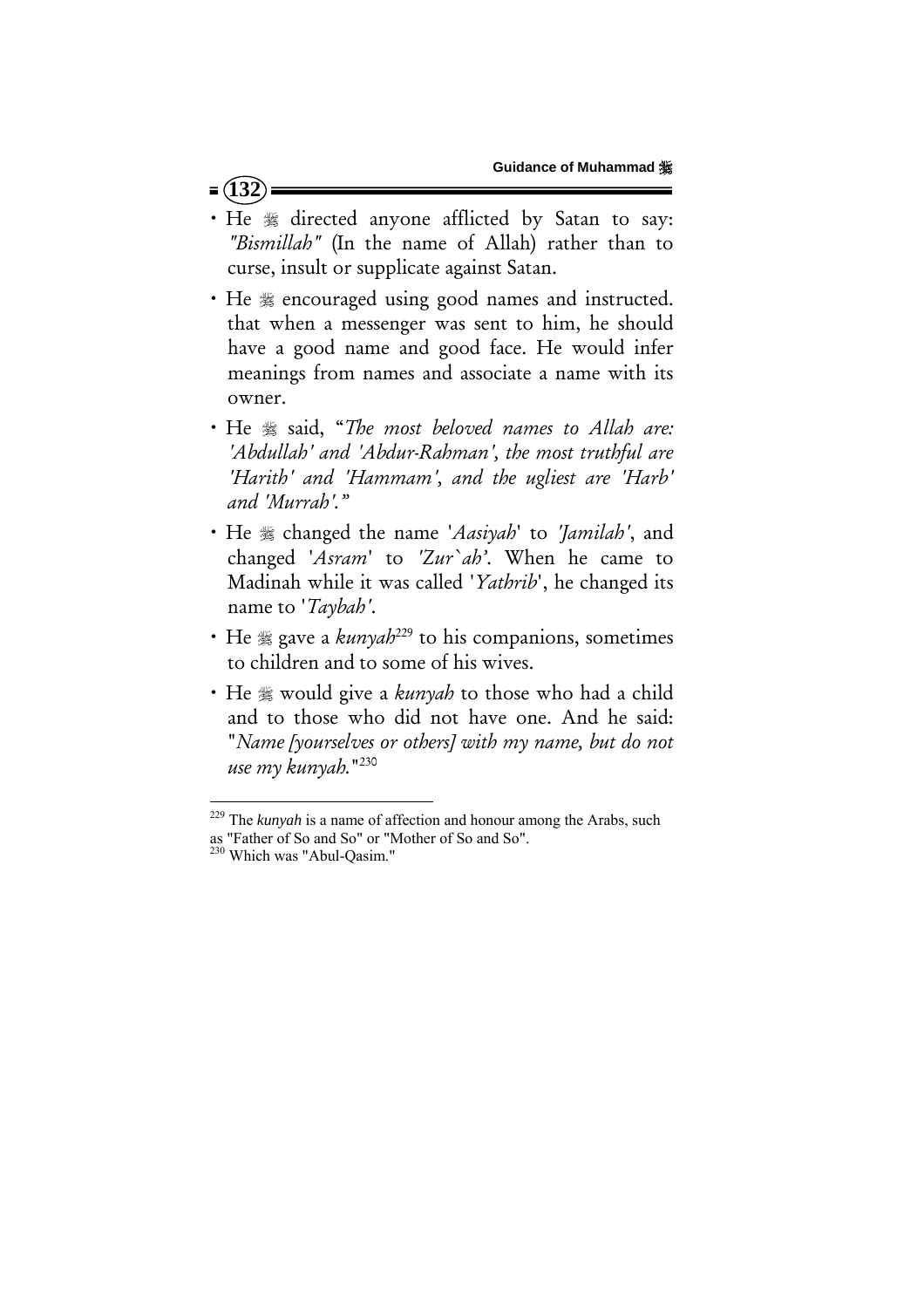- He ﷺ directed anyone afflicted by Satan to say: *"Bismillah"* (In the name of Allah) rather than to curse, insult or supplicate against Satan.
- He ﷺ encouraged using good names and instructed. that when a messenger was sent to him, he should have a good name and good face. He would infer meanings from names and associate a name with its owner.
- He ﷺ said, "*The most beloved names to Allah are: 'Abdullah' and 'Abdur-Rahman', the most truthful are 'Harith' and 'Hammam', and the ugliest are 'Harb' and 'Murrah'.*"
- He ﷺ changed the name '*Aasiyah*' to *'Jamilah'*, and changed '*Asram*' to *'Zur`ah'*. When he came to Madinah while it was called '*Yathrib*', he changed its name to '*Taybah'*.
- He ﷺ gave a *kunyah*[229] to his companions, sometimes to children and to some of his wives.
- He ﷺ would give a *kunyah* to those who had a child and to those who did not have one. And he said: "*Name [yourselves or others] with my name, but do not use my kunyah.*"[230]

---

[229] The *kunyah* is a name of affection and honour among the Arabs, such as "Father of So and So" or "Mother of So and So".

[230] Which was "Abul-Qasim."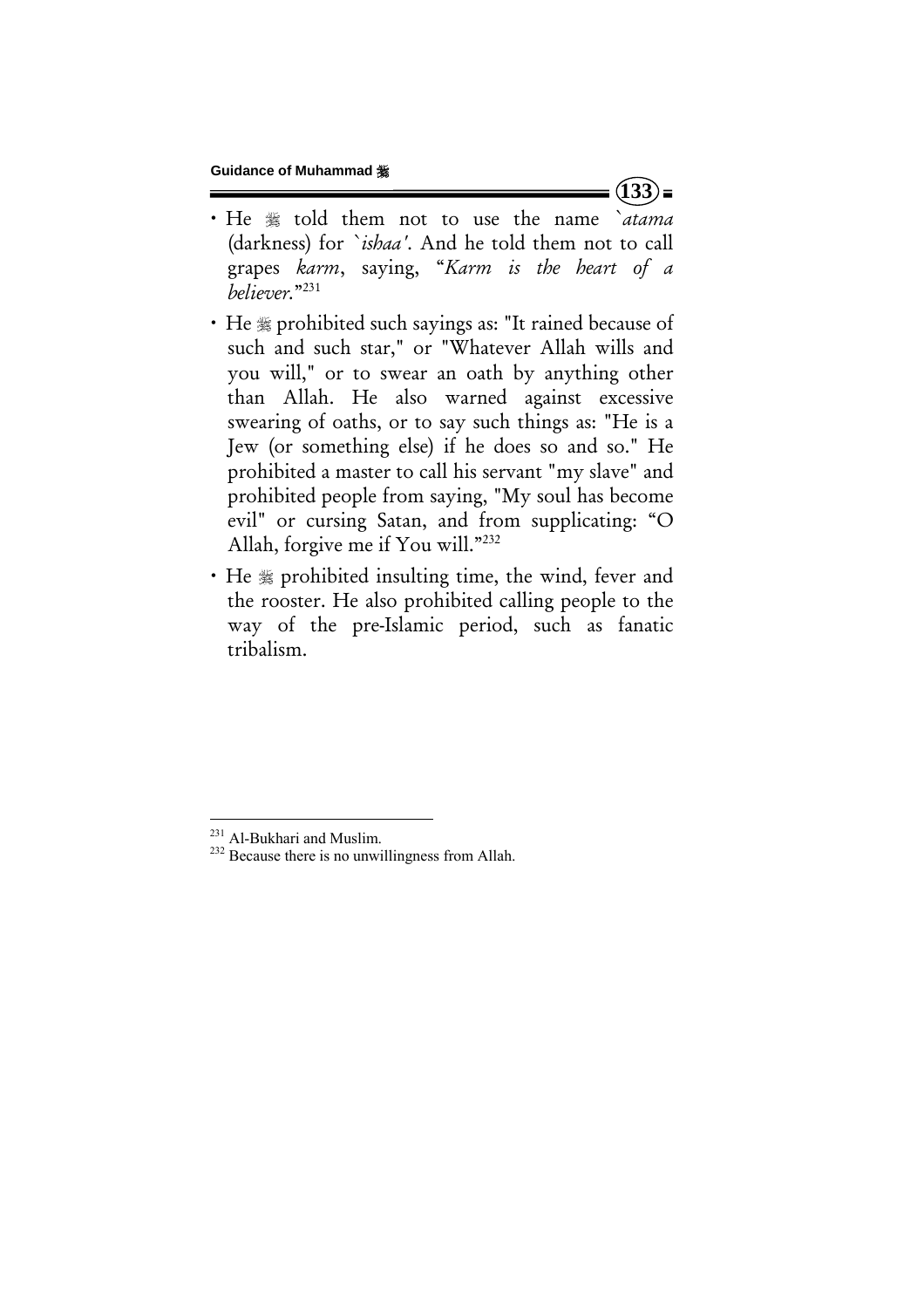- He ﷺ told them not to use the name `*atama* (darkness) for `*ishaa'*. And he told them not to call grapes *karm*, saying, "*Karm is the heart of a believer.*"[231]

- He ﷺ prohibited such sayings as: "It rained because of such and such star," or "Whatever Allah wills and you will," or to swear an oath by anything other than Allah. He also warned against excessive swearing of oaths, or to say such things as: "He is a Jew (or something else) if he does so and so." He prohibited a master to call his servant "my slave" and prohibited people from saying, "My soul has become evil" or cursing Satan, and from supplicating: "O Allah, forgive me if You will."[232]

- He ﷺ prohibited insulting time, the wind, fever and the rooster. He also prohibited calling people to the way of the pre-Islamic period, such as fanatic tribalism.

---

[231] Al-Bukhari and Muslim.

[232] Because there is no unwillingness from Allah.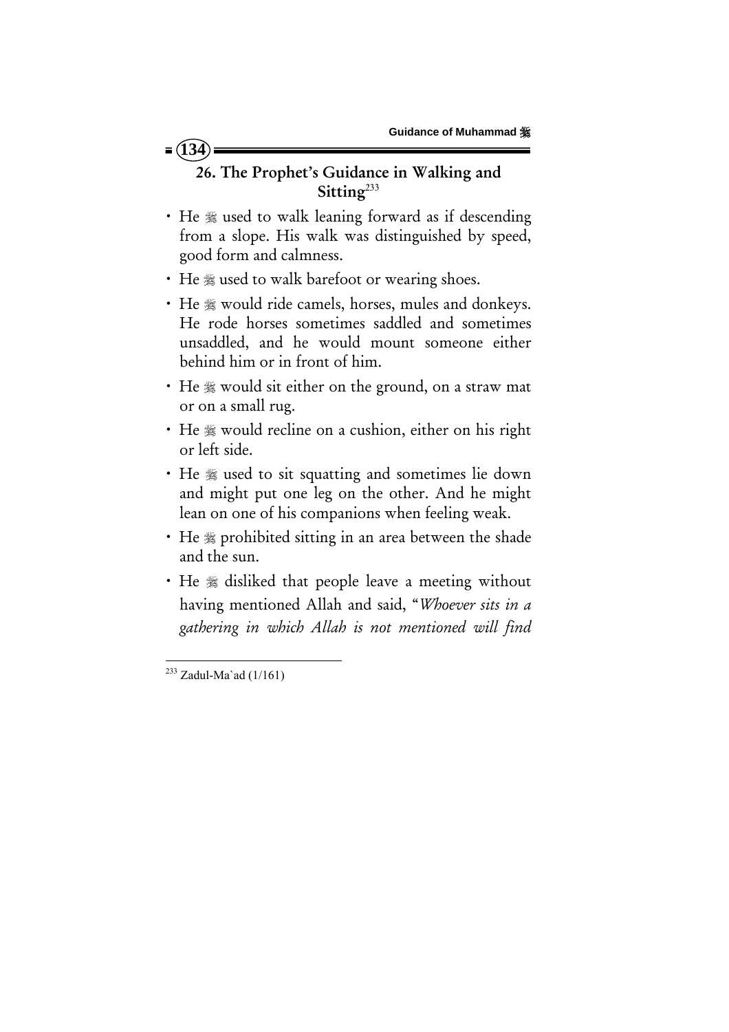## 26. The Prophet's Guidance in Walking and Sitting[233]

- He ﷺ used to walk leaning forward as if descending from a slope. His walk was distinguished by speed, good form and calmness.
- He ﷺ used to walk barefoot or wearing shoes.
- He ﷺ would ride camels, horses, mules and donkeys. He rode horses sometimes saddled and sometimes unsaddled, and he would mount someone either behind him or in front of him.
- He ﷺ would sit either on the ground, on a straw mat or on a small rug.
- He ﷺ would recline on a cushion, either on his right or left side.
- He ﷺ used to sit squatting and sometimes lie down and might put one leg on the other. And he might lean on one of his companions when feeling weak.
- He ﷺ prohibited sitting in an area between the shade and the sun.
- He ﷺ disliked that people leave a meeting without having mentioned Allah and said, "*Whoever sits in a gathering in which Allah is not mentioned will find*

---

[233] Zadul-Ma`ad (1/161)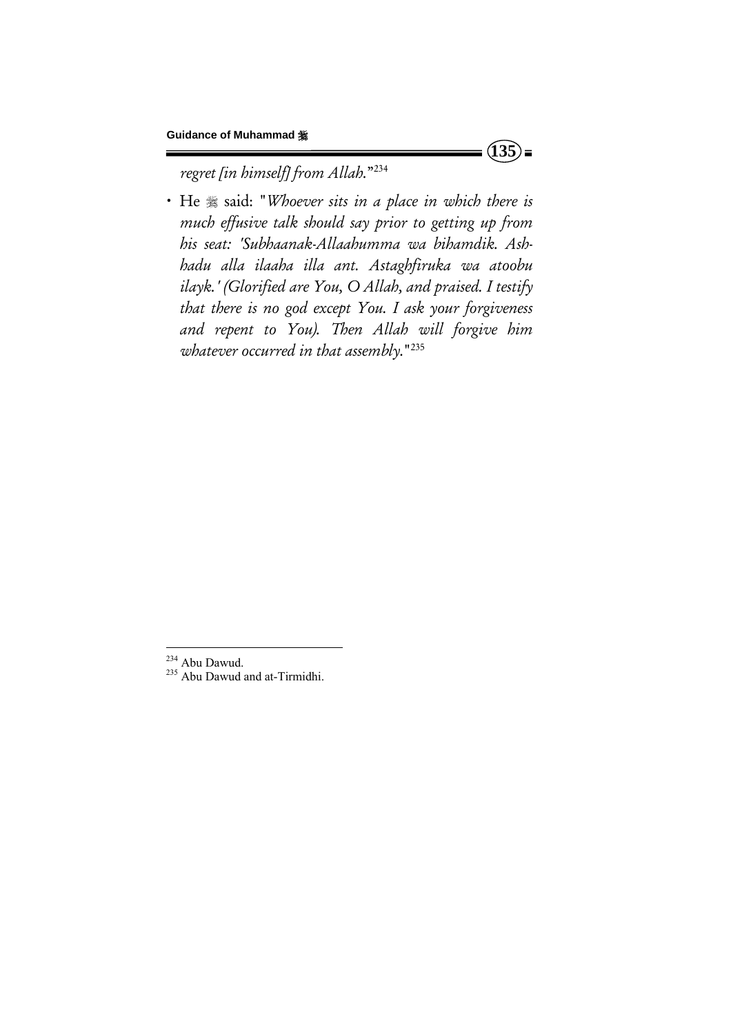*regret [in himself] from Allah.*"[234]

- He ﷺ said: "*Whoever sits in a place in which there is much effusive talk should say prior to getting up from his seat: 'Subhaanak-Allaahumma wa bihamdik. Ash-hadu alla ilaaha illa ant. Astaghfiruka wa atoobu ilayk.' (Glorified are You, O Allah, and praised. I testify that there is no god except You. I ask your forgiveness and repent to You). Then Allah will forgive him whatever occurred in that assembly.*"[235]

---

[234] Abu Dawud.

[235] Abu Dawud and at-Tirmidhi.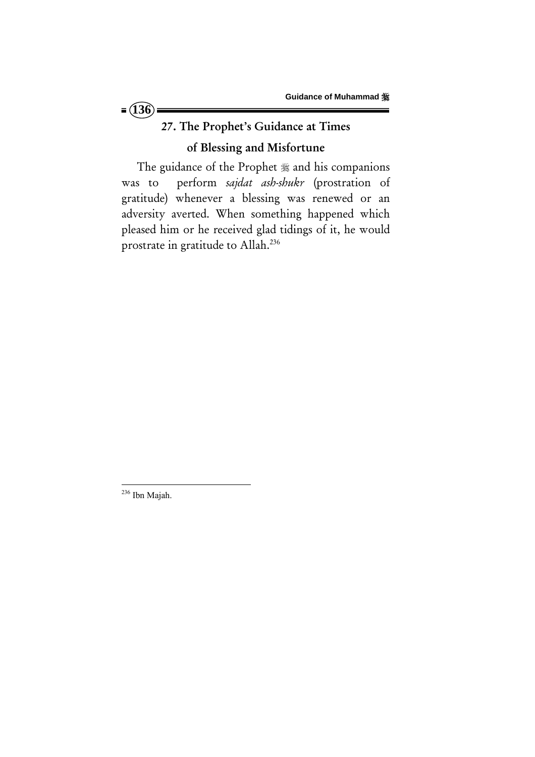## 27. The Prophet's Guidance at Times of Blessing and Misfortune

The guidance of the Prophet ﷺ and his companions was to perform *sajdat ash-shukr* (prostration of gratitude) whenever a blessing was renewed or an adversity averted. When something happened which pleased him or he received glad tidings of it, he would prostrate in gratitude to Allah.[236]

---

[236] Ibn Majah.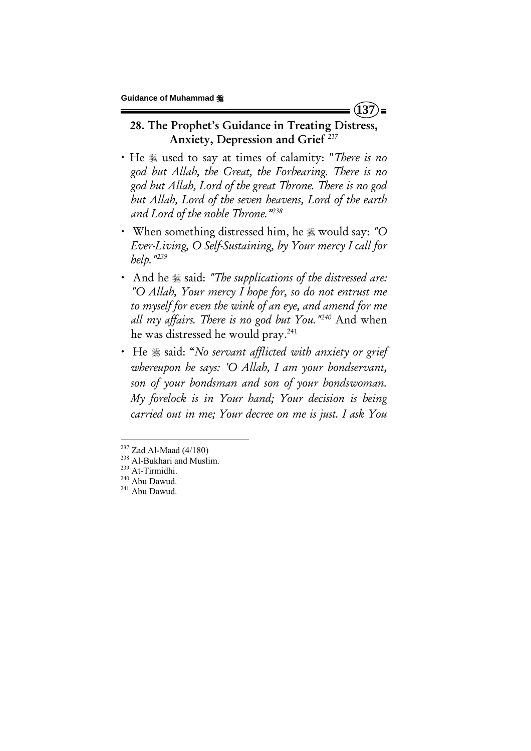## 28. The Prophet's Guidance in Treating Distress, Anxiety, Depression and Grief [237]

- He ﷺ used to say at times of calamity: "*There is no god but Allah, the Great, the Forbearing. There is no god but Allah, Lord of the great Throne. There is no god but Allah, Lord of the seven heavens, Lord of the earth and Lord of the noble Throne.*"[238]
- When something distressed him, he ﷺ would say: *"O Ever-Living, O Self-Sustaining, by Your mercy I call for help."*[239]
- And he ﷺ said: *"The supplications of the distressed are: "O Allah, Your mercy I hope for, so do not entrust me to myself for even the wink of an eye, and amend for me all my affairs. There is no god but You."*[240] And when he was distressed he would pray.[241]
- He ﷺ said: "*No servant afflicted with anxiety or grief whereupon he says: 'O Allah, I am your bondservant, son of your bondsman and son of your bondswoman. My forelock is in Your hand; Your decision is being carried out in me; Your decree on me is just. I ask You*

---

[237] Zad Al-Maad (4/180)
[238] Al-Bukhari and Muslim.
[239] At-Tirmidhi.
[240] Abu Dawud.
[241] Abu Dawud.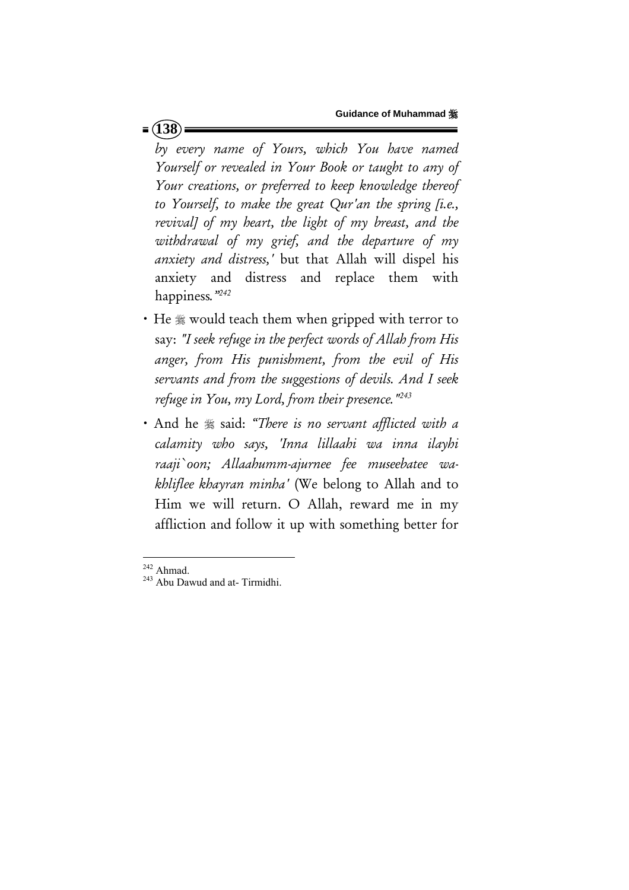*by every name of Yours, which You have named Yourself or revealed in Your Book or taught to any of Your creations, or preferred to keep knowledge thereof to Yourself, to make the great Qur'an the spring [i.e., revival] of my heart, the light of my breast, and the withdrawal of my grief, and the departure of my anxiety and distress,'* but that Allah will dispel his anxiety and distress and replace them with happiness.*"*[242]

- He ﷺ would teach them when gripped with terror to say: *"I seek refuge in the perfect words of Allah from His anger, from His punishment, from the evil of His servants and from the suggestions of devils. And I seek refuge in You, my Lord, from their presence."*[243]
- And he ﷺ said: *"There is no servant afflicted with a calamity who says, 'Inna lillaahi wa inna ilayhi raaji`oon; Allaahumm-ajurnee fee museebatee wa-khliflee khayran minha'* (We belong to Allah and to Him we will return. O Allah, reward me in my affliction and follow it up with something better for

---

[242] Ahmad.

[243] Abu Dawud and at- Tirmidhi.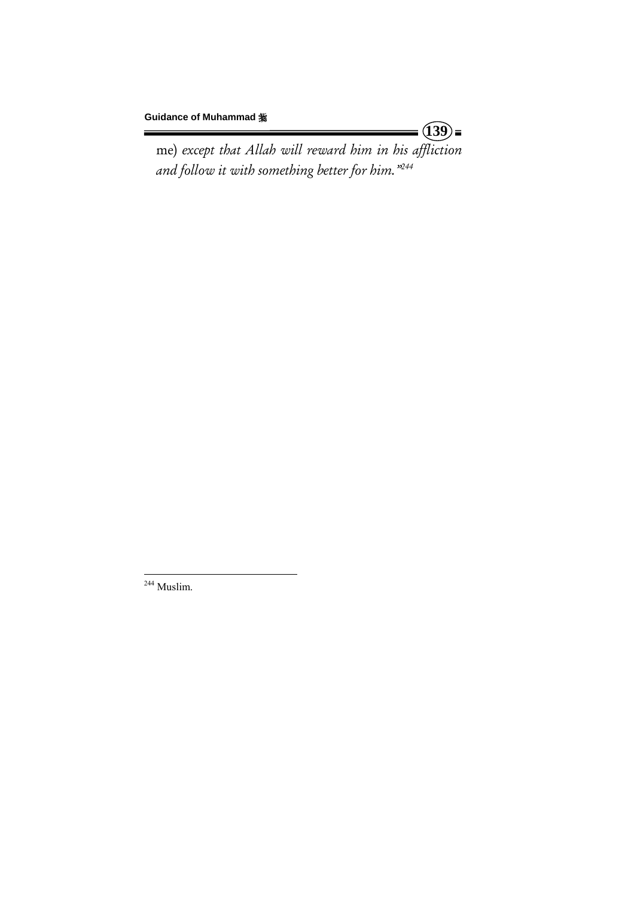me) *except that Allah will reward him in his affliction and follow it with something better for him."*[244]

---

[244] Muslim.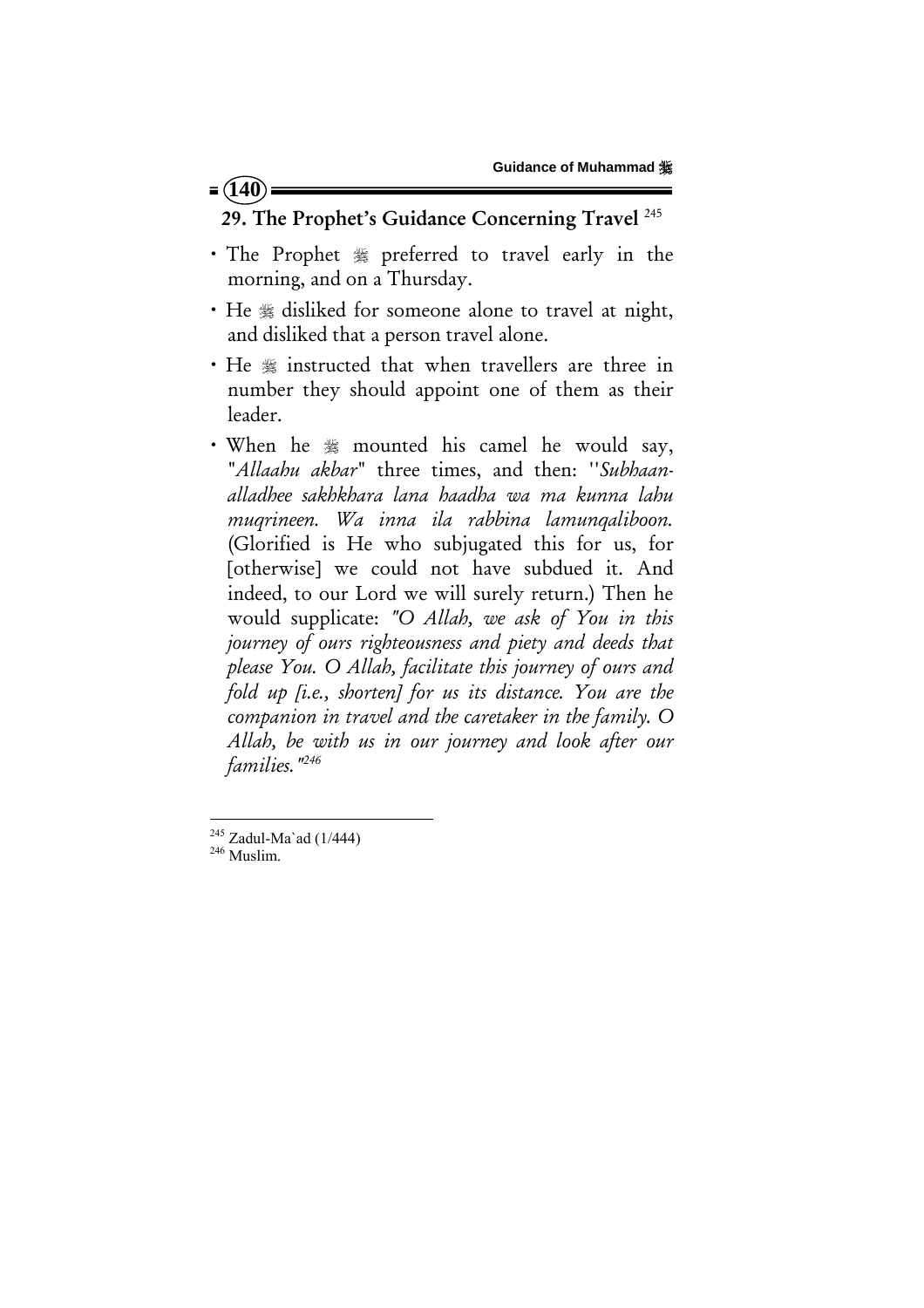## 29. The Prophet's Guidance Concerning Travel [245]

- The Prophet ﷺ preferred to travel early in the morning, and on a Thursday.
- He ﷺ disliked for someone alone to travel at night, and disliked that a person travel alone.
- He ﷺ instructed that when travellers are three in number they should appoint one of them as their leader.
- When he ﷺ mounted his camel he would say, "*Allaahu akbar*" three times, and then: "*Subhaan-alladhee sakhkhara lana haadha wa ma kunna lahu muqrineen. Wa inna ila rabbina lamunqaliboon.* (Glorified is He who subjugated this for us, for [otherwise] we could not have subdued it. And indeed, to our Lord we will surely return.) Then he would supplicate: *"O Allah, we ask of You in this journey of ours righteousness and piety and deeds that please You. O Allah, facilitate this journey of ours and fold up [i.e., shorten] for us its distance. You are the companion in travel and the caretaker in the family. O Allah, be with us in our journey and look after our families."*[246]

---

[245] Zadul-Ma`ad (1/444)

[246] Muslim.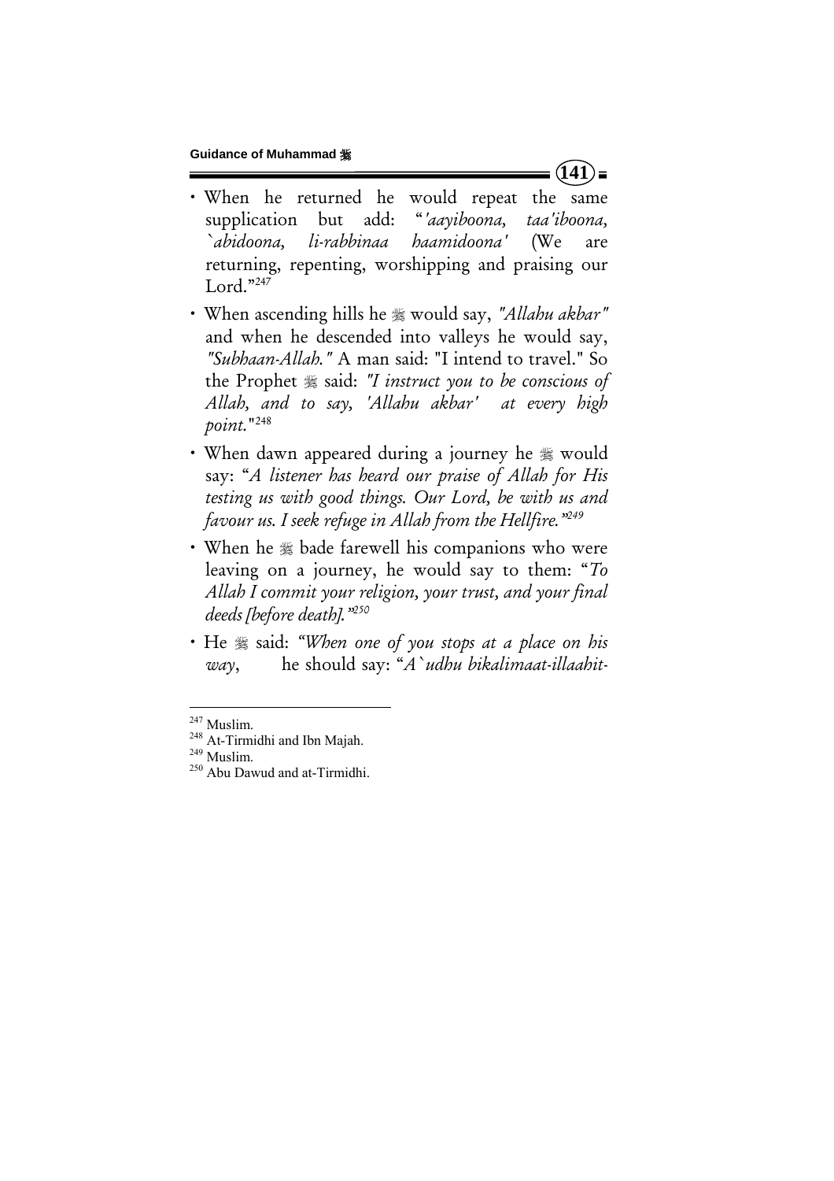- When he returned he would repeat the same supplication but add: "*'aayiboona, taa'iboona, `abidoona, li-rabbinaa haamidoona'* (We are returning, repenting, worshipping and praising our Lord."[247]

- When ascending hills he ﷺ would say, *"Allahu akbar"* and when he descended into valleys he would say, *"Subhaan-Allah."* A man said: "I intend to travel." So the Prophet ﷺ said: *"I instruct you to be conscious of Allah, and to say, 'Allahu akbar' at every high point."*[248]

- When dawn appeared during a journey he ﷺ would say: "*A listener has heard our praise of Allah for His testing us with good things. Our Lord, be with us and favour us. I seek refuge in Allah from the Hellfire.*"[249]

- When he ﷺ bade farewell his companions who were leaving on a journey, he would say to them: "*To Allah I commit your religion, your trust, and your final deeds [before death].*"[250]

- He ﷺ said: *"When one of you stops at a place on his way*, he should say: "*A`udhu bikalimaat-illaahit-*

---

[247] Muslim.

[248] At-Tirmidhi and Ibn Majah.

[249] Muslim.

[250] Abu Dawud and at-Tirmidhi.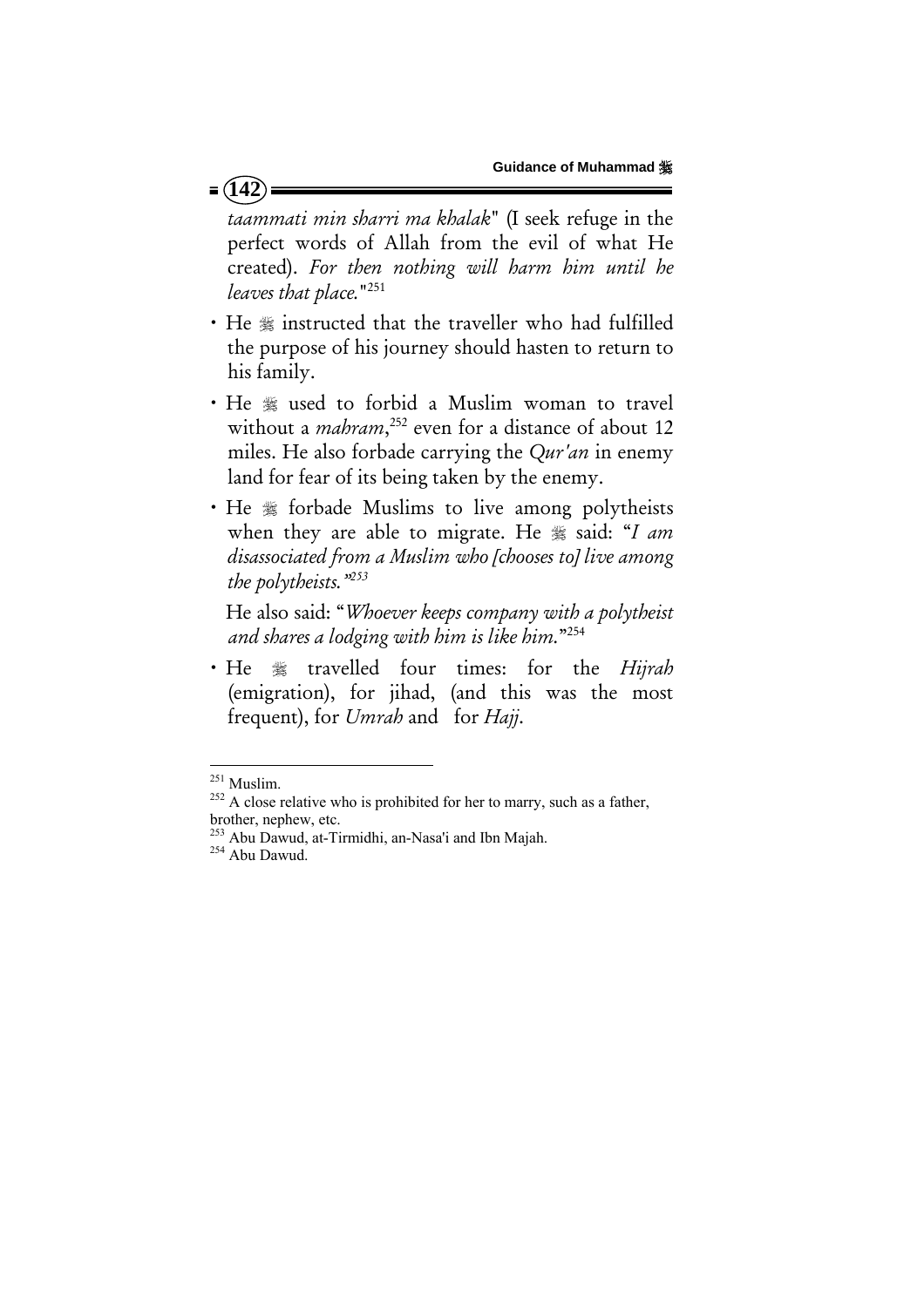*taammati min sharri ma khalak*" (I seek refuge in the perfect words of Allah from the evil of what He created). *For then nothing will harm him until he leaves that place.*"[251]

- He ﷺ instructed that the traveller who had fulfilled the purpose of his journey should hasten to return to his family.
- He ﷺ used to forbid a Muslim woman to travel without a *mahram*,[252] even for a distance of about 12 miles. He also forbade carrying the *Qur'an* in enemy land for fear of its being taken by the enemy.
- He ﷺ forbade Muslims to live among polytheists when they are able to migrate. He ﷺ said: "*I am disassociated from a Muslim who [chooses to] live among the polytheists.*"[253]

  He also said: "*Whoever keeps company with a polytheist and shares a lodging with him is like him.*"[254]

- He ﷺ travelled four times: for the *Hijrah* (emigration), for jihad, (and this was the most frequent), for *Umrah* and for *Hajj*.

---

[251] Muslim.

[252] A close relative who is prohibited for her to marry, such as a father, brother, nephew, etc.

[253] Abu Dawud, at-Tirmidhi, an-Nasa'i and Ibn Majah.

[254] Abu Dawud.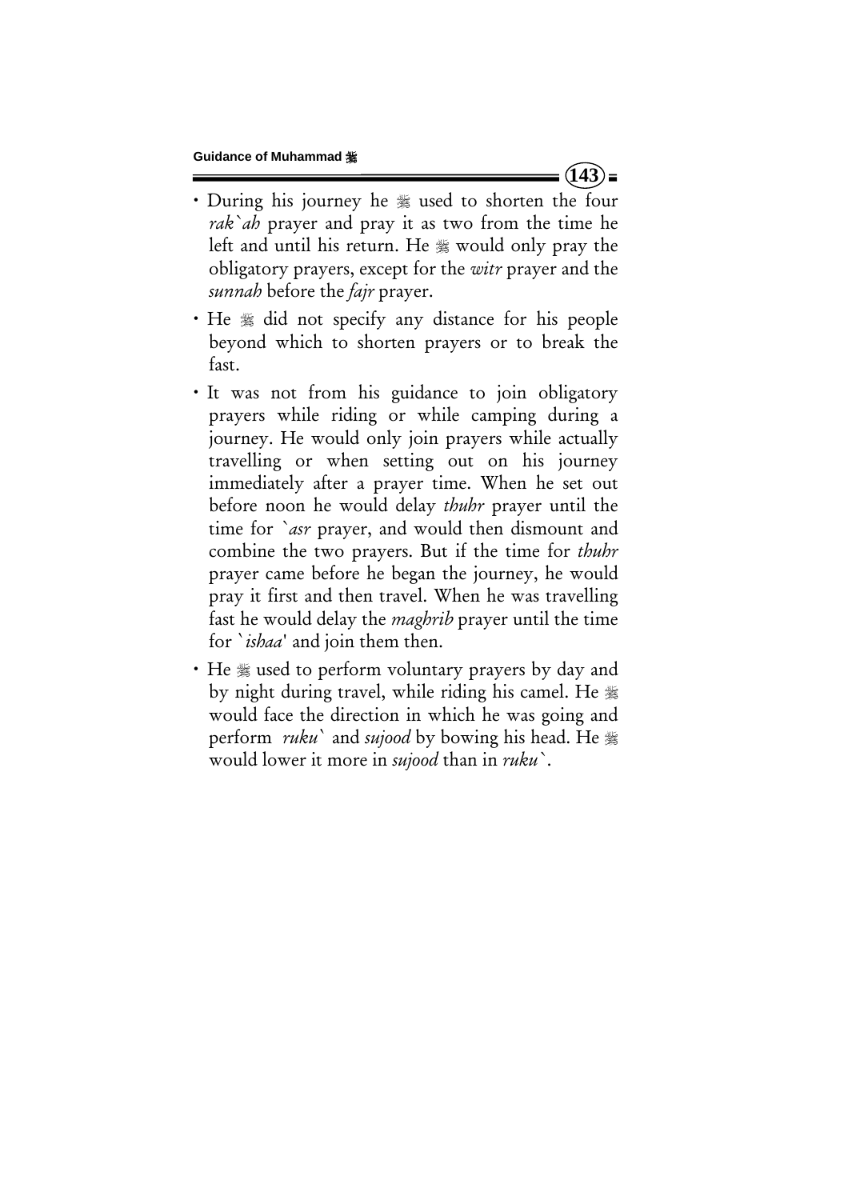- During his journey he ﷺ used to shorten the four *rak`ah* prayer and pray it as two from the time he left and until his return. He ﷺ would only pray the obligatory prayers, except for the *witr* prayer and the *sunnah* before the *fajr* prayer.
- He ﷺ did not specify any distance for his people beyond which to shorten prayers or to break the fast.
- It was not from his guidance to join obligatory prayers while riding or while camping during a journey. He would only join prayers while actually travelling or when setting out on his journey immediately after a prayer time. When he set out before noon he would delay *thuhr* prayer until the time for *`asr* prayer, and would then dismount and combine the two prayers. But if the time for *thuhr* prayer came before he began the journey, he would pray it first and then travel. When he was travelling fast he would delay the *maghrib* prayer until the time for *`ishaa'* and join them then.
- He ﷺ used to perform voluntary prayers by day and by night during travel, while riding his camel. He ﷺ would face the direction in which he was going and perform *ruku`* and *sujood* by bowing his head. He ﷺ would lower it more in *sujood* than in *ruku`*.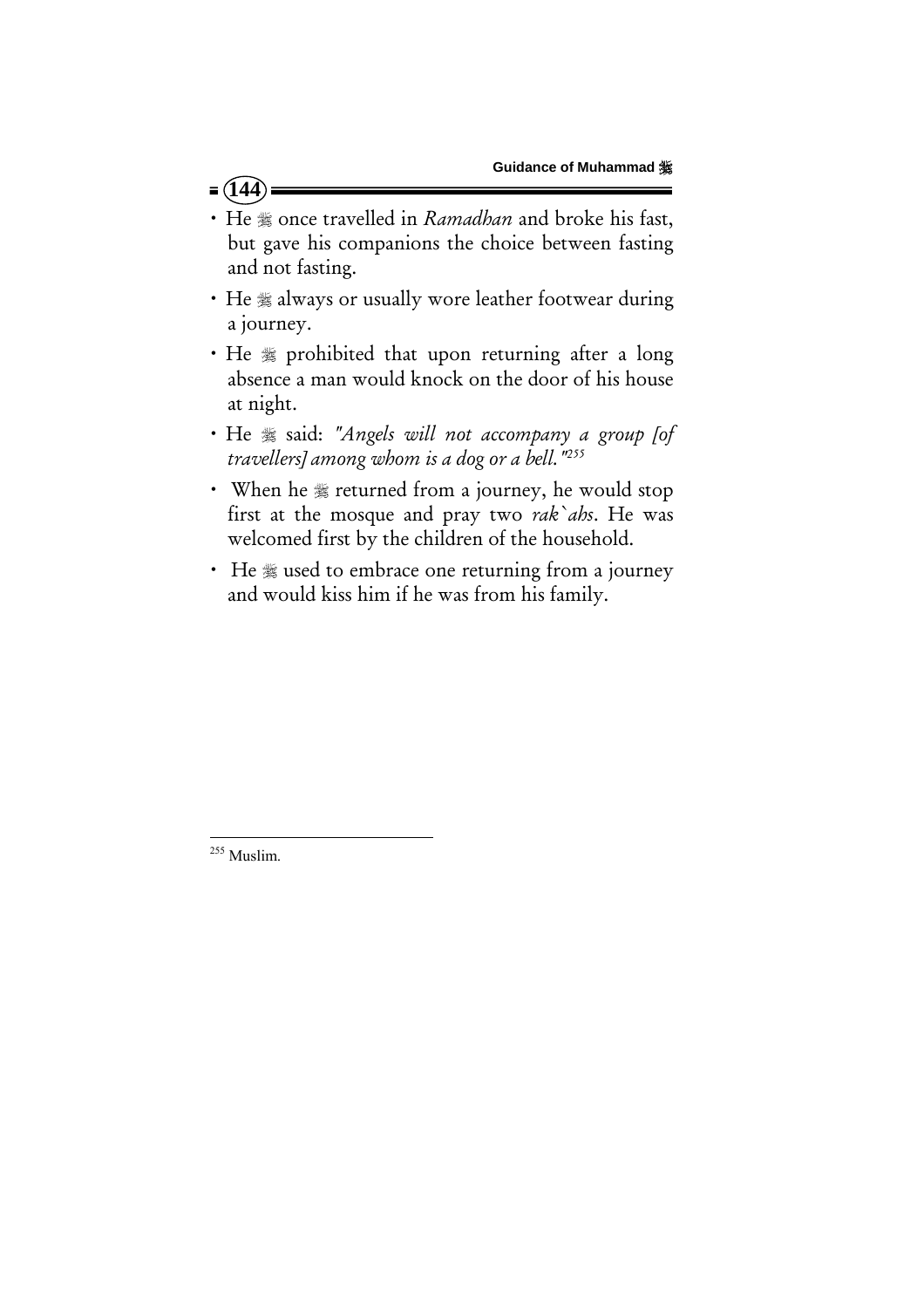- He ﷺ once travelled in *Ramadhan* and broke his fast, but gave his companions the choice between fasting and not fasting.
- He ﷺ always or usually wore leather footwear during a journey.
- He ﷺ prohibited that upon returning after a long absence a man would knock on the door of his house at night.
- He ﷺ said: *"Angels will not accompany a group [of travellers] among whom is a dog or a bell."*[255]
- When he ﷺ returned from a journey, he would stop first at the mosque and pray two *rak`ahs*. He was welcomed first by the children of the household.
- He ﷺ used to embrace one returning from a journey and would kiss him if he was from his family.

---

[255] Muslim.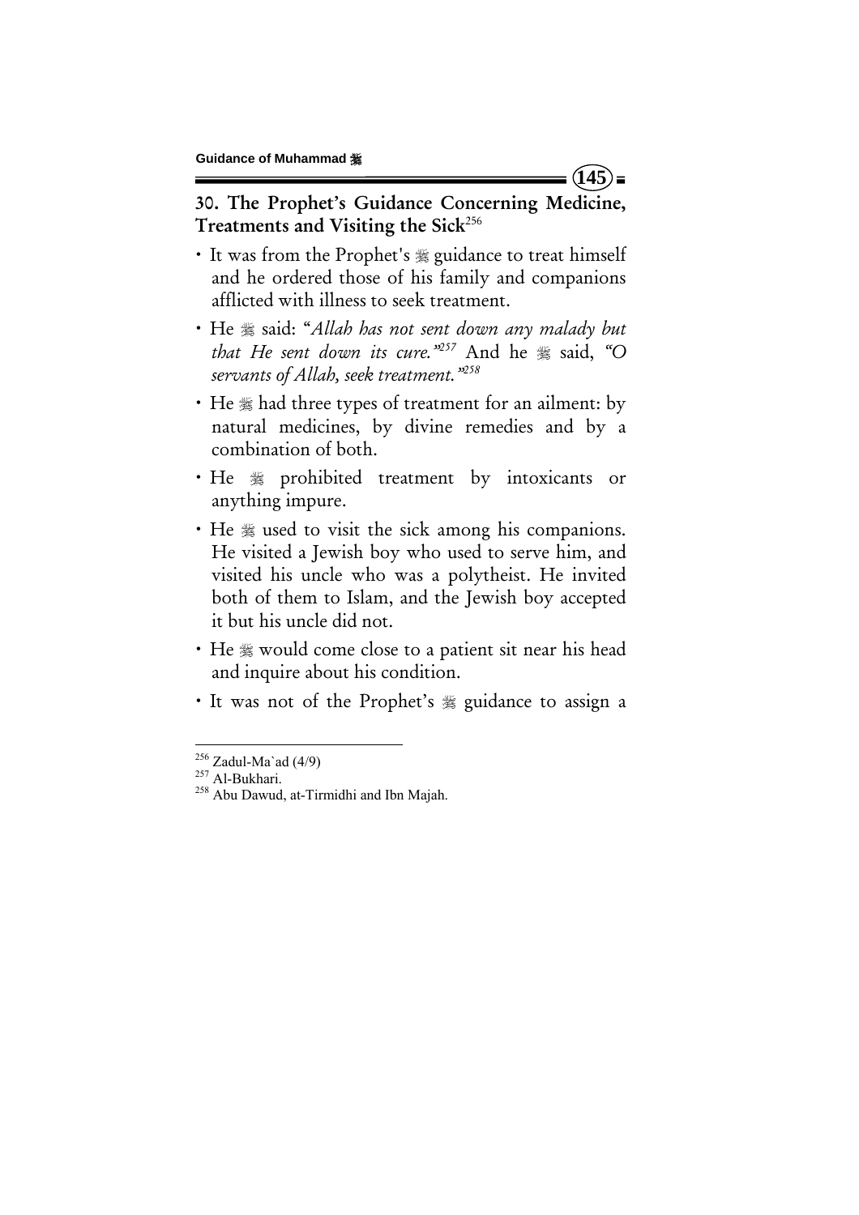## 30. The Prophet's Guidance Concerning Medicine, Treatments and Visiting the Sick[256]

- It was from the Prophet's ﷺ guidance to treat himself and he ordered those of his family and companions afflicted with illness to seek treatment.
- He ﷺ said: "*Allah has not sent down any malady but that He sent down its cure.*"[257] And he ﷺ said, "*O servants of Allah, seek treatment.*"[258]
- He ﷺ had three types of treatment for an ailment: by natural medicines, by divine remedies and by a combination of both.
- He ﷺ prohibited treatment by intoxicants or anything impure.
- He ﷺ used to visit the sick among his companions. He visited a Jewish boy who used to serve him, and visited his uncle who was a polytheist. He invited both of them to Islam, and the Jewish boy accepted it but his uncle did not.
- He ﷺ would come close to a patient sit near his head and inquire about his condition.
- It was not of the Prophet's ﷺ guidance to assign a

---

[256] Zadul-Ma`ad (4/9)

[257] Al-Bukhari.

[258] Abu Dawud, at-Tirmidhi and Ibn Majah.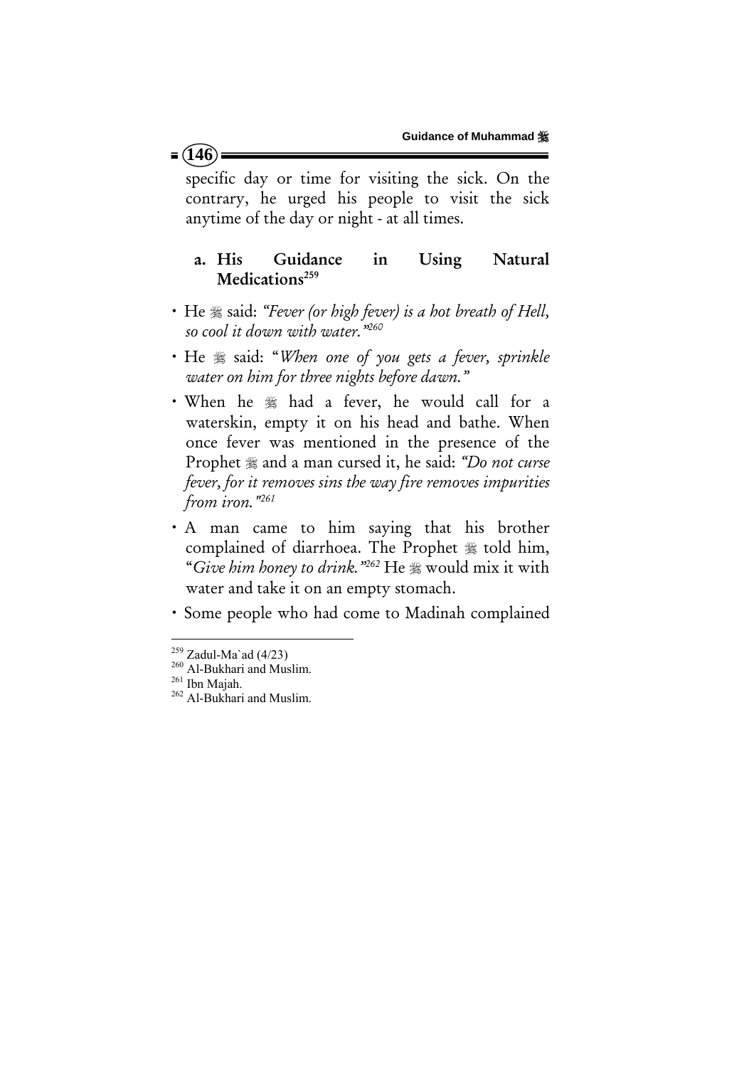specific day or time for visiting the sick. On the contrary, he urged his people to visit the sick anytime of the day or night - at all times.

### a. His Guidance in Using Natural Medications[259]

- He ﷺ said: *"Fever (or high fever) is a hot breath of Hell, so cool it down with water."*[260]
- He ﷺ said: "*When one of you gets a fever, sprinkle water on him for three nights before dawn.*"
- When he ﷺ had a fever, he would call for a waterskin, empty it on his head and bathe. When once fever was mentioned in the presence of the Prophet ﷺ and a man cursed it, he said: *"Do not curse fever, for it removes sins the way fire removes impurities from iron."*[261]
- A man came to him saying that his brother complained of diarrhoea. The Prophet ﷺ told him, "*Give him honey to drink.*"[262] He ﷺ would mix it with water and take it on an empty stomach.
- Some people who had come to Madinah complained

---

[259] Zadul-Ma`ad (4/23)
[260] Al-Bukhari and Muslim.
[261] Ibn Majah.
[262] Al-Bukhari and Muslim.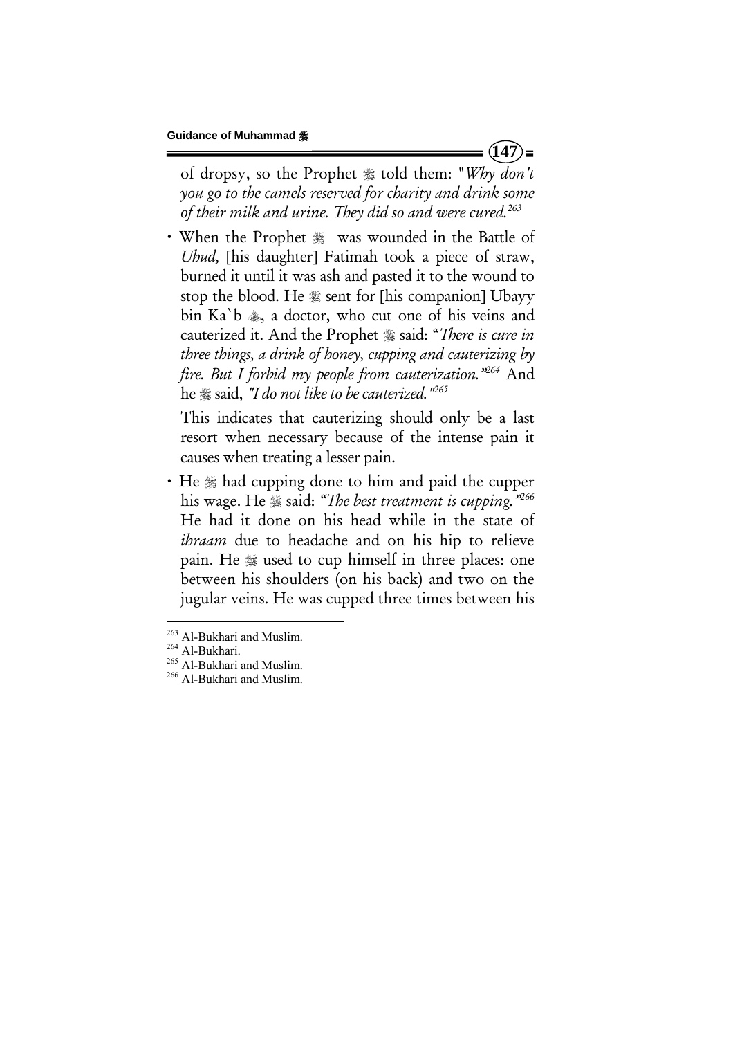of dropsy, so the Prophet ﷺ told them: "*Why don't you go to the camels reserved for charity and drink some of their milk and urine. They did so and were cured.*[263]

- When the Prophet ﷺ was wounded in the Battle of *Uhud,* [his daughter] Fatimah took a piece of straw, burned it until it was ash and pasted it to the wound to stop the blood. He ﷺ sent for [his companion] Ubayy bin Ka`b ﷺ, a doctor, who cut one of his veins and cauterized it. And the Prophet ﷺ said: "*There is cure in three things, a drink of honey, cupping and cauterizing by fire. But I forbid my people from cauterization.*"[264] And he ﷺ said, *"I do not like to be cauterized."*[265]

  This indicates that cauterizing should only be a last resort when necessary because of the intense pain it causes when treating a lesser pain.

- He ﷺ had cupping done to him and paid the cupper his wage. He ﷺ said: *"The best treatment is cupping."*[266] He had it done on his head while in the state of *ihraam* due to headache and on his hip to relieve pain. He ﷺ used to cup himself in three places: one between his shoulders (on his back) and two on the jugular veins. He was cupped three times between his

---

[263] Al-Bukhari and Muslim.
[264] Al-Bukhari.
[265] Al-Bukhari and Muslim.
[266] Al-Bukhari and Muslim.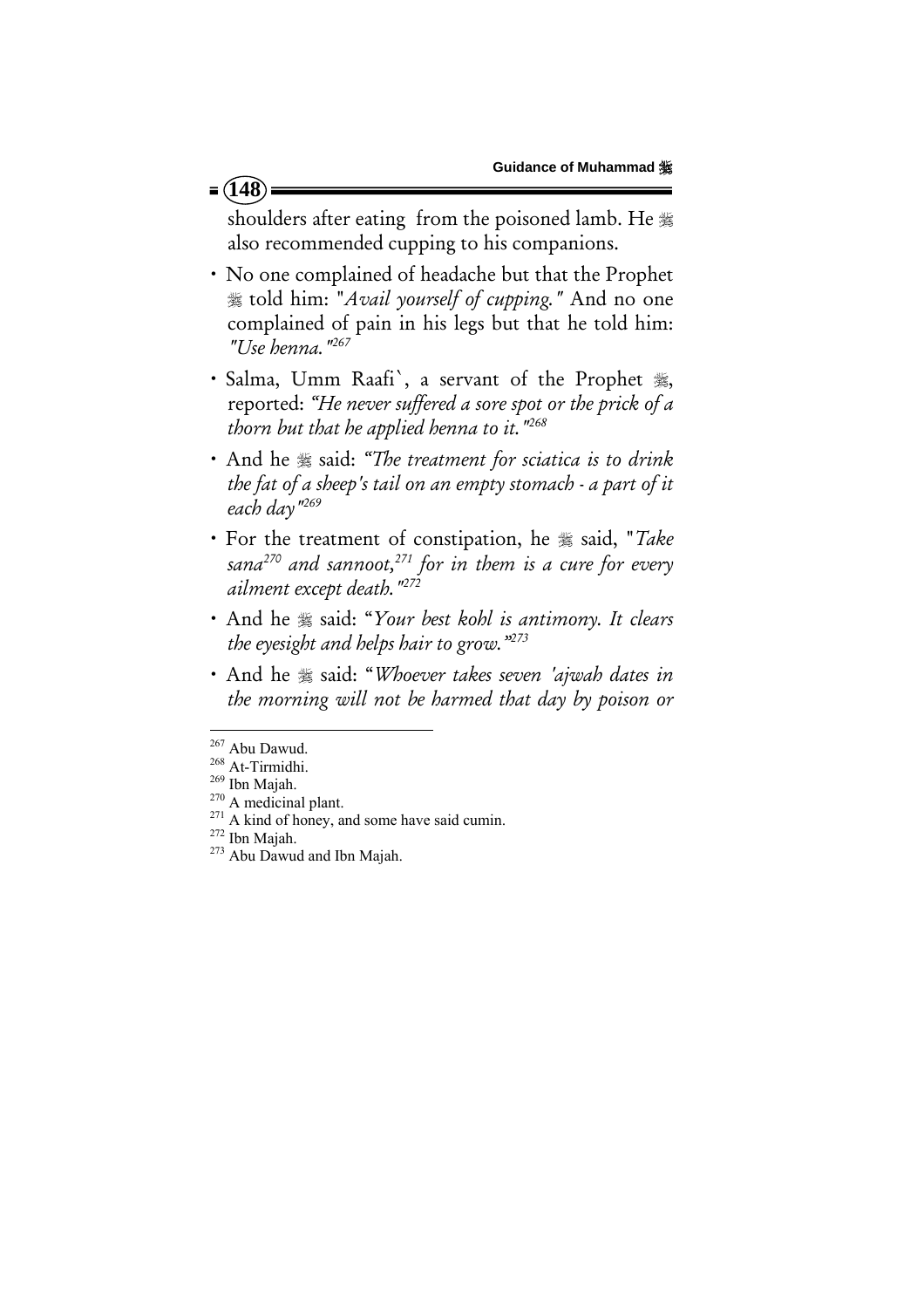shoulders after eating from the poisoned lamb. He ﷺ also recommended cupping to his companions.

- No one complained of headache but that the Prophet ﷺ told him: "*Avail yourself of cupping.*" And no one complained of pain in his legs but that he told him: *"Use henna."*[267]
- Salma, Umm Raafi`, a servant of the Prophet ﷺ, reported: *"He never suffered a sore spot or the prick of a thorn but that he applied henna to it."*[268]
- And he ﷺ said: *"The treatment for sciatica is to drink the fat of a sheep's tail on an empty stomach - a part of it each day"*[269]
- For the treatment of constipation, he ﷺ said, "*Take sana*[270] *and sannoot,*[271] *for in them is a cure for every ailment except death."*[272]
- And he ﷺ said: "*Your best kohl is antimony. It clears the eyesight and helps hair to grow.*"[273]
- And he ﷺ said: "*Whoever takes seven 'ajwah dates in the morning will not be harmed that day by poison or*

---

[267] Abu Dawud.

[268] At-Tirmidhi.

[269] Ibn Majah.

[270] A medicinal plant.

[271] A kind of honey, and some have said cumin.

[272] Ibn Majah.

[273] Abu Dawud and Ibn Majah.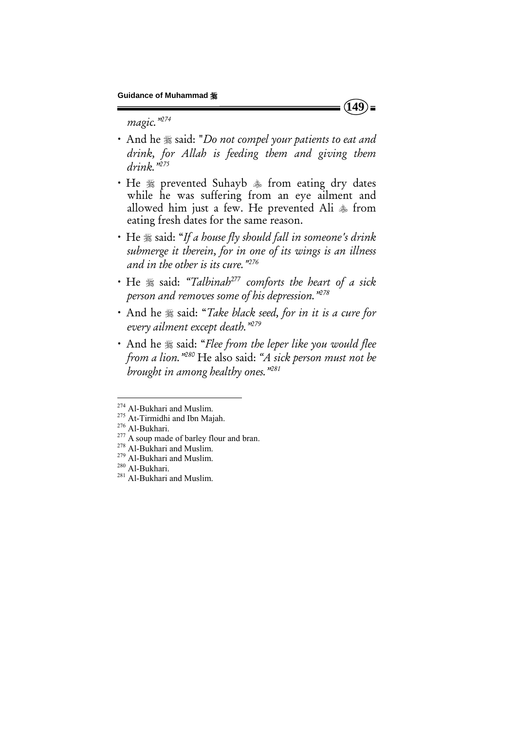*magic."*[274]

- And he ﷺ said: "*Do not compel your patients to eat and drink, for Allah is feeding them and giving them drink."*[275]
- He ﷺ prevented Suhayb ؓ from eating dry dates while he was suffering from an eye ailment and allowed him just a few. He prevented Ali ؓ from eating fresh dates for the same reason.
- He ﷺ said: "*If a house fly should fall in someone's drink submerge it therein, for in one of its wings is an illness and in the other is its cure."*[276]
- He ﷺ said: "*Talbinah*[277] *comforts the heart of a sick person and removes some of his depression."*[278]
- And he ﷺ said: "*Take black seed, for in it is a cure for every ailment except death."*[279]
- And he ﷺ said: "*Flee from the leper like you would flee from a lion."*[280] He also said: "*A sick person must not be brought in among healthy ones."*[281]

---

[274] Al-Bukhari and Muslim.
[275] At-Tirmidhi and Ibn Majah.
[276] Al-Bukhari.
[277] A soup made of barley flour and bran.
[278] Al-Bukhari and Muslim.
[279] Al-Bukhari and Muslim.
[280] Al-Bukhari.
[281] Al-Bukhari and Muslim.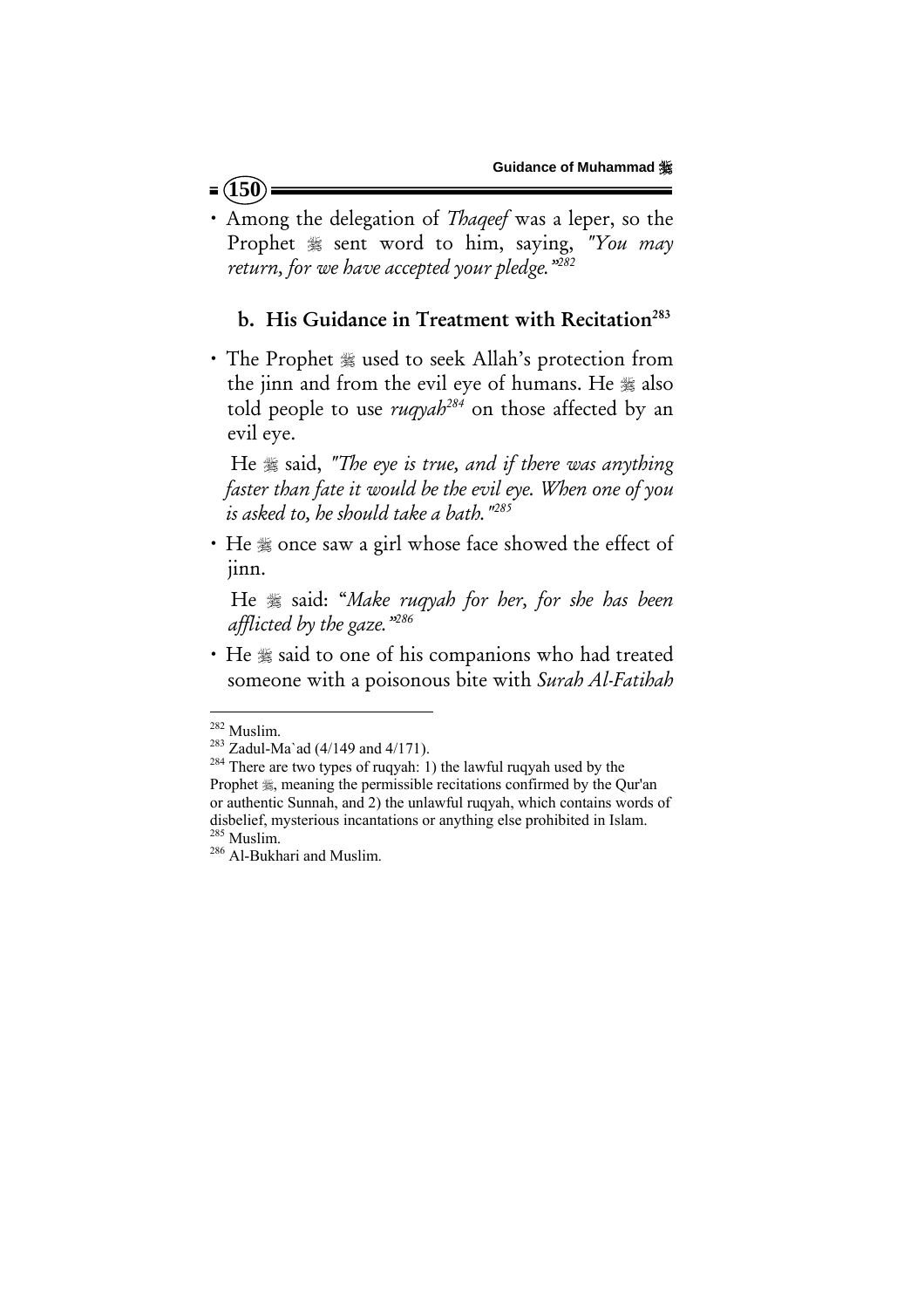- Among the delegation of *Thaqeef* was a leper, so the Prophet ﷺ sent word to him, saying, *"You may return, for we have accepted your pledge."*[282]

### b. His Guidance in Treatment with Recitation[283]

- The Prophet ﷺ used to seek Allah's protection from the jinn and from the evil eye of humans. He ﷺ also told people to use *ruqyah*[284] on those affected by an evil eye.

  He ﷺ said, *"The eye is true, and if there was anything faster than fate it would be the evil eye. When one of you is asked to, he should take a bath."*[285]

- He ﷺ once saw a girl whose face showed the effect of jinn.

  He ﷺ said: "*Make ruqyah for her, for she has been afflicted by the gaze.*"[286]

- He ﷺ said to one of his companions who had treated someone with a poisonous bite with *Surah Al-Fatihah*

---

[282] Muslim.

[283] Zadul-Ma`ad (4/149 and 4/171).

[284] There are two types of ruqyah: 1) the lawful ruqyah used by the Prophet ﷺ, meaning the permissible recitations confirmed by the Qur'an or authentic Sunnah, and 2) the unlawful ruqyah, which contains words of disbelief, mysterious incantations or anything else prohibited in Islam.

[285] Muslim.

[286] Al-Bukhari and Muslim.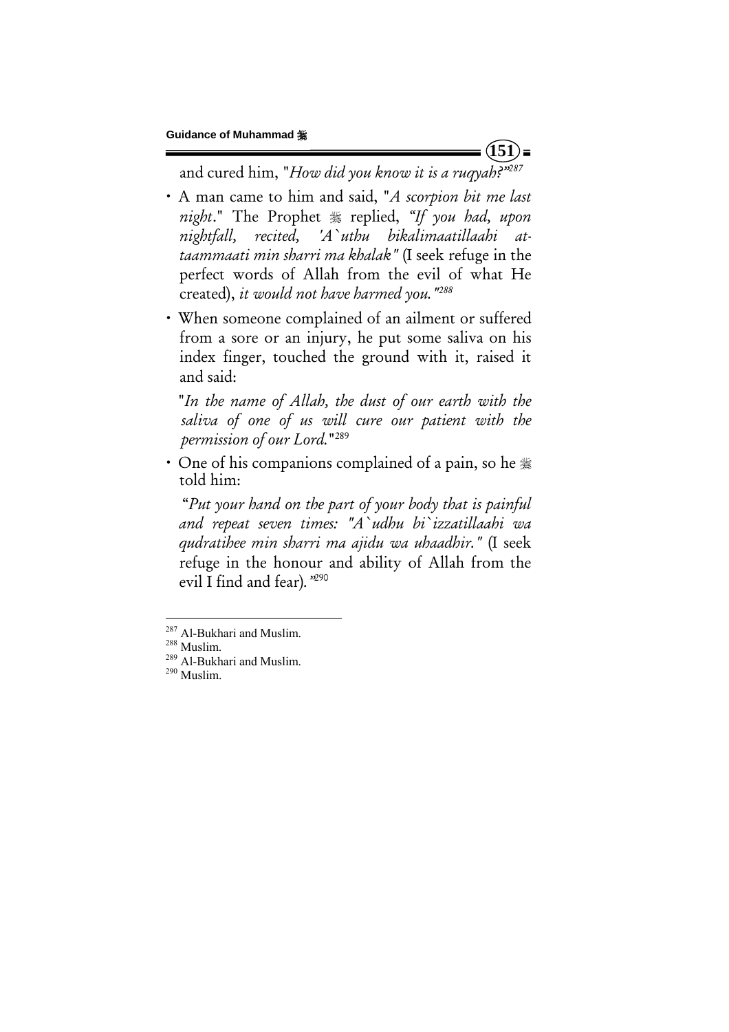and cured him, "*How did you know it is a ruqyah?*"[287]

- A man came to him and said, "*A scorpion bit me last night*." The Prophet ﷺ replied, *"If you had, upon nightfall, recited, 'A`uthu bikalimaatillaahi at-taammaati min sharri ma khalak"* (I seek refuge in the perfect words of Allah from the evil of what He created), *it would not have harmed you."*[288]

- When someone complained of an ailment or suffered from a sore or an injury, he put some saliva on his index finger, touched the ground with it, raised it and said:

  "*In the name of Allah, the dust of our earth with the saliva of one of us will cure our patient with the permission of our Lord.*"[289]

- One of his companions complained of a pain, so he ﷺ told him:

  "*Put your hand on the part of your body that is painful and repeat seven times: "A`udhu bi`izzatillaahi wa qudratihee min sharri ma ajidu wa uhaadhir."* (I seek refuge in the honour and ability of Allah from the evil I find and fear)*.*"[290]

---

[287] Al-Bukhari and Muslim.
[288] Muslim.
[289] Al-Bukhari and Muslim.
[290] Muslim.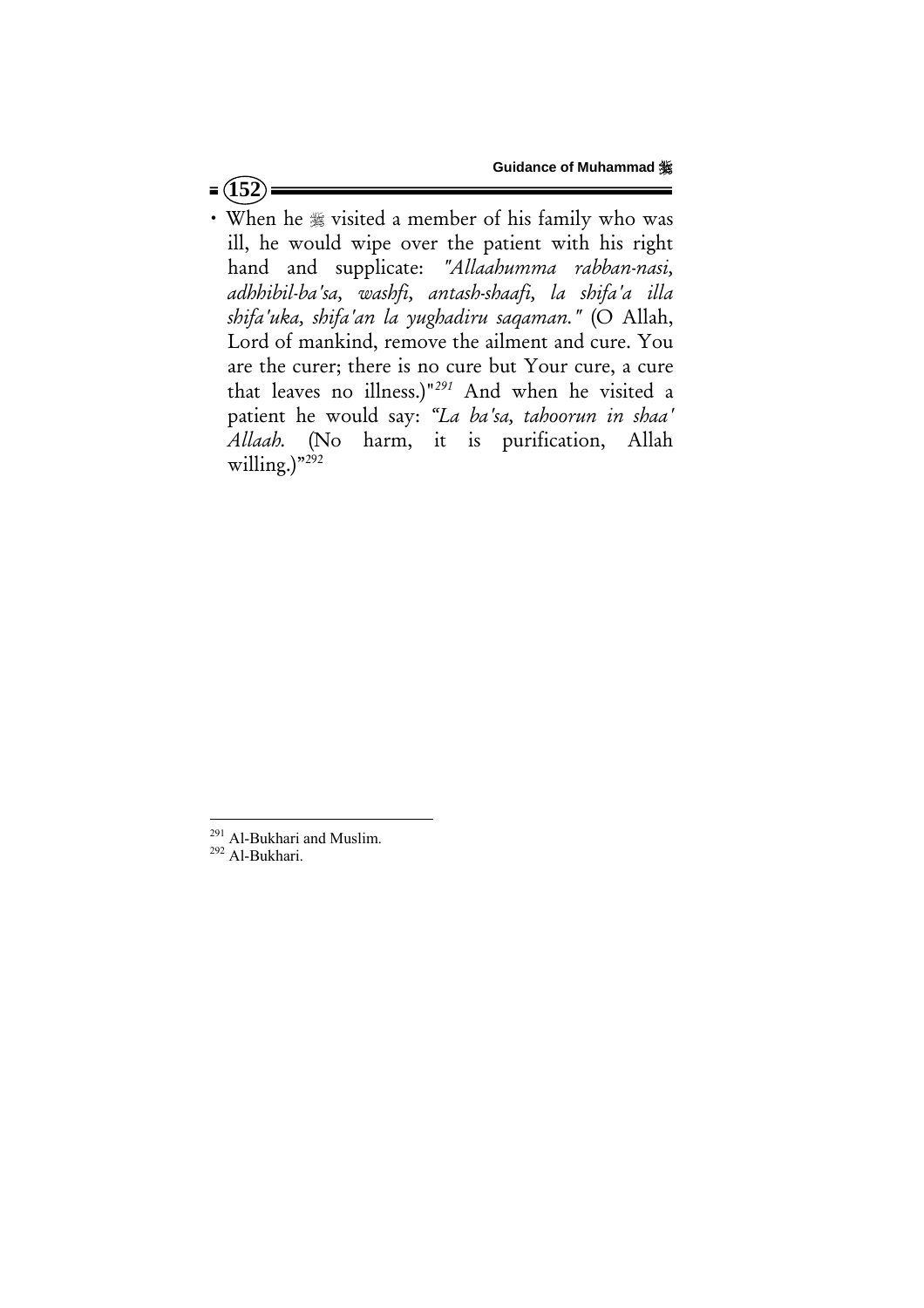- When he ﷺ visited a member of his family who was ill, he would wipe over the patient with his right hand and supplicate: *"Allaahumma rabban-nasi, adhhibil-ba'sa, washfi, antash-shaafi, la shifa'a illa shifa'uka, shifa'an la yughadiru saqaman."* (O Allah, Lord of mankind, remove the ailment and cure. You are the curer; there is no cure but Your cure, a cure that leaves no illness.)"[291] And when he visited a patient he would say: "*La ba'sa, tahoorun in shaa' Allaah.* (No harm, it is purification, Allah willing.)"[292]

---

[291] Al-Bukhari and Muslim.

[292] Al-Bukhari.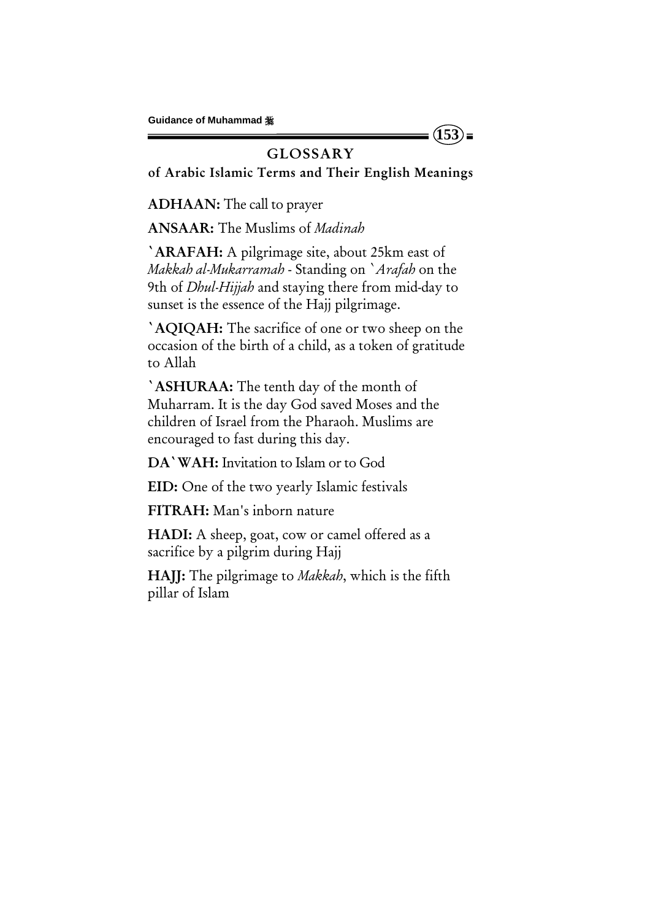# GLOSSARY

## of Arabic Islamic Terms and Their English Meanings

**ADHAAN:** The call to prayer

**ANSAAR:** The Muslims of *Madinah*

**`ARAFAH:** A pilgrimage site, about 25km east of *Makkah al-Mukarramah* - Standing on *`Arafah* on the 9th of *Dhul-Hijjah* and staying there from mid-day to sunset is the essence of the Hajj pilgrimage.

**`AQIQAH:** The sacrifice of one or two sheep on the occasion of the birth of a child, as a token of gratitude to Allah

**`ASHURAA:** The tenth day of the month of Muharram. It is the day God saved Moses and the children of Israel from the Pharaoh. Muslims are encouraged to fast during this day.

**DA`WAH:** Invitation to Islam or to God

**EID:** One of the two yearly Islamic festivals

**FITRAH:** Man's inborn nature

**HADI:** A sheep, goat, cow or camel offered as a sacrifice by a pilgrim during Hajj

**HAJJ:** The pilgrimage to *Makkah*, which is the fifth pillar of Islam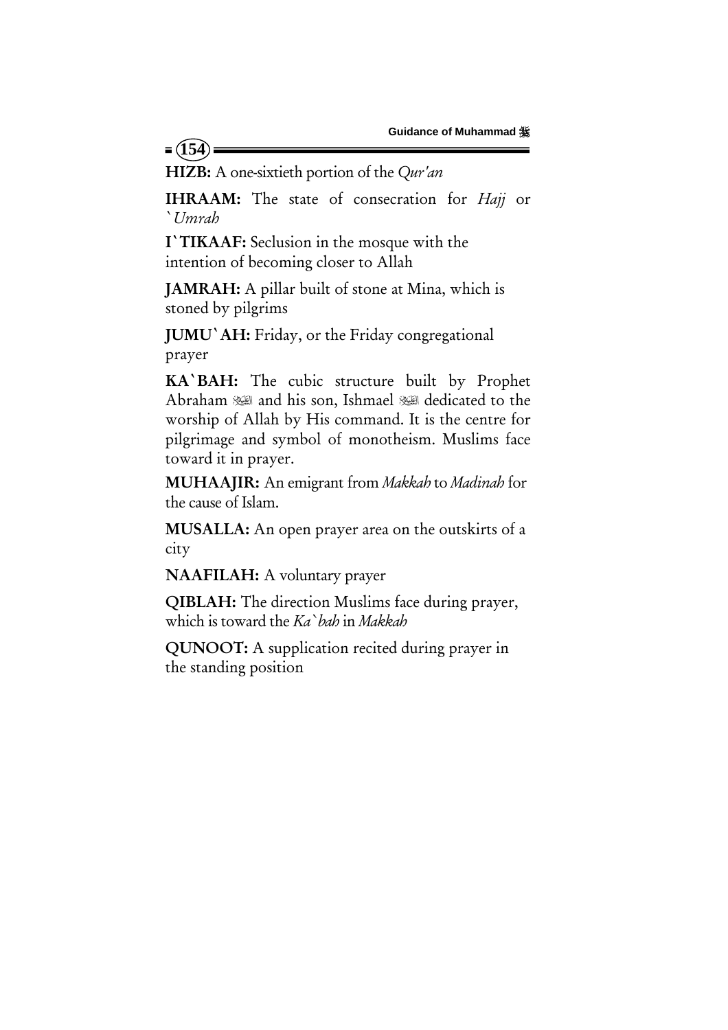**HIZB:** A one-sixtieth portion of the *Qur'an*

**IHRAAM:** The state of consecration for *Hajj* or *`Umrah*

**I`TIKAAF:** Seclusion in the mosque with the intention of becoming closer to Allah

**JAMRAH:** A pillar built of stone at Mina, which is stoned by pilgrims

**JUMU`AH:** Friday, or the Friday congregational prayer

**KA`BAH:** The cubic structure built by Prophet Abraham ﷺ and his son, Ishmael ﷺ dedicated to the worship of Allah by His command. It is the centre for pilgrimage and symbol of monotheism. Muslims face toward it in prayer.

**MUHAAJIR:** An emigrant from *Makkah* to *Madinah* for the cause of Islam.

**MUSALLA:** An open prayer area on the outskirts of a city

**NAAFILAH:** A voluntary prayer

**QIBLAH:** The direction Muslims face during prayer, which is toward the *Ka`bah* in *Makkah*

**QUNOOT:** A supplication recited during prayer in the standing position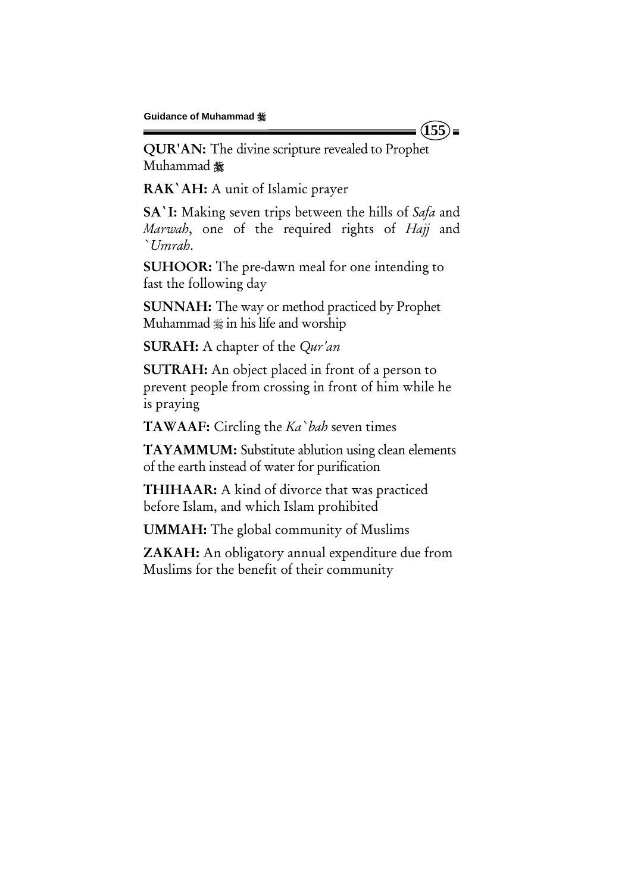**QUR'AN:** The divine scripture revealed to Prophet Muhammad ﷺ

**RAK`AH:** A unit of Islamic prayer

**SA`I:** Making seven trips between the hills of *Safa* and *Marwah*, one of the required rights of *Hajj* and *`Umrah*.

**SUHOOR:** The pre-dawn meal for one intending to fast the following day

**SUNNAH:** The way or method practiced by Prophet Muhammad ﷺ in his life and worship

**SURAH:** A chapter of the *Qur'an*

**SUTRAH:** An object placed in front of a person to prevent people from crossing in front of him while he is praying

**TAWAAF:** Circling the *Ka`bah* seven times

**TAYAMMUM:** Substitute ablution using clean elements of the earth instead of water for purification

**THIHAAR:** A kind of divorce that was practiced before Islam, and which Islam prohibited

**UMMAH:** The global community of Muslims

**ZAKAH:** An obligatory annual expenditure due from Muslims for the benefit of their community